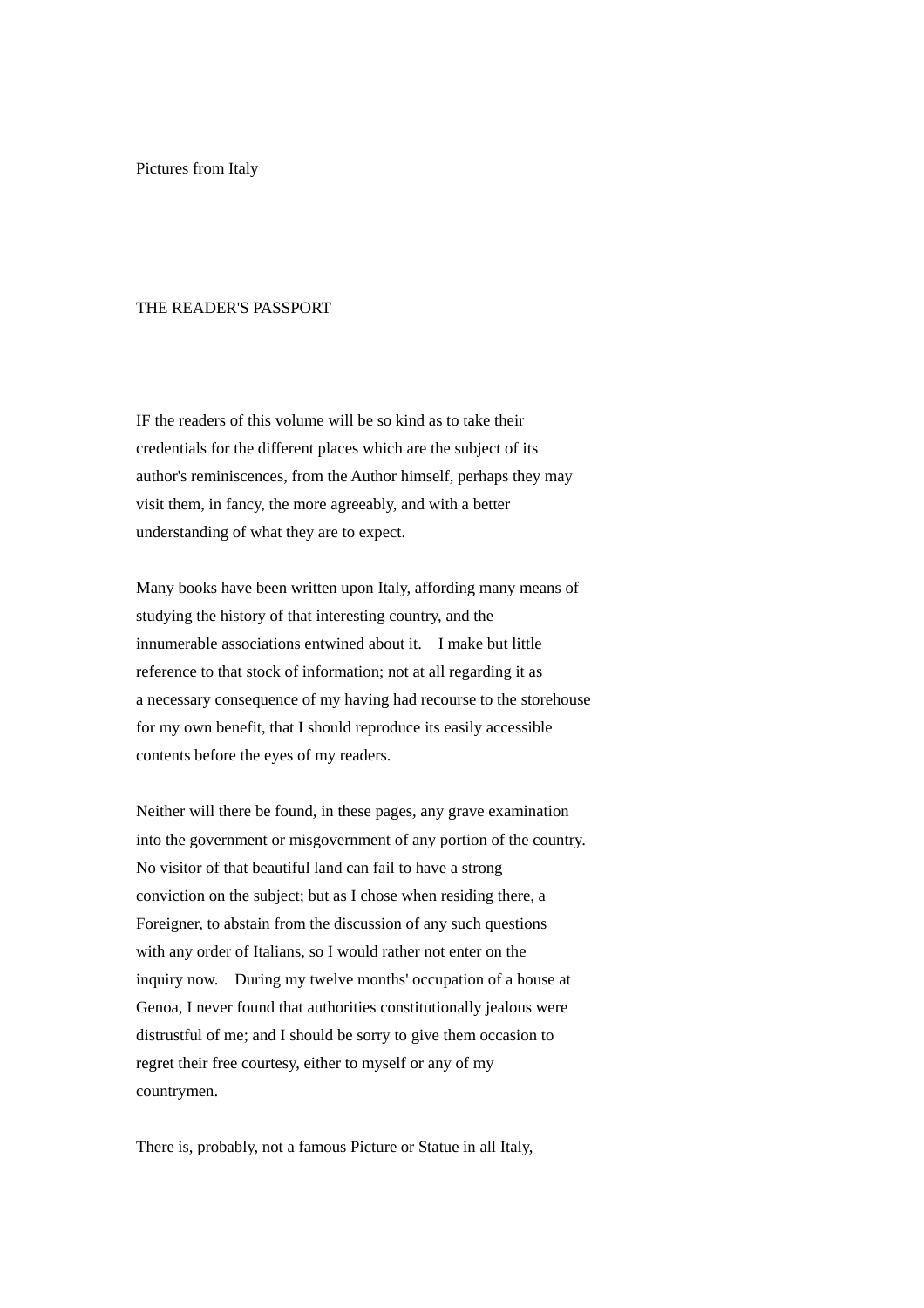# Pictures from Italy

## THE READER'S PASSPORT

IF the readers of this volume will be so kind as to take their credentials for the different places which are the subject of its author's reminiscences, from the Author himself, perhaps they may visit them, in fancy, the more agreeably, and with a better understanding of what they are to expect.

Many books have been written upon Italy, affording many means of studying the history of that interesting country, and the innumerable associations entwined about it. I make but little reference to that stock of information; not at all regarding it as a necessary consequence of my having had recourse to the storehouse for my own benefit, that I should reproduce its easily accessible contents before the eyes of my readers.

Neither will there be found, in these pages, any grave examination into the government or misgovernment of any portion of the country. No visitor of that beautiful land can fail to have a strong conviction on the subject; but as I chose when residing there, a Foreigner, to abstain from the discussion of any such questions with any order of Italians, so I would rather not enter on the inquiry now. During my twelve months' occupation of a house at Genoa, I never found that authorities constitutionally jealous were distrustful of me; and I should be sorry to give them occasion to regret their free courtesy, either to myself or any of my countrymen.

There is, probably, not a famous Picture or Statue in all Italy,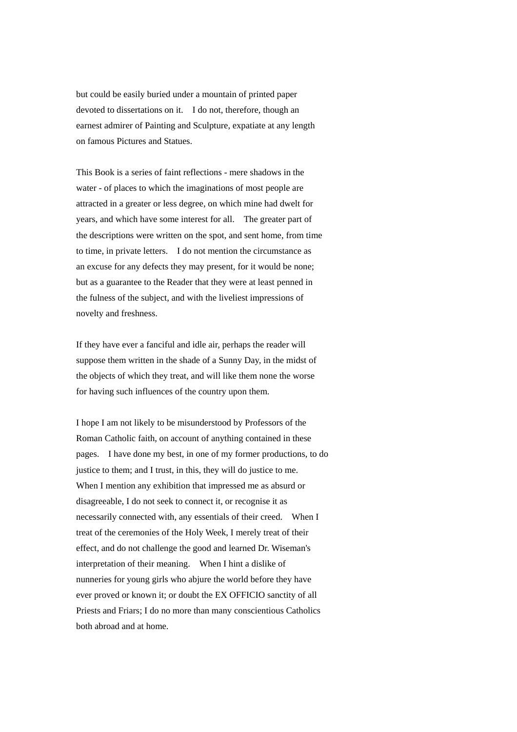but could be easily buried under a mountain of printed paper devoted to dissertations on it. I do not, therefore, though an earnest admirer of Painting and Sculpture, expatiate at any length on famous Pictures and Statues.

This Book is a series of faint reflections - mere shadows in the water - of places to which the imaginations of most people are attracted in a greater or less degree, on which mine had dwelt for years, and which have some interest for all. The greater part of the descriptions were written on the spot, and sent home, from time to time, in private letters. I do not mention the circumstance as an excuse for any defects they may present, for it would be none; but as a guarantee to the Reader that they were at least penned in the fulness of the subject, and with the liveliest impressions of novelty and freshness.

If they have ever a fanciful and idle air, perhaps the reader will suppose them written in the shade of a Sunny Day, in the midst of the objects of which they treat, and will like them none the worse for having such influences of the country upon them.

I hope I am not likely to be misunderstood by Professors of the Roman Catholic faith, on account of anything contained in these pages. I have done my best, in one of my former productions, to do justice to them; and I trust, in this, they will do justice to me. When I mention any exhibition that impressed me as absurd or disagreeable, I do not seek to connect it, or recognise it as necessarily connected with, any essentials of their creed. When I treat of the ceremonies of the Holy Week, I merely treat of their effect, and do not challenge the good and learned Dr. Wiseman's interpretation of their meaning. When I hint a dislike of nunneries for young girls who abjure the world before they have ever proved or known it; or doubt the EX OFFICIO sanctity of all Priests and Friars; I do no more than many conscientious Catholics both abroad and at home.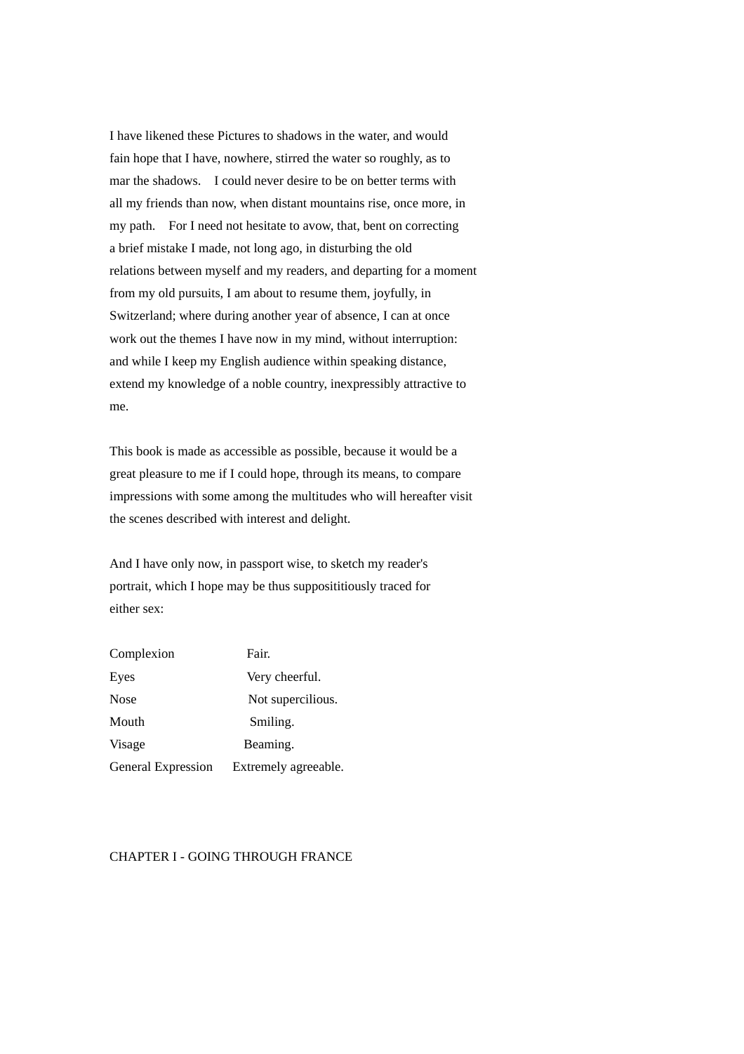I have likened these Pictures to shadows in the water, and would fain hope that I have, nowhere, stirred the water so roughly, as to mar the shadows. I could never desire to be on better terms with all my friends than now, when distant mountains rise, once more, in my path. For I need not hesitate to avow, that, bent on correcting a brief mistake I made, not long ago, in disturbing the old relations between myself and my readers, and departing for a moment from my old pursuits, I am about to resume them, joyfully, in Switzerland; where during another year of absence, I can at once work out the themes I have now in my mind, without interruption: and while I keep my English audience within speaking distance, extend my knowledge of a noble country, inexpressibly attractive to me.

This book is made as accessible as possible, because it would be a great pleasure to me if I could hope, through its means, to compare impressions with some among the multitudes who will hereafter visit the scenes described with interest and delight.

And I have only now, in passport wise, to sketch my reader's portrait, which I hope may be thus supposititiously traced for either sex:

| | |
|---|---|
| Complexion | Fair. |
| Eyes | Very cheerful. |
| Nose | Not supercilious. |
| Mouth | Smiling. |
| Visage | Beaming. |
| General Expression | Extremely agreeable. |

## CHAPTER I - GOING THROUGH FRANCE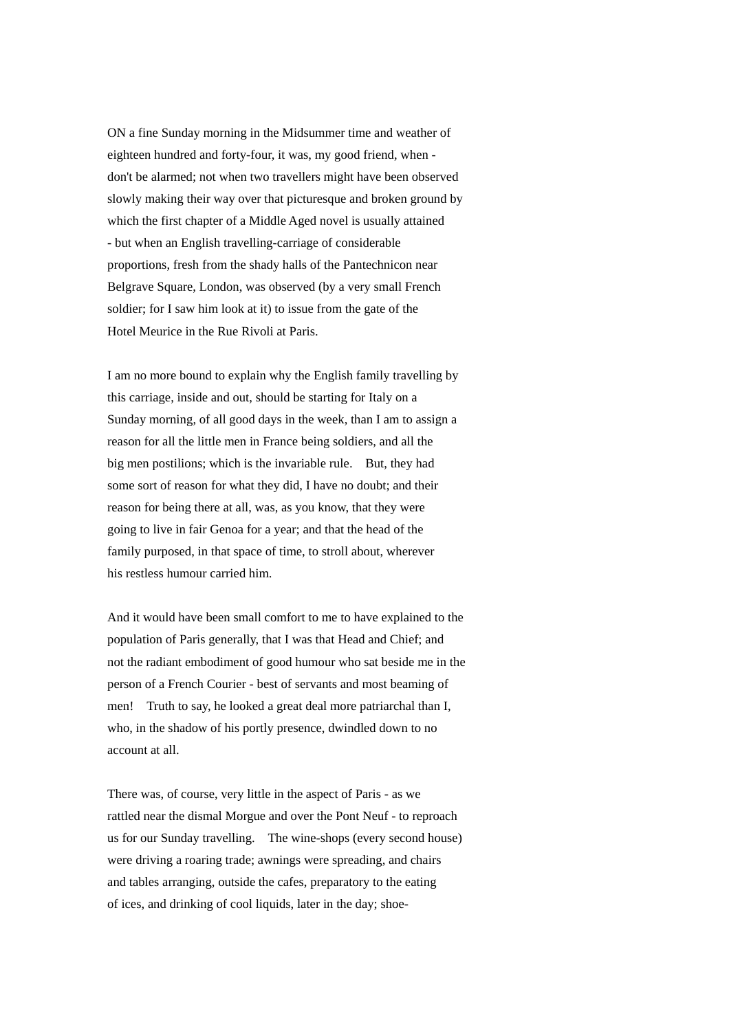ON a fine Sunday morning in the Midsummer time and weather of eighteen hundred and forty-four, it was, my good friend, when - don't be alarmed; not when two travellers might have been observed slowly making their way over that picturesque and broken ground by which the first chapter of a Middle Aged novel is usually attained - but when an English travelling-carriage of considerable proportions, fresh from the shady halls of the Pantechnicon near Belgrave Square, London, was observed (by a very small French soldier; for I saw him look at it) to issue from the gate of the Hotel Meurice in the Rue Rivoli at Paris.

I am no more bound to explain why the English family travelling by this carriage, inside and out, should be starting for Italy on a Sunday morning, of all good days in the week, than I am to assign a reason for all the little men in France being soldiers, and all the big men postilions; which is the invariable rule. But, they had some sort of reason for what they did, I have no doubt; and their reason for being there at all, was, as you know, that they were going to live in fair Genoa for a year; and that the head of the family purposed, in that space of time, to stroll about, wherever his restless humour carried him.

And it would have been small comfort to me to have explained to the population of Paris generally, that I was that Head and Chief; and not the radiant embodiment of good humour who sat beside me in the person of a French Courier - best of servants and most beaming of men! Truth to say, he looked a great deal more patriarchal than I, who, in the shadow of his portly presence, dwindled down to no account at all.

There was, of course, very little in the aspect of Paris - as we rattled near the dismal Morgue and over the Pont Neuf - to reproach us for our Sunday travelling. The wine-shops (every second house) were driving a roaring trade; awnings were spreading, and chairs and tables arranging, outside the cafes, preparatory to the eating of ices, and drinking of cool liquids, later in the day; shoe-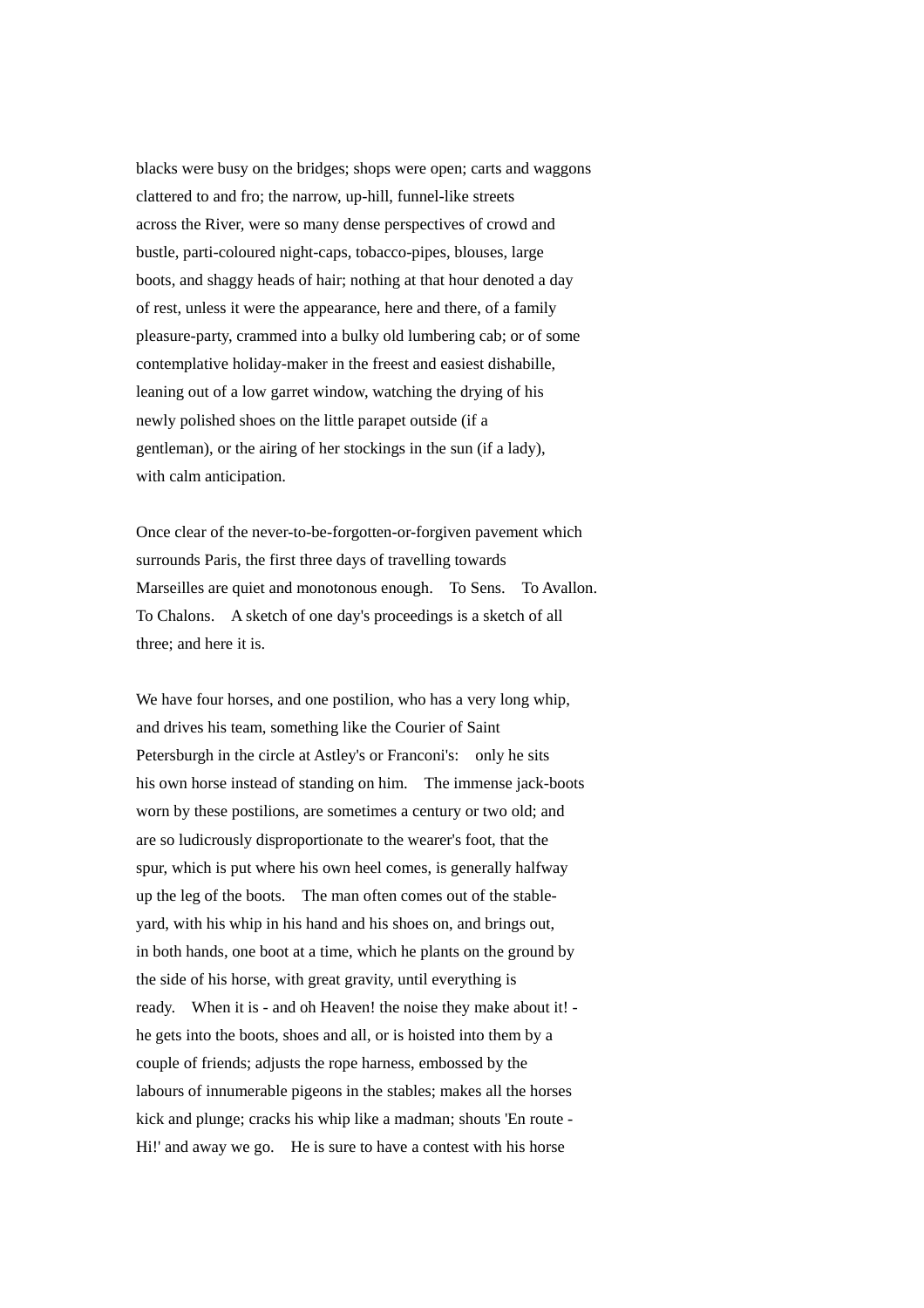blacks were busy on the bridges; shops were open; carts and waggons clattered to and fro; the narrow, up-hill, funnel-like streets across the River, were so many dense perspectives of crowd and bustle, parti-coloured night-caps, tobacco-pipes, blouses, large boots, and shaggy heads of hair; nothing at that hour denoted a day of rest, unless it were the appearance, here and there, of a family pleasure-party, crammed into a bulky old lumbering cab; or of some contemplative holiday-maker in the freest and easiest dishabille, leaning out of a low garret window, watching the drying of his newly polished shoes on the little parapet outside (if a gentleman), or the airing of her stockings in the sun (if a lady), with calm anticipation.

Once clear of the never-to-be-forgotten-or-forgiven pavement which surrounds Paris, the first three days of travelling towards Marseilles are quiet and monotonous enough. To Sens. To Avallon. To Chalons. A sketch of one day's proceedings is a sketch of all three; and here it is.

We have four horses, and one postilion, who has a very long whip, and drives his team, something like the Courier of Saint Petersburgh in the circle at Astley's or Franconi's: only he sits his own horse instead of standing on him. The immense jack-boots worn by these postilions, are sometimes a century or two old; and are so ludicrously disproportionate to the wearer's foot, that the spur, which is put where his own heel comes, is generally halfway up the leg of the boots. The man often comes out of the stable-yard, with his whip in his hand and his shoes on, and brings out, in both hands, one boot at a time, which he plants on the ground by the side of his horse, with great gravity, until everything is ready. When it is - and oh Heaven! the noise they make about it! - he gets into the boots, shoes and all, or is hoisted into them by a couple of friends; adjusts the rope harness, embossed by the labours of innumerable pigeons in the stables; makes all the horses kick and plunge; cracks his whip like a madman; shouts 'En route - Hi!' and away we go. He is sure to have a contest with his horse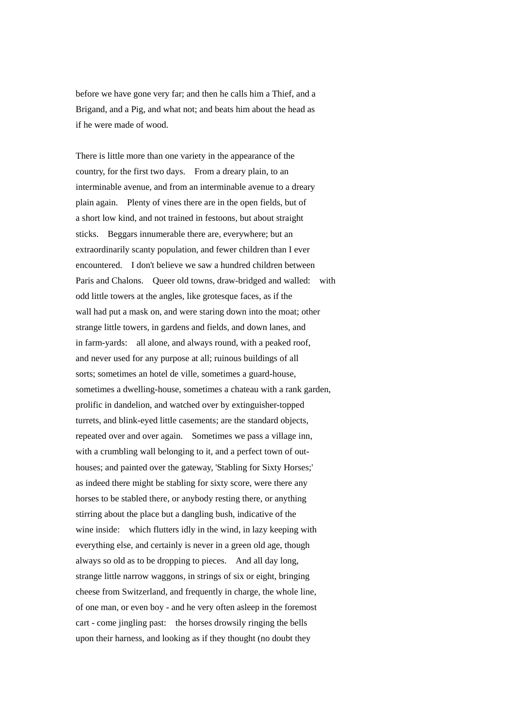before we have gone very far; and then he calls him a Thief, and a Brigand, and a Pig, and what not; and beats him about the head as if he were made of wood.

There is little more than one variety in the appearance of the country, for the first two days. From a dreary plain, to an interminable avenue, and from an interminable avenue to a dreary plain again. Plenty of vines there are in the open fields, but of a short low kind, and not trained in festoons, but about straight sticks. Beggars innumerable there are, everywhere; but an extraordinarily scanty population, and fewer children than I ever encountered. I don't believe we saw a hundred children between Paris and Chalons. Queer old towns, draw-bridged and walled: with odd little towers at the angles, like grotesque faces, as if the wall had put a mask on, and were staring down into the moat; other strange little towers, in gardens and fields, and down lanes, and in farm-yards: all alone, and always round, with a peaked roof, and never used for any purpose at all; ruinous buildings of all sorts; sometimes an hotel de ville, sometimes a guard-house, sometimes a dwelling-house, sometimes a chateau with a rank garden, prolific in dandelion, and watched over by extinguisher-topped turrets, and blink-eyed little casements; are the standard objects, repeated over and over again. Sometimes we pass a village inn, with a crumbling wall belonging to it, and a perfect town of out-houses; and painted over the gateway, 'Stabling for Sixty Horses;' as indeed there might be stabling for sixty score, were there any horses to be stabled there, or anybody resting there, or anything stirring about the place but a dangling bush, indicative of the wine inside: which flutters idly in the wind, in lazy keeping with everything else, and certainly is never in a green old age, though always so old as to be dropping to pieces. And all day long, strange little narrow waggons, in strings of six or eight, bringing cheese from Switzerland, and frequently in charge, the whole line, of one man, or even boy - and he very often asleep in the foremost cart - come jingling past: the horses drowsily ringing the bells upon their harness, and looking as if they thought (no doubt they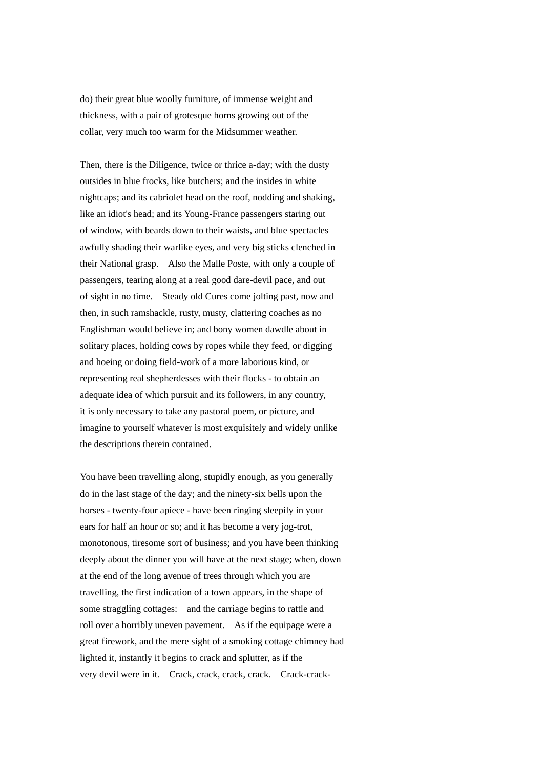do) their great blue woolly furniture, of immense weight and thickness, with a pair of grotesque horns growing out of the collar, very much too warm for the Midsummer weather.

Then, there is the Diligence, twice or thrice a-day; with the dusty outsides in blue frocks, like butchers; and the insides in white nightcaps; and its cabriolet head on the roof, nodding and shaking, like an idiot's head; and its Young-France passengers staring out of window, with beards down to their waists, and blue spectacles awfully shading their warlike eyes, and very big sticks clenched in their National grasp. Also the Malle Poste, with only a couple of passengers, tearing along at a real good dare-devil pace, and out of sight in no time. Steady old Cures come jolting past, now and then, in such ramshackle, rusty, musty, clattering coaches as no Englishman would believe in; and bony women dawdle about in solitary places, holding cows by ropes while they feed, or digging and hoeing or doing field-work of a more laborious kind, or representing real shepherdesses with their flocks - to obtain an adequate idea of which pursuit and its followers, in any country, it is only necessary to take any pastoral poem, or picture, and imagine to yourself whatever is most exquisitely and widely unlike the descriptions therein contained.

You have been travelling along, stupidly enough, as you generally do in the last stage of the day; and the ninety-six bells upon the horses - twenty-four apiece - have been ringing sleepily in your ears for half an hour or so; and it has become a very jog-trot, monotonous, tiresome sort of business; and you have been thinking deeply about the dinner you will have at the next stage; when, down at the end of the long avenue of trees through which you are travelling, the first indication of a town appears, in the shape of some straggling cottages: and the carriage begins to rattle and roll over a horribly uneven pavement. As if the equipage were a great firework, and the mere sight of a smoking cottage chimney had lighted it, instantly it begins to crack and splutter, as if the very devil were in it. Crack, crack, crack, crack. Crack-crack-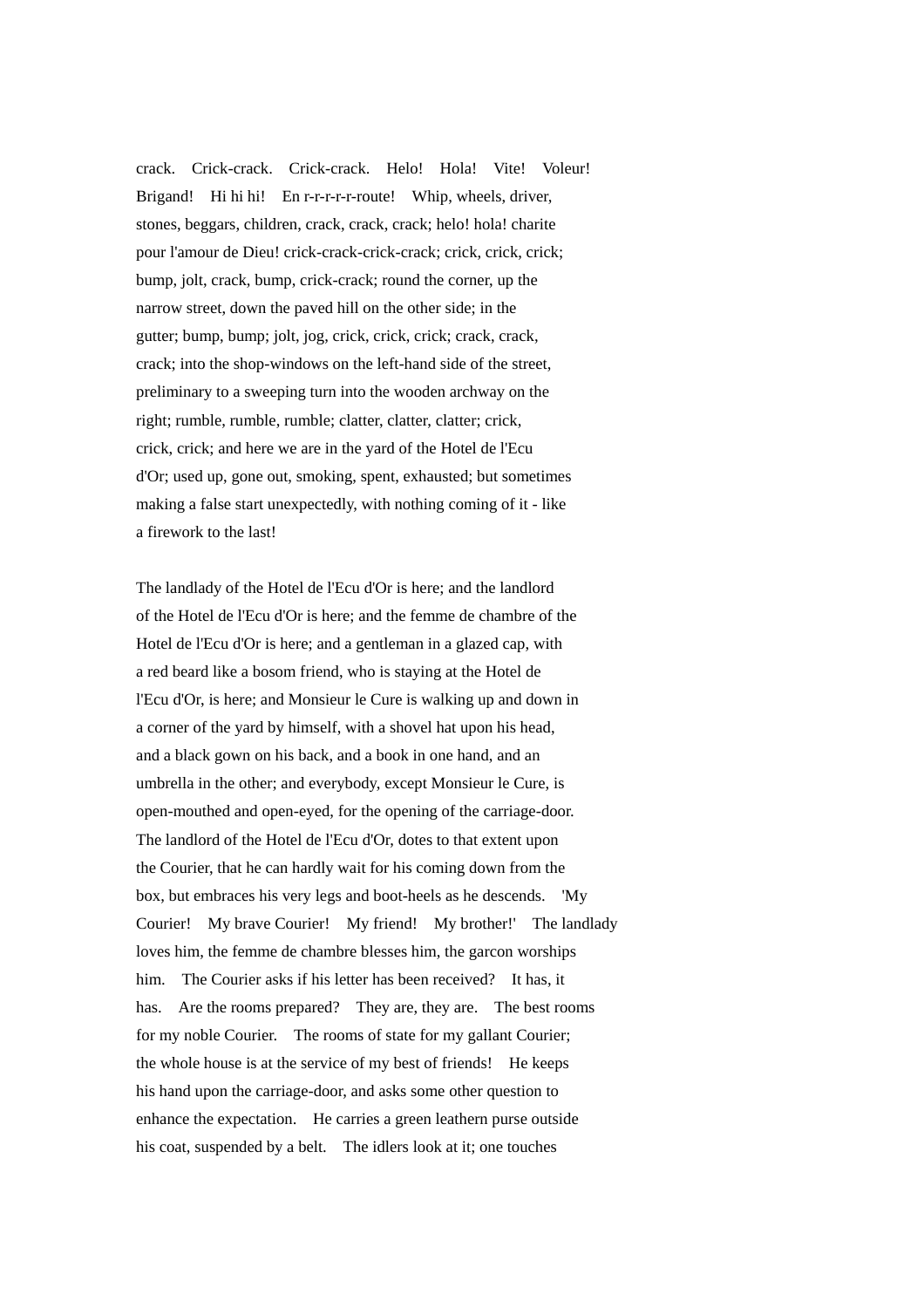crack. Crick-crack. Crick-crack. Helo! Hola! Vite! Voleur! Brigand! Hi hi hi! En r-r-r-r-r-route! Whip, wheels, driver, stones, beggars, children, crack, crack, crack; helo! hola! charite pour l'amour de Dieu! crick-crack-crick-crack; crick, crick, crick; bump, jolt, crack, bump, crick-crack; round the corner, up the narrow street, down the paved hill on the other side; in the gutter; bump, bump; jolt, jog, crick, crick, crick; crack, crack, crack; into the shop-windows on the left-hand side of the street, preliminary to a sweeping turn into the wooden archway on the right; rumble, rumble, rumble; clatter, clatter, clatter; crick, crick, crick; and here we are in the yard of the Hotel de l'Ecu d'Or; used up, gone out, smoking, spent, exhausted; but sometimes making a false start unexpectedly, with nothing coming of it - like a firework to the last!

The landlady of the Hotel de l'Ecu d'Or is here; and the landlord of the Hotel de l'Ecu d'Or is here; and the femme de chambre of the Hotel de l'Ecu d'Or is here; and a gentleman in a glazed cap, with a red beard like a bosom friend, who is staying at the Hotel de l'Ecu d'Or, is here; and Monsieur le Cure is walking up and down in a corner of the yard by himself, with a shovel hat upon his head, and a black gown on his back, and a book in one hand, and an umbrella in the other; and everybody, except Monsieur le Cure, is open-mouthed and open-eyed, for the opening of the carriage-door. The landlord of the Hotel de l'Ecu d'Or, dotes to that extent upon the Courier, that he can hardly wait for his coming down from the box, but embraces his very legs and boot-heels as he descends. 'My Courier! My brave Courier! My friend! My brother!' The landlady loves him, the femme de chambre blesses him, the garcon worships him. The Courier asks if his letter has been received? It has, it has. Are the rooms prepared? They are, they are. The best rooms for my noble Courier. The rooms of state for my gallant Courier; the whole house is at the service of my best of friends! He keeps his hand upon the carriage-door, and asks some other question to enhance the expectation. He carries a green leathern purse outside his coat, suspended by a belt. The idlers look at it; one touches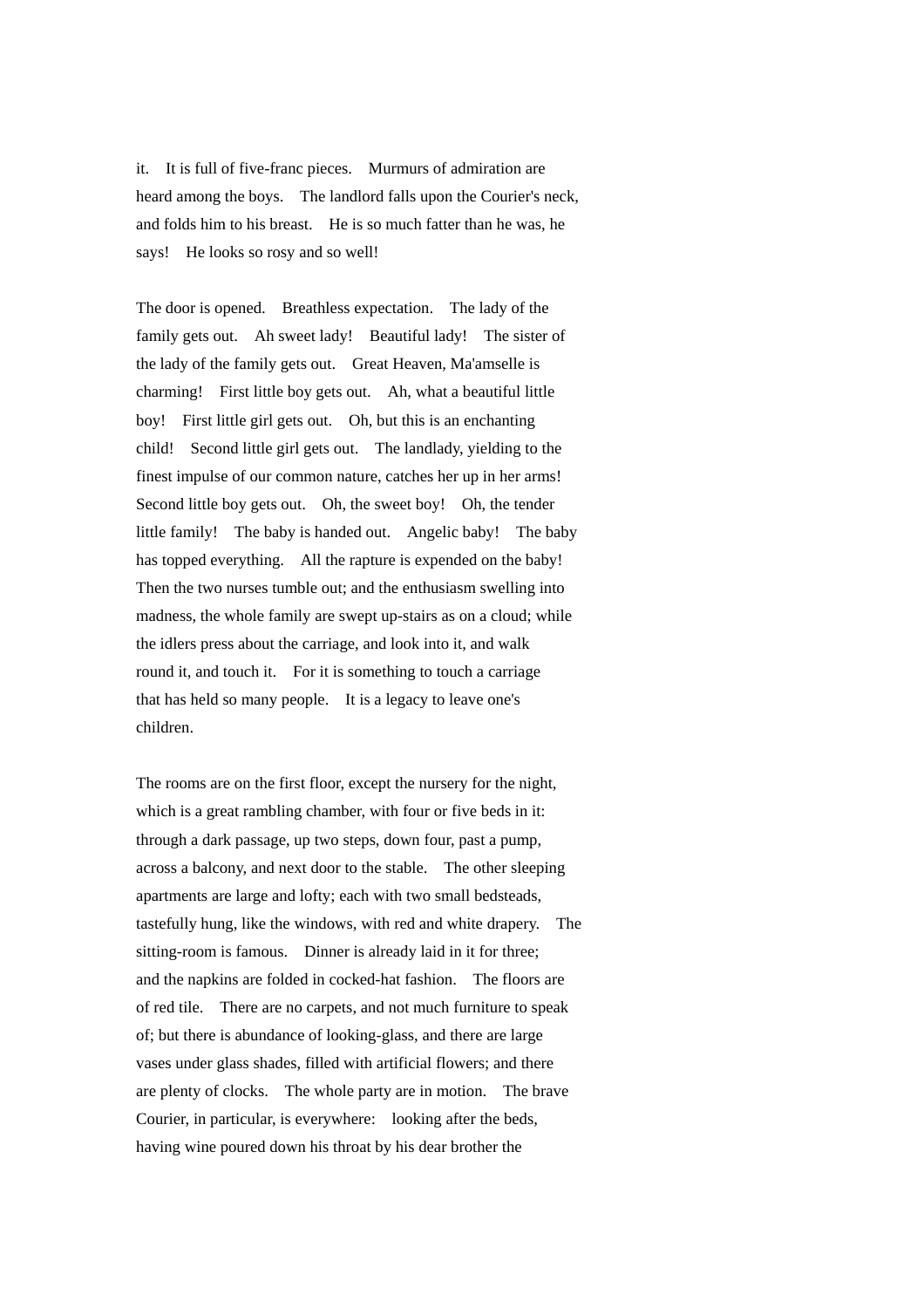it. It is full of five-franc pieces. Murmurs of admiration are heard among the boys. The landlord falls upon the Courier's neck, and folds him to his breast. He is so much fatter than he was, he says! He looks so rosy and so well!

The door is opened. Breathless expectation. The lady of the family gets out. Ah sweet lady! Beautiful lady! The sister of the lady of the family gets out. Great Heaven, Ma'amselle is charming! First little boy gets out. Ah, what a beautiful little boy! First little girl gets out. Oh, but this is an enchanting child! Second little girl gets out. The landlady, yielding to the finest impulse of our common nature, catches her up in her arms! Second little boy gets out. Oh, the sweet boy! Oh, the tender little family! The baby is handed out. Angelic baby! The baby has topped everything. All the rapture is expended on the baby! Then the two nurses tumble out; and the enthusiasm swelling into madness, the whole family are swept up-stairs as on a cloud; while the idlers press about the carriage, and look into it, and walk round it, and touch it. For it is something to touch a carriage that has held so many people. It is a legacy to leave one's children.

The rooms are on the first floor, except the nursery for the night, which is a great rambling chamber, with four or five beds in it: through a dark passage, up two steps, down four, past a pump, across a balcony, and next door to the stable. The other sleeping apartments are large and lofty; each with two small bedsteads, tastefully hung, like the windows, with red and white drapery. The sitting-room is famous. Dinner is already laid in it for three; and the napkins are folded in cocked-hat fashion. The floors are of red tile. There are no carpets, and not much furniture to speak of; but there is abundance of looking-glass, and there are large vases under glass shades, filled with artificial flowers; and there are plenty of clocks. The whole party are in motion. The brave Courier, in particular, is everywhere: looking after the beds, having wine poured down his throat by his dear brother the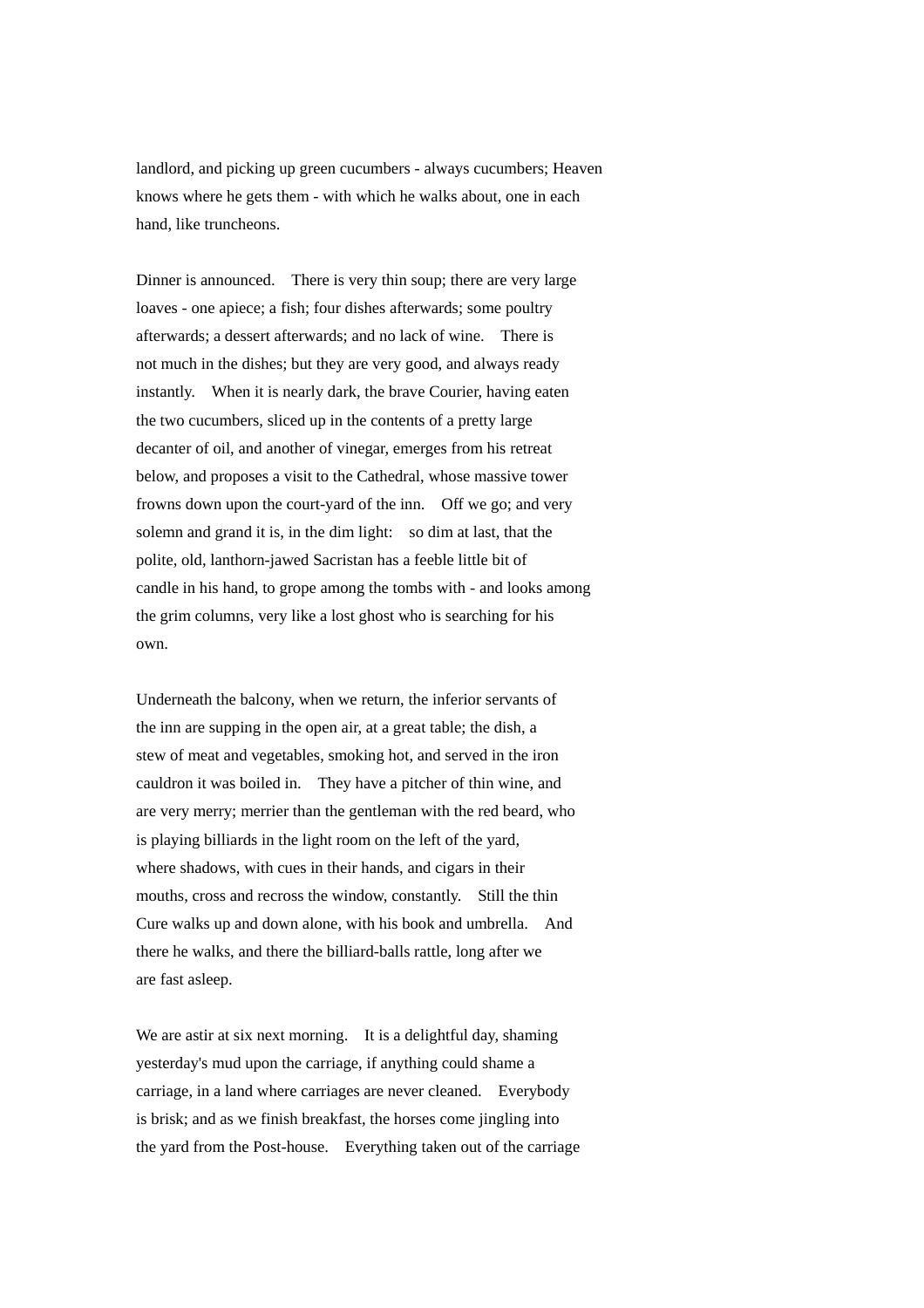landlord, and picking up green cucumbers - always cucumbers; Heaven knows where he gets them - with which he walks about, one in each hand, like truncheons.

Dinner is announced. There is very thin soup; there are very large loaves - one apiece; a fish; four dishes afterwards; some poultry afterwards; a dessert afterwards; and no lack of wine. There is not much in the dishes; but they are very good, and always ready instantly. When it is nearly dark, the brave Courier, having eaten the two cucumbers, sliced up in the contents of a pretty large decanter of oil, and another of vinegar, emerges from his retreat below, and proposes a visit to the Cathedral, whose massive tower frowns down upon the court-yard of the inn. Off we go; and very solemn and grand it is, in the dim light: so dim at last, that the polite, old, lanthorn-jawed Sacristan has a feeble little bit of candle in his hand, to grope among the tombs with - and looks among the grim columns, very like a lost ghost who is searching for his own.

Underneath the balcony, when we return, the inferior servants of the inn are supping in the open air, at a great table; the dish, a stew of meat and vegetables, smoking hot, and served in the iron cauldron it was boiled in. They have a pitcher of thin wine, and are very merry; merrier than the gentleman with the red beard, who is playing billiards in the light room on the left of the yard, where shadows, with cues in their hands, and cigars in their mouths, cross and recross the window, constantly. Still the thin Cure walks up and down alone, with his book and umbrella. And there he walks, and there the billiard-balls rattle, long after we are fast asleep.

We are astir at six next morning. It is a delightful day, shaming yesterday's mud upon the carriage, if anything could shame a carriage, in a land where carriages are never cleaned. Everybody is brisk; and as we finish breakfast, the horses come jingling into the yard from the Post-house. Everything taken out of the carriage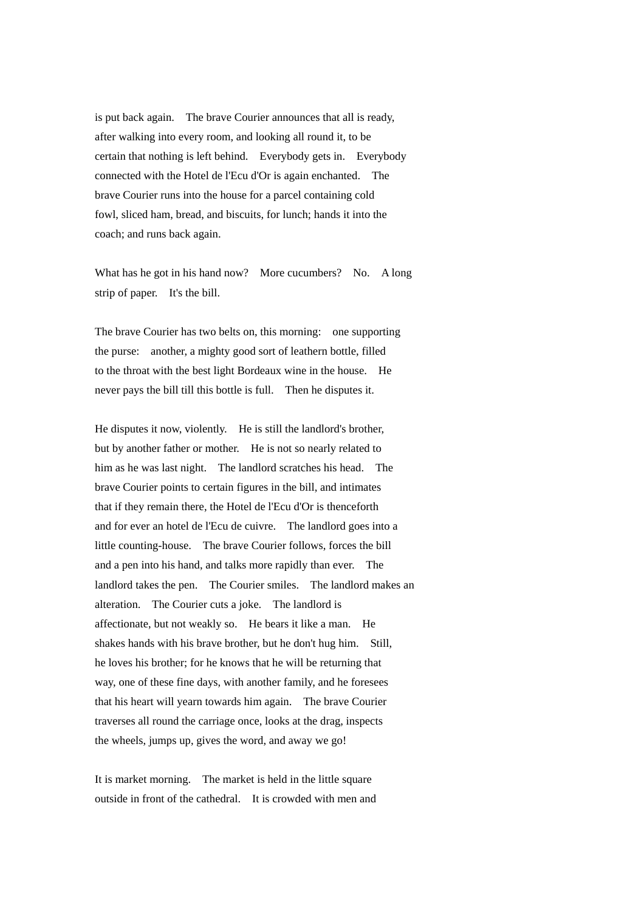is put back again. The brave Courier announces that all is ready, after walking into every room, and looking all round it, to be certain that nothing is left behind. Everybody gets in. Everybody connected with the Hotel de l'Ecu d'Or is again enchanted. The brave Courier runs into the house for a parcel containing cold fowl, sliced ham, bread, and biscuits, for lunch; hands it into the coach; and runs back again.

What has he got in his hand now? More cucumbers? No. A long strip of paper. It's the bill.

The brave Courier has two belts on, this morning: one supporting the purse: another, a mighty good sort of leathern bottle, filled to the throat with the best light Bordeaux wine in the house. He never pays the bill till this bottle is full. Then he disputes it.

He disputes it now, violently. He is still the landlord's brother, but by another father or mother. He is not so nearly related to him as he was last night. The landlord scratches his head. The brave Courier points to certain figures in the bill, and intimates that if they remain there, the Hotel de l'Ecu d'Or is thenceforth and for ever an hotel de l'Ecu de cuivre. The landlord goes into a little counting-house. The brave Courier follows, forces the bill and a pen into his hand, and talks more rapidly than ever. The landlord takes the pen. The Courier smiles. The landlord makes an alteration. The Courier cuts a joke. The landlord is affectionate, but not weakly so. He bears it like a man. He shakes hands with his brave brother, but he don't hug him. Still, he loves his brother; for he knows that he will be returning that way, one of these fine days, with another family, and he foresees that his heart will yearn towards him again. The brave Courier traverses all round the carriage once, looks at the drag, inspects the wheels, jumps up, gives the word, and away we go!

It is market morning. The market is held in the little square outside in front of the cathedral. It is crowded with men and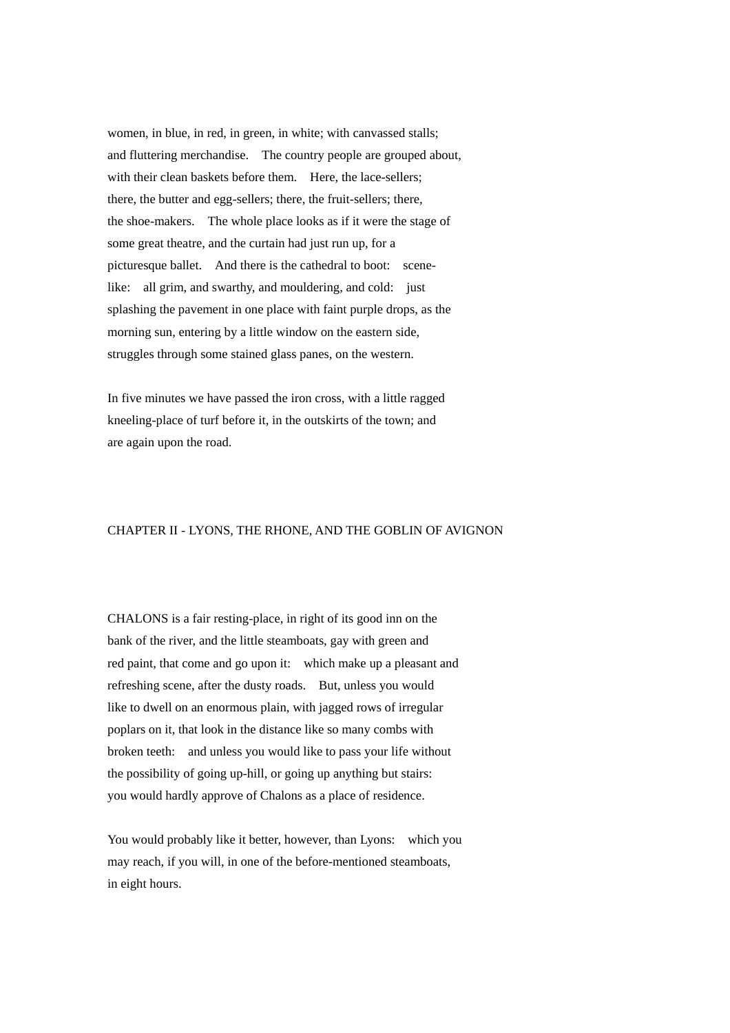women, in blue, in red, in green, in white; with canvassed stalls; and fluttering merchandise. The country people are grouped about, with their clean baskets before them. Here, the lace-sellers; there, the butter and egg-sellers; there, the fruit-sellers; there, the shoe-makers. The whole place looks as if it were the stage of some great theatre, and the curtain had just run up, for a picturesque ballet. And there is the cathedral to boot: scene-like: all grim, and swarthy, and mouldering, and cold: just splashing the pavement in one place with faint purple drops, as the morning sun, entering by a little window on the eastern side, struggles through some stained glass panes, on the western.

In five minutes we have passed the iron cross, with a little ragged kneeling-place of turf before it, in the outskirts of the town; and are again upon the road.

## CHAPTER II - LYONS, THE RHONE, AND THE GOBLIN OF AVIGNON

CHALONS is a fair resting-place, in right of its good inn on the bank of the river, and the little steamboats, gay with green and red paint, that come and go upon it: which make up a pleasant and refreshing scene, after the dusty roads. But, unless you would like to dwell on an enormous plain, with jagged rows of irregular poplars on it, that look in the distance like so many combs with broken teeth: and unless you would like to pass your life without the possibility of going up-hill, or going up anything but stairs: you would hardly approve of Chalons as a place of residence.

You would probably like it better, however, than Lyons: which you may reach, if you will, in one of the before-mentioned steamboats, in eight hours.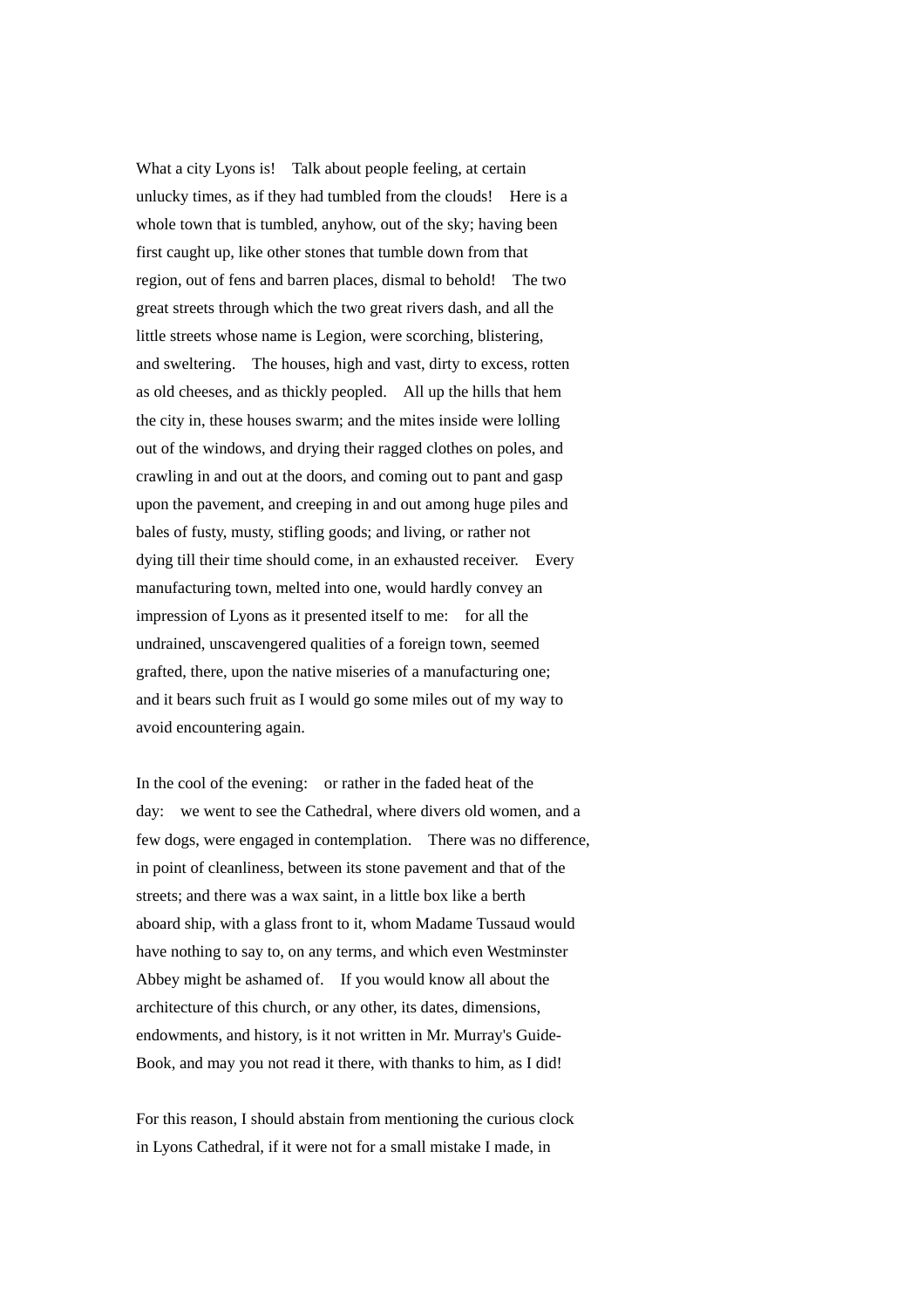What a city Lyons is! Talk about people feeling, at certain unlucky times, as if they had tumbled from the clouds! Here is a whole town that is tumbled, anyhow, out of the sky; having been first caught up, like other stones that tumble down from that region, out of fens and barren places, dismal to behold! The two great streets through which the two great rivers dash, and all the little streets whose name is Legion, were scorching, blistering, and sweltering. The houses, high and vast, dirty to excess, rotten as old cheeses, and as thickly peopled. All up the hills that hem the city in, these houses swarm; and the mites inside were lolling out of the windows, and drying their ragged clothes on poles, and crawling in and out at the doors, and coming out to pant and gasp upon the pavement, and creeping in and out among huge piles and bales of fusty, musty, stifling goods; and living, or rather not dying till their time should come, in an exhausted receiver. Every manufacturing town, melted into one, would hardly convey an impression of Lyons as it presented itself to me: for all the undrained, unscavengered qualities of a foreign town, seemed grafted, there, upon the native miseries of a manufacturing one; and it bears such fruit as I would go some miles out of my way to avoid encountering again.

In the cool of the evening: or rather in the faded heat of the day: we went to see the Cathedral, where divers old women, and a few dogs, were engaged in contemplation. There was no difference, in point of cleanliness, between its stone pavement and that of the streets; and there was a wax saint, in a little box like a berth aboard ship, with a glass front to it, whom Madame Tussaud would have nothing to say to, on any terms, and which even Westminster Abbey might be ashamed of. If you would know all about the architecture of this church, or any other, its dates, dimensions, endowments, and history, is it not written in Mr. Murray's Guide-Book, and may you not read it there, with thanks to him, as I did!

For this reason, I should abstain from mentioning the curious clock in Lyons Cathedral, if it were not for a small mistake I made, in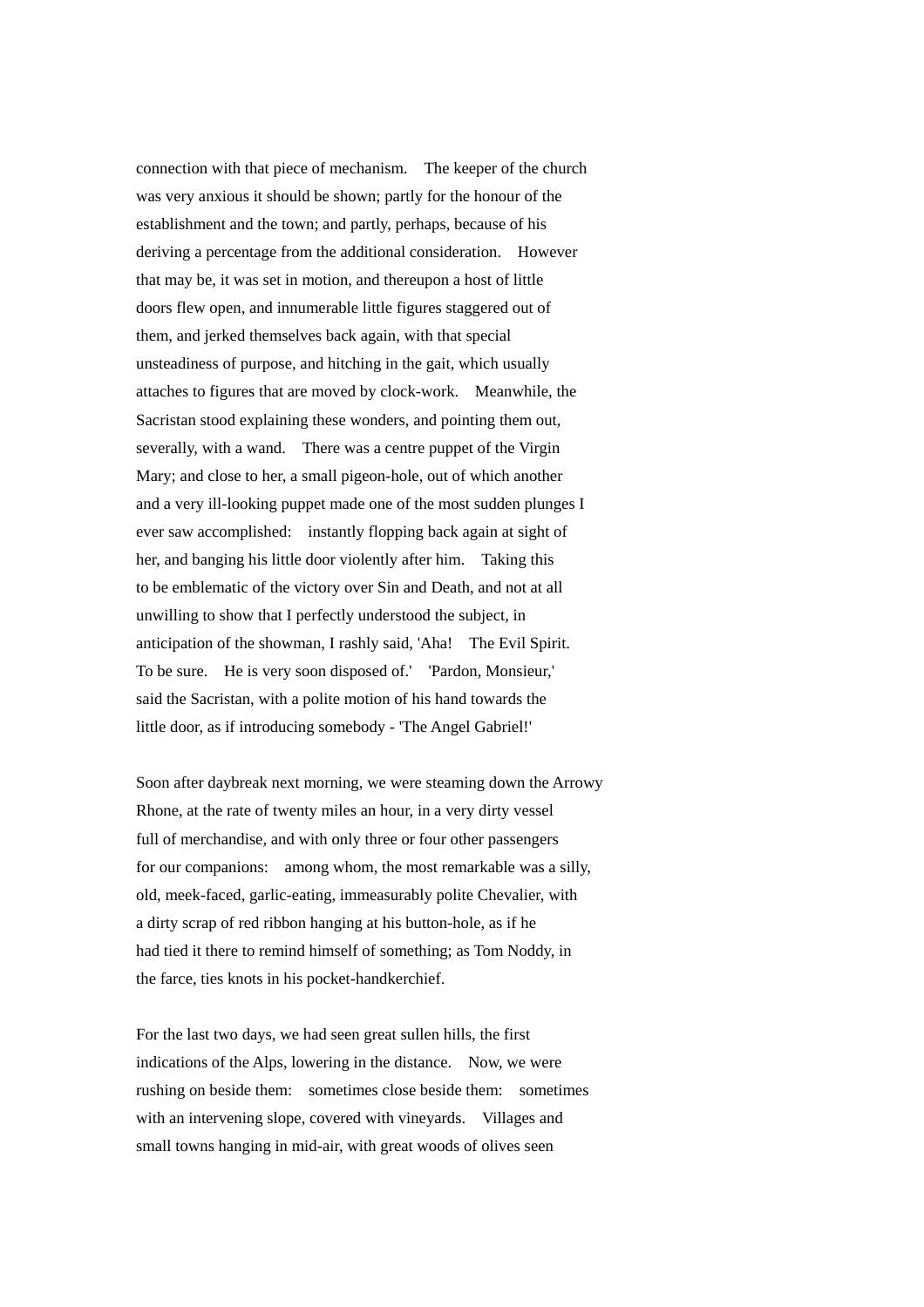connection with that piece of mechanism. The keeper of the church was very anxious it should be shown; partly for the honour of the establishment and the town; and partly, perhaps, because of his deriving a percentage from the additional consideration. However that may be, it was set in motion, and thereupon a host of little doors flew open, and innumerable little figures staggered out of them, and jerked themselves back again, with that special unsteadiness of purpose, and hitching in the gait, which usually attaches to figures that are moved by clock-work. Meanwhile, the Sacristan stood explaining these wonders, and pointing them out, severally, with a wand. There was a centre puppet of the Virgin Mary; and close to her, a small pigeon-hole, out of which another and a very ill-looking puppet made one of the most sudden plunges I ever saw accomplished: instantly flopping back again at sight of her, and banging his little door violently after him. Taking this to be emblematic of the victory over Sin and Death, and not at all unwilling to show that I perfectly understood the subject, in anticipation of the showman, I rashly said, 'Aha! The Evil Spirit. To be sure. He is very soon disposed of.' 'Pardon, Monsieur,' said the Sacristan, with a polite motion of his hand towards the little door, as if introducing somebody - 'The Angel Gabriel!'

Soon after daybreak next morning, we were steaming down the Arrowy Rhone, at the rate of twenty miles an hour, in a very dirty vessel full of merchandise, and with only three or four other passengers for our companions: among whom, the most remarkable was a silly, old, meek-faced, garlic-eating, immeasurably polite Chevalier, with a dirty scrap of red ribbon hanging at his button-hole, as if he had tied it there to remind himself of something; as Tom Noddy, in the farce, ties knots in his pocket-handkerchief.

For the last two days, we had seen great sullen hills, the first indications of the Alps, lowering in the distance. Now, we were rushing on beside them: sometimes close beside them: sometimes with an intervening slope, covered with vineyards. Villages and small towns hanging in mid-air, with great woods of olives seen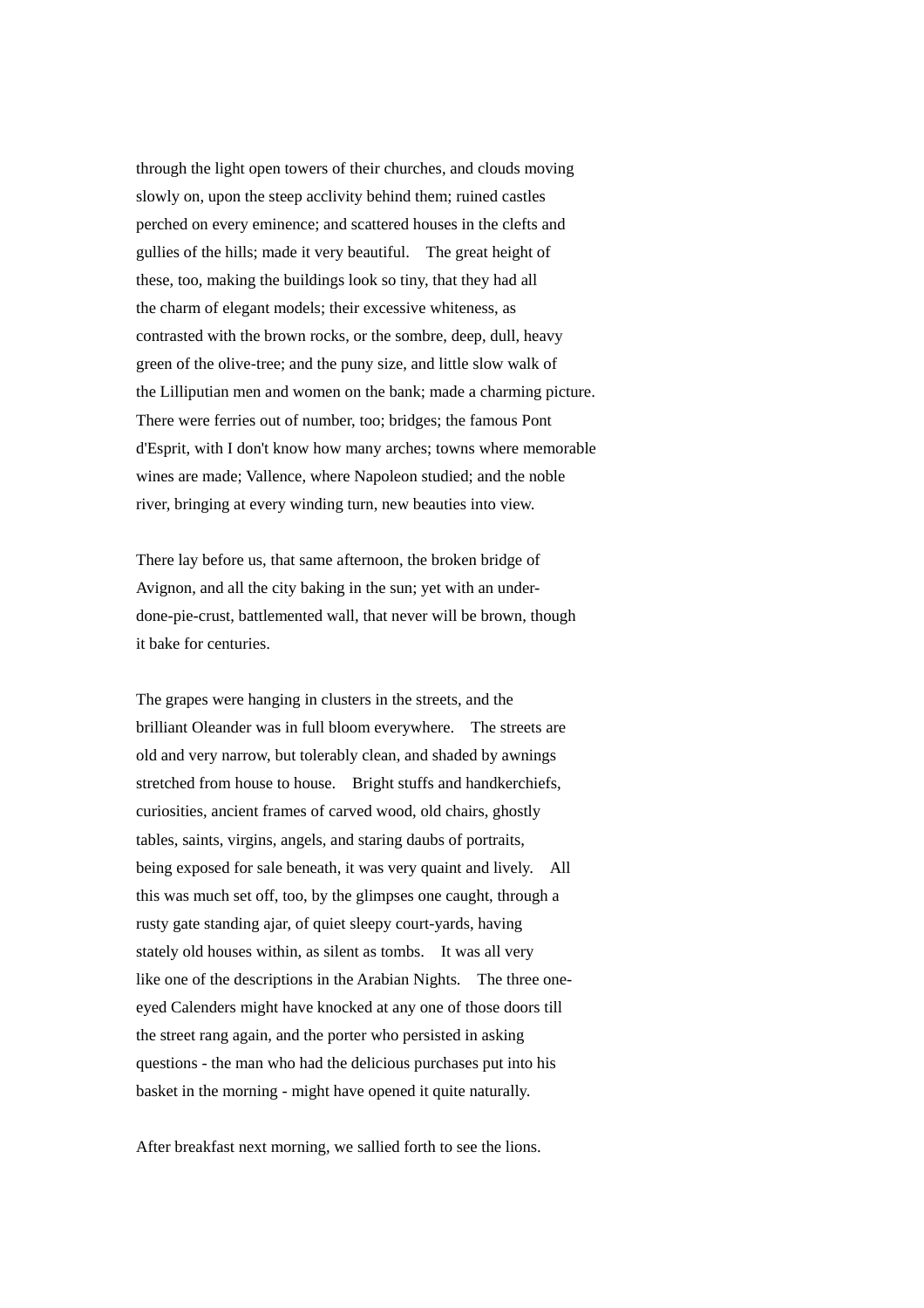through the light open towers of their churches, and clouds moving slowly on, upon the steep acclivity behind them; ruined castles perched on every eminence; and scattered houses in the clefts and gullies of the hills; made it very beautiful. The great height of these, too, making the buildings look so tiny, that they had all the charm of elegant models; their excessive whiteness, as contrasted with the brown rocks, or the sombre, deep, dull, heavy green of the olive-tree; and the puny size, and little slow walk of the Lilliputian men and women on the bank; made a charming picture. There were ferries out of number, too; bridges; the famous Pont d'Esprit, with I don't know how many arches; towns where memorable wines are made; Vallence, where Napoleon studied; and the noble river, bringing at every winding turn, new beauties into view.

There lay before us, that same afternoon, the broken bridge of Avignon, and all the city baking in the sun; yet with an under-done-pie-crust, battlemented wall, that never will be brown, though it bake for centuries.

The grapes were hanging in clusters in the streets, and the brilliant Oleander was in full bloom everywhere. The streets are old and very narrow, but tolerably clean, and shaded by awnings stretched from house to house. Bright stuffs and handkerchiefs, curiosities, ancient frames of carved wood, old chairs, ghostly tables, saints, virgins, angels, and staring daubs of portraits, being exposed for sale beneath, it was very quaint and lively. All this was much set off, too, by the glimpses one caught, through a rusty gate standing ajar, of quiet sleepy court-yards, having stately old houses within, as silent as tombs. It was all very like one of the descriptions in the Arabian Nights. The three one-eyed Calenders might have knocked at any one of those doors till the street rang again, and the porter who persisted in asking questions - the man who had the delicious purchases put into his basket in the morning - might have opened it quite naturally.

After breakfast next morning, we sallied forth to see the lions.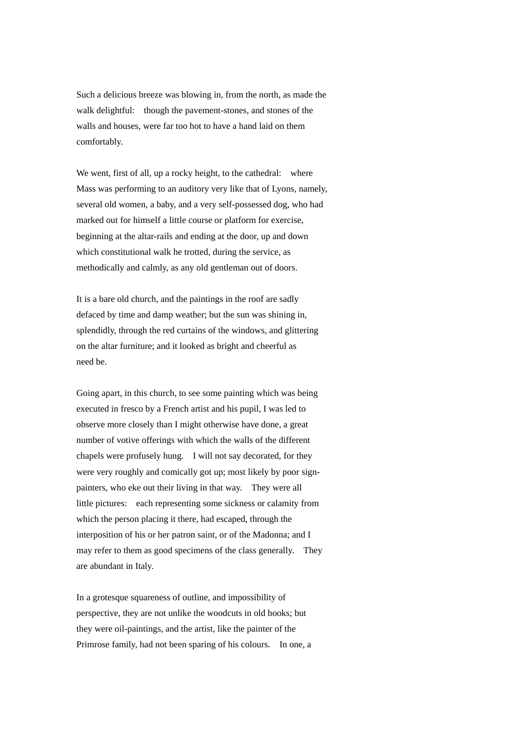Such a delicious breeze was blowing in, from the north, as made the walk delightful: though the pavement-stones, and stones of the walls and houses, were far too hot to have a hand laid on them comfortably.

We went, first of all, up a rocky height, to the cathedral: where Mass was performing to an auditory very like that of Lyons, namely, several old women, a baby, and a very self-possessed dog, who had marked out for himself a little course or platform for exercise, beginning at the altar-rails and ending at the door, up and down which constitutional walk he trotted, during the service, as methodically and calmly, as any old gentleman out of doors.

It is a bare old church, and the paintings in the roof are sadly defaced by time and damp weather; but the sun was shining in, splendidly, through the red curtains of the windows, and glittering on the altar furniture; and it looked as bright and cheerful as need be.

Going apart, in this church, to see some painting which was being executed in fresco by a French artist and his pupil, I was led to observe more closely than I might otherwise have done, a great number of votive offerings with which the walls of the different chapels were profusely hung. I will not say decorated, for they were very roughly and comically got up; most likely by poor sign-painters, who eke out their living in that way. They were all little pictures: each representing some sickness or calamity from which the person placing it there, had escaped, through the interposition of his or her patron saint, or of the Madonna; and I may refer to them as good specimens of the class generally. They are abundant in Italy.

In a grotesque squareness of outline, and impossibility of perspective, they are not unlike the woodcuts in old books; but they were oil-paintings, and the artist, like the painter of the Primrose family, had not been sparing of his colours. In one, a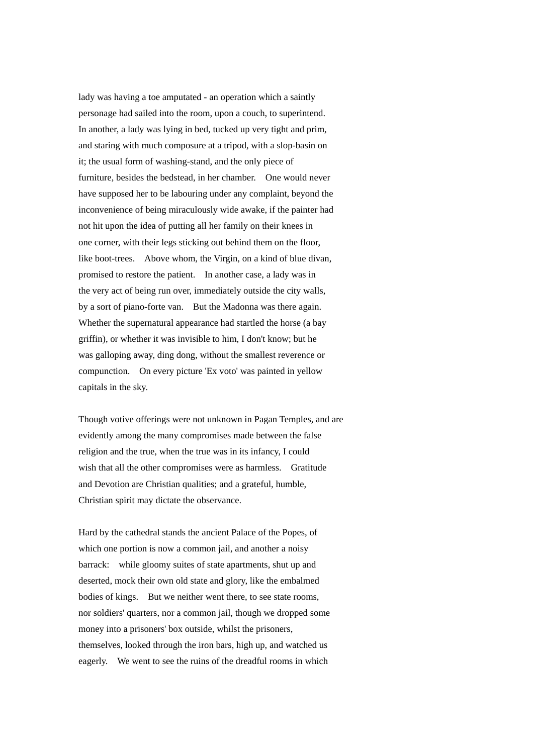lady was having a toe amputated - an operation which a saintly personage had sailed into the room, upon a couch, to superintend. In another, a lady was lying in bed, tucked up very tight and prim, and staring with much composure at a tripod, with a slop-basin on it; the usual form of washing-stand, and the only piece of furniture, besides the bedstead, in her chamber. One would never have supposed her to be labouring under any complaint, beyond the inconvenience of being miraculously wide awake, if the painter had not hit upon the idea of putting all her family on their knees in one corner, with their legs sticking out behind them on the floor, like boot-trees. Above whom, the Virgin, on a kind of blue divan, promised to restore the patient. In another case, a lady was in the very act of being run over, immediately outside the city walls, by a sort of piano-forte van. But the Madonna was there again. Whether the supernatural appearance had startled the horse (a bay griffin), or whether it was invisible to him, I don't know; but he was galloping away, ding dong, without the smallest reverence or compunction. On every picture 'Ex voto' was painted in yellow capitals in the sky.

Though votive offerings were not unknown in Pagan Temples, and are evidently among the many compromises made between the false religion and the true, when the true was in its infancy, I could wish that all the other compromises were as harmless. Gratitude and Devotion are Christian qualities; and a grateful, humble, Christian spirit may dictate the observance.

Hard by the cathedral stands the ancient Palace of the Popes, of which one portion is now a common jail, and another a noisy barrack: while gloomy suites of state apartments, shut up and deserted, mock their own old state and glory, like the embalmed bodies of kings. But we neither went there, to see state rooms, nor soldiers' quarters, nor a common jail, though we dropped some money into a prisoners' box outside, whilst the prisoners, themselves, looked through the iron bars, high up, and watched us eagerly. We went to see the ruins of the dreadful rooms in which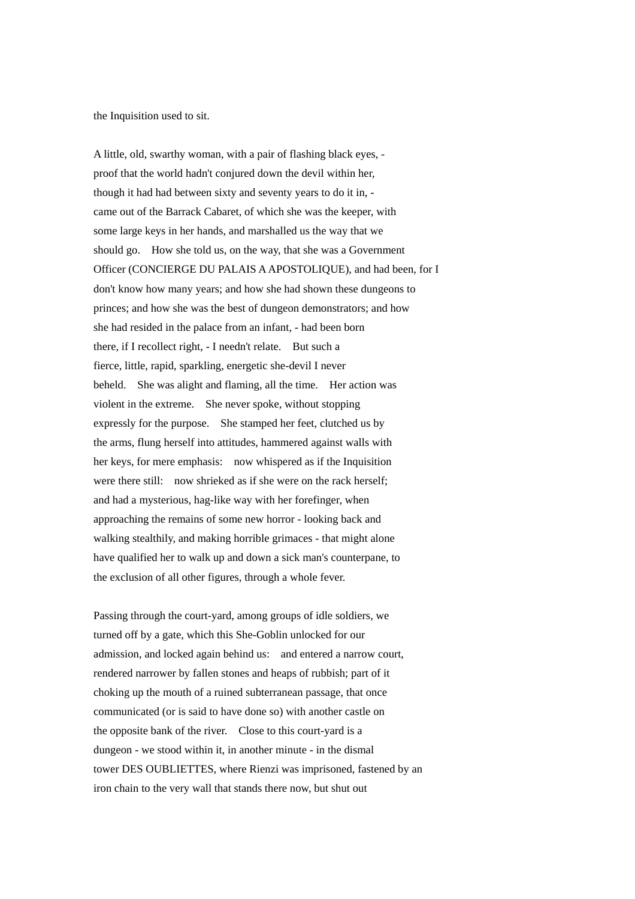the Inquisition used to sit.

A little, old, swarthy woman, with a pair of flashing black eyes, - proof that the world hadn't conjured down the devil within her, though it had had between sixty and seventy years to do it in, - came out of the Barrack Cabaret, of which she was the keeper, with some large keys in her hands, and marshalled us the way that we should go. How she told us, on the way, that she was a Government Officer (CONCIERGE DU PALAIS A APOSTOLIQUE), and had been, for I don't know how many years; and how she had shown these dungeons to princes; and how she was the best of dungeon demonstrators; and how she had resided in the palace from an infant, - had been born there, if I recollect right, - I needn't relate. But such a fierce, little, rapid, sparkling, energetic she-devil I never beheld. She was alight and flaming, all the time. Her action was violent in the extreme. She never spoke, without stopping expressly for the purpose. She stamped her feet, clutched us by the arms, flung herself into attitudes, hammered against walls with her keys, for mere emphasis: now whispered as if the Inquisition were there still: now shrieked as if she were on the rack herself; and had a mysterious, hag-like way with her forefinger, when approaching the remains of some new horror - looking back and walking stealthily, and making horrible grimaces - that might alone have qualified her to walk up and down a sick man's counterpane, to the exclusion of all other figures, through a whole fever.

Passing through the court-yard, among groups of idle soldiers, we turned off by a gate, which this She-Goblin unlocked for our admission, and locked again behind us: and entered a narrow court, rendered narrower by fallen stones and heaps of rubbish; part of it choking up the mouth of a ruined subterranean passage, that once communicated (or is said to have done so) with another castle on the opposite bank of the river. Close to this court-yard is a dungeon - we stood within it, in another minute - in the dismal tower DES OUBLIETTES, where Rienzi was imprisoned, fastened by an iron chain to the very wall that stands there now, but shut out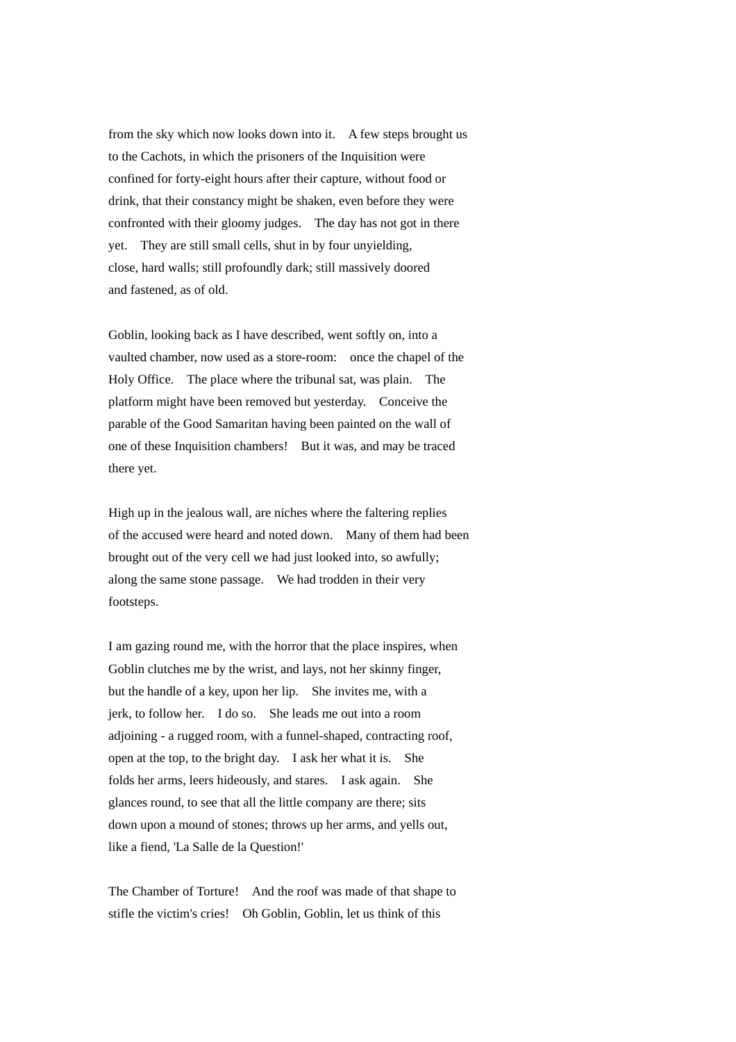from the sky which now looks down into it. A few steps brought us to the Cachots, in which the prisoners of the Inquisition were confined for forty-eight hours after their capture, without food or drink, that their constancy might be shaken, even before they were confronted with their gloomy judges. The day has not got in there yet. They are still small cells, shut in by four unyielding, close, hard walls; still profoundly dark; still massively doored and fastened, as of old.

Goblin, looking back as I have described, went softly on, into a vaulted chamber, now used as a store-room: once the chapel of the Holy Office. The place where the tribunal sat, was plain. The platform might have been removed but yesterday. Conceive the parable of the Good Samaritan having been painted on the wall of one of these Inquisition chambers! But it was, and may be traced there yet.

High up in the jealous wall, are niches where the faltering replies of the accused were heard and noted down. Many of them had been brought out of the very cell we had just looked into, so awfully; along the same stone passage. We had trodden in their very footsteps.

I am gazing round me, with the horror that the place inspires, when Goblin clutches me by the wrist, and lays, not her skinny finger, but the handle of a key, upon her lip. She invites me, with a jerk, to follow her. I do so. She leads me out into a room adjoining - a rugged room, with a funnel-shaped, contracting roof, open at the top, to the bright day. I ask her what it is. She folds her arms, leers hideously, and stares. I ask again. She glances round, to see that all the little company are there; sits down upon a mound of stones; throws up her arms, and yells out, like a fiend, 'La Salle de la Question!'

The Chamber of Torture! And the roof was made of that shape to stifle the victim's cries! Oh Goblin, Goblin, let us think of this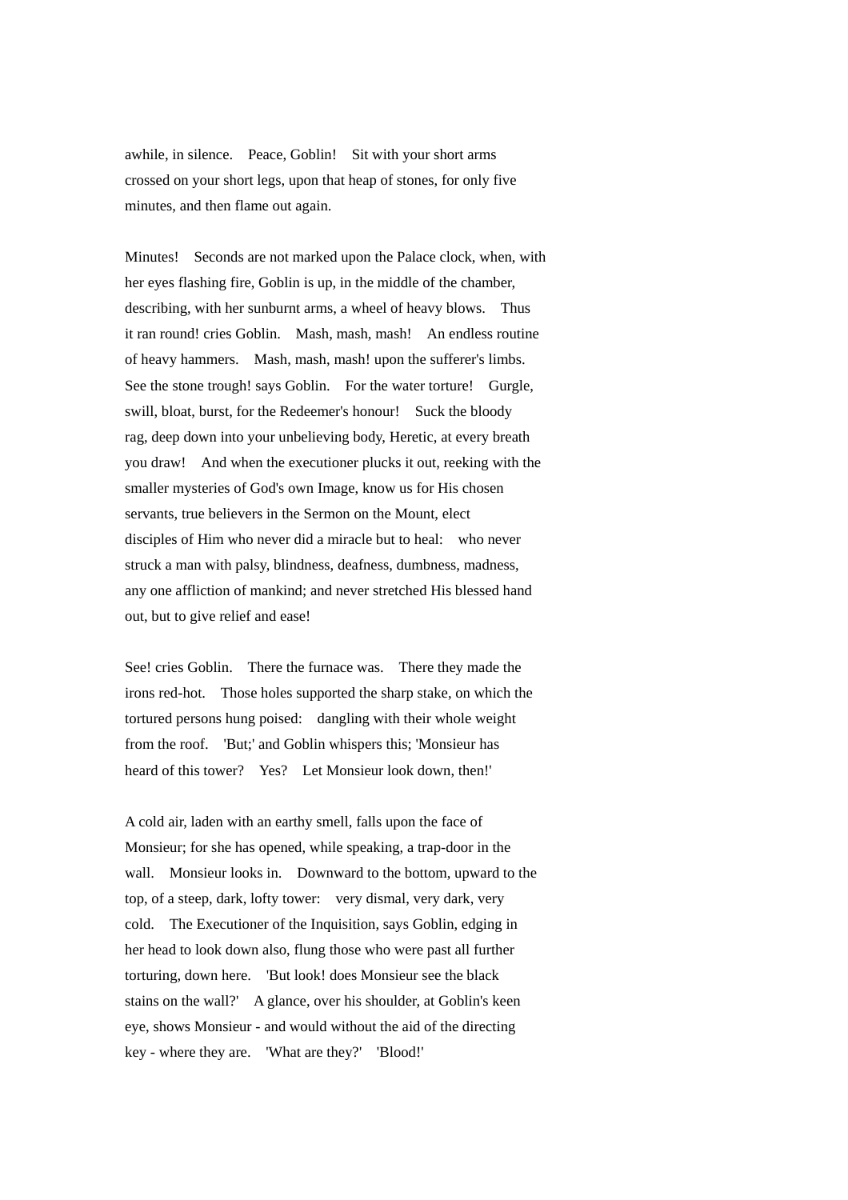awhile, in silence. Peace, Goblin! Sit with your short arms crossed on your short legs, upon that heap of stones, for only five minutes, and then flame out again.

Minutes! Seconds are not marked upon the Palace clock, when, with her eyes flashing fire, Goblin is up, in the middle of the chamber, describing, with her sunburnt arms, a wheel of heavy blows. Thus it ran round! cries Goblin. Mash, mash, mash! An endless routine of heavy hammers. Mash, mash, mash! upon the sufferer's limbs. See the stone trough! says Goblin. For the water torture! Gurgle, swill, bloat, burst, for the Redeemer's honour! Suck the bloody rag, deep down into your unbelieving body, Heretic, at every breath you draw! And when the executioner plucks it out, reeking with the smaller mysteries of God's own Image, know us for His chosen servants, true believers in the Sermon on the Mount, elect disciples of Him who never did a miracle but to heal: who never struck a man with palsy, blindness, deafness, dumbness, madness, any one affliction of mankind; and never stretched His blessed hand out, but to give relief and ease!

See! cries Goblin. There the furnace was. There they made the irons red-hot. Those holes supported the sharp stake, on which the tortured persons hung poised: dangling with their whole weight from the roof. 'But;' and Goblin whispers this; 'Monsieur has heard of this tower? Yes? Let Monsieur look down, then!'

A cold air, laden with an earthy smell, falls upon the face of Monsieur; for she has opened, while speaking, a trap-door in the wall. Monsieur looks in. Downward to the bottom, upward to the top, of a steep, dark, lofty tower: very dismal, very dark, very cold. The Executioner of the Inquisition, says Goblin, edging in her head to look down also, flung those who were past all further torturing, down here. 'But look! does Monsieur see the black stains on the wall?' A glance, over his shoulder, at Goblin's keen eye, shows Monsieur - and would without the aid of the directing key - where they are. 'What are they?' 'Blood!'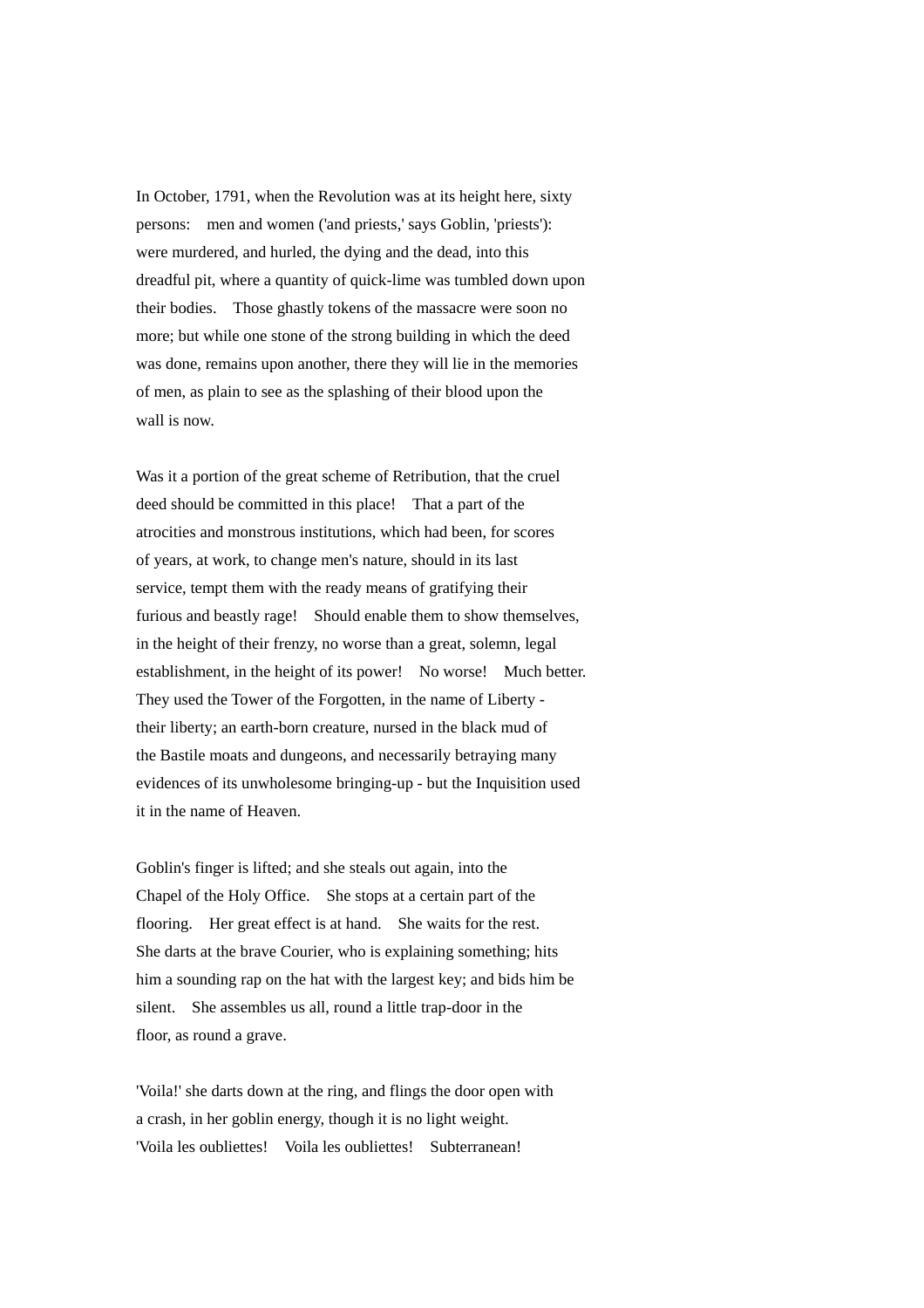In October, 1791, when the Revolution was at its height here, sixty persons: men and women ('and priests,' says Goblin, 'priests'): were murdered, and hurled, the dying and the dead, into this dreadful pit, where a quantity of quick-lime was tumbled down upon their bodies. Those ghastly tokens of the massacre were soon no more; but while one stone of the strong building in which the deed was done, remains upon another, there they will lie in the memories of men, as plain to see as the splashing of their blood upon the wall is now.

Was it a portion of the great scheme of Retribution, that the cruel deed should be committed in this place! That a part of the atrocities and monstrous institutions, which had been, for scores of years, at work, to change men's nature, should in its last service, tempt them with the ready means of gratifying their furious and beastly rage! Should enable them to show themselves, in the height of their frenzy, no worse than a great, solemn, legal establishment, in the height of its power! No worse! Much better. They used the Tower of the Forgotten, in the name of Liberty - their liberty; an earth-born creature, nursed in the black mud of the Bastile moats and dungeons, and necessarily betraying many evidences of its unwholesome bringing-up - but the Inquisition used it in the name of Heaven.

Goblin's finger is lifted; and she steals out again, into the Chapel of the Holy Office. She stops at a certain part of the flooring. Her great effect is at hand. She waits for the rest. She darts at the brave Courier, who is explaining something; hits him a sounding rap on the hat with the largest key; and bids him be silent. She assembles us all, round a little trap-door in the floor, as round a grave.

'Voila!' she darts down at the ring, and flings the door open with a crash, in her goblin energy, though it is no light weight. 'Voila les oubliettes! Voila les oubliettes! Subterranean!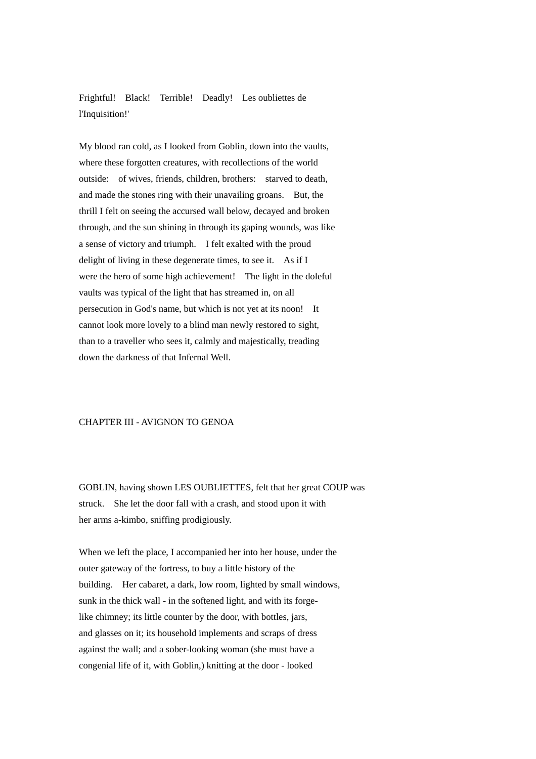Frightful! Black! Terrible! Deadly! Les oubliettes de l'Inquisition!'

My blood ran cold, as I looked from Goblin, down into the vaults, where these forgotten creatures, with recollections of the world outside: of wives, friends, children, brothers: starved to death, and made the stones ring with their unavailing groans. But, the thrill I felt on seeing the accursed wall below, decayed and broken through, and the sun shining in through its gaping wounds, was like a sense of victory and triumph. I felt exalted with the proud delight of living in these degenerate times, to see it. As if I were the hero of some high achievement! The light in the doleful vaults was typical of the light that has streamed in, on all persecution in God's name, but which is not yet at its noon! It cannot look more lovely to a blind man newly restored to sight, than to a traveller who sees it, calmly and majestically, treading down the darkness of that Infernal Well.

## CHAPTER III - AVIGNON TO GENOA

GOBLIN, having shown LES OUBLIETTES, felt that her great COUP was struck. She let the door fall with a crash, and stood upon it with her arms a-kimbo, sniffing prodigiously.

When we left the place, I accompanied her into her house, under the outer gateway of the fortress, to buy a little history of the building. Her cabaret, a dark, low room, lighted by small windows, sunk in the thick wall - in the softened light, and with its forge-like chimney; its little counter by the door, with bottles, jars, and glasses on it; its household implements and scraps of dress against the wall; and a sober-looking woman (she must have a congenial life of it, with Goblin,) knitting at the door - looked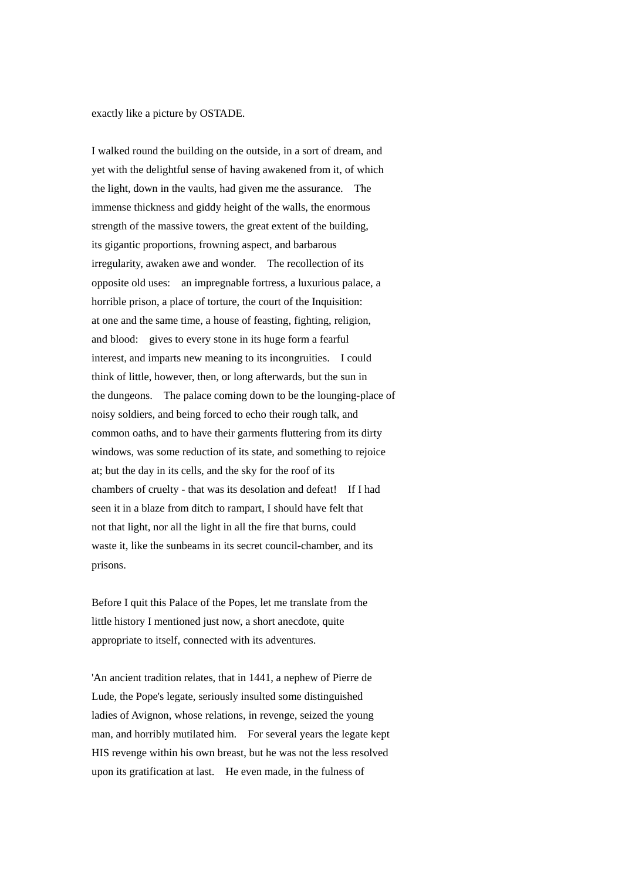exactly like a picture by OSTADE.

I walked round the building on the outside, in a sort of dream, and yet with the delightful sense of having awakened from it, of which the light, down in the vaults, had given me the assurance. The immense thickness and giddy height of the walls, the enormous strength of the massive towers, the great extent of the building, its gigantic proportions, frowning aspect, and barbarous irregularity, awaken awe and wonder. The recollection of its opposite old uses: an impregnable fortress, a luxurious palace, a horrible prison, a place of torture, the court of the Inquisition: at one and the same time, a house of feasting, fighting, religion, and blood: gives to every stone in its huge form a fearful interest, and imparts new meaning to its incongruities. I could think of little, however, then, or long afterwards, but the sun in the dungeons. The palace coming down to be the lounging-place of noisy soldiers, and being forced to echo their rough talk, and common oaths, and to have their garments fluttering from its dirty windows, was some reduction of its state, and something to rejoice at; but the day in its cells, and the sky for the roof of its chambers of cruelty - that was its desolation and defeat! If I had seen it in a blaze from ditch to rampart, I should have felt that not that light, nor all the light in all the fire that burns, could waste it, like the sunbeams in its secret council-chamber, and its prisons.

Before I quit this Palace of the Popes, let me translate from the little history I mentioned just now, a short anecdote, quite appropriate to itself, connected with its adventures.

'An ancient tradition relates, that in 1441, a nephew of Pierre de Lude, the Pope's legate, seriously insulted some distinguished ladies of Avignon, whose relations, in revenge, seized the young man, and horribly mutilated him. For several years the legate kept HIS revenge within his own breast, but he was not the less resolved upon its gratification at last. He even made, in the fulness of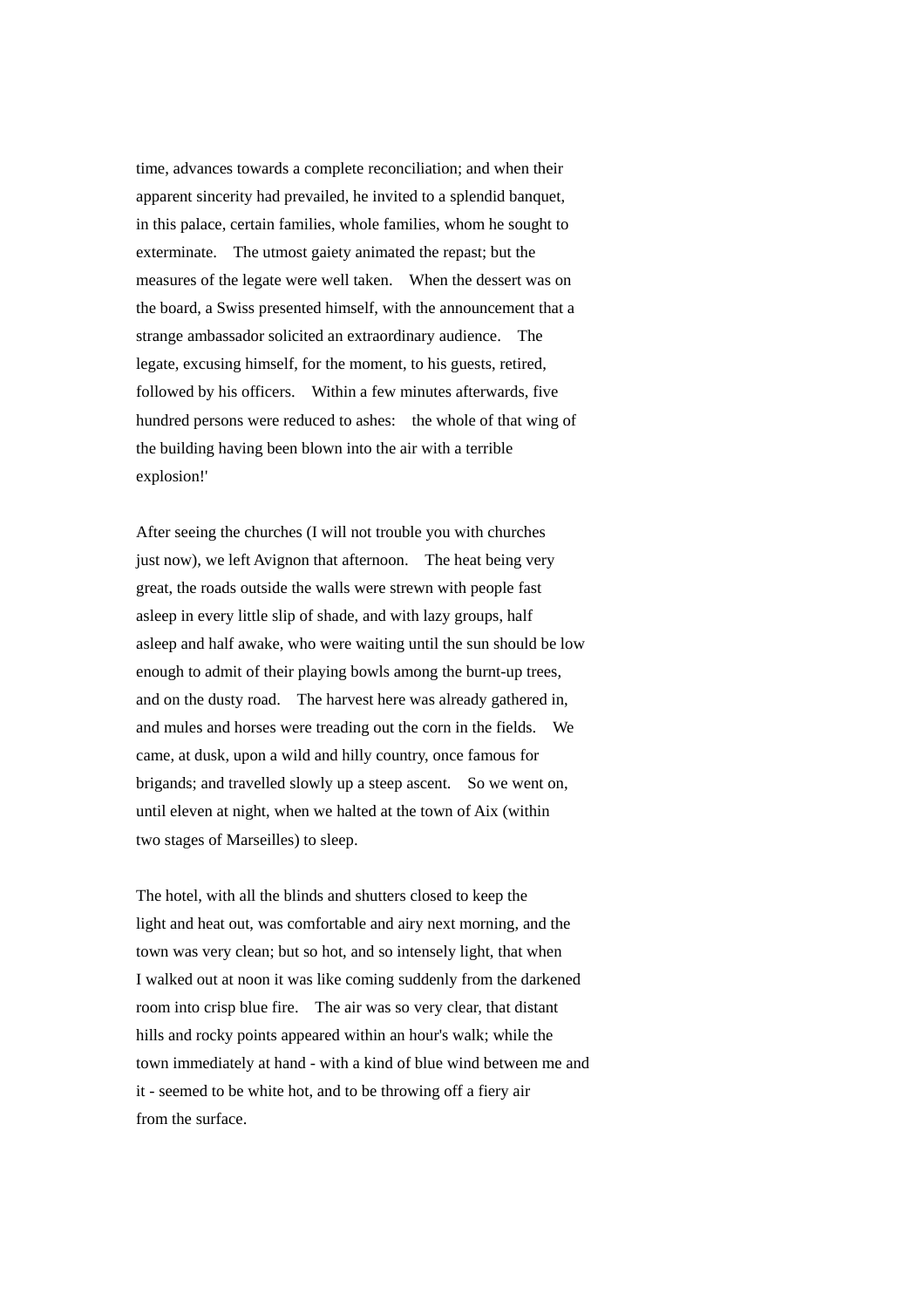time, advances towards a complete reconciliation; and when their apparent sincerity had prevailed, he invited to a splendid banquet, in this palace, certain families, whole families, whom he sought to exterminate. The utmost gaiety animated the repast; but the measures of the legate were well taken. When the dessert was on the board, a Swiss presented himself, with the announcement that a strange ambassador solicited an extraordinary audience. The legate, excusing himself, for the moment, to his guests, retired, followed by his officers. Within a few minutes afterwards, five hundred persons were reduced to ashes: the whole of that wing of the building having been blown into the air with a terrible explosion!'

After seeing the churches (I will not trouble you with churches just now), we left Avignon that afternoon. The heat being very great, the roads outside the walls were strewn with people fast asleep in every little slip of shade, and with lazy groups, half asleep and half awake, who were waiting until the sun should be low enough to admit of their playing bowls among the burnt-up trees, and on the dusty road. The harvest here was already gathered in, and mules and horses were treading out the corn in the fields. We came, at dusk, upon a wild and hilly country, once famous for brigands; and travelled slowly up a steep ascent. So we went on, until eleven at night, when we halted at the town of Aix (within two stages of Marseilles) to sleep.

The hotel, with all the blinds and shutters closed to keep the light and heat out, was comfortable and airy next morning, and the town was very clean; but so hot, and so intensely light, that when I walked out at noon it was like coming suddenly from the darkened room into crisp blue fire. The air was so very clear, that distant hills and rocky points appeared within an hour's walk; while the town immediately at hand - with a kind of blue wind between me and it - seemed to be white hot, and to be throwing off a fiery air from the surface.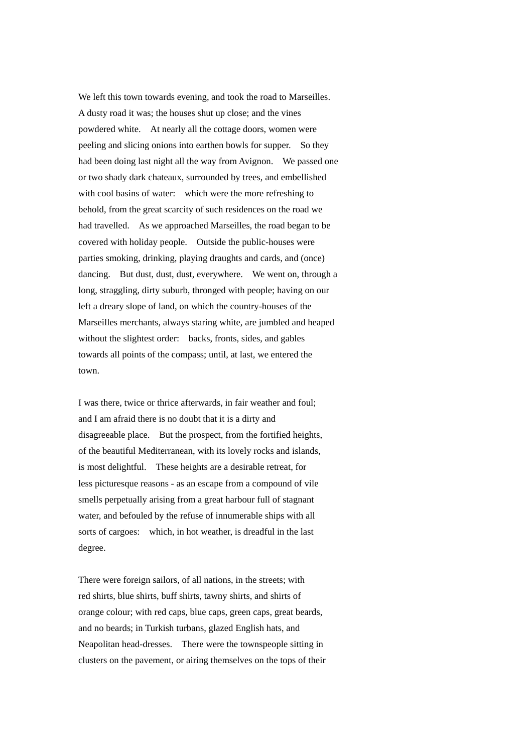We left this town towards evening, and took the road to Marseilles. A dusty road it was; the houses shut up close; and the vines powdered white. At nearly all the cottage doors, women were peeling and slicing onions into earthen bowls for supper. So they had been doing last night all the way from Avignon. We passed one or two shady dark chateaux, surrounded by trees, and embellished with cool basins of water: which were the more refreshing to behold, from the great scarcity of such residences on the road we had travelled. As we approached Marseilles, the road began to be covered with holiday people. Outside the public-houses were parties smoking, drinking, playing draughts and cards, and (once) dancing. But dust, dust, dust, everywhere. We went on, through a long, straggling, dirty suburb, thronged with people; having on our left a dreary slope of land, on which the country-houses of the Marseilles merchants, always staring white, are jumbled and heaped without the slightest order: backs, fronts, sides, and gables towards all points of the compass; until, at last, we entered the town.

I was there, twice or thrice afterwards, in fair weather and foul; and I am afraid there is no doubt that it is a dirty and disagreeable place. But the prospect, from the fortified heights, of the beautiful Mediterranean, with its lovely rocks and islands, is most delightful. These heights are a desirable retreat, for less picturesque reasons - as an escape from a compound of vile smells perpetually arising from a great harbour full of stagnant water, and befouled by the refuse of innumerable ships with all sorts of cargoes: which, in hot weather, is dreadful in the last degree.

There were foreign sailors, of all nations, in the streets; with red shirts, blue shirts, buff shirts, tawny shirts, and shirts of orange colour; with red caps, blue caps, green caps, great beards, and no beards; in Turkish turbans, glazed English hats, and Neapolitan head-dresses. There were the townspeople sitting in clusters on the pavement, or airing themselves on the tops of their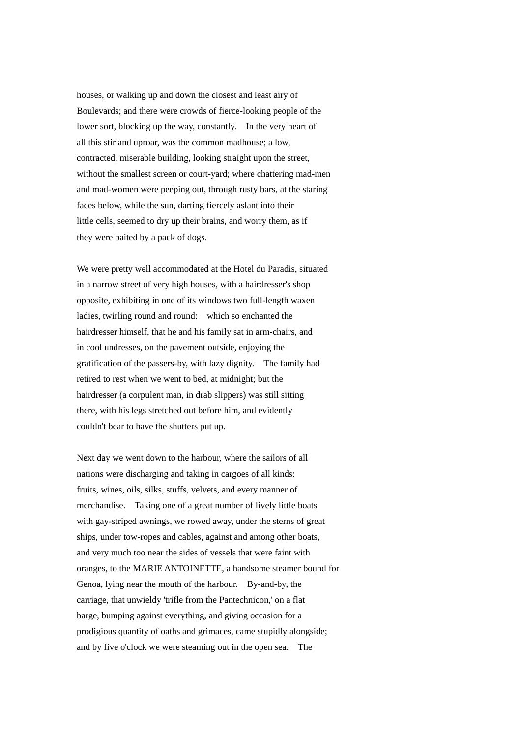houses, or walking up and down the closest and least airy of Boulevards; and there were crowds of fierce-looking people of the lower sort, blocking up the way, constantly. In the very heart of all this stir and uproar, was the common madhouse; a low, contracted, miserable building, looking straight upon the street, without the smallest screen or court-yard; where chattering mad-men and mad-women were peeping out, through rusty bars, at the staring faces below, while the sun, darting fiercely aslant into their little cells, seemed to dry up their brains, and worry them, as if they were baited by a pack of dogs.

We were pretty well accommodated at the Hotel du Paradis, situated in a narrow street of very high houses, with a hairdresser's shop opposite, exhibiting in one of its windows two full-length waxen ladies, twirling round and round: which so enchanted the hairdresser himself, that he and his family sat in arm-chairs, and in cool undresses, on the pavement outside, enjoying the gratification of the passers-by, with lazy dignity. The family had retired to rest when we went to bed, at midnight; but the hairdresser (a corpulent man, in drab slippers) was still sitting there, with his legs stretched out before him, and evidently couldn't bear to have the shutters put up.

Next day we went down to the harbour, where the sailors of all nations were discharging and taking in cargoes of all kinds: fruits, wines, oils, silks, stuffs, velvets, and every manner of merchandise. Taking one of a great number of lively little boats with gay-striped awnings, we rowed away, under the sterns of great ships, under tow-ropes and cables, against and among other boats, and very much too near the sides of vessels that were faint with oranges, to the MARIE ANTOINETTE, a handsome steamer bound for Genoa, lying near the mouth of the harbour. By-and-by, the carriage, that unwieldy 'trifle from the Pantechnicon,' on a flat barge, bumping against everything, and giving occasion for a prodigious quantity of oaths and grimaces, came stupidly alongside; and by five o'clock we were steaming out in the open sea. The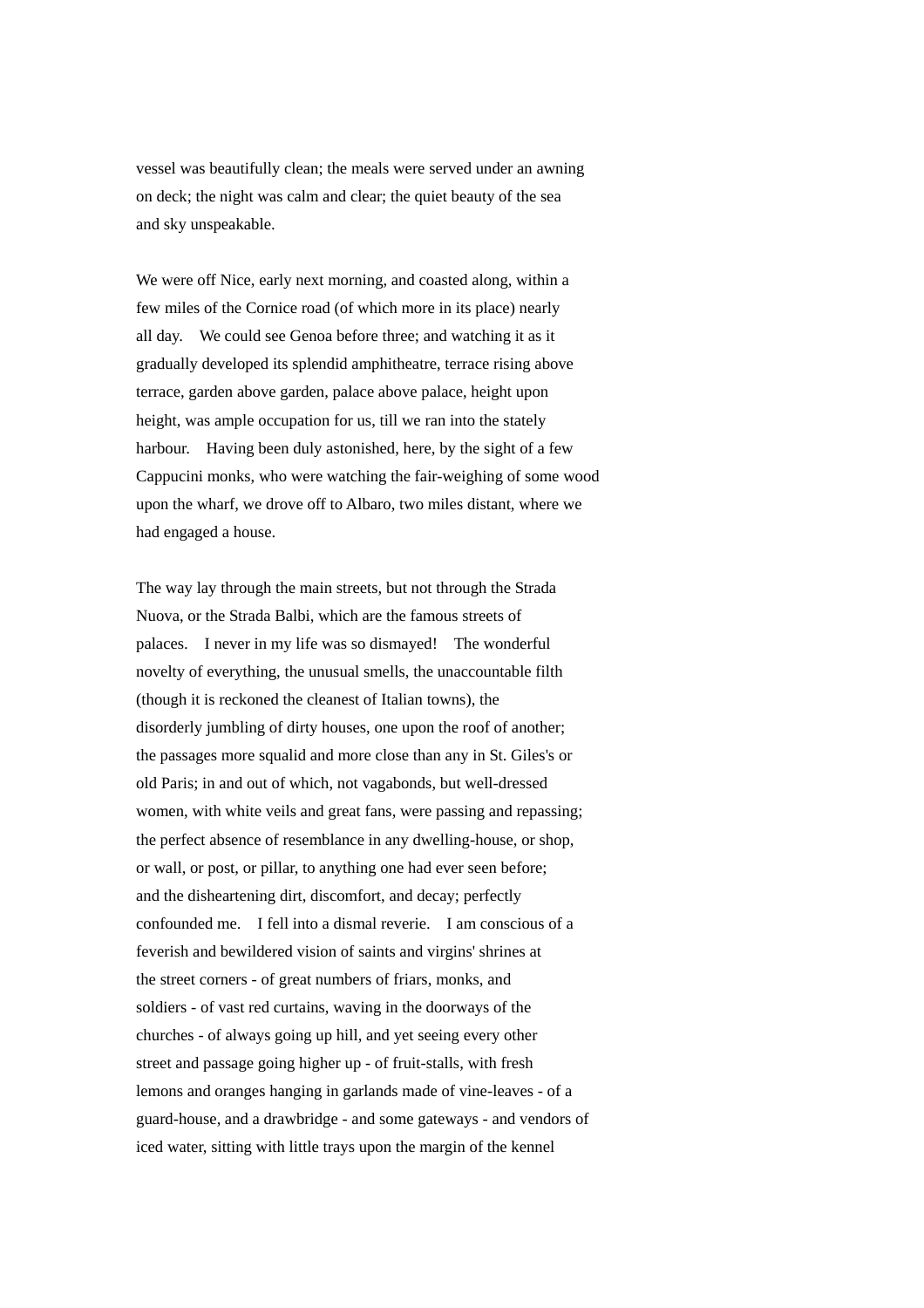vessel was beautifully clean; the meals were served under an awning on deck; the night was calm and clear; the quiet beauty of the sea and sky unspeakable.

We were off Nice, early next morning, and coasted along, within a few miles of the Cornice road (of which more in its place) nearly all day.  We could see Genoa before three; and watching it as it gradually developed its splendid amphitheatre, terrace rising above terrace, garden above garden, palace above palace, height upon height, was ample occupation for us, till we ran into the stately harbour.  Having been duly astonished, here, by the sight of a few Cappucini monks, who were watching the fair-weighing of some wood upon the wharf, we drove off to Albaro, two miles distant, where we had engaged a house.

The way lay through the main streets, but not through the Strada Nuova, or the Strada Balbi, which are the famous streets of palaces.  I never in my life was so dismayed!  The wonderful novelty of everything, the unusual smells, the unaccountable filth (though it is reckoned the cleanest of Italian towns), the disorderly jumbling of dirty houses, one upon the roof of another; the passages more squalid and more close than any in St. Giles's or old Paris; in and out of which, not vagabonds, but well-dressed women, with white veils and great fans, were passing and repassing; the perfect absence of resemblance in any dwelling-house, or shop, or wall, or post, or pillar, to anything one had ever seen before; and the disheartening dirt, discomfort, and decay; perfectly confounded me.  I fell into a dismal reverie.  I am conscious of a feverish and bewildered vision of saints and virgins' shrines at the street corners - of great numbers of friars, monks, and soldiers - of vast red curtains, waving in the doorways of the churches - of always going up hill, and yet seeing every other street and passage going higher up - of fruit-stalls, with fresh lemons and oranges hanging in garlands made of vine-leaves - of a guard-house, and a drawbridge - and some gateways - and vendors of iced water, sitting with little trays upon the margin of the kennel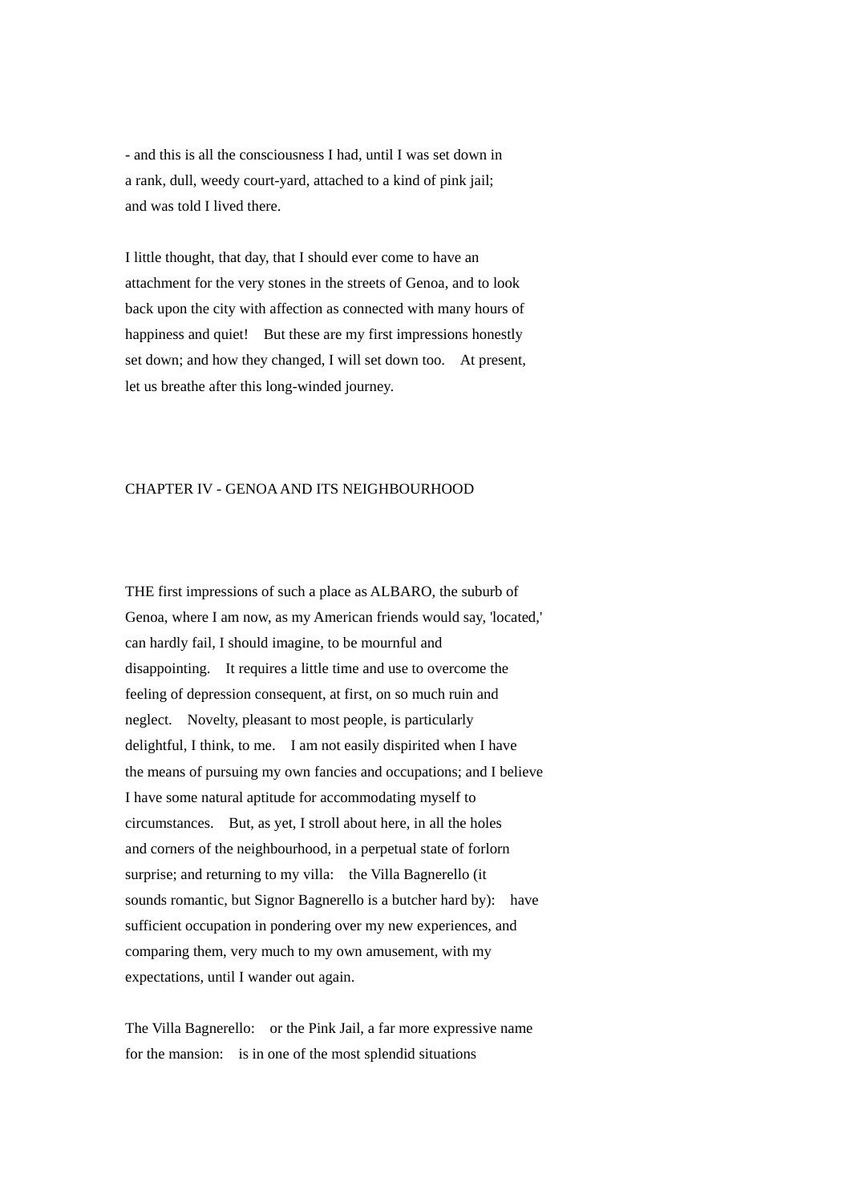- and this is all the consciousness I had, until I was set down in a rank, dull, weedy court-yard, attached to a kind of pink jail; and was told I lived there.

I little thought, that day, that I should ever come to have an attachment for the very stones in the streets of Genoa, and to look back upon the city with affection as connected with many hours of happiness and quiet! But these are my first impressions honestly set down; and how they changed, I will set down too. At present, let us breathe after this long-winded journey.

## CHAPTER IV - GENOA AND ITS NEIGHBOURHOOD

THE first impressions of such a place as ALBARO, the suburb of Genoa, where I am now, as my American friends would say, 'located,' can hardly fail, I should imagine, to be mournful and disappointing. It requires a little time and use to overcome the feeling of depression consequent, at first, on so much ruin and neglect. Novelty, pleasant to most people, is particularly delightful, I think, to me. I am not easily dispirited when I have the means of pursuing my own fancies and occupations; and I believe I have some natural aptitude for accommodating myself to circumstances. But, as yet, I stroll about here, in all the holes and corners of the neighbourhood, in a perpetual state of forlorn surprise; and returning to my villa: the Villa Bagnerello (it sounds romantic, but Signor Bagnerello is a butcher hard by): have sufficient occupation in pondering over my new experiences, and comparing them, very much to my own amusement, with my expectations, until I wander out again.

The Villa Bagnerello: or the Pink Jail, a far more expressive name for the mansion: is in one of the most splendid situations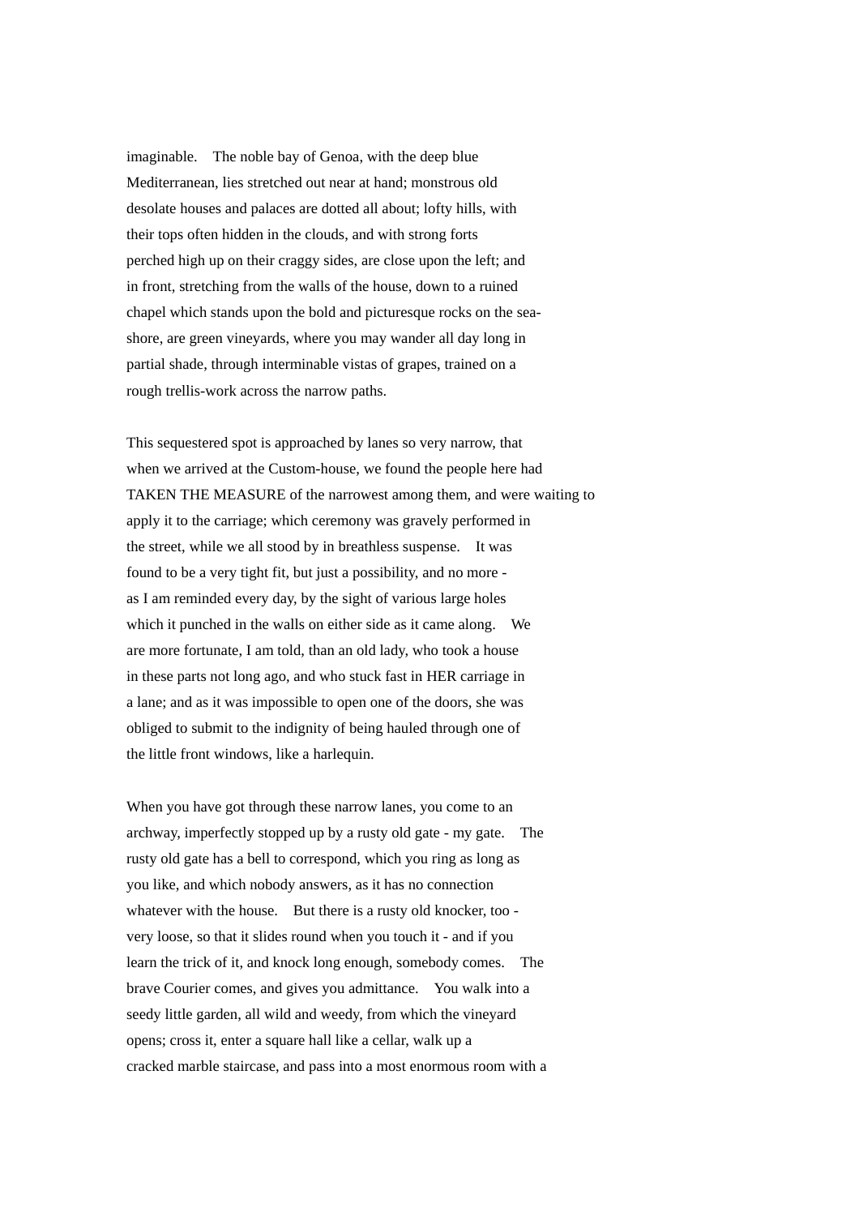imaginable. The noble bay of Genoa, with the deep blue Mediterranean, lies stretched out near at hand; monstrous old desolate houses and palaces are dotted all about; lofty hills, with their tops often hidden in the clouds, and with strong forts perched high up on their craggy sides, are close upon the left; and in front, stretching from the walls of the house, down to a ruined chapel which stands upon the bold and picturesque rocks on the sea-shore, are green vineyards, where you may wander all day long in partial shade, through interminable vistas of grapes, trained on a rough trellis-work across the narrow paths.

This sequestered spot is approached by lanes so very narrow, that when we arrived at the Custom-house, we found the people here had TAKEN THE MEASURE of the narrowest among them, and were waiting to apply it to the carriage; which ceremony was gravely performed in the street, while we all stood by in breathless suspense. It was found to be a very tight fit, but just a possibility, and no more - as I am reminded every day, by the sight of various large holes which it punched in the walls on either side as it came along. We are more fortunate, I am told, than an old lady, who took a house in these parts not long ago, and who stuck fast in HER carriage in a lane; and as it was impossible to open one of the doors, she was obliged to submit to the indignity of being hauled through one of the little front windows, like a harlequin.

When you have got through these narrow lanes, you come to an archway, imperfectly stopped up by a rusty old gate - my gate. The rusty old gate has a bell to correspond, which you ring as long as you like, and which nobody answers, as it has no connection whatever with the house. But there is a rusty old knocker, too - very loose, so that it slides round when you touch it - and if you learn the trick of it, and knock long enough, somebody comes. The brave Courier comes, and gives you admittance. You walk into a seedy little garden, all wild and weedy, from which the vineyard opens; cross it, enter a square hall like a cellar, walk up a cracked marble staircase, and pass into a most enormous room with a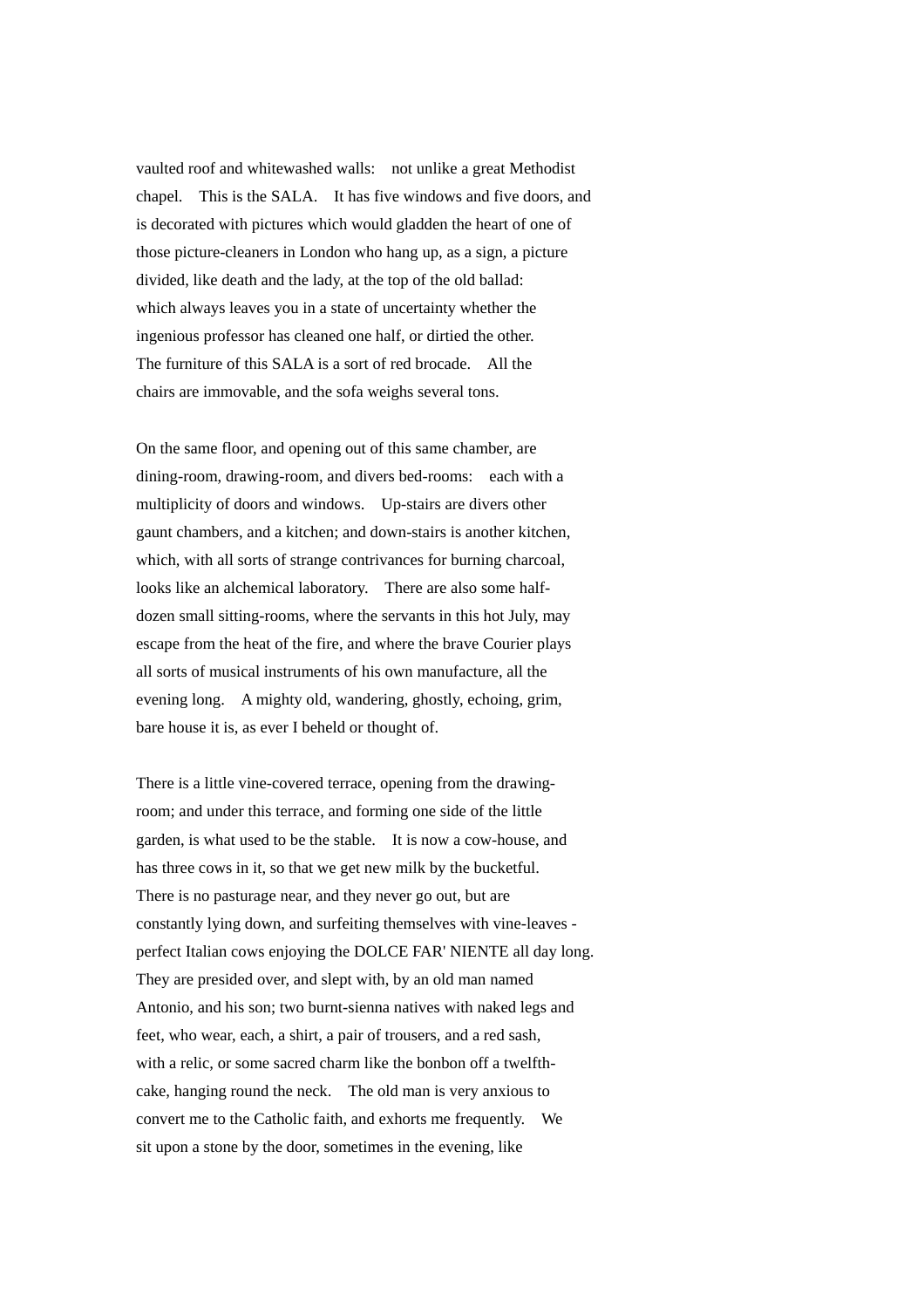vaulted roof and whitewashed walls: not unlike a great Methodist chapel. This is the SALA. It has five windows and five doors, and is decorated with pictures which would gladden the heart of one of those picture-cleaners in London who hang up, as a sign, a picture divided, like death and the lady, at the top of the old ballad: which always leaves you in a state of uncertainty whether the ingenious professor has cleaned one half, or dirtied the other. The furniture of this SALA is a sort of red brocade. All the chairs are immovable, and the sofa weighs several tons.

On the same floor, and opening out of this same chamber, are dining-room, drawing-room, and divers bed-rooms: each with a multiplicity of doors and windows. Up-stairs are divers other gaunt chambers, and a kitchen; and down-stairs is another kitchen, which, with all sorts of strange contrivances for burning charcoal, looks like an alchemical laboratory. There are also some half-dozen small sitting-rooms, where the servants in this hot July, may escape from the heat of the fire, and where the brave Courier plays all sorts of musical instruments of his own manufacture, all the evening long. A mighty old, wandering, ghostly, echoing, grim, bare house it is, as ever I beheld or thought of.

There is a little vine-covered terrace, opening from the drawing-room; and under this terrace, and forming one side of the little garden, is what used to be the stable. It is now a cow-house, and has three cows in it, so that we get new milk by the bucketful. There is no pasturage near, and they never go out, but are constantly lying down, and surfeiting themselves with vine-leaves - perfect Italian cows enjoying the DOLCE FAR' NIENTE all day long. They are presided over, and slept with, by an old man named Antonio, and his son; two burnt-sienna natives with naked legs and feet, who wear, each, a shirt, a pair of trousers, and a red sash, with a relic, or some sacred charm like the bonbon off a twelfth-cake, hanging round the neck. The old man is very anxious to convert me to the Catholic faith, and exhorts me frequently. We sit upon a stone by the door, sometimes in the evening, like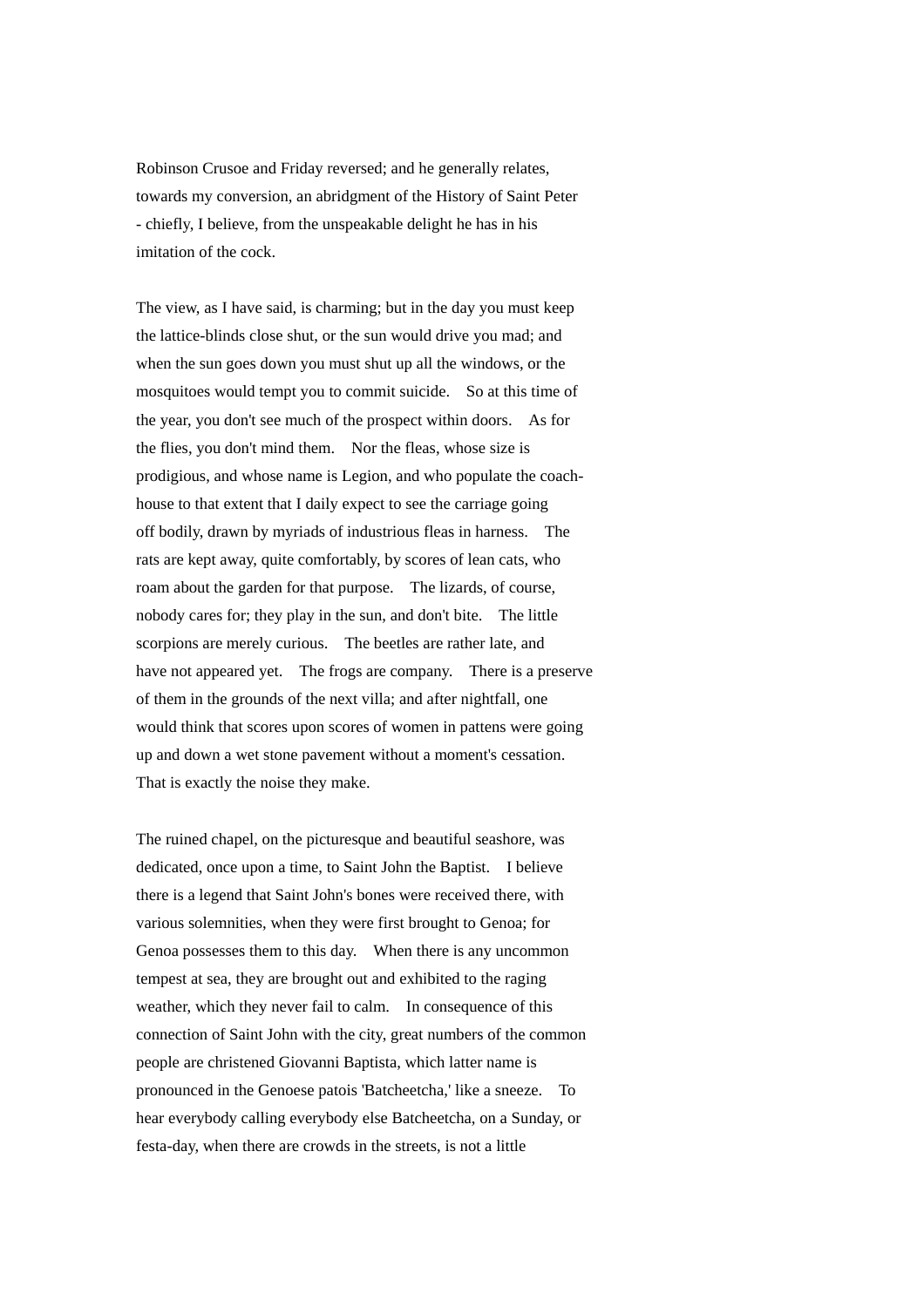Robinson Crusoe and Friday reversed; and he generally relates, towards my conversion, an abridgment of the History of Saint Peter - chiefly, I believe, from the unspeakable delight he has in his imitation of the cock.

The view, as I have said, is charming; but in the day you must keep the lattice-blinds close shut, or the sun would drive you mad; and when the sun goes down you must shut up all the windows, or the mosquitoes would tempt you to commit suicide. So at this time of the year, you don't see much of the prospect within doors. As for the flies, you don't mind them. Nor the fleas, whose size is prodigious, and whose name is Legion, and who populate the coach-house to that extent that I daily expect to see the carriage going off bodily, drawn by myriads of industrious fleas in harness. The rats are kept away, quite comfortably, by scores of lean cats, who roam about the garden for that purpose. The lizards, of course, nobody cares for; they play in the sun, and don't bite. The little scorpions are merely curious. The beetles are rather late, and have not appeared yet. The frogs are company. There is a preserve of them in the grounds of the next villa; and after nightfall, one would think that scores upon scores of women in pattens were going up and down a wet stone pavement without a moment's cessation. That is exactly the noise they make.

The ruined chapel, on the picturesque and beautiful seashore, was dedicated, once upon a time, to Saint John the Baptist. I believe there is a legend that Saint John's bones were received there, with various solemnities, when they were first brought to Genoa; for Genoa possesses them to this day. When there is any uncommon tempest at sea, they are brought out and exhibited to the raging weather, which they never fail to calm. In consequence of this connection of Saint John with the city, great numbers of the common people are christened Giovanni Baptista, which latter name is pronounced in the Genoese patois 'Batcheetcha,' like a sneeze. To hear everybody calling everybody else Batcheetcha, on a Sunday, or festa-day, when there are crowds in the streets, is not a little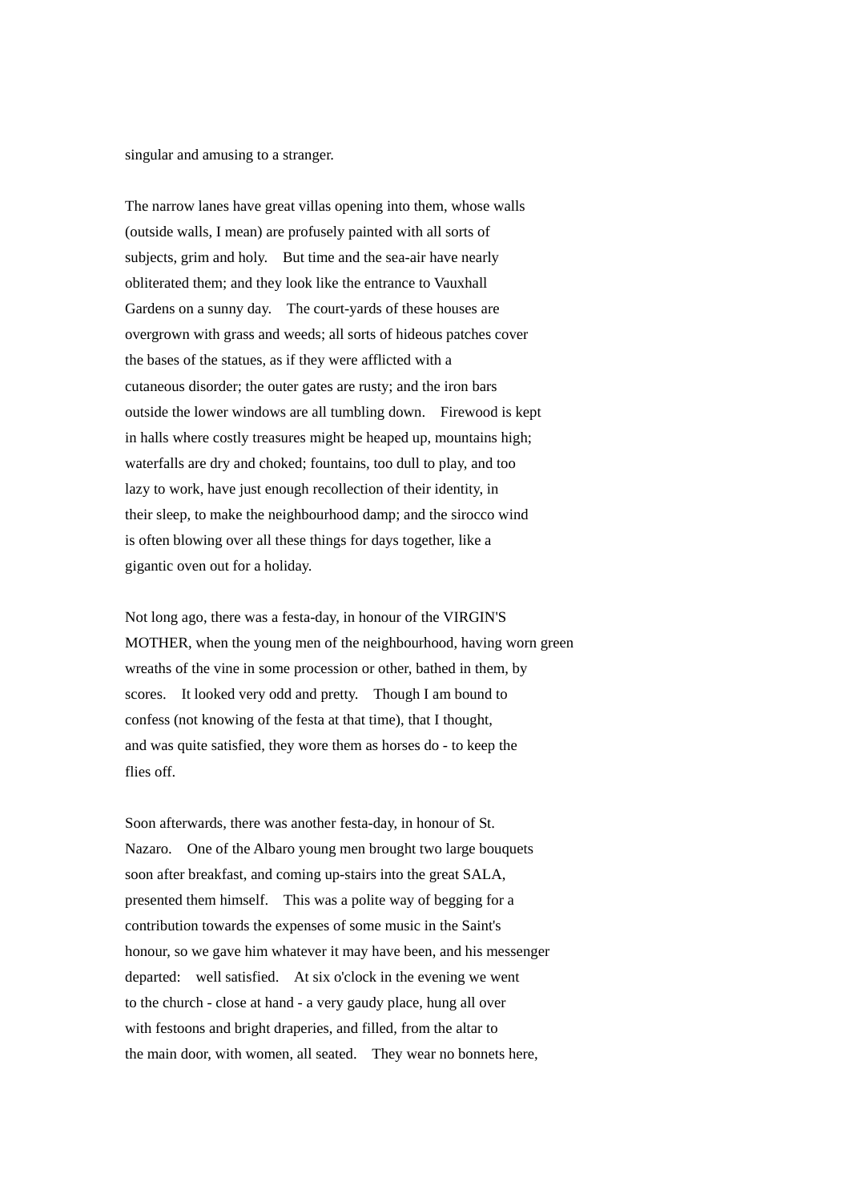singular and amusing to a stranger.

The narrow lanes have great villas opening into them, whose walls (outside walls, I mean) are profusely painted with all sorts of subjects, grim and holy. But time and the sea-air have nearly obliterated them; and they look like the entrance to Vauxhall Gardens on a sunny day. The court-yards of these houses are overgrown with grass and weeds; all sorts of hideous patches cover the bases of the statues, as if they were afflicted with a cutaneous disorder; the outer gates are rusty; and the iron bars outside the lower windows are all tumbling down. Firewood is kept in halls where costly treasures might be heaped up, mountains high; waterfalls are dry and choked; fountains, too dull to play, and too lazy to work, have just enough recollection of their identity, in their sleep, to make the neighbourhood damp; and the sirocco wind is often blowing over all these things for days together, like a gigantic oven out for a holiday.

Not long ago, there was a festa-day, in honour of the VIRGIN'S MOTHER, when the young men of the neighbourhood, having worn green wreaths of the vine in some procession or other, bathed in them, by scores. It looked very odd and pretty. Though I am bound to confess (not knowing of the festa at that time), that I thought, and was quite satisfied, they wore them as horses do - to keep the flies off.

Soon afterwards, there was another festa-day, in honour of St. Nazaro. One of the Albaro young men brought two large bouquets soon after breakfast, and coming up-stairs into the great SALA, presented them himself. This was a polite way of begging for a contribution towards the expenses of some music in the Saint's honour, so we gave him whatever it may have been, and his messenger departed: well satisfied. At six o'clock in the evening we went to the church - close at hand - a very gaudy place, hung all over with festoons and bright draperies, and filled, from the altar to the main door, with women, all seated. They wear no bonnets here,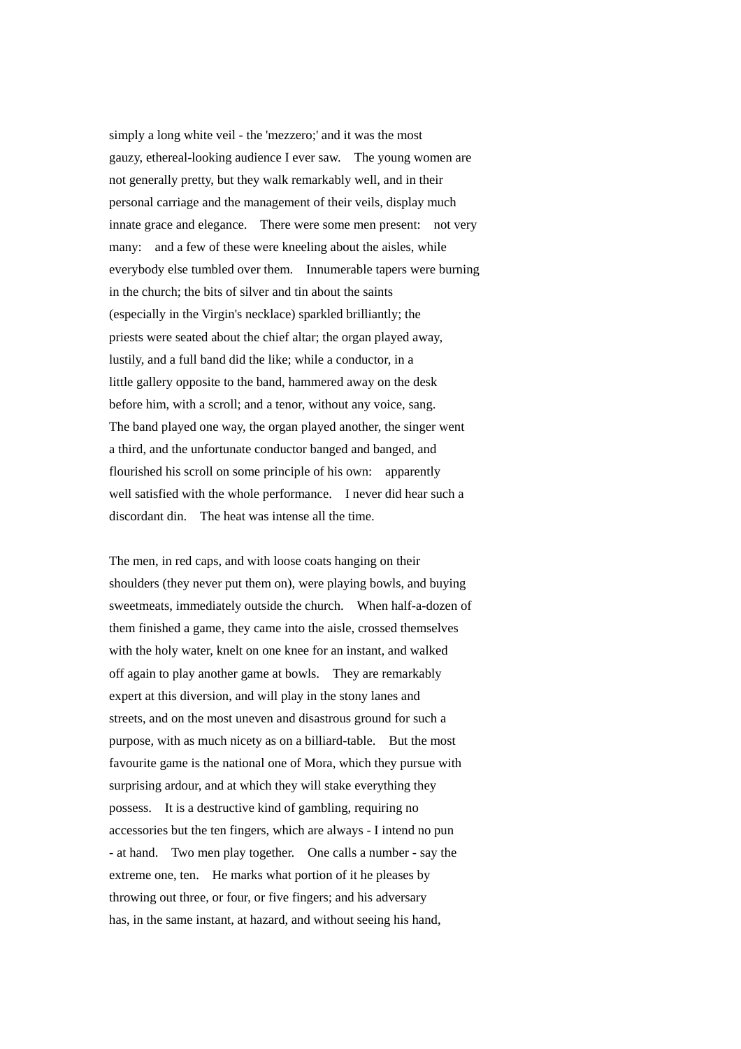simply a long white veil - the 'mezzero;' and it was the most gauzy, ethereal-looking audience I ever saw. The young women are not generally pretty, but they walk remarkably well, and in their personal carriage and the management of their veils, display much innate grace and elegance. There were some men present: not very many: and a few of these were kneeling about the aisles, while everybody else tumbled over them. Innumerable tapers were burning in the church; the bits of silver and tin about the saints (especially in the Virgin's necklace) sparkled brilliantly; the priests were seated about the chief altar; the organ played away, lustily, and a full band did the like; while a conductor, in a little gallery opposite to the band, hammered away on the desk before him, with a scroll; and a tenor, without any voice, sang. The band played one way, the organ played another, the singer went a third, and the unfortunate conductor banged and banged, and flourished his scroll on some principle of his own: apparently well satisfied with the whole performance. I never did hear such a discordant din. The heat was intense all the time.

The men, in red caps, and with loose coats hanging on their shoulders (they never put them on), were playing bowls, and buying sweetmeats, immediately outside the church. When half-a-dozen of them finished a game, they came into the aisle, crossed themselves with the holy water, knelt on one knee for an instant, and walked off again to play another game at bowls. They are remarkably expert at this diversion, and will play in the stony lanes and streets, and on the most uneven and disastrous ground for such a purpose, with as much nicety as on a billiard-table. But the most favourite game is the national one of Mora, which they pursue with surprising ardour, and at which they will stake everything they possess. It is a destructive kind of gambling, requiring no accessories but the ten fingers, which are always - I intend no pun - at hand. Two men play together. One calls a number - say the extreme one, ten. He marks what portion of it he pleases by throwing out three, or four, or five fingers; and his adversary has, in the same instant, at hazard, and without seeing his hand,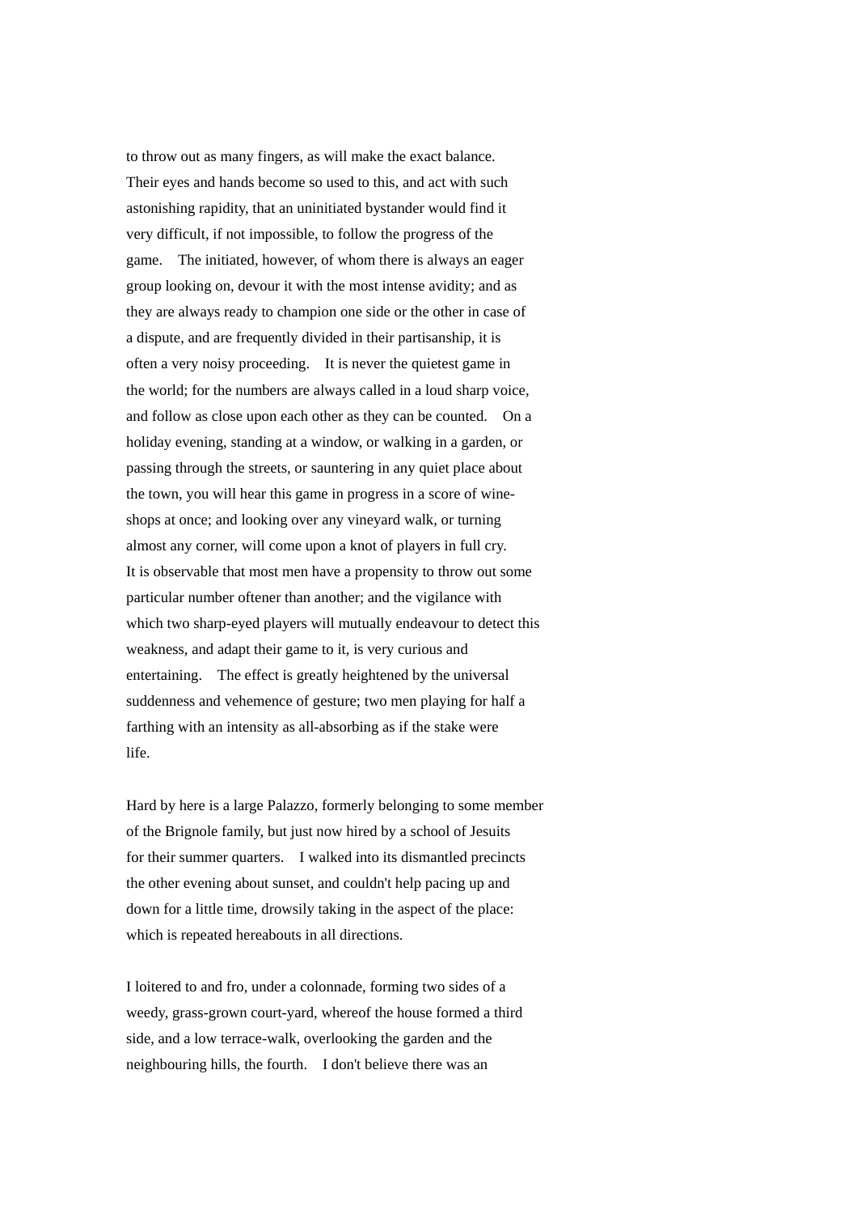to throw out as many fingers, as will make the exact balance. Their eyes and hands become so used to this, and act with such astonishing rapidity, that an uninitiated bystander would find it very difficult, if not impossible, to follow the progress of the game. The initiated, however, of whom there is always an eager group looking on, devour it with the most intense avidity; and as they are always ready to champion one side or the other in case of a dispute, and are frequently divided in their partisanship, it is often a very noisy proceeding. It is never the quietest game in the world; for the numbers are always called in a loud sharp voice, and follow as close upon each other as they can be counted. On a holiday evening, standing at a window, or walking in a garden, or passing through the streets, or sauntering in any quiet place about the town, you will hear this game in progress in a score of wine-shops at once; and looking over any vineyard walk, or turning almost any corner, will come upon a knot of players in full cry. It is observable that most men have a propensity to throw out some particular number oftener than another; and the vigilance with which two sharp-eyed players will mutually endeavour to detect this weakness, and adapt their game to it, is very curious and entertaining. The effect is greatly heightened by the universal suddenness and vehemence of gesture; two men playing for half a farthing with an intensity as all-absorbing as if the stake were life.

Hard by here is a large Palazzo, formerly belonging to some member of the Brignole family, but just now hired by a school of Jesuits for their summer quarters. I walked into its dismantled precincts the other evening about sunset, and couldn't help pacing up and down for a little time, drowsily taking in the aspect of the place: which is repeated hereabouts in all directions.

I loitered to and fro, under a colonnade, forming two sides of a weedy, grass-grown court-yard, whereof the house formed a third side, and a low terrace-walk, overlooking the garden and the neighbouring hills, the fourth. I don't believe there was an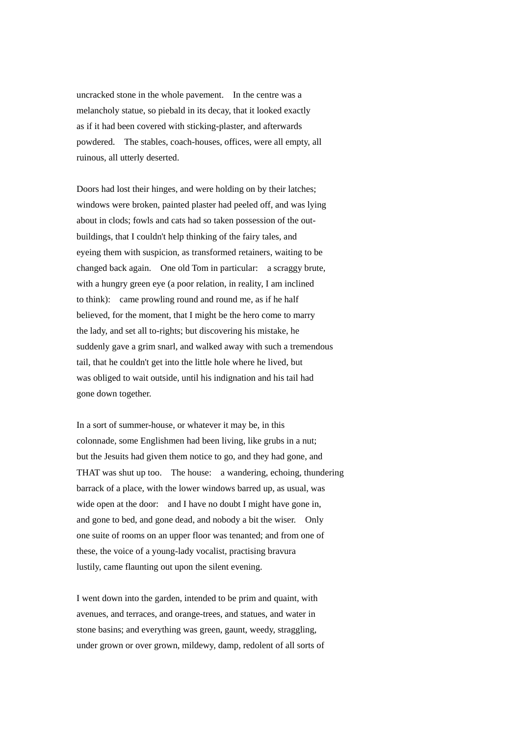uncracked stone in the whole pavement. In the centre was a melancholy statue, so piebald in its decay, that it looked exactly as if it had been covered with sticking-plaster, and afterwards powdered. The stables, coach-houses, offices, were all empty, all ruinous, all utterly deserted.

Doors had lost their hinges, and were holding on by their latches; windows were broken, painted plaster had peeled off, and was lying about in clods; fowls and cats had so taken possession of the out-buildings, that I couldn't help thinking of the fairy tales, and eyeing them with suspicion, as transformed retainers, waiting to be changed back again. One old Tom in particular: a scraggy brute, with a hungry green eye (a poor relation, in reality, I am inclined to think): came prowling round and round me, as if he half believed, for the moment, that I might be the hero come to marry the lady, and set all to-rights; but discovering his mistake, he suddenly gave a grim snarl, and walked away with such a tremendous tail, that he couldn't get into the little hole where he lived, but was obliged to wait outside, until his indignation and his tail had gone down together.

In a sort of summer-house, or whatever it may be, in this colonnade, some Englishmen had been living, like grubs in a nut; but the Jesuits had given them notice to go, and they had gone, and THAT was shut up too. The house: a wandering, echoing, thundering barrack of a place, with the lower windows barred up, as usual, was wide open at the door: and I have no doubt I might have gone in, and gone to bed, and gone dead, and nobody a bit the wiser. Only one suite of rooms on an upper floor was tenanted; and from one of these, the voice of a young-lady vocalist, practising bravura lustily, came flaunting out upon the silent evening.

I went down into the garden, intended to be prim and quaint, with avenues, and terraces, and orange-trees, and statues, and water in stone basins; and everything was green, gaunt, weedy, straggling, under grown or over grown, mildewy, damp, redolent of all sorts of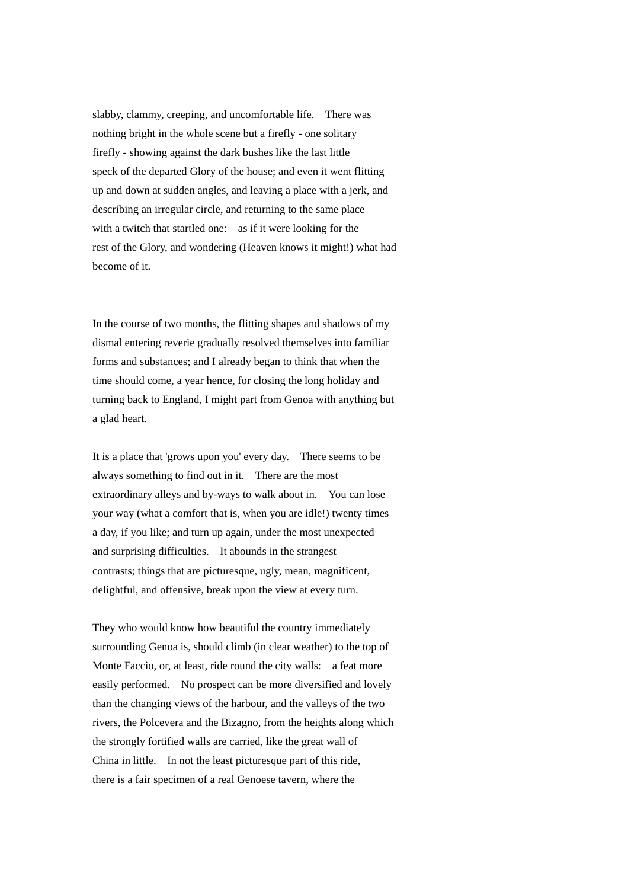slabby, clammy, creeping, and uncomfortable life. There was nothing bright in the whole scene but a firefly - one solitary firefly - showing against the dark bushes like the last little speck of the departed Glory of the house; and even it went flitting up and down at sudden angles, and leaving a place with a jerk, and describing an irregular circle, and returning to the same place with a twitch that startled one: as if it were looking for the rest of the Glory, and wondering (Heaven knows it might!) what had become of it.

In the course of two months, the flitting shapes and shadows of my dismal entering reverie gradually resolved themselves into familiar forms and substances; and I already began to think that when the time should come, a year hence, for closing the long holiday and turning back to England, I might part from Genoa with anything but a glad heart.

It is a place that 'grows upon you' every day. There seems to be always something to find out in it. There are the most extraordinary alleys and by-ways to walk about in. You can lose your way (what a comfort that is, when you are idle!) twenty times a day, if you like; and turn up again, under the most unexpected and surprising difficulties. It abounds in the strangest contrasts; things that are picturesque, ugly, mean, magnificent, delightful, and offensive, break upon the view at every turn.

They who would know how beautiful the country immediately surrounding Genoa is, should climb (in clear weather) to the top of Monte Faccio, or, at least, ride round the city walls: a feat more easily performed. No prospect can be more diversified and lovely than the changing views of the harbour, and the valleys of the two rivers, the Polcevera and the Bizagno, from the heights along which the strongly fortified walls are carried, like the great wall of China in little. In not the least picturesque part of this ride, there is a fair specimen of a real Genoese tavern, where the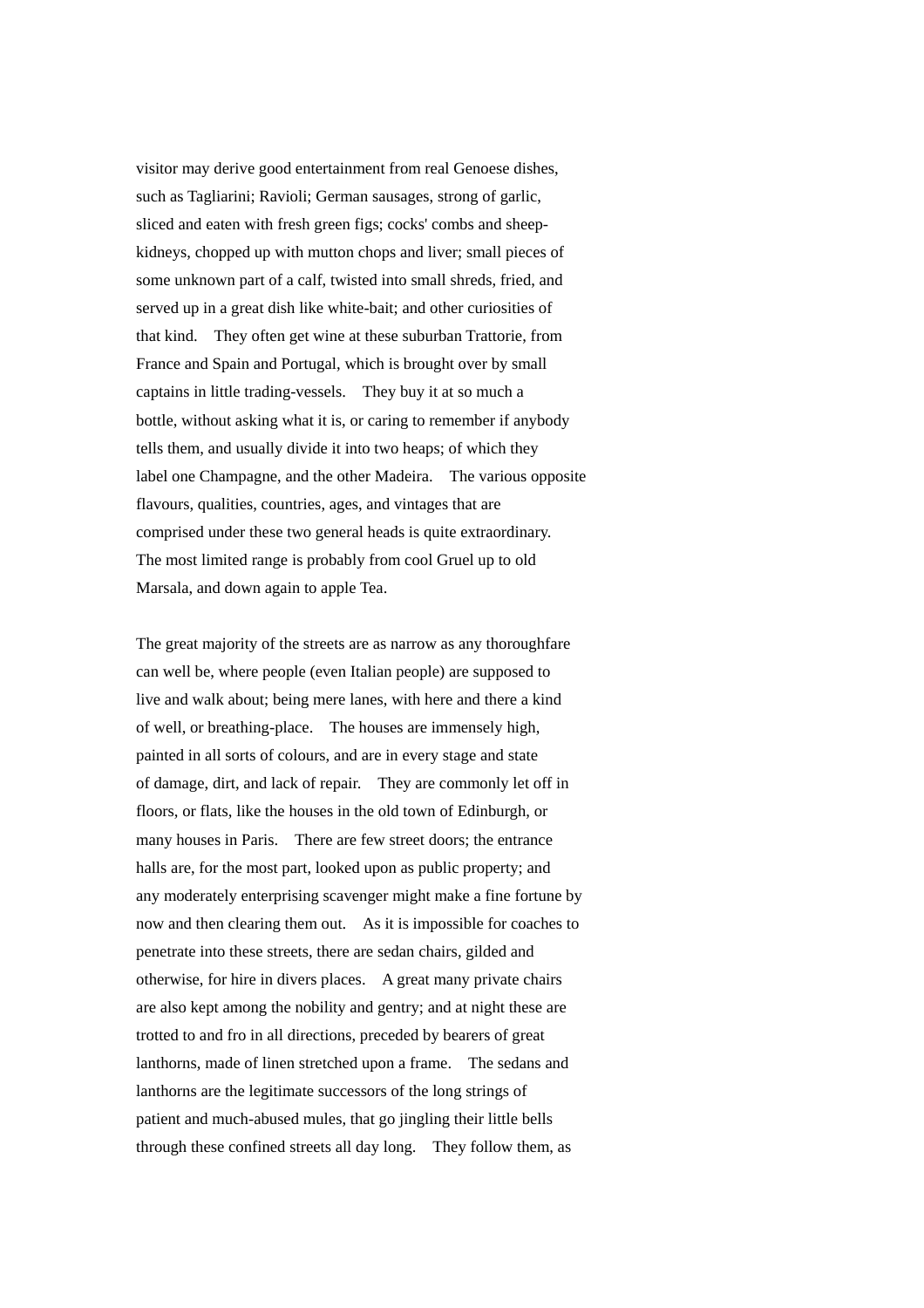visitor may derive good entertainment from real Genoese dishes, such as Tagliarini; Ravioli; German sausages, strong of garlic, sliced and eaten with fresh green figs; cocks' combs and sheep-kidneys, chopped up with mutton chops and liver; small pieces of some unknown part of a calf, twisted into small shreds, fried, and served up in a great dish like white-bait; and other curiosities of that kind. They often get wine at these suburban Trattorie, from France and Spain and Portugal, which is brought over by small captains in little trading-vessels. They buy it at so much a bottle, without asking what it is, or caring to remember if anybody tells them, and usually divide it into two heaps; of which they label one Champagne, and the other Madeira. The various opposite flavours, qualities, countries, ages, and vintages that are comprised under these two general heads is quite extraordinary. The most limited range is probably from cool Gruel up to old Marsala, and down again to apple Tea.

The great majority of the streets are as narrow as any thoroughfare can well be, where people (even Italian people) are supposed to live and walk about; being mere lanes, with here and there a kind of well, or breathing-place. The houses are immensely high, painted in all sorts of colours, and are in every stage and state of damage, dirt, and lack of repair. They are commonly let off in floors, or flats, like the houses in the old town of Edinburgh, or many houses in Paris. There are few street doors; the entrance halls are, for the most part, looked upon as public property; and any moderately enterprising scavenger might make a fine fortune by now and then clearing them out. As it is impossible for coaches to penetrate into these streets, there are sedan chairs, gilded and otherwise, for hire in divers places. A great many private chairs are also kept among the nobility and gentry; and at night these are trotted to and fro in all directions, preceded by bearers of great lanthorns, made of linen stretched upon a frame. The sedans and lanthorns are the legitimate successors of the long strings of patient and much-abused mules, that go jingling their little bells through these confined streets all day long. They follow them, as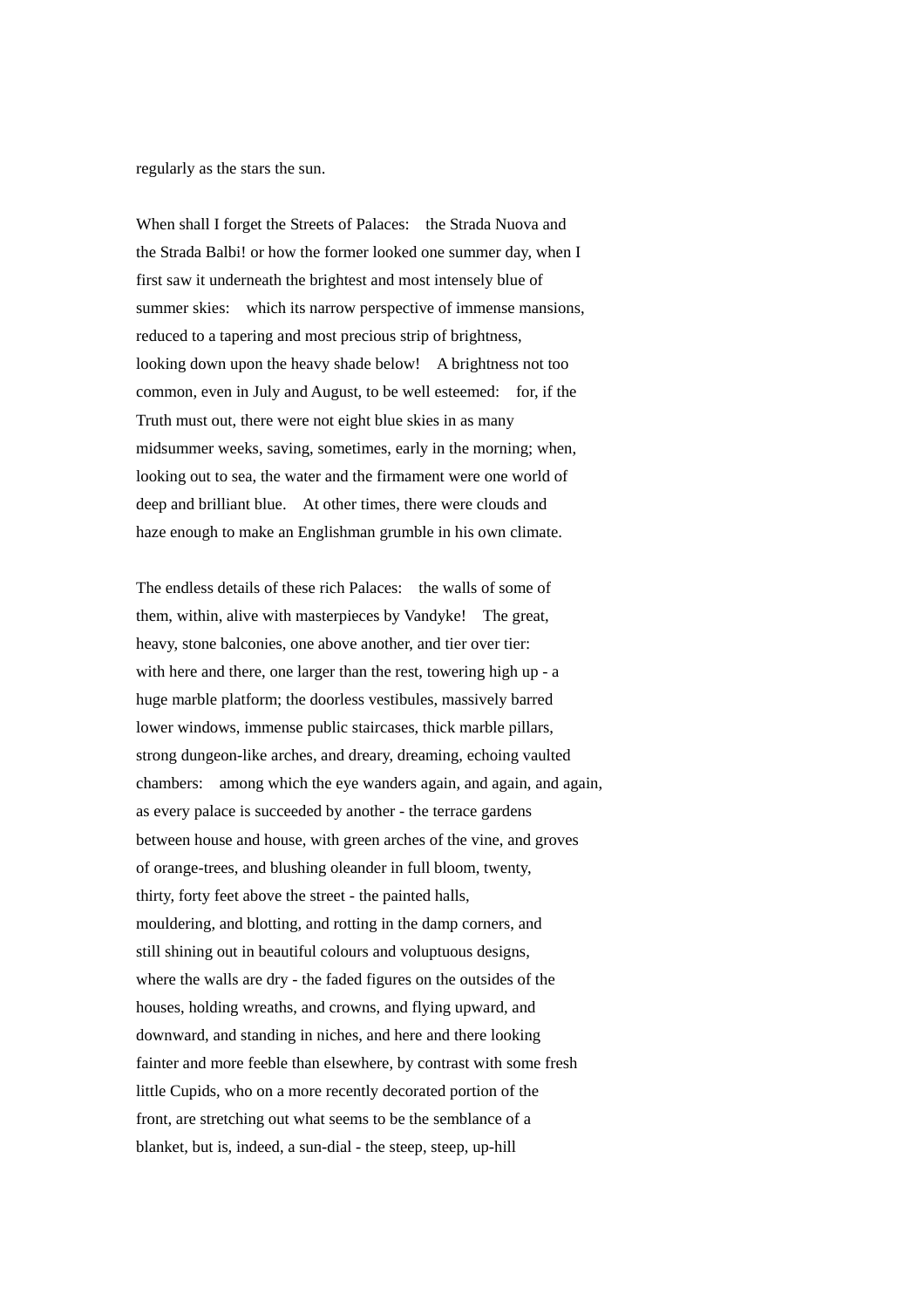regularly as the stars the sun.

When shall I forget the Streets of Palaces: the Strada Nuova and the Strada Balbi! or how the former looked one summer day, when I first saw it underneath the brightest and most intensely blue of summer skies: which its narrow perspective of immense mansions, reduced to a tapering and most precious strip of brightness, looking down upon the heavy shade below! A brightness not too common, even in July and August, to be well esteemed: for, if the Truth must out, there were not eight blue skies in as many midsummer weeks, saving, sometimes, early in the morning; when, looking out to sea, the water and the firmament were one world of deep and brilliant blue. At other times, there were clouds and haze enough to make an Englishman grumble in his own climate.

The endless details of these rich Palaces: the walls of some of them, within, alive with masterpieces by Vandyke! The great, heavy, stone balconies, one above another, and tier over tier: with here and there, one larger than the rest, towering high up - a huge marble platform; the doorless vestibules, massively barred lower windows, immense public staircases, thick marble pillars, strong dungeon-like arches, and dreary, dreaming, echoing vaulted chambers: among which the eye wanders again, and again, and again, as every palace is succeeded by another - the terrace gardens between house and house, with green arches of the vine, and groves of orange-trees, and blushing oleander in full bloom, twenty, thirty, forty feet above the street - the painted halls, mouldering, and blotting, and rotting in the damp corners, and still shining out in beautiful colours and voluptuous designs, where the walls are dry - the faded figures on the outsides of the houses, holding wreaths, and crowns, and flying upward, and downward, and standing in niches, and here and there looking fainter and more feeble than elsewhere, by contrast with some fresh little Cupids, who on a more recently decorated portion of the front, are stretching out what seems to be the semblance of a blanket, but is, indeed, a sun-dial - the steep, steep, up-hill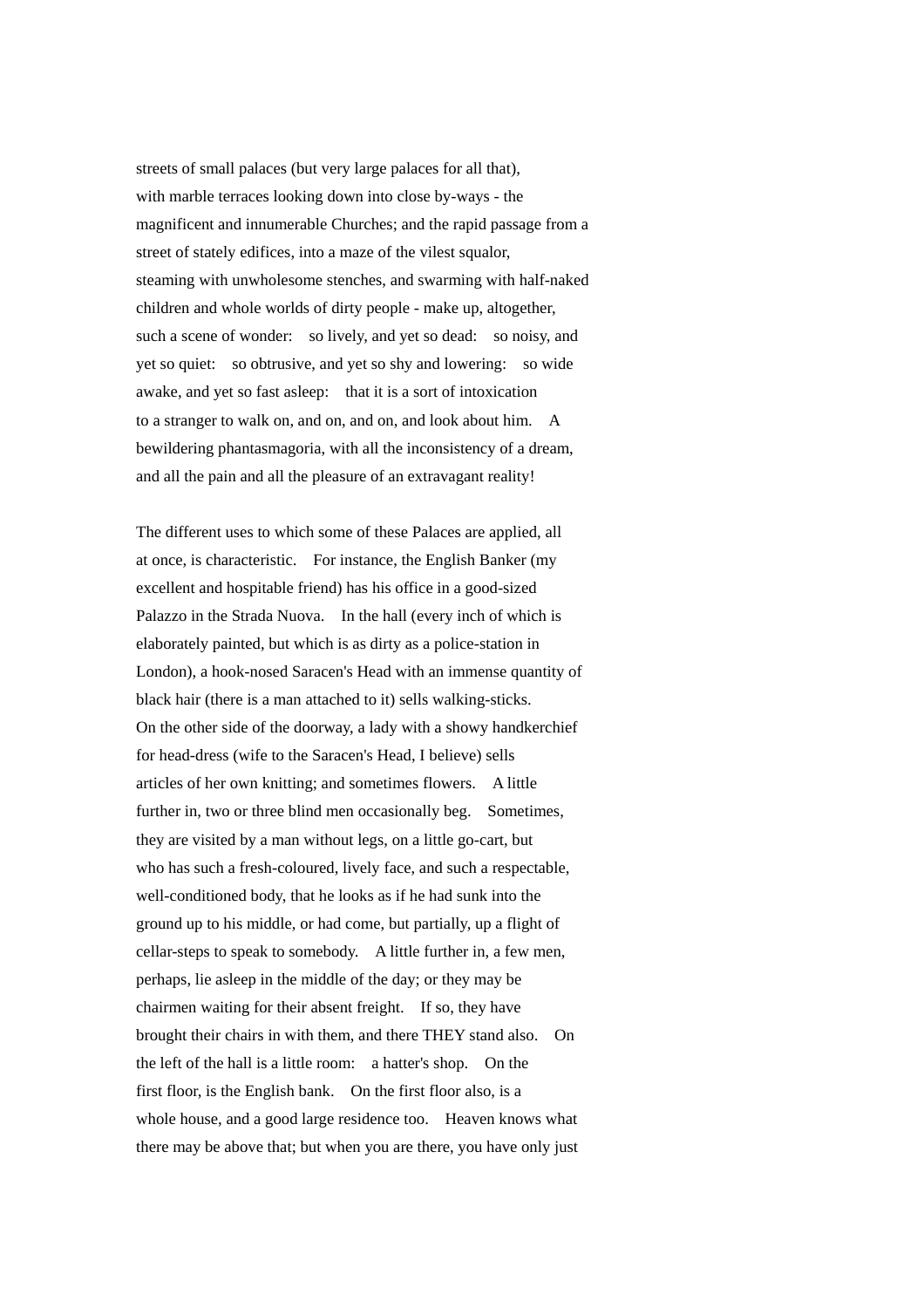streets of small palaces (but very large palaces for all that), with marble terraces looking down into close by-ways - the magnificent and innumerable Churches; and the rapid passage from a street of stately edifices, into a maze of the vilest squalor, steaming with unwholesome stenches, and swarming with half-naked children and whole worlds of dirty people - make up, altogether, such a scene of wonder: so lively, and yet so dead: so noisy, and yet so quiet: so obtrusive, and yet so shy and lowering: so wide awake, and yet so fast asleep: that it is a sort of intoxication to a stranger to walk on, and on, and on, and look about him. A bewildering phantasmagoria, with all the inconsistency of a dream, and all the pain and all the pleasure of an extravagant reality!

The different uses to which some of these Palaces are applied, all at once, is characteristic. For instance, the English Banker (my excellent and hospitable friend) has his office in a good-sized Palazzo in the Strada Nuova. In the hall (every inch of which is elaborately painted, but which is as dirty as a police-station in London), a hook-nosed Saracen's Head with an immense quantity of black hair (there is a man attached to it) sells walking-sticks. On the other side of the doorway, a lady with a showy handkerchief for head-dress (wife to the Saracen's Head, I believe) sells articles of her own knitting; and sometimes flowers. A little further in, two or three blind men occasionally beg. Sometimes, they are visited by a man without legs, on a little go-cart, but who has such a fresh-coloured, lively face, and such a respectable, well-conditioned body, that he looks as if he had sunk into the ground up to his middle, or had come, but partially, up a flight of cellar-steps to speak to somebody. A little further in, a few men, perhaps, lie asleep in the middle of the day; or they may be chairmen waiting for their absent freight. If so, they have brought their chairs in with them, and there THEY stand also. On the left of the hall is a little room: a hatter's shop. On the first floor, is the English bank. On the first floor also, is a whole house, and a good large residence too. Heaven knows what there may be above that; but when you are there, you have only just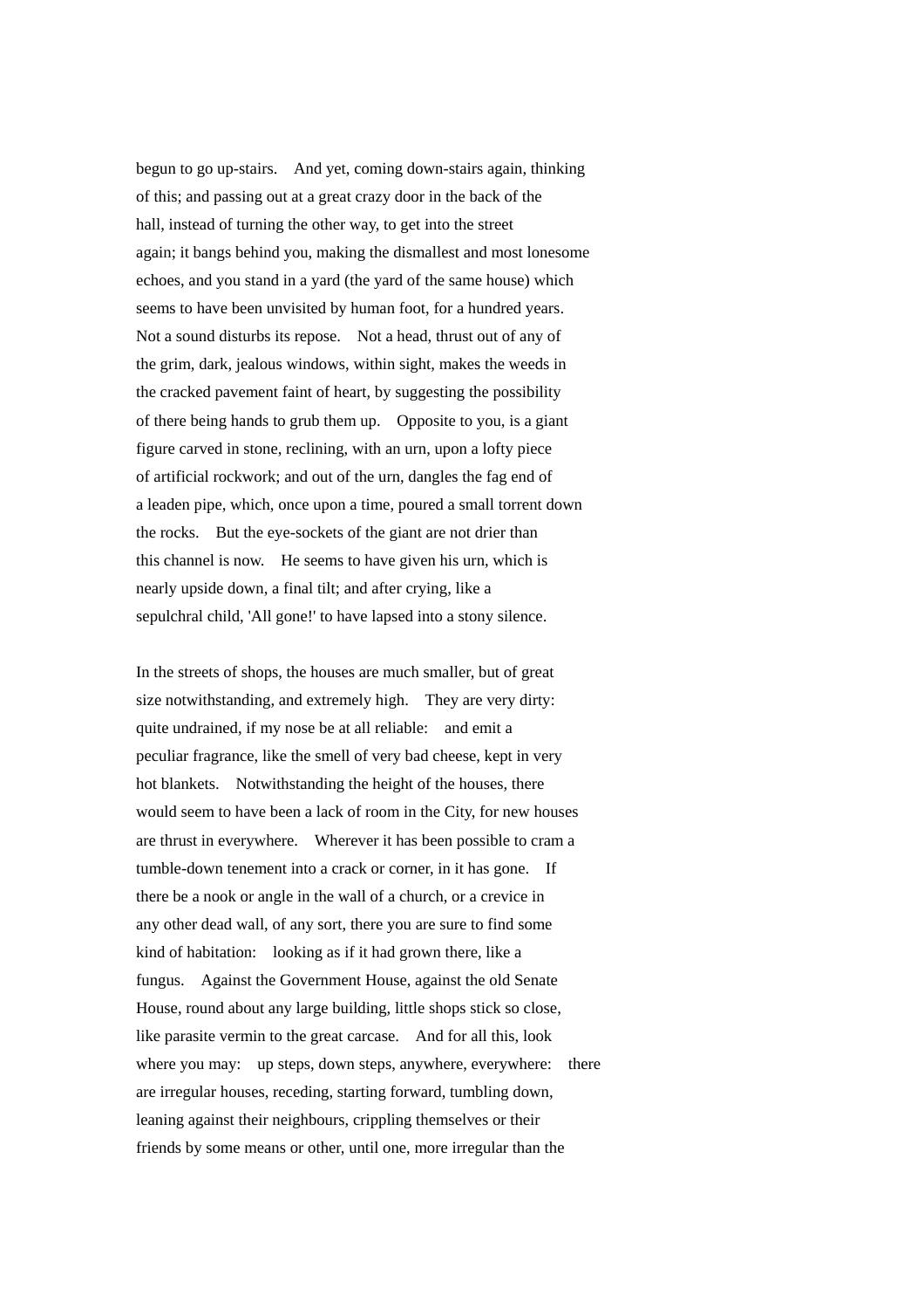begun to go up-stairs. And yet, coming down-stairs again, thinking of this; and passing out at a great crazy door in the back of the hall, instead of turning the other way, to get into the street again; it bangs behind you, making the dismallest and most lonesome echoes, and you stand in a yard (the yard of the same house) which seems to have been unvisited by human foot, for a hundred years. Not a sound disturbs its repose. Not a head, thrust out of any of the grim, dark, jealous windows, within sight, makes the weeds in the cracked pavement faint of heart, by suggesting the possibility of there being hands to grub them up. Opposite to you, is a giant figure carved in stone, reclining, with an urn, upon a lofty piece of artificial rockwork; and out of the urn, dangles the fag end of a leaden pipe, which, once upon a time, poured a small torrent down the rocks. But the eye-sockets of the giant are not drier than this channel is now. He seems to have given his urn, which is nearly upside down, a final tilt; and after crying, like a sepulchral child, 'All gone!' to have lapsed into a stony silence.

In the streets of shops, the houses are much smaller, but of great size notwithstanding, and extremely high. They are very dirty: quite undrained, if my nose be at all reliable: and emit a peculiar fragrance, like the smell of very bad cheese, kept in very hot blankets. Notwithstanding the height of the houses, there would seem to have been a lack of room in the City, for new houses are thrust in everywhere. Wherever it has been possible to cram a tumble-down tenement into a crack or corner, in it has gone. If there be a nook or angle in the wall of a church, or a crevice in any other dead wall, of any sort, there you are sure to find some kind of habitation: looking as if it had grown there, like a fungus. Against the Government House, against the old Senate House, round about any large building, little shops stick so close, like parasite vermin to the great carcase. And for all this, look where you may: up steps, down steps, anywhere, everywhere: there are irregular houses, receding, starting forward, tumbling down, leaning against their neighbours, crippling themselves or their friends by some means or other, until one, more irregular than the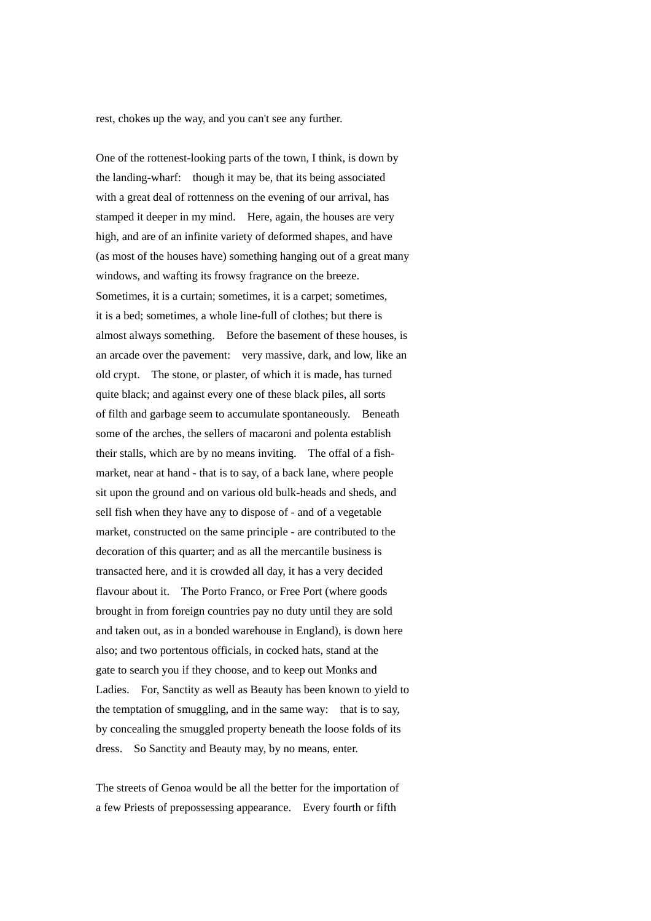rest, chokes up the way, and you can't see any further.

One of the rottenest-looking parts of the town, I think, is down by the landing-wharf: though it may be, that its being associated with a great deal of rottenness on the evening of our arrival, has stamped it deeper in my mind. Here, again, the houses are very high, and are of an infinite variety of deformed shapes, and have (as most of the houses have) something hanging out of a great many windows, and wafting its frowsy fragrance on the breeze. Sometimes, it is a curtain; sometimes, it is a carpet; sometimes, it is a bed; sometimes, a whole line-full of clothes; but there is almost always something. Before the basement of these houses, is an arcade over the pavement: very massive, dark, and low, like an old crypt. The stone, or plaster, of which it is made, has turned quite black; and against every one of these black piles, all sorts of filth and garbage seem to accumulate spontaneously. Beneath some of the arches, the sellers of macaroni and polenta establish their stalls, which are by no means inviting. The offal of a fish-market, near at hand - that is to say, of a back lane, where people sit upon the ground and on various old bulk-heads and sheds, and sell fish when they have any to dispose of - and of a vegetable market, constructed on the same principle - are contributed to the decoration of this quarter; and as all the mercantile business is transacted here, and it is crowded all day, it has a very decided flavour about it. The Porto Franco, or Free Port (where goods brought in from foreign countries pay no duty until they are sold and taken out, as in a bonded warehouse in England), is down here also; and two portentous officials, in cocked hats, stand at the gate to search you if they choose, and to keep out Monks and Ladies. For, Sanctity as well as Beauty has been known to yield to the temptation of smuggling, and in the same way: that is to say, by concealing the smuggled property beneath the loose folds of its dress. So Sanctity and Beauty may, by no means, enter.

The streets of Genoa would be all the better for the importation of a few Priests of prepossessing appearance. Every fourth or fifth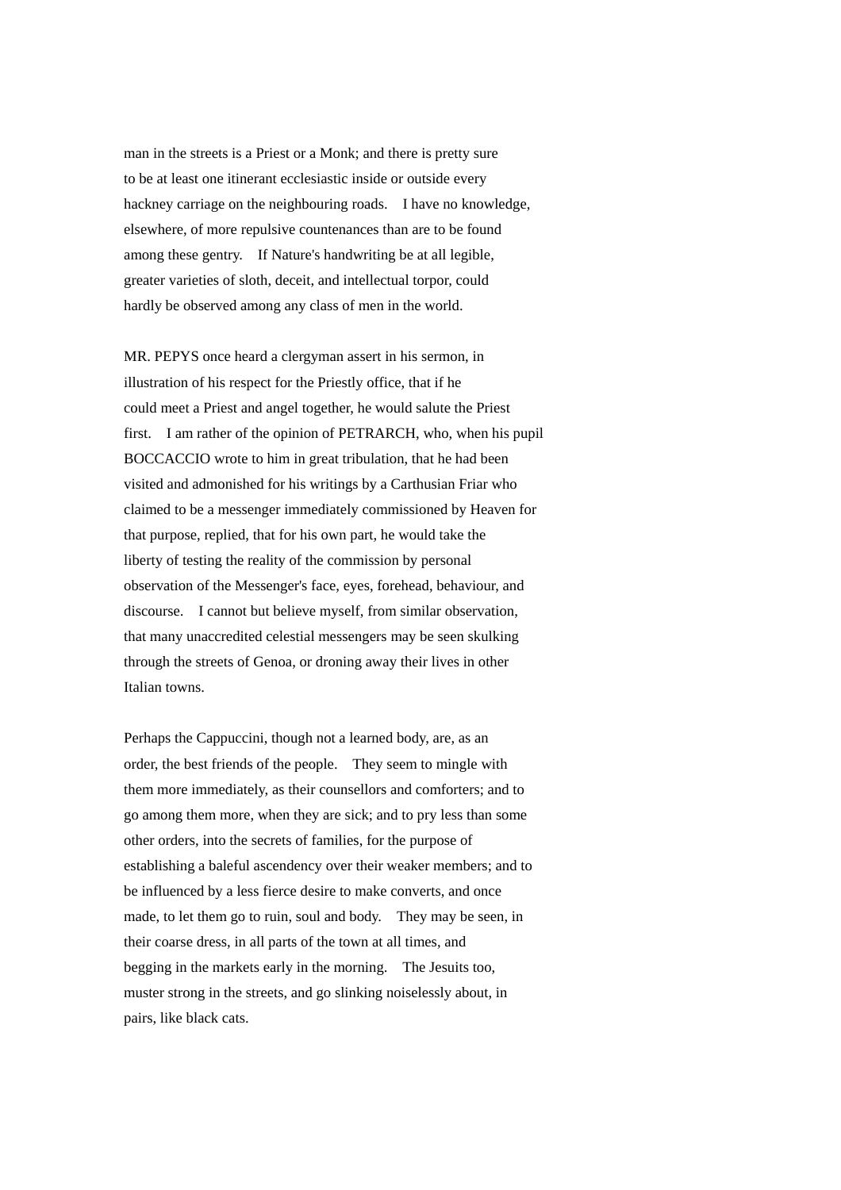man in the streets is a Priest or a Monk; and there is pretty sure to be at least one itinerant ecclesiastic inside or outside every hackney carriage on the neighbouring roads. I have no knowledge, elsewhere, of more repulsive countenances than are to be found among these gentry. If Nature's handwriting be at all legible, greater varieties of sloth, deceit, and intellectual torpor, could hardly be observed among any class of men in the world.

MR. PEPYS once heard a clergyman assert in his sermon, in illustration of his respect for the Priestly office, that if he could meet a Priest and angel together, he would salute the Priest first. I am rather of the opinion of PETRARCH, who, when his pupil BOCCACCIO wrote to him in great tribulation, that he had been visited and admonished for his writings by a Carthusian Friar who claimed to be a messenger immediately commissioned by Heaven for that purpose, replied, that for his own part, he would take the liberty of testing the reality of the commission by personal observation of the Messenger's face, eyes, forehead, behaviour, and discourse. I cannot but believe myself, from similar observation, that many unaccredited celestial messengers may be seen skulking through the streets of Genoa, or droning away their lives in other Italian towns.

Perhaps the Cappuccini, though not a learned body, are, as an order, the best friends of the people. They seem to mingle with them more immediately, as their counsellors and comforters; and to go among them more, when they are sick; and to pry less than some other orders, into the secrets of families, for the purpose of establishing a baleful ascendency over their weaker members; and to be influenced by a less fierce desire to make converts, and once made, to let them go to ruin, soul and body. They may be seen, in their coarse dress, in all parts of the town at all times, and begging in the markets early in the morning. The Jesuits too, muster strong in the streets, and go slinking noiselessly about, in pairs, like black cats.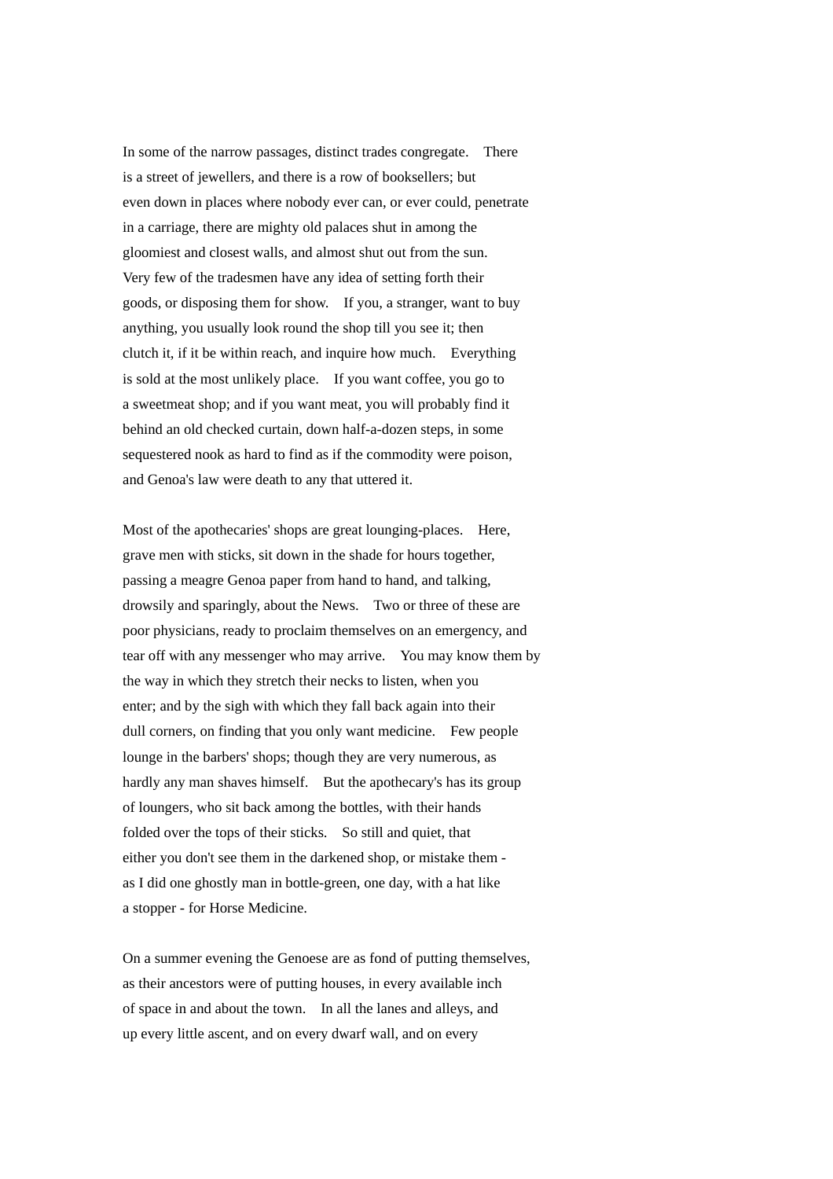In some of the narrow passages, distinct trades congregate. There is a street of jewellers, and there is a row of booksellers; but even down in places where nobody ever can, or ever could, penetrate in a carriage, there are mighty old palaces shut in among the gloomiest and closest walls, and almost shut out from the sun. Very few of the tradesmen have any idea of setting forth their goods, or disposing them for show. If you, a stranger, want to buy anything, you usually look round the shop till you see it; then clutch it, if it be within reach, and inquire how much. Everything is sold at the most unlikely place. If you want coffee, you go to a sweetmeat shop; and if you want meat, you will probably find it behind an old checked curtain, down half-a-dozen steps, in some sequestered nook as hard to find as if the commodity were poison, and Genoa's law were death to any that uttered it.

Most of the apothecaries' shops are great lounging-places. Here, grave men with sticks, sit down in the shade for hours together, passing a meagre Genoa paper from hand to hand, and talking, drowsily and sparingly, about the News. Two or three of these are poor physicians, ready to proclaim themselves on an emergency, and tear off with any messenger who may arrive. You may know them by the way in which they stretch their necks to listen, when you enter; and by the sigh with which they fall back again into their dull corners, on finding that you only want medicine. Few people lounge in the barbers' shops; though they are very numerous, as hardly any man shaves himself. But the apothecary's has its group of loungers, who sit back among the bottles, with their hands folded over the tops of their sticks. So still and quiet, that either you don't see them in the darkened shop, or mistake them - as I did one ghostly man in bottle-green, one day, with a hat like a stopper - for Horse Medicine.

On a summer evening the Genoese are as fond of putting themselves, as their ancestors were of putting houses, in every available inch of space in and about the town. In all the lanes and alleys, and up every little ascent, and on every dwarf wall, and on every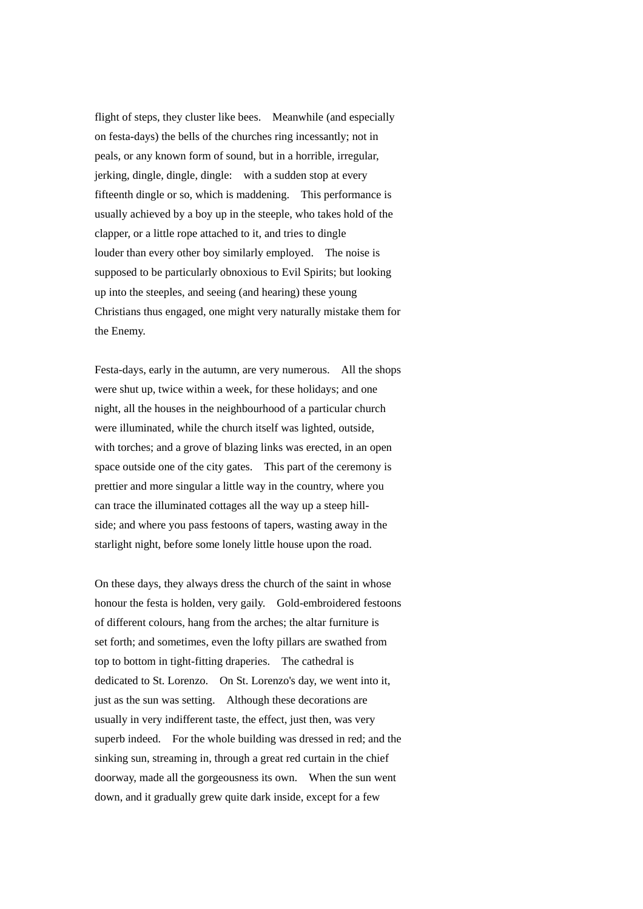flight of steps, they cluster like bees. Meanwhile (and especially on festa-days) the bells of the churches ring incessantly; not in peals, or any known form of sound, but in a horrible, irregular, jerking, dingle, dingle, dingle: with a sudden stop at every fifteenth dingle or so, which is maddening. This performance is usually achieved by a boy up in the steeple, who takes hold of the clapper, or a little rope attached to it, and tries to dingle louder than every other boy similarly employed. The noise is supposed to be particularly obnoxious to Evil Spirits; but looking up into the steeples, and seeing (and hearing) these young Christians thus engaged, one might very naturally mistake them for the Enemy.

Festa-days, early in the autumn, are very numerous. All the shops were shut up, twice within a week, for these holidays; and one night, all the houses in the neighbourhood of a particular church were illuminated, while the church itself was lighted, outside, with torches; and a grove of blazing links was erected, in an open space outside one of the city gates. This part of the ceremony is prettier and more singular a little way in the country, where you can trace the illuminated cottages all the way up a steep hill-side; and where you pass festoons of tapers, wasting away in the starlight night, before some lonely little house upon the road.

On these days, they always dress the church of the saint in whose honour the festa is holden, very gaily. Gold-embroidered festoons of different colours, hang from the arches; the altar furniture is set forth; and sometimes, even the lofty pillars are swathed from top to bottom in tight-fitting draperies. The cathedral is dedicated to St. Lorenzo. On St. Lorenzo's day, we went into it, just as the sun was setting. Although these decorations are usually in very indifferent taste, the effect, just then, was very superb indeed. For the whole building was dressed in red; and the sinking sun, streaming in, through a great red curtain in the chief doorway, made all the gorgeousness its own. When the sun went down, and it gradually grew quite dark inside, except for a few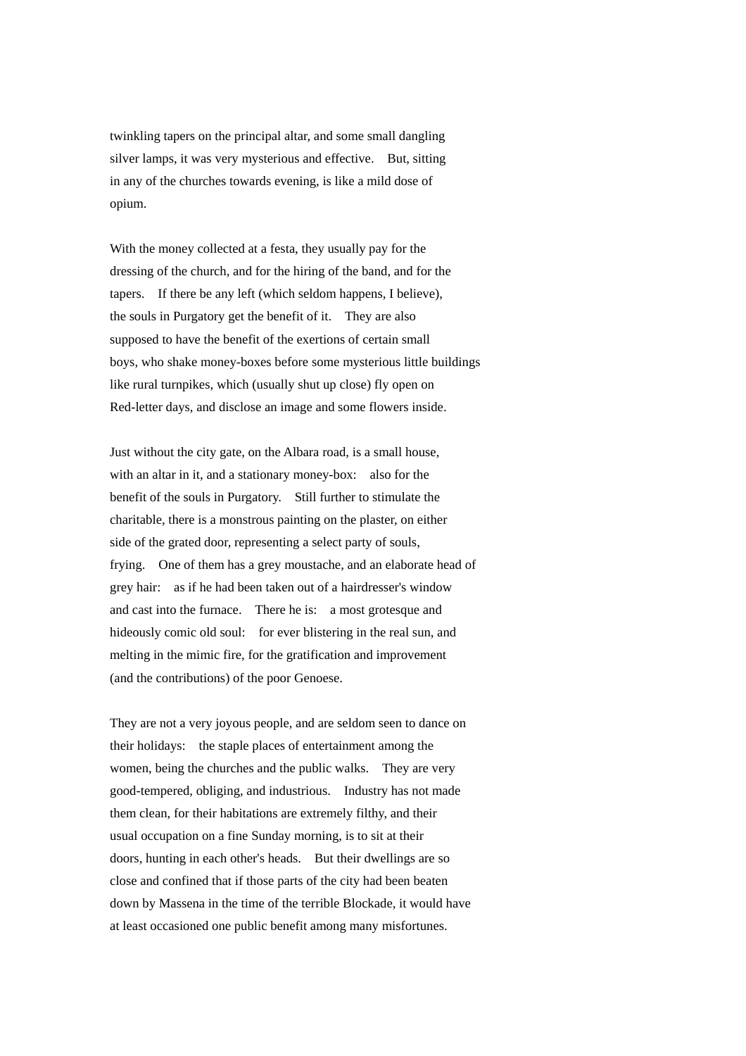twinkling tapers on the principal altar, and some small dangling silver lamps, it was very mysterious and effective. But, sitting in any of the churches towards evening, is like a mild dose of opium.

With the money collected at a festa, they usually pay for the dressing of the church, and for the hiring of the band, and for the tapers. If there be any left (which seldom happens, I believe), the souls in Purgatory get the benefit of it. They are also supposed to have the benefit of the exertions of certain small boys, who shake money-boxes before some mysterious little buildings like rural turnpikes, which (usually shut up close) fly open on Red-letter days, and disclose an image and some flowers inside.

Just without the city gate, on the Albara road, is a small house, with an altar in it, and a stationary money-box: also for the benefit of the souls in Purgatory. Still further to stimulate the charitable, there is a monstrous painting on the plaster, on either side of the grated door, representing a select party of souls, frying. One of them has a grey moustache, and an elaborate head of grey hair: as if he had been taken out of a hairdresser's window and cast into the furnace. There he is: a most grotesque and hideously comic old soul: for ever blistering in the real sun, and melting in the mimic fire, for the gratification and improvement (and the contributions) of the poor Genoese.

They are not a very joyous people, and are seldom seen to dance on their holidays: the staple places of entertainment among the women, being the churches and the public walks. They are very good-tempered, obliging, and industrious. Industry has not made them clean, for their habitations are extremely filthy, and their usual occupation on a fine Sunday morning, is to sit at their doors, hunting in each other's heads. But their dwellings are so close and confined that if those parts of the city had been beaten down by Massena in the time of the terrible Blockade, it would have at least occasioned one public benefit among many misfortunes.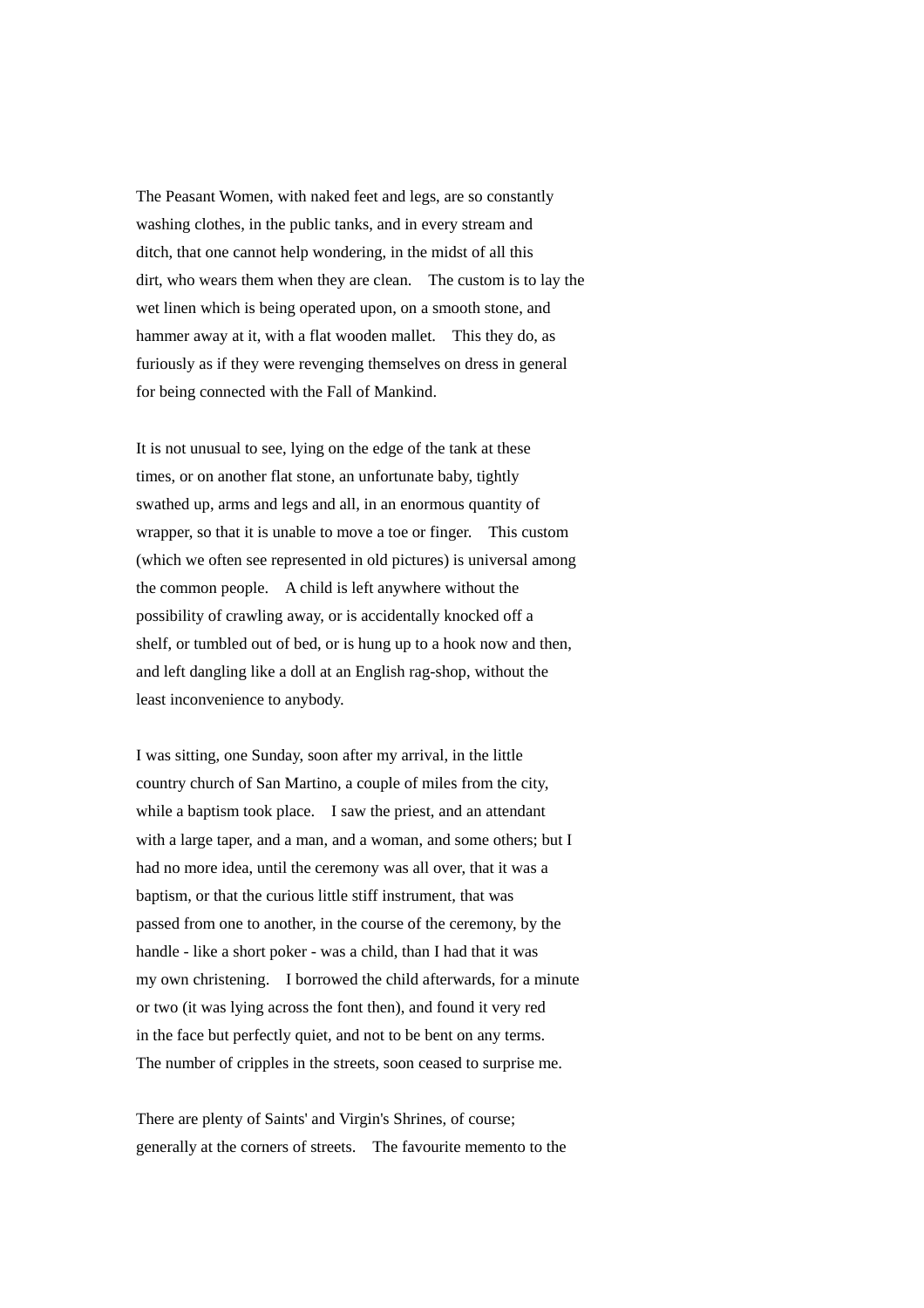The Peasant Women, with naked feet and legs, are so constantly washing clothes, in the public tanks, and in every stream and ditch, that one cannot help wondering, in the midst of all this dirt, who wears them when they are clean. The custom is to lay the wet linen which is being operated upon, on a smooth stone, and hammer away at it, with a flat wooden mallet. This they do, as furiously as if they were revenging themselves on dress in general for being connected with the Fall of Mankind.

It is not unusual to see, lying on the edge of the tank at these times, or on another flat stone, an unfortunate baby, tightly swathed up, arms and legs and all, in an enormous quantity of wrapper, so that it is unable to move a toe or finger. This custom (which we often see represented in old pictures) is universal among the common people. A child is left anywhere without the possibility of crawling away, or is accidentally knocked off a shelf, or tumbled out of bed, or is hung up to a hook now and then, and left dangling like a doll at an English rag-shop, without the least inconvenience to anybody.

I was sitting, one Sunday, soon after my arrival, in the little country church of San Martino, a couple of miles from the city, while a baptism took place. I saw the priest, and an attendant with a large taper, and a man, and a woman, and some others; but I had no more idea, until the ceremony was all over, that it was a baptism, or that the curious little stiff instrument, that was passed from one to another, in the course of the ceremony, by the handle - like a short poker - was a child, than I had that it was my own christening. I borrowed the child afterwards, for a minute or two (it was lying across the font then), and found it very red in the face but perfectly quiet, and not to be bent on any terms. The number of cripples in the streets, soon ceased to surprise me.

There are plenty of Saints' and Virgin's Shrines, of course; generally at the corners of streets. The favourite memento to the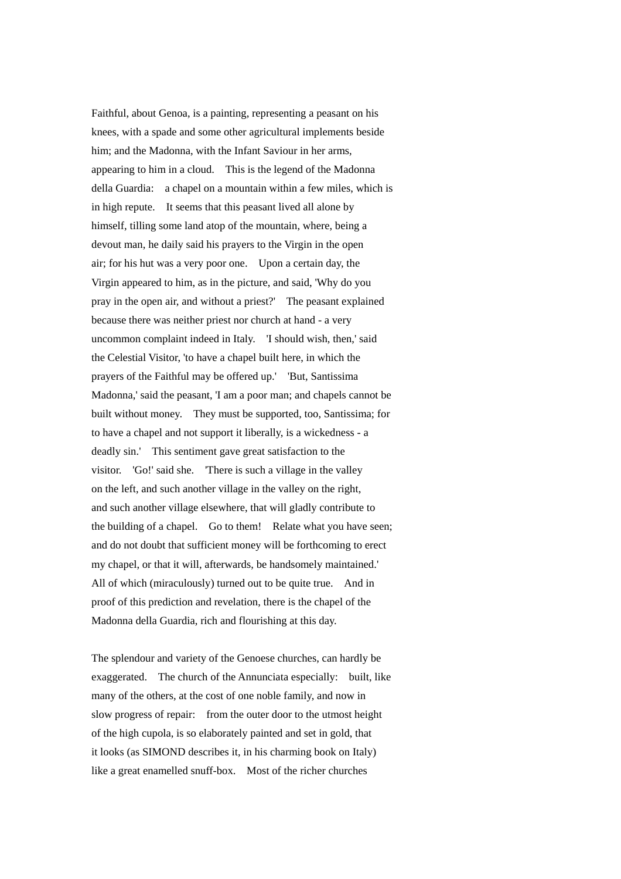Faithful, about Genoa, is a painting, representing a peasant on his knees, with a spade and some other agricultural implements beside him; and the Madonna, with the Infant Saviour in her arms, appearing to him in a cloud. This is the legend of the Madonna della Guardia: a chapel on a mountain within a few miles, which is in high repute. It seems that this peasant lived all alone by himself, tilling some land atop of the mountain, where, being a devout man, he daily said his prayers to the Virgin in the open air; for his hut was a very poor one. Upon a certain day, the Virgin appeared to him, as in the picture, and said, 'Why do you pray in the open air, and without a priest?' The peasant explained because there was neither priest nor church at hand - a very uncommon complaint indeed in Italy. 'I should wish, then,' said the Celestial Visitor, 'to have a chapel built here, in which the prayers of the Faithful may be offered up.' 'But, Santissima Madonna,' said the peasant, 'I am a poor man; and chapels cannot be built without money. They must be supported, too, Santissima; for to have a chapel and not support it liberally, is a wickedness - a deadly sin.' This sentiment gave great satisfaction to the visitor. 'Go!' said she. 'There is such a village in the valley on the left, and such another village in the valley on the right, and such another village elsewhere, that will gladly contribute to the building of a chapel. Go to them! Relate what you have seen; and do not doubt that sufficient money will be forthcoming to erect my chapel, or that it will, afterwards, be handsomely maintained.' All of which (miraculously) turned out to be quite true. And in proof of this prediction and revelation, there is the chapel of the Madonna della Guardia, rich and flourishing at this day.

The splendour and variety of the Genoese churches, can hardly be exaggerated. The church of the Annunciata especially: built, like many of the others, at the cost of one noble family, and now in slow progress of repair: from the outer door to the utmost height of the high cupola, is so elaborately painted and set in gold, that it looks (as SIMOND describes it, in his charming book on Italy) like a great enamelled snuff-box. Most of the richer churches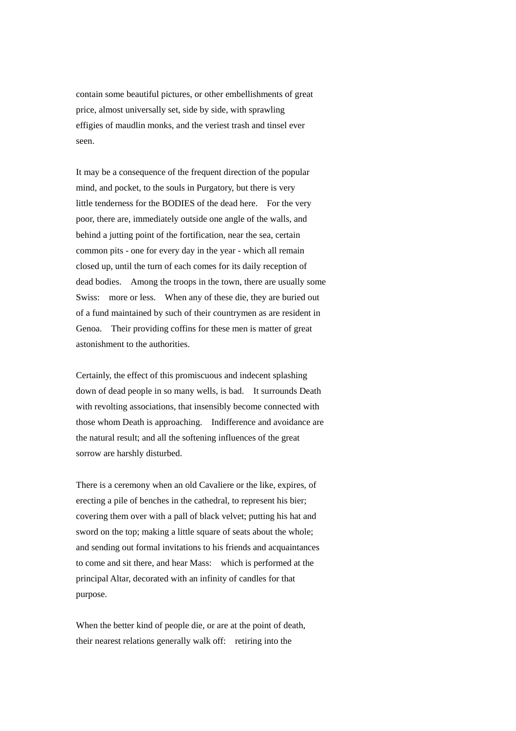contain some beautiful pictures, or other embellishments of great price, almost universally set, side by side, with sprawling effigies of maudlin monks, and the veriest trash and tinsel ever seen.

It may be a consequence of the frequent direction of the popular mind, and pocket, to the souls in Purgatory, but there is very little tenderness for the BODIES of the dead here. For the very poor, there are, immediately outside one angle of the walls, and behind a jutting point of the fortification, near the sea, certain common pits - one for every day in the year - which all remain closed up, until the turn of each comes for its daily reception of dead bodies. Among the troops in the town, there are usually some Swiss: more or less. When any of these die, they are buried out of a fund maintained by such of their countrymen as are resident in Genoa. Their providing coffins for these men is matter of great astonishment to the authorities.

Certainly, the effect of this promiscuous and indecent splashing down of dead people in so many wells, is bad. It surrounds Death with revolting associations, that insensibly become connected with those whom Death is approaching. Indifference and avoidance are the natural result; and all the softening influences of the great sorrow are harshly disturbed.

There is a ceremony when an old Cavaliere or the like, expires, of erecting a pile of benches in the cathedral, to represent his bier; covering them over with a pall of black velvet; putting his hat and sword on the top; making a little square of seats about the whole; and sending out formal invitations to his friends and acquaintances to come and sit there, and hear Mass: which is performed at the principal Altar, decorated with an infinity of candles for that purpose.

When the better kind of people die, or are at the point of death, their nearest relations generally walk off: retiring into the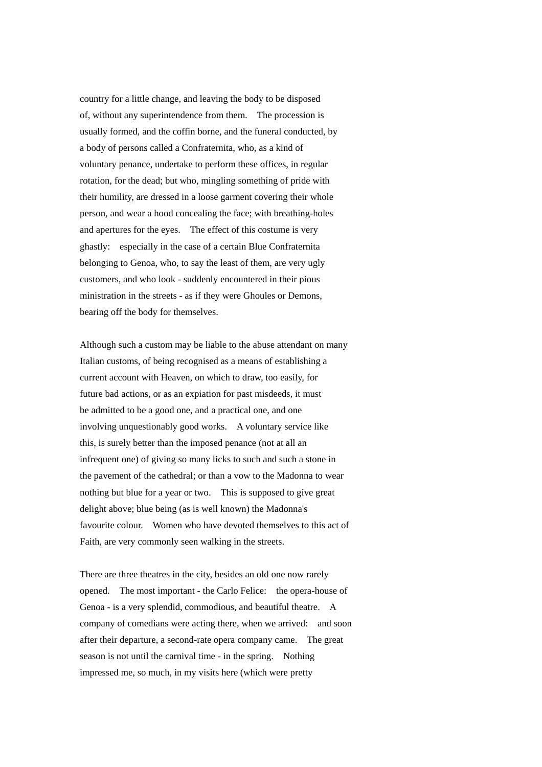country for a little change, and leaving the body to be disposed of, without any superintendence from them. The procession is usually formed, and the coffin borne, and the funeral conducted, by a body of persons called a Confraternita, who, as a kind of voluntary penance, undertake to perform these offices, in regular rotation, for the dead; but who, mingling something of pride with their humility, are dressed in a loose garment covering their whole person, and wear a hood concealing the face; with breathing-holes and apertures for the eyes. The effect of this costume is very ghastly: especially in the case of a certain Blue Confraternita belonging to Genoa, who, to say the least of them, are very ugly customers, and who look - suddenly encountered in their pious ministration in the streets - as if they were Ghoules or Demons, bearing off the body for themselves.

Although such a custom may be liable to the abuse attendant on many Italian customs, of being recognised as a means of establishing a current account with Heaven, on which to draw, too easily, for future bad actions, or as an expiation for past misdeeds, it must be admitted to be a good one, and a practical one, and one involving unquestionably good works. A voluntary service like this, is surely better than the imposed penance (not at all an infrequent one) of giving so many licks to such and such a stone in the pavement of the cathedral; or than a vow to the Madonna to wear nothing but blue for a year or two. This is supposed to give great delight above; blue being (as is well known) the Madonna's favourite colour. Women who have devoted themselves to this act of Faith, are very commonly seen walking in the streets.

There are three theatres in the city, besides an old one now rarely opened. The most important - the Carlo Felice: the opera-house of Genoa - is a very splendid, commodious, and beautiful theatre. A company of comedians were acting there, when we arrived: and soon after their departure, a second-rate opera company came. The great season is not until the carnival time - in the spring. Nothing impressed me, so much, in my visits here (which were pretty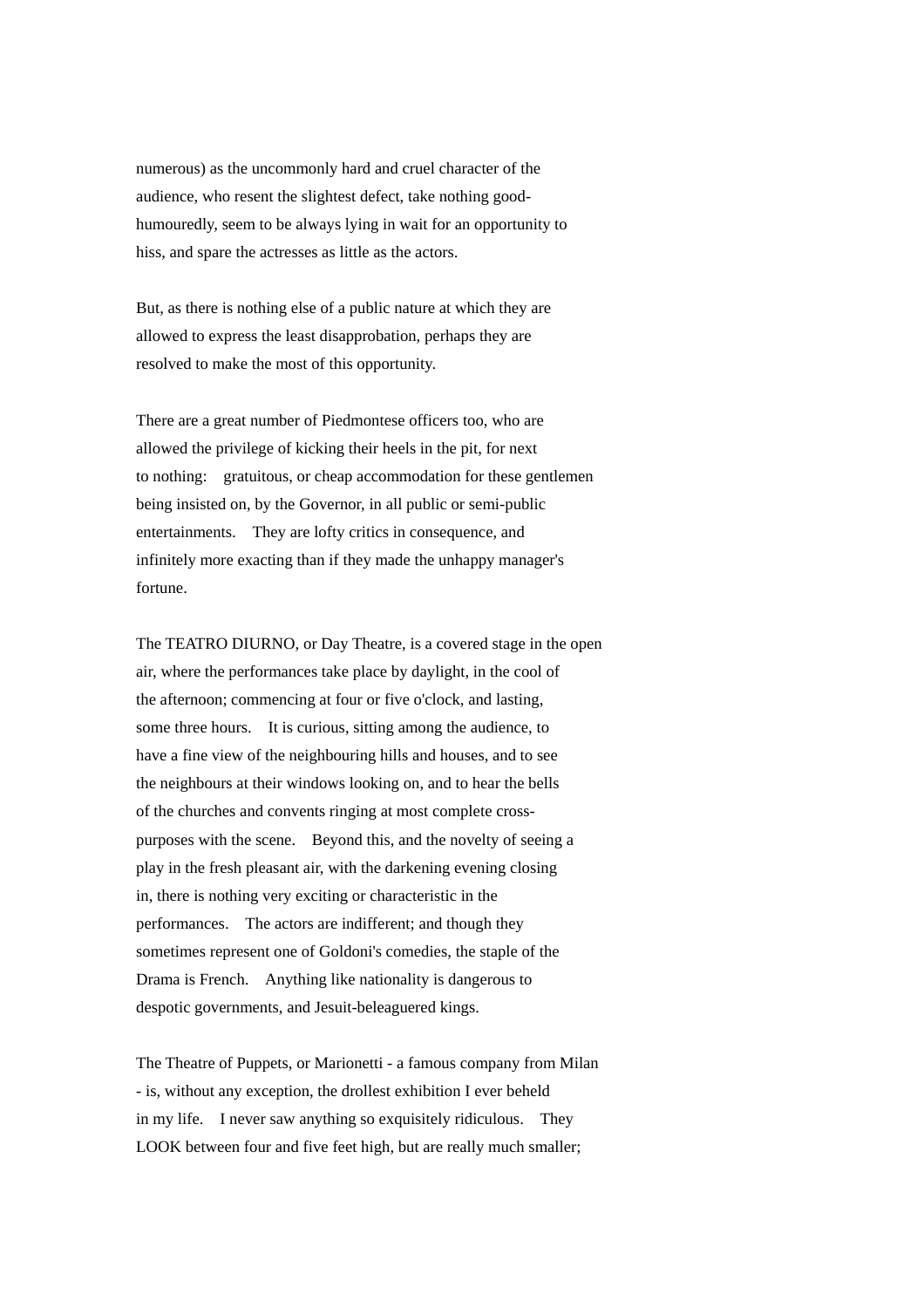numerous) as the uncommonly hard and cruel character of the audience, who resent the slightest defect, take nothing good-humouredly, seem to be always lying in wait for an opportunity to hiss, and spare the actresses as little as the actors.

But, as there is nothing else of a public nature at which they are allowed to express the least disapprobation, perhaps they are resolved to make the most of this opportunity.

There are a great number of Piedmontese officers too, who are allowed the privilege of kicking their heels in the pit, for next to nothing: gratuitous, or cheap accommodation for these gentlemen being insisted on, by the Governor, in all public or semi-public entertainments. They are lofty critics in consequence, and infinitely more exacting than if they made the unhappy manager's fortune.

The TEATRO DIURNO, or Day Theatre, is a covered stage in the open air, where the performances take place by daylight, in the cool of the afternoon; commencing at four or five o'clock, and lasting, some three hours. It is curious, sitting among the audience, to have a fine view of the neighbouring hills and houses, and to see the neighbours at their windows looking on, and to hear the bells of the churches and convents ringing at most complete cross-purposes with the scene. Beyond this, and the novelty of seeing a play in the fresh pleasant air, with the darkening evening closing in, there is nothing very exciting or characteristic in the performances. The actors are indifferent; and though they sometimes represent one of Goldoni's comedies, the staple of the Drama is French. Anything like nationality is dangerous to despotic governments, and Jesuit-beleaguered kings.

The Theatre of Puppets, or Marionetti - a famous company from Milan - is, without any exception, the drollest exhibition I ever beheld in my life. I never saw anything so exquisitely ridiculous. They LOOK between four and five feet high, but are really much smaller;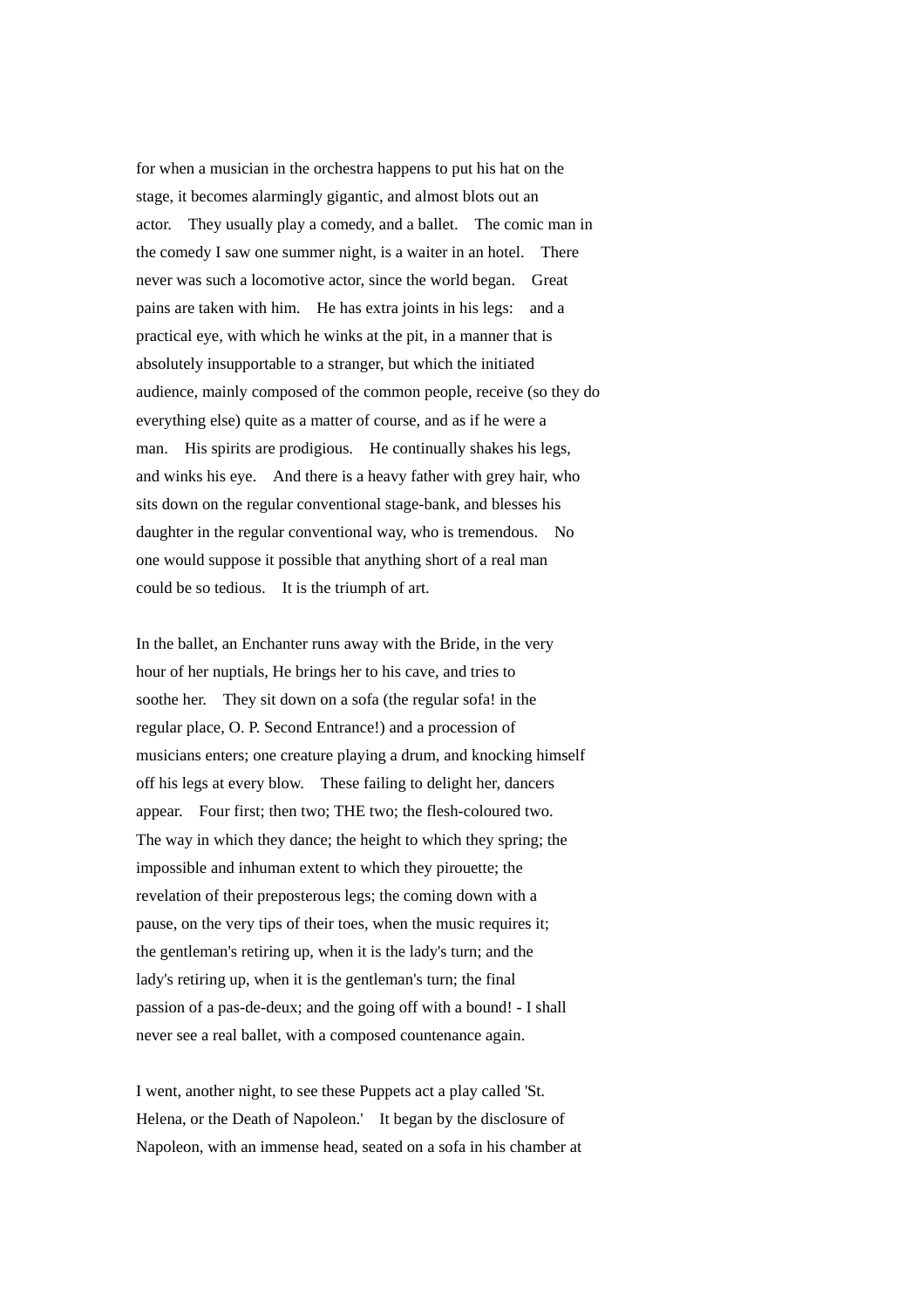for when a musician in the orchestra happens to put his hat on the stage, it becomes alarmingly gigantic, and almost blots out an actor. They usually play a comedy, and a ballet. The comic man in the comedy I saw one summer night, is a waiter in an hotel. There never was such a locomotive actor, since the world began. Great pains are taken with him. He has extra joints in his legs: and a practical eye, with which he winks at the pit, in a manner that is absolutely insupportable to a stranger, but which the initiated audience, mainly composed of the common people, receive (so they do everything else) quite as a matter of course, and as if he were a man. His spirits are prodigious. He continually shakes his legs, and winks his eye. And there is a heavy father with grey hair, who sits down on the regular conventional stage-bank, and blesses his daughter in the regular conventional way, who is tremendous. No one would suppose it possible that anything short of a real man could be so tedious. It is the triumph of art.

In the ballet, an Enchanter runs away with the Bride, in the very hour of her nuptials, He brings her to his cave, and tries to soothe her. They sit down on a sofa (the regular sofa! in the regular place, O. P. Second Entrance!) and a procession of musicians enters; one creature playing a drum, and knocking himself off his legs at every blow. These failing to delight her, dancers appear. Four first; then two; THE two; the flesh-coloured two. The way in which they dance; the height to which they spring; the impossible and inhuman extent to which they pirouette; the revelation of their preposterous legs; the coming down with a pause, on the very tips of their toes, when the music requires it; the gentleman's retiring up, when it is the lady's turn; and the lady's retiring up, when it is the gentleman's turn; the final passion of a pas-de-deux; and the going off with a bound! - I shall never see a real ballet, with a composed countenance again.

I went, another night, to see these Puppets act a play called 'St. Helena, or the Death of Napoleon.' It began by the disclosure of Napoleon, with an immense head, seated on a sofa in his chamber at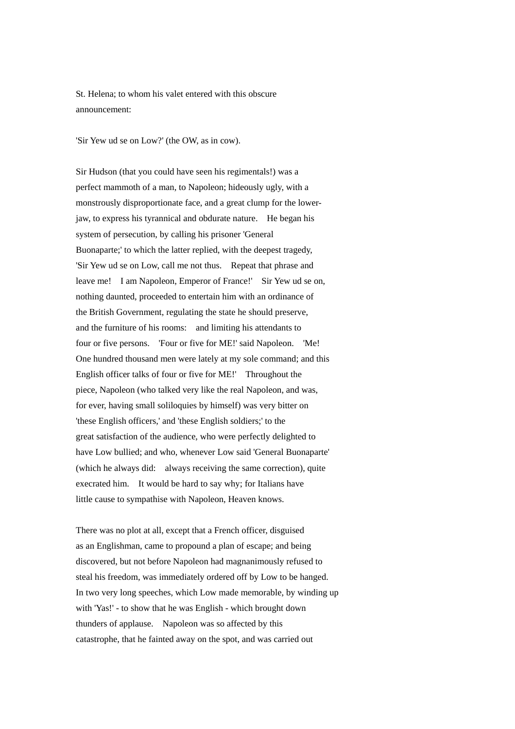St. Helena; to whom his valet entered with this obscure announcement:

'Sir Yew ud se on Low?' (the OW, as in cow).

Sir Hudson (that you could have seen his regimentals!) was a perfect mammoth of a man, to Napoleon; hideously ugly, with a monstrously disproportionate face, and a great clump for the lower-jaw, to express his tyrannical and obdurate nature. He began his system of persecution, by calling his prisoner 'General Buonaparte;' to which the latter replied, with the deepest tragedy, 'Sir Yew ud se on Low, call me not thus. Repeat that phrase and leave me! I am Napoleon, Emperor of France!' Sir Yew ud se on, nothing daunted, proceeded to entertain him with an ordinance of the British Government, regulating the state he should preserve, and the furniture of his rooms: and limiting his attendants to four or five persons. 'Four or five for ME!' said Napoleon. 'Me! One hundred thousand men were lately at my sole command; and this English officer talks of four or five for ME!' Throughout the piece, Napoleon (who talked very like the real Napoleon, and was, for ever, having small soliloquies by himself) was very bitter on 'these English officers,' and 'these English soldiers;' to the great satisfaction of the audience, who were perfectly delighted to have Low bullied; and who, whenever Low said 'General Buonaparte' (which he always did: always receiving the same correction), quite execrated him. It would be hard to say why; for Italians have little cause to sympathise with Napoleon, Heaven knows.

There was no plot at all, except that a French officer, disguised as an Englishman, came to propound a plan of escape; and being discovered, but not before Napoleon had magnanimously refused to steal his freedom, was immediately ordered off by Low to be hanged. In two very long speeches, which Low made memorable, by winding up with 'Yas!' - to show that he was English - which brought down thunders of applause. Napoleon was so affected by this catastrophe, that he fainted away on the spot, and was carried out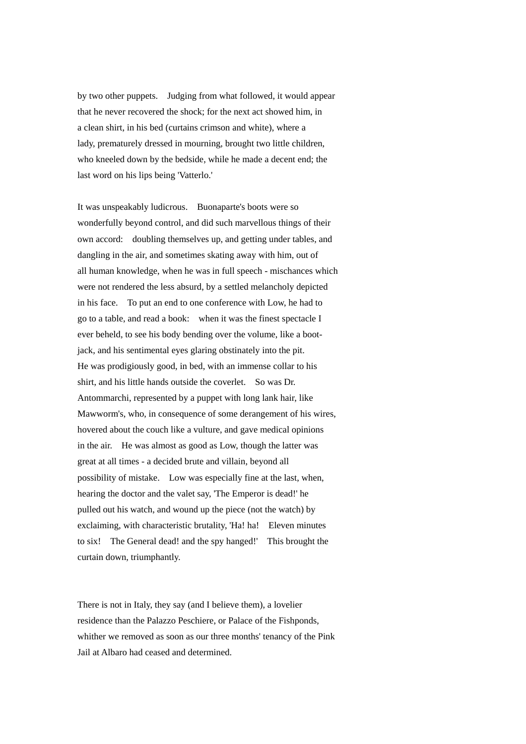by two other puppets. Judging from what followed, it would appear that he never recovered the shock; for the next act showed him, in a clean shirt, in his bed (curtains crimson and white), where a lady, prematurely dressed in mourning, brought two little children, who kneeled down by the bedside, while he made a decent end; the last word on his lips being 'Vatterlo.'

It was unspeakably ludicrous. Buonaparte's boots were so wonderfully beyond control, and did such marvellous things of their own accord: doubling themselves up, and getting under tables, and dangling in the air, and sometimes skating away with him, out of all human knowledge, when he was in full speech - mischances which were not rendered the less absurd, by a settled melancholy depicted in his face. To put an end to one conference with Low, he had to go to a table, and read a book: when it was the finest spectacle I ever beheld, to see his body bending over the volume, like a boot-jack, and his sentimental eyes glaring obstinately into the pit. He was prodigiously good, in bed, with an immense collar to his shirt, and his little hands outside the coverlet. So was Dr. Antommarchi, represented by a puppet with long lank hair, like Mawworm's, who, in consequence of some derangement of his wires, hovered about the couch like a vulture, and gave medical opinions in the air. He was almost as good as Low, though the latter was great at all times - a decided brute and villain, beyond all possibility of mistake. Low was especially fine at the last, when, hearing the doctor and the valet say, 'The Emperor is dead!' he pulled out his watch, and wound up the piece (not the watch) by exclaiming, with characteristic brutality, 'Ha! ha! Eleven minutes to six! The General dead! and the spy hanged!' This brought the curtain down, triumphantly.

There is not in Italy, they say (and I believe them), a lovelier residence than the Palazzo Peschiere, or Palace of the Fishponds, whither we removed as soon as our three months' tenancy of the Pink Jail at Albaro had ceased and determined.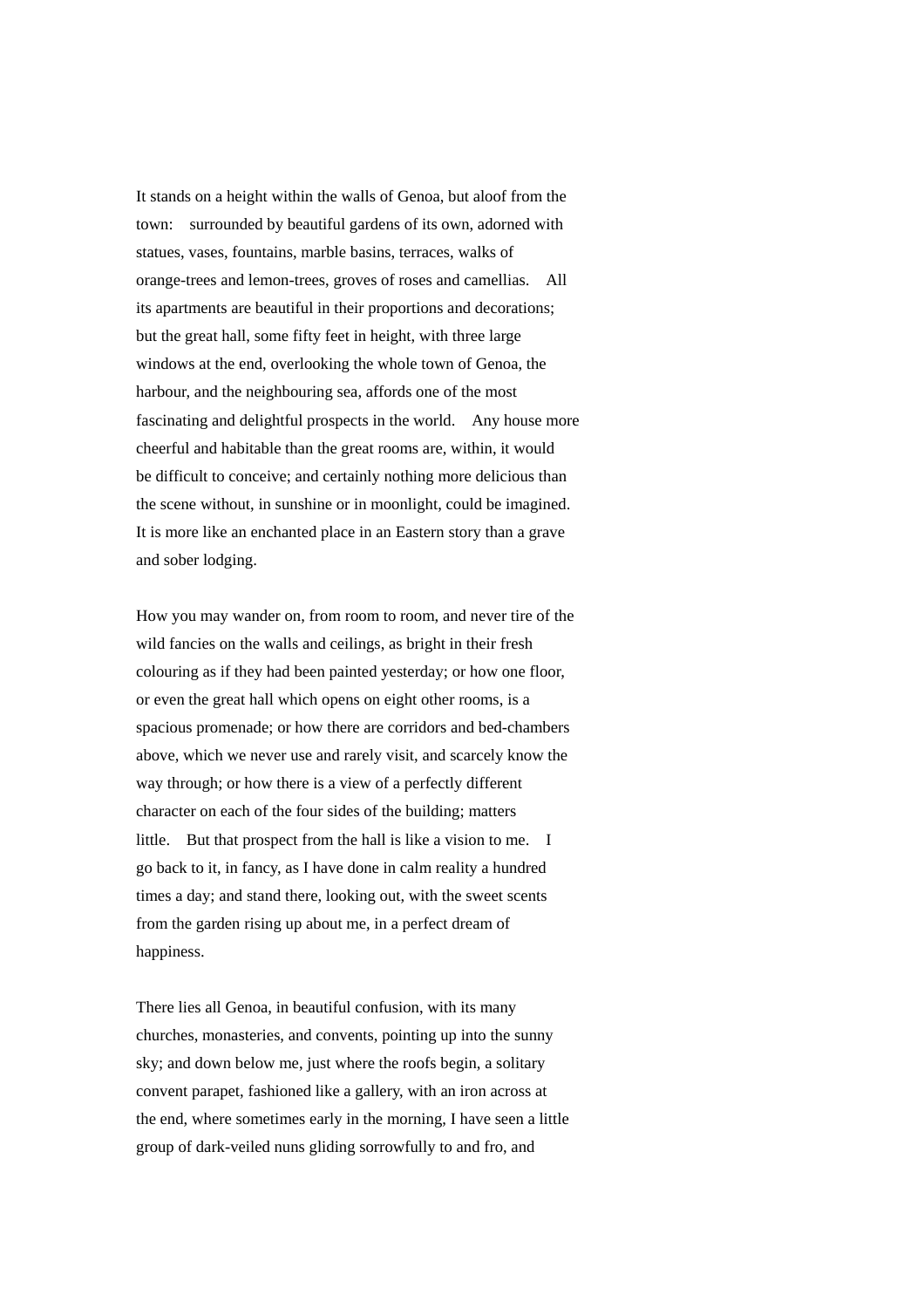It stands on a height within the walls of Genoa, but aloof from the town: surrounded by beautiful gardens of its own, adorned with statues, vases, fountains, marble basins, terraces, walks of orange-trees and lemon-trees, groves of roses and camellias. All its apartments are beautiful in their proportions and decorations; but the great hall, some fifty feet in height, with three large windows at the end, overlooking the whole town of Genoa, the harbour, and the neighbouring sea, affords one of the most fascinating and delightful prospects in the world. Any house more cheerful and habitable than the great rooms are, within, it would be difficult to conceive; and certainly nothing more delicious than the scene without, in sunshine or in moonlight, could be imagined. It is more like an enchanted place in an Eastern story than a grave and sober lodging.

How you may wander on, from room to room, and never tire of the wild fancies on the walls and ceilings, as bright in their fresh colouring as if they had been painted yesterday; or how one floor, or even the great hall which opens on eight other rooms, is a spacious promenade; or how there are corridors and bed-chambers above, which we never use and rarely visit, and scarcely know the way through; or how there is a view of a perfectly different character on each of the four sides of the building; matters little. But that prospect from the hall is like a vision to me. I go back to it, in fancy, as I have done in calm reality a hundred times a day; and stand there, looking out, with the sweet scents from the garden rising up about me, in a perfect dream of happiness.

There lies all Genoa, in beautiful confusion, with its many churches, monasteries, and convents, pointing up into the sunny sky; and down below me, just where the roofs begin, a solitary convent parapet, fashioned like a gallery, with an iron across at the end, where sometimes early in the morning, I have seen a little group of dark-veiled nuns gliding sorrowfully to and fro, and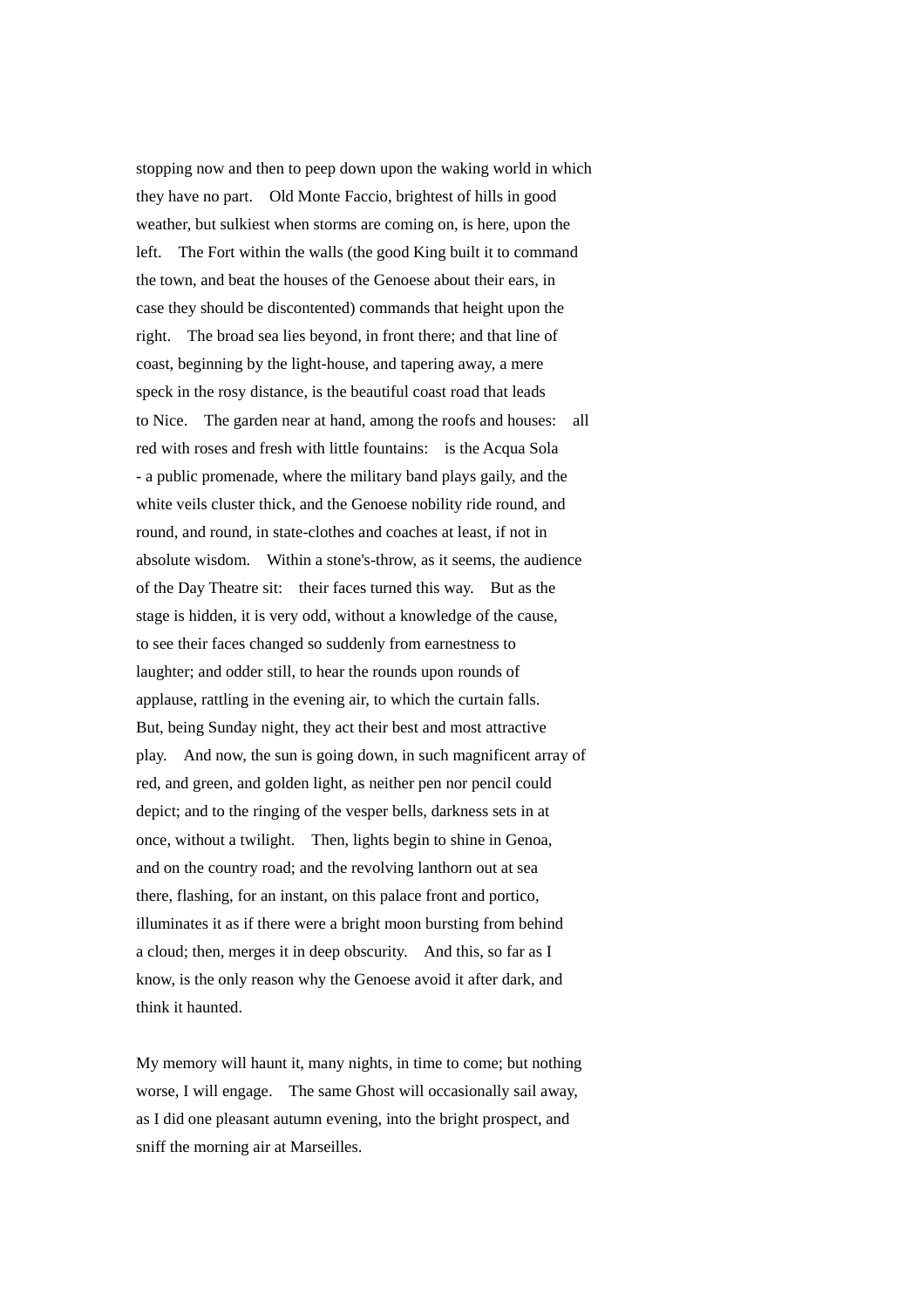stopping now and then to peep down upon the waking world in which they have no part. Old Monte Faccio, brightest of hills in good weather, but sulkiest when storms are coming on, is here, upon the left. The Fort within the walls (the good King built it to command the town, and beat the houses of the Genoese about their ears, in case they should be discontented) commands that height upon the right. The broad sea lies beyond, in front there; and that line of coast, beginning by the light-house, and tapering away, a mere speck in the rosy distance, is the beautiful coast road that leads to Nice. The garden near at hand, among the roofs and houses: all red with roses and fresh with little fountains: is the Acqua Sola - a public promenade, where the military band plays gaily, and the white veils cluster thick, and the Genoese nobility ride round, and round, and round, in state-clothes and coaches at least, if not in absolute wisdom. Within a stone's-throw, as it seems, the audience of the Day Theatre sit: their faces turned this way. But as the stage is hidden, it is very odd, without a knowledge of the cause, to see their faces changed so suddenly from earnestness to laughter; and odder still, to hear the rounds upon rounds of applause, rattling in the evening air, to which the curtain falls. But, being Sunday night, they act their best and most attractive play. And now, the sun is going down, in such magnificent array of red, and green, and golden light, as neither pen nor pencil could depict; and to the ringing of the vesper bells, darkness sets in at once, without a twilight. Then, lights begin to shine in Genoa, and on the country road; and the revolving lanthorn out at sea there, flashing, for an instant, on this palace front and portico, illuminates it as if there were a bright moon bursting from behind a cloud; then, merges it in deep obscurity. And this, so far as I know, is the only reason why the Genoese avoid it after dark, and think it haunted.

My memory will haunt it, many nights, in time to come; but nothing worse, I will engage. The same Ghost will occasionally sail away, as I did one pleasant autumn evening, into the bright prospect, and sniff the morning air at Marseilles.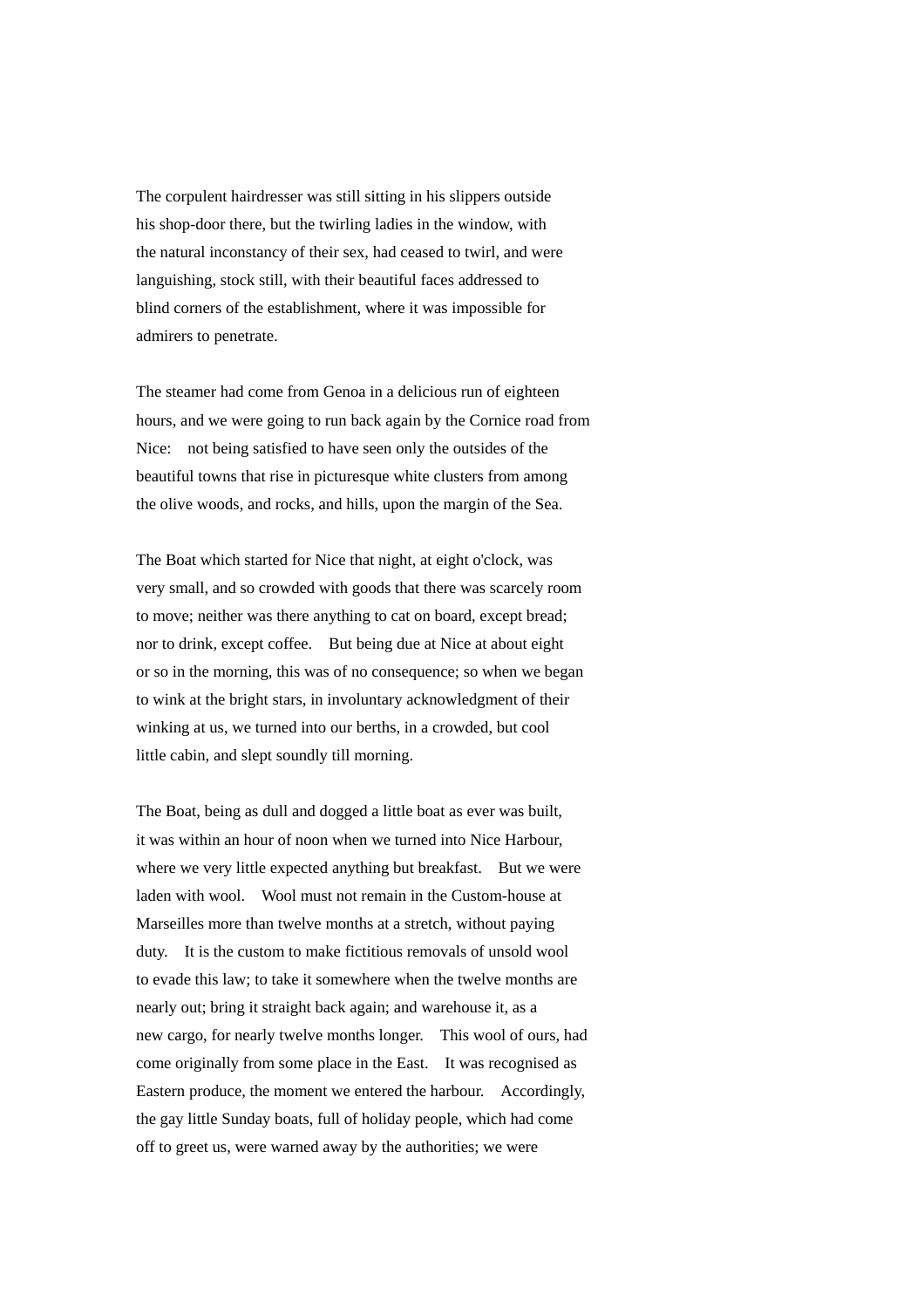The corpulent hairdresser was still sitting in his slippers outside his shop-door there, but the twirling ladies in the window, with the natural inconstancy of their sex, had ceased to twirl, and were languishing, stock still, with their beautiful faces addressed to blind corners of the establishment, where it was impossible for admirers to penetrate.

The steamer had come from Genoa in a delicious run of eighteen hours, and we were going to run back again by the Cornice road from Nice: not being satisfied to have seen only the outsides of the beautiful towns that rise in picturesque white clusters from among the olive woods, and rocks, and hills, upon the margin of the Sea.

The Boat which started for Nice that night, at eight o'clock, was very small, and so crowded with goods that there was scarcely room to move; neither was there anything to cat on board, except bread; nor to drink, except coffee. But being due at Nice at about eight or so in the morning, this was of no consequence; so when we began to wink at the bright stars, in involuntary acknowledgment of their winking at us, we turned into our berths, in a crowded, but cool little cabin, and slept soundly till morning.

The Boat, being as dull and dogged a little boat as ever was built, it was within an hour of noon when we turned into Nice Harbour, where we very little expected anything but breakfast. But we were laden with wool. Wool must not remain in the Custom-house at Marseilles more than twelve months at a stretch, without paying duty. It is the custom to make fictitious removals of unsold wool to evade this law; to take it somewhere when the twelve months are nearly out; bring it straight back again; and warehouse it, as a new cargo, for nearly twelve months longer. This wool of ours, had come originally from some place in the East. It was recognised as Eastern produce, the moment we entered the harbour. Accordingly, the gay little Sunday boats, full of holiday people, which had come off to greet us, were warned away by the authorities; we were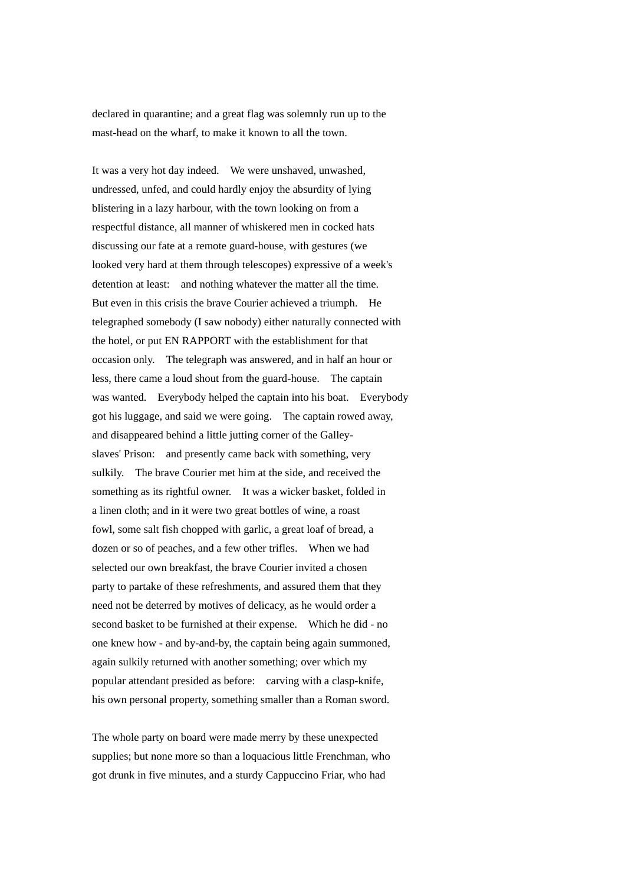declared in quarantine; and a great flag was solemnly run up to the mast-head on the wharf, to make it known to all the town.

It was a very hot day indeed. We were unshaved, unwashed, undressed, unfed, and could hardly enjoy the absurdity of lying blistering in a lazy harbour, with the town looking on from a respectful distance, all manner of whiskered men in cocked hats discussing our fate at a remote guard-house, with gestures (we looked very hard at them through telescopes) expressive of a week's detention at least: and nothing whatever the matter all the time. But even in this crisis the brave Courier achieved a triumph. He telegraphed somebody (I saw nobody) either naturally connected with the hotel, or put EN RAPPORT with the establishment for that occasion only. The telegraph was answered, and in half an hour or less, there came a loud shout from the guard-house. The captain was wanted. Everybody helped the captain into his boat. Everybody got his luggage, and said we were going. The captain rowed away, and disappeared behind a little jutting corner of the Galley-slaves' Prison: and presently came back with something, very sulkily. The brave Courier met him at the side, and received the something as its rightful owner. It was a wicker basket, folded in a linen cloth; and in it were two great bottles of wine, a roast fowl, some salt fish chopped with garlic, a great loaf of bread, a dozen or so of peaches, and a few other trifles. When we had selected our own breakfast, the brave Courier invited a chosen party to partake of these refreshments, and assured them that they need not be deterred by motives of delicacy, as he would order a second basket to be furnished at their expense. Which he did - no one knew how - and by-and-by, the captain being again summoned, again sulkily returned with another something; over which my popular attendant presided as before: carving with a clasp-knife, his own personal property, something smaller than a Roman sword.

The whole party on board were made merry by these unexpected supplies; but none more so than a loquacious little Frenchman, who got drunk in five minutes, and a sturdy Cappuccino Friar, who had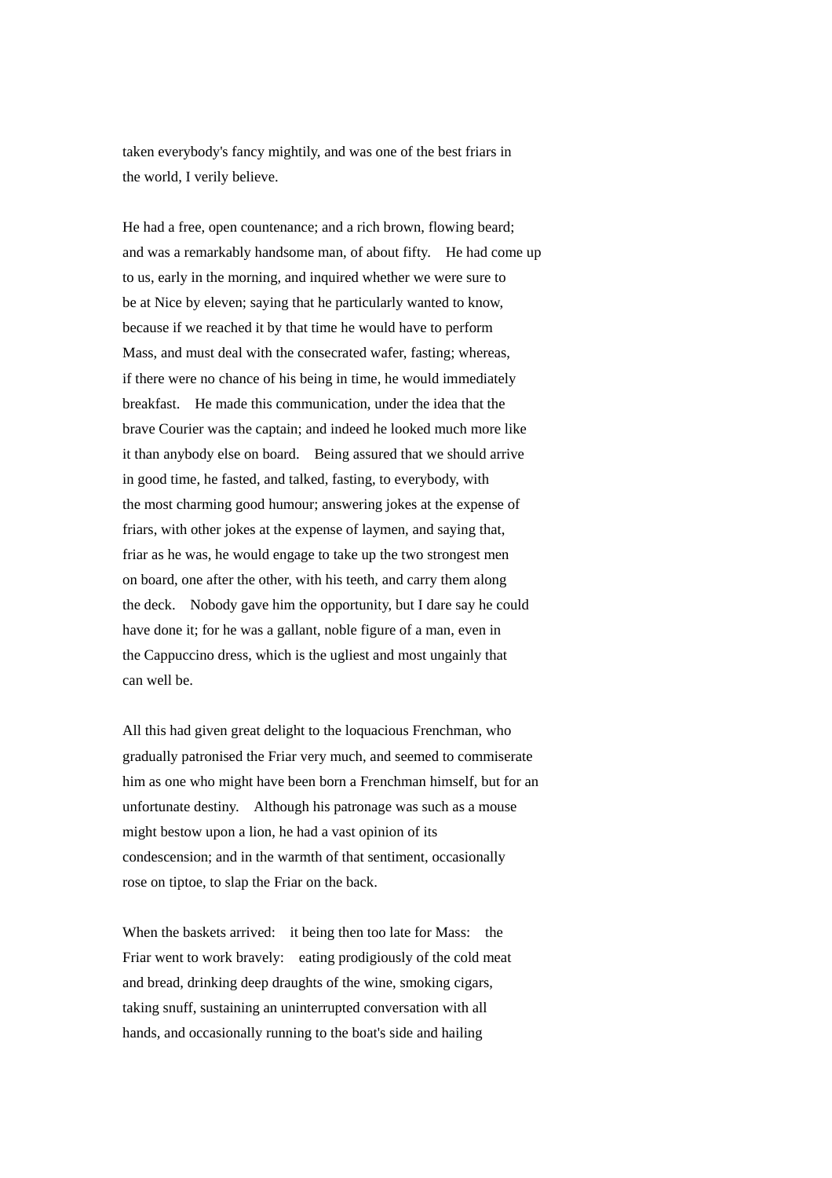taken everybody's fancy mightily, and was one of the best friars in the world, I verily believe.

He had a free, open countenance; and a rich brown, flowing beard; and was a remarkably handsome man, of about fifty. He had come up to us, early in the morning, and inquired whether we were sure to be at Nice by eleven; saying that he particularly wanted to know, because if we reached it by that time he would have to perform Mass, and must deal with the consecrated wafer, fasting; whereas, if there were no chance of his being in time, he would immediately breakfast. He made this communication, under the idea that the brave Courier was the captain; and indeed he looked much more like it than anybody else on board. Being assured that we should arrive in good time, he fasted, and talked, fasting, to everybody, with the most charming good humour; answering jokes at the expense of friars, with other jokes at the expense of laymen, and saying that, friar as he was, he would engage to take up the two strongest men on board, one after the other, with his teeth, and carry them along the deck. Nobody gave him the opportunity, but I dare say he could have done it; for he was a gallant, noble figure of a man, even in the Cappuccino dress, which is the ugliest and most ungainly that can well be.

All this had given great delight to the loquacious Frenchman, who gradually patronised the Friar very much, and seemed to commiserate him as one who might have been born a Frenchman himself, but for an unfortunate destiny. Although his patronage was such as a mouse might bestow upon a lion, he had a vast opinion of its condescension; and in the warmth of that sentiment, occasionally rose on tiptoe, to slap the Friar on the back.

When the baskets arrived: it being then too late for Mass: the Friar went to work bravely: eating prodigiously of the cold meat and bread, drinking deep draughts of the wine, smoking cigars, taking snuff, sustaining an uninterrupted conversation with all hands, and occasionally running to the boat's side and hailing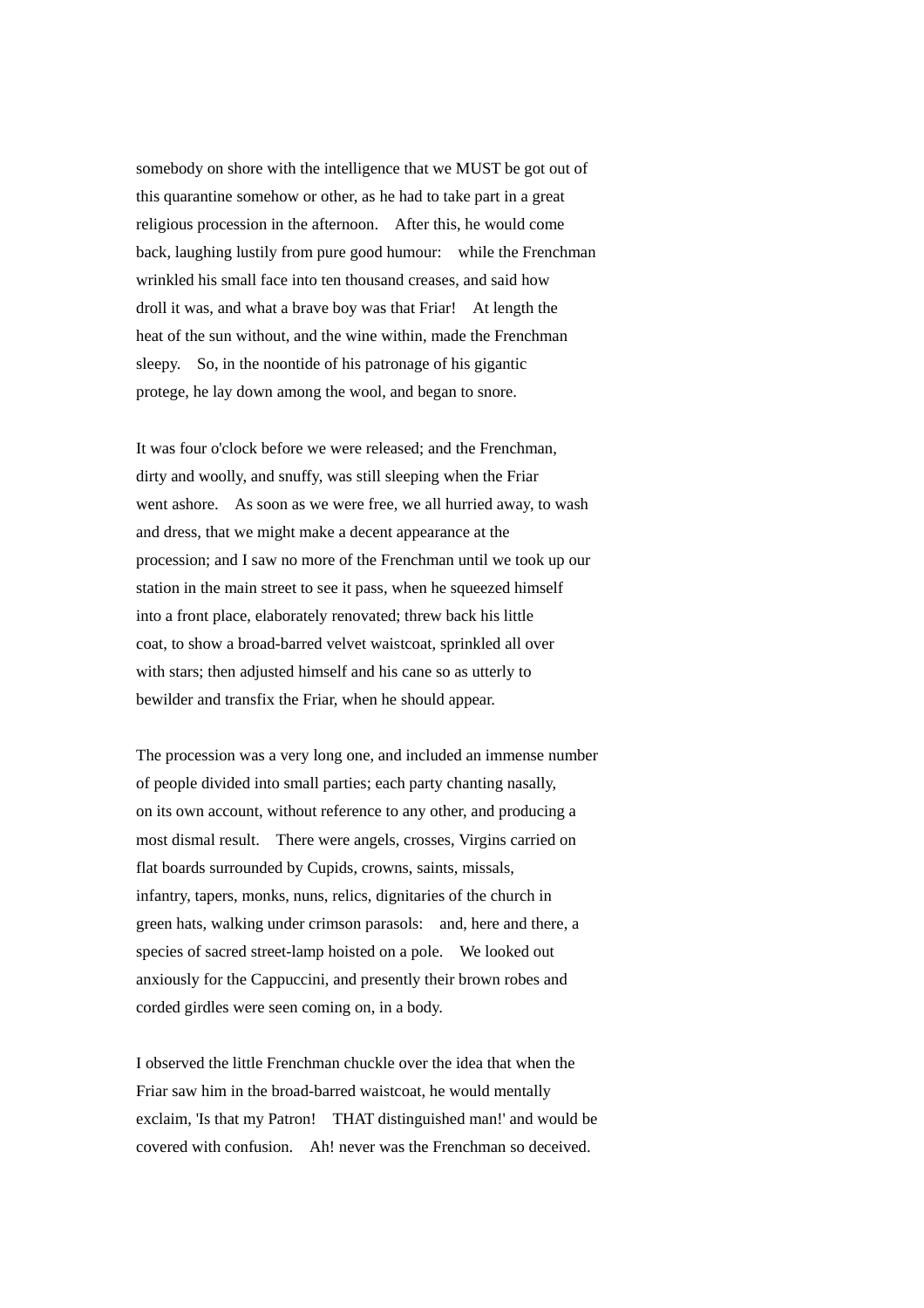somebody on shore with the intelligence that we MUST be got out of this quarantine somehow or other, as he had to take part in a great religious procession in the afternoon. After this, he would come back, laughing lustily from pure good humour: while the Frenchman wrinkled his small face into ten thousand creases, and said how droll it was, and what a brave boy was that Friar! At length the heat of the sun without, and the wine within, made the Frenchman sleepy. So, in the noontide of his patronage of his gigantic protege, he lay down among the wool, and began to snore.

It was four o'clock before we were released; and the Frenchman, dirty and woolly, and snuffy, was still sleeping when the Friar went ashore. As soon as we were free, we all hurried away, to wash and dress, that we might make a decent appearance at the procession; and I saw no more of the Frenchman until we took up our station in the main street to see it pass, when he squeezed himself into a front place, elaborately renovated; threw back his little coat, to show a broad-barred velvet waistcoat, sprinkled all over with stars; then adjusted himself and his cane so as utterly to bewilder and transfix the Friar, when he should appear.

The procession was a very long one, and included an immense number of people divided into small parties; each party chanting nasally, on its own account, without reference to any other, and producing a most dismal result. There were angels, crosses, Virgins carried on flat boards surrounded by Cupids, crowns, saints, missals, infantry, tapers, monks, nuns, relics, dignitaries of the church in green hats, walking under crimson parasols: and, here and there, a species of sacred street-lamp hoisted on a pole. We looked out anxiously for the Cappuccini, and presently their brown robes and corded girdles were seen coming on, in a body.

I observed the little Frenchman chuckle over the idea that when the Friar saw him in the broad-barred waistcoat, he would mentally exclaim, 'Is that my Patron! THAT distinguished man!' and would be covered with confusion. Ah! never was the Frenchman so deceived.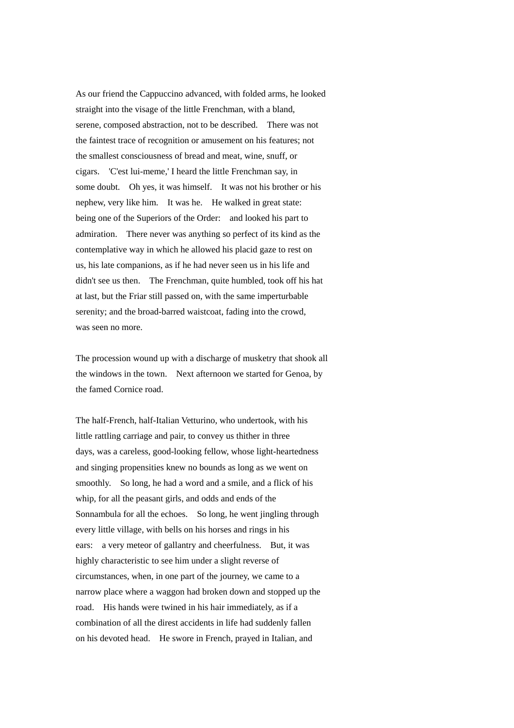As our friend the Cappuccino advanced, with folded arms, he looked straight into the visage of the little Frenchman, with a bland, serene, composed abstraction, not to be described. There was not the faintest trace of recognition or amusement on his features; not the smallest consciousness of bread and meat, wine, snuff, or cigars. 'C'est lui-meme,' I heard the little Frenchman say, in some doubt. Oh yes, it was himself. It was not his brother or his nephew, very like him. It was he. He walked in great state: being one of the Superiors of the Order: and looked his part to admiration. There never was anything so perfect of its kind as the contemplative way in which he allowed his placid gaze to rest on us, his late companions, as if he had never seen us in his life and didn't see us then. The Frenchman, quite humbled, took off his hat at last, but the Friar still passed on, with the same imperturbable serenity; and the broad-barred waistcoat, fading into the crowd, was seen no more.

The procession wound up with a discharge of musketry that shook all the windows in the town. Next afternoon we started for Genoa, by the famed Cornice road.

The half-French, half-Italian Vetturino, who undertook, with his little rattling carriage and pair, to convey us thither in three days, was a careless, good-looking fellow, whose light-heartedness and singing propensities knew no bounds as long as we went on smoothly. So long, he had a word and a smile, and a flick of his whip, for all the peasant girls, and odds and ends of the Sonnambula for all the echoes. So long, he went jingling through every little village, with bells on his horses and rings in his ears: a very meteor of gallantry and cheerfulness. But, it was highly characteristic to see him under a slight reverse of circumstances, when, in one part of the journey, we came to a narrow place where a waggon had broken down and stopped up the road. His hands were twined in his hair immediately, as if a combination of all the direst accidents in life had suddenly fallen on his devoted head. He swore in French, prayed in Italian, and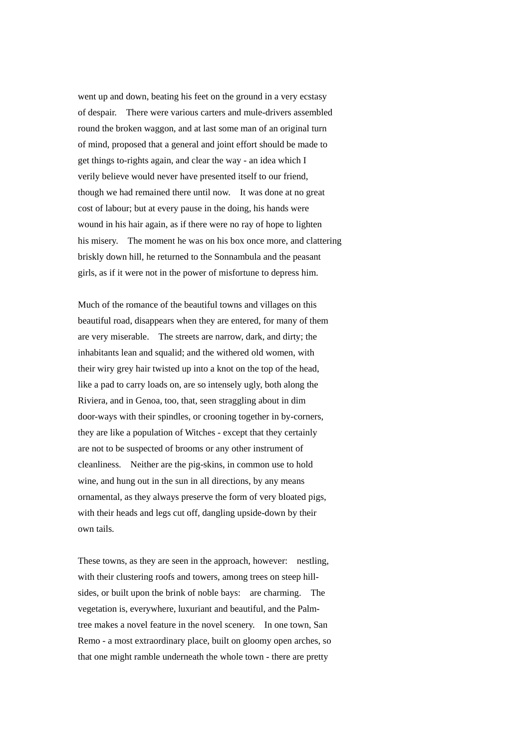went up and down, beating his feet on the ground in a very ecstasy of despair. There were various carters and mule-drivers assembled round the broken waggon, and at last some man of an original turn of mind, proposed that a general and joint effort should be made to get things to-rights again, and clear the way - an idea which I verily believe would never have presented itself to our friend, though we had remained there until now. It was done at no great cost of labour; but at every pause in the doing, his hands were wound in his hair again, as if there were no ray of hope to lighten his misery. The moment he was on his box once more, and clattering briskly down hill, he returned to the Sonnambula and the peasant girls, as if it were not in the power of misfortune to depress him.

Much of the romance of the beautiful towns and villages on this beautiful road, disappears when they are entered, for many of them are very miserable. The streets are narrow, dark, and dirty; the inhabitants lean and squalid; and the withered old women, with their wiry grey hair twisted up into a knot on the top of the head, like a pad to carry loads on, are so intensely ugly, both along the Riviera, and in Genoa, too, that, seen straggling about in dim door-ways with their spindles, or crooning together in by-corners, they are like a population of Witches - except that they certainly are not to be suspected of brooms or any other instrument of cleanliness. Neither are the pig-skins, in common use to hold wine, and hung out in the sun in all directions, by any means ornamental, as they always preserve the form of very bloated pigs, with their heads and legs cut off, dangling upside-down by their own tails.

These towns, as they are seen in the approach, however: nestling, with their clustering roofs and towers, among trees on steep hill-sides, or built upon the brink of noble bays: are charming. The vegetation is, everywhere, luxuriant and beautiful, and the Palm-tree makes a novel feature in the novel scenery. In one town, San Remo - a most extraordinary place, built on gloomy open arches, so that one might ramble underneath the whole town - there are pretty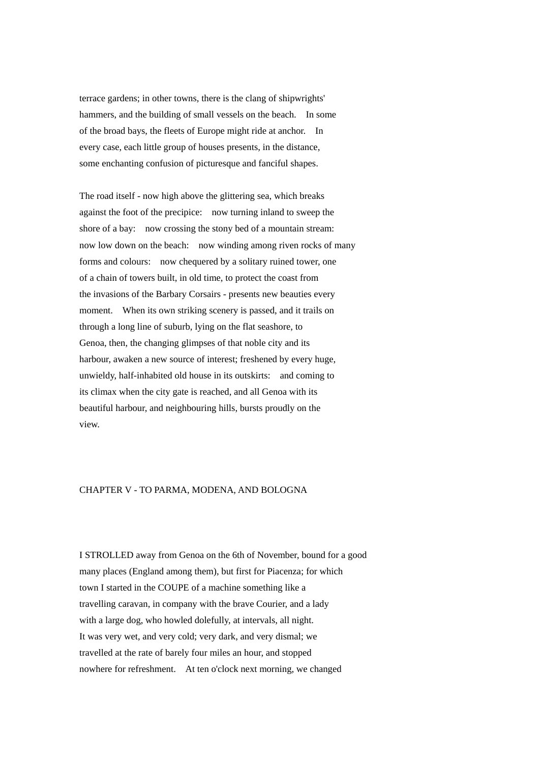terrace gardens; in other towns, there is the clang of shipwrights' hammers, and the building of small vessels on the beach. In some of the broad bays, the fleets of Europe might ride at anchor. In every case, each little group of houses presents, in the distance, some enchanting confusion of picturesque and fanciful shapes.

The road itself - now high above the glittering sea, which breaks against the foot of the precipice: now turning inland to sweep the shore of a bay: now crossing the stony bed of a mountain stream: now low down on the beach: now winding among riven rocks of many forms and colours: now chequered by a solitary ruined tower, one of a chain of towers built, in old time, to protect the coast from the invasions of the Barbary Corsairs - presents new beauties every moment. When its own striking scenery is passed, and it trails on through a long line of suburb, lying on the flat seashore, to Genoa, then, the changing glimpses of that noble city and its harbour, awaken a new source of interest; freshened by every huge, unwieldy, half-inhabited old house in its outskirts: and coming to its climax when the city gate is reached, and all Genoa with its beautiful harbour, and neighbouring hills, bursts proudly on the view.

## CHAPTER V - TO PARMA, MODENA, AND BOLOGNA

I STROLLED away from Genoa on the 6th of November, bound for a good many places (England among them), but first for Piacenza; for which town I started in the COUPE of a machine something like a travelling caravan, in company with the brave Courier, and a lady with a large dog, who howled dolefully, at intervals, all night. It was very wet, and very cold; very dark, and very dismal; we travelled at the rate of barely four miles an hour, and stopped nowhere for refreshment. At ten o'clock next morning, we changed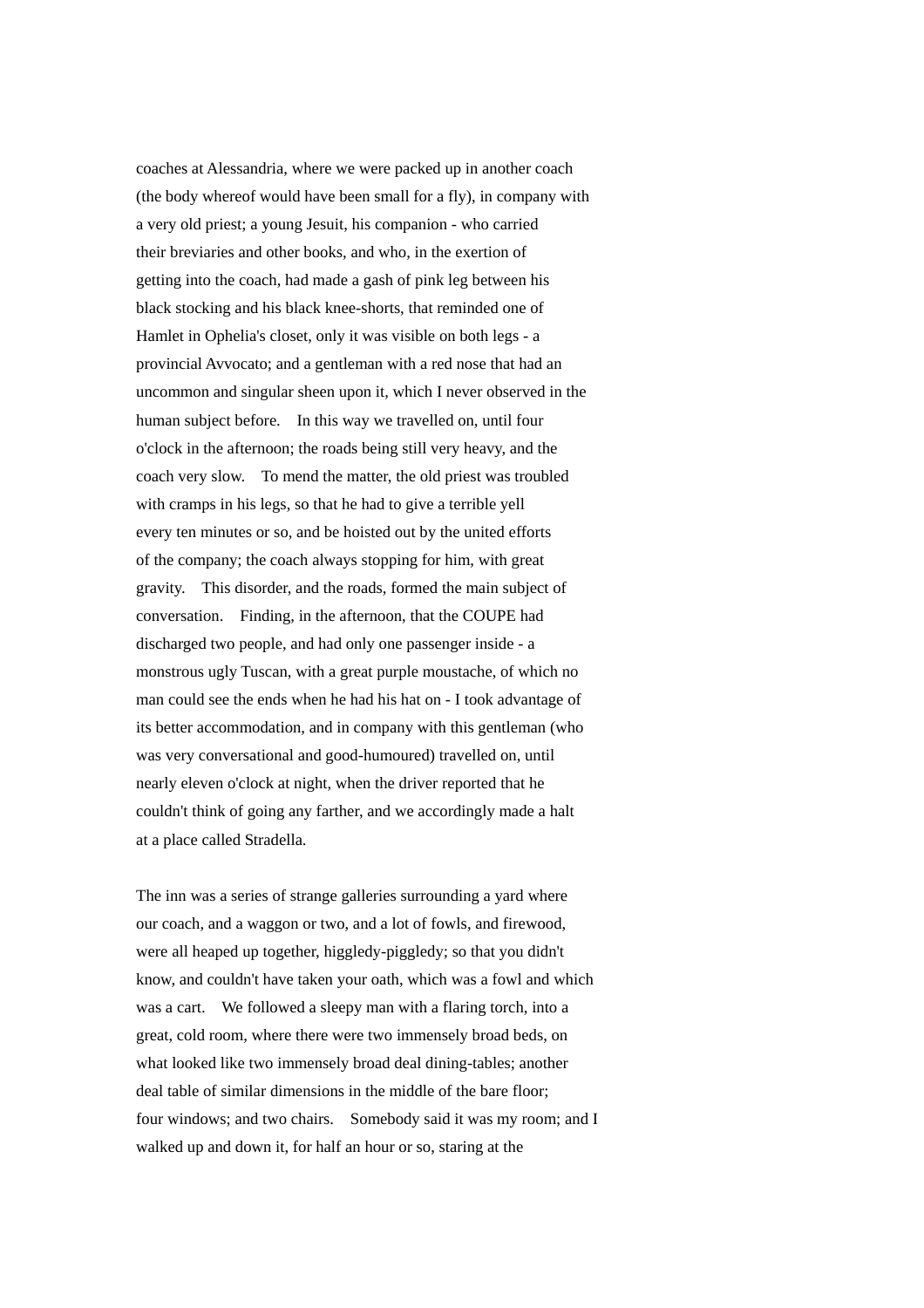coaches at Alessandria, where we were packed up in another coach (the body whereof would have been small for a fly), in company with a very old priest; a young Jesuit, his companion - who carried their breviaries and other books, and who, in the exertion of getting into the coach, had made a gash of pink leg between his black stocking and his black knee-shorts, that reminded one of Hamlet in Ophelia's closet, only it was visible on both legs - a provincial Avvocato; and a gentleman with a red nose that had an uncommon and singular sheen upon it, which I never observed in the human subject before. In this way we travelled on, until four o'clock in the afternoon; the roads being still very heavy, and the coach very slow. To mend the matter, the old priest was troubled with cramps in his legs, so that he had to give a terrible yell every ten minutes or so, and be hoisted out by the united efforts of the company; the coach always stopping for him, with great gravity. This disorder, and the roads, formed the main subject of conversation. Finding, in the afternoon, that the COUPE had discharged two people, and had only one passenger inside - a monstrous ugly Tuscan, with a great purple moustache, of which no man could see the ends when he had his hat on - I took advantage of its better accommodation, and in company with this gentleman (who was very conversational and good-humoured) travelled on, until nearly eleven o'clock at night, when the driver reported that he couldn't think of going any farther, and we accordingly made a halt at a place called Stradella.

The inn was a series of strange galleries surrounding a yard where our coach, and a waggon or two, and a lot of fowls, and firewood, were all heaped up together, higgledy-piggledy; so that you didn't know, and couldn't have taken your oath, which was a fowl and which was a cart. We followed a sleepy man with a flaring torch, into a great, cold room, where there were two immensely broad beds, on what looked like two immensely broad deal dining-tables; another deal table of similar dimensions in the middle of the bare floor; four windows; and two chairs. Somebody said it was my room; and I walked up and down it, for half an hour or so, staring at the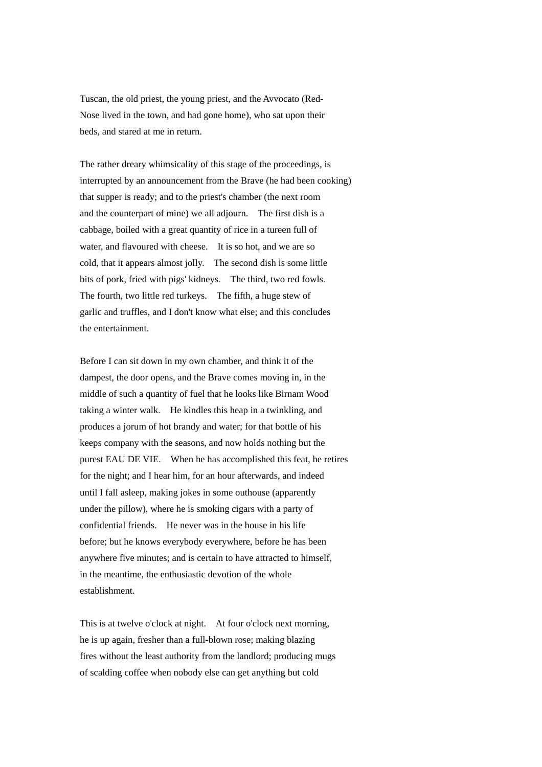Tuscan, the old priest, the young priest, and the Avvocato (Red-Nose lived in the town, and had gone home), who sat upon their beds, and stared at me in return.

The rather dreary whimsicality of this stage of the proceedings, is interrupted by an announcement from the Brave (he had been cooking) that supper is ready; and to the priest's chamber (the next room and the counterpart of mine) we all adjourn. The first dish is a cabbage, boiled with a great quantity of rice in a tureen full of water, and flavoured with cheese. It is so hot, and we are so cold, that it appears almost jolly. The second dish is some little bits of pork, fried with pigs' kidneys. The third, two red fowls. The fourth, two little red turkeys. The fifth, a huge stew of garlic and truffles, and I don't know what else; and this concludes the entertainment.

Before I can sit down in my own chamber, and think it of the dampest, the door opens, and the Brave comes moving in, in the middle of such a quantity of fuel that he looks like Birnam Wood taking a winter walk. He kindles this heap in a twinkling, and produces a jorum of hot brandy and water; for that bottle of his keeps company with the seasons, and now holds nothing but the purest EAU DE VIE. When he has accomplished this feat, he retires for the night; and I hear him, for an hour afterwards, and indeed until I fall asleep, making jokes in some outhouse (apparently under the pillow), where he is smoking cigars with a party of confidential friends. He never was in the house in his life before; but he knows everybody everywhere, before he has been anywhere five minutes; and is certain to have attracted to himself, in the meantime, the enthusiastic devotion of the whole establishment.

This is at twelve o'clock at night. At four o'clock next morning, he is up again, fresher than a full-blown rose; making blazing fires without the least authority from the landlord; producing mugs of scalding coffee when nobody else can get anything but cold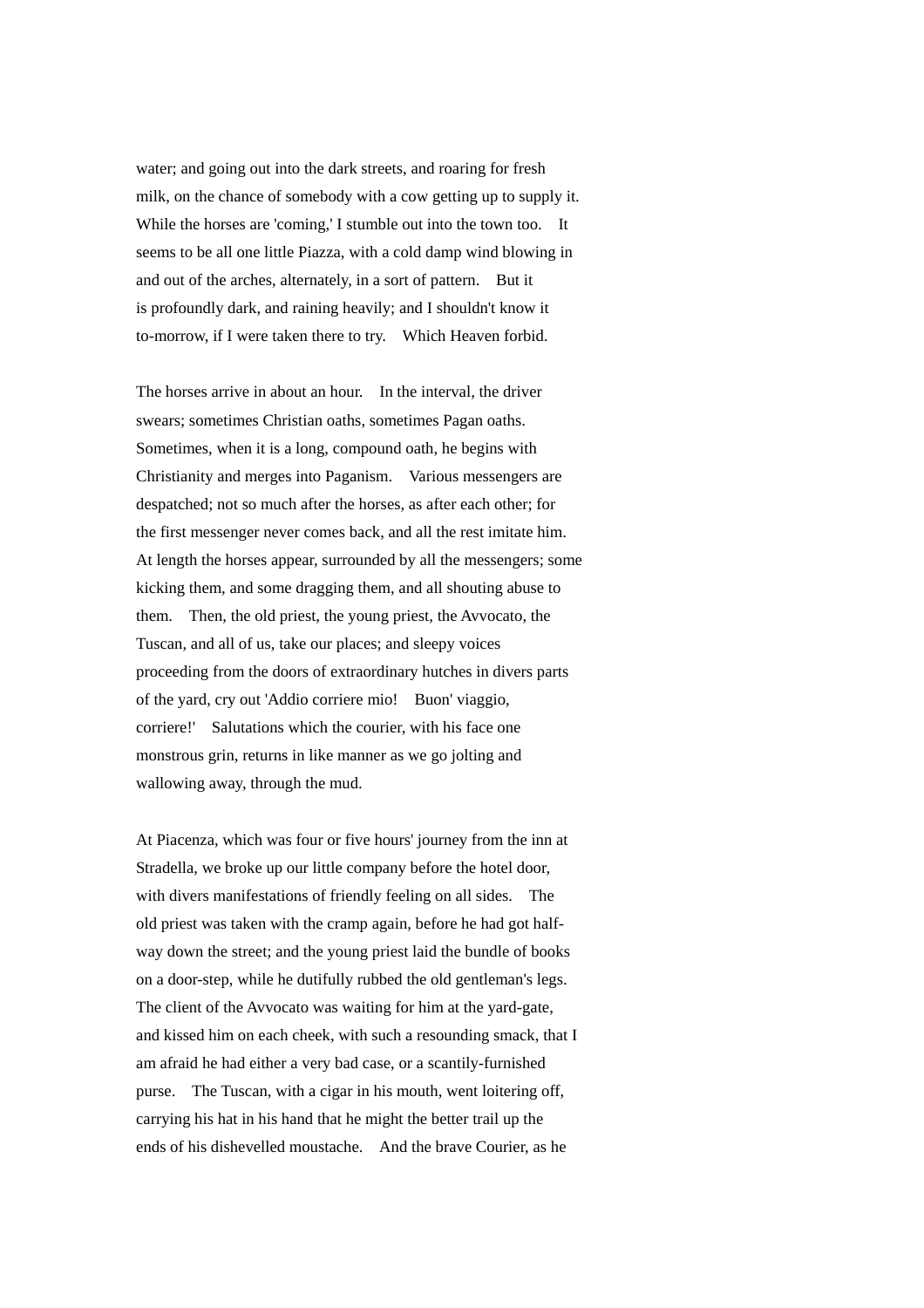water; and going out into the dark streets, and roaring for fresh milk, on the chance of somebody with a cow getting up to supply it. While the horses are 'coming,' I stumble out into the town too. It seems to be all one little Piazza, with a cold damp wind blowing in and out of the arches, alternately, in a sort of pattern. But it is profoundly dark, and raining heavily; and I shouldn't know it to-morrow, if I were taken there to try. Which Heaven forbid.

The horses arrive in about an hour. In the interval, the driver swears; sometimes Christian oaths, sometimes Pagan oaths. Sometimes, when it is a long, compound oath, he begins with Christianity and merges into Paganism. Various messengers are despatched; not so much after the horses, as after each other; for the first messenger never comes back, and all the rest imitate him. At length the horses appear, surrounded by all the messengers; some kicking them, and some dragging them, and all shouting abuse to them. Then, the old priest, the young priest, the Avvocato, the Tuscan, and all of us, take our places; and sleepy voices proceeding from the doors of extraordinary hutches in divers parts of the yard, cry out 'Addio corriere mio! Buon' viaggio, corriere!' Salutations which the courier, with his face one monstrous grin, returns in like manner as we go jolting and wallowing away, through the mud.

At Piacenza, which was four or five hours' journey from the inn at Stradella, we broke up our little company before the hotel door, with divers manifestations of friendly feeling on all sides. The old priest was taken with the cramp again, before he had got half-way down the street; and the young priest laid the bundle of books on a door-step, while he dutifully rubbed the old gentleman's legs. The client of the Avvocato was waiting for him at the yard-gate, and kissed him on each cheek, with such a resounding smack, that I am afraid he had either a very bad case, or a scantily-furnished purse. The Tuscan, with a cigar in his mouth, went loitering off, carrying his hat in his hand that he might the better trail up the ends of his dishevelled moustache. And the brave Courier, as he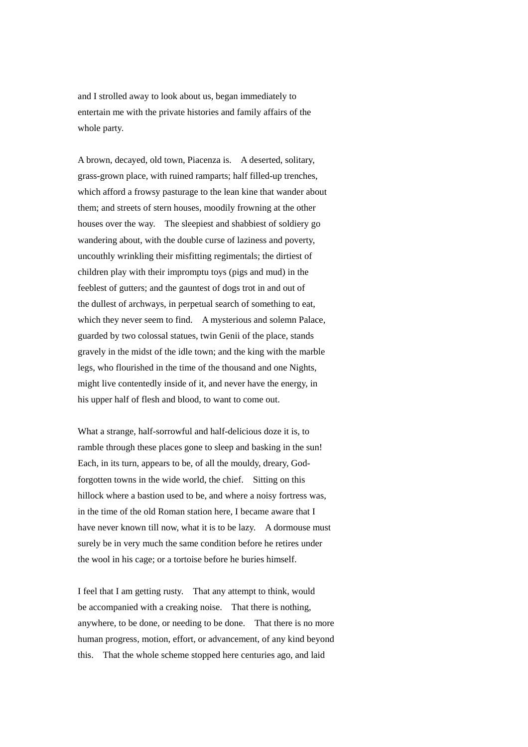and I strolled away to look about us, began immediately to entertain me with the private histories and family affairs of the whole party.

A brown, decayed, old town, Piacenza is. A deserted, solitary, grass-grown place, with ruined ramparts; half filled-up trenches, which afford a frowsy pasturage to the lean kine that wander about them; and streets of stern houses, moodily frowning at the other houses over the way. The sleepiest and shabbiest of soldiery go wandering about, with the double curse of laziness and poverty, uncouthly wrinkling their misfitting regimentals; the dirtiest of children play with their impromptu toys (pigs and mud) in the feeblest of gutters; and the gauntest of dogs trot in and out of the dullest of archways, in perpetual search of something to eat, which they never seem to find. A mysterious and solemn Palace, guarded by two colossal statues, twin Genii of the place, stands gravely in the midst of the idle town; and the king with the marble legs, who flourished in the time of the thousand and one Nights, might live contentedly inside of it, and never have the energy, in his upper half of flesh and blood, to want to come out.

What a strange, half-sorrowful and half-delicious doze it is, to ramble through these places gone to sleep and basking in the sun! Each, in its turn, appears to be, of all the mouldy, dreary, God-forgotten towns in the wide world, the chief. Sitting on this hillock where a bastion used to be, and where a noisy fortress was, in the time of the old Roman station here, I became aware that I have never known till now, what it is to be lazy. A dormouse must surely be in very much the same condition before he retires under the wool in his cage; or a tortoise before he buries himself.

I feel that I am getting rusty. That any attempt to think, would be accompanied with a creaking noise. That there is nothing, anywhere, to be done, or needing to be done. That there is no more human progress, motion, effort, or advancement, of any kind beyond this. That the whole scheme stopped here centuries ago, and laid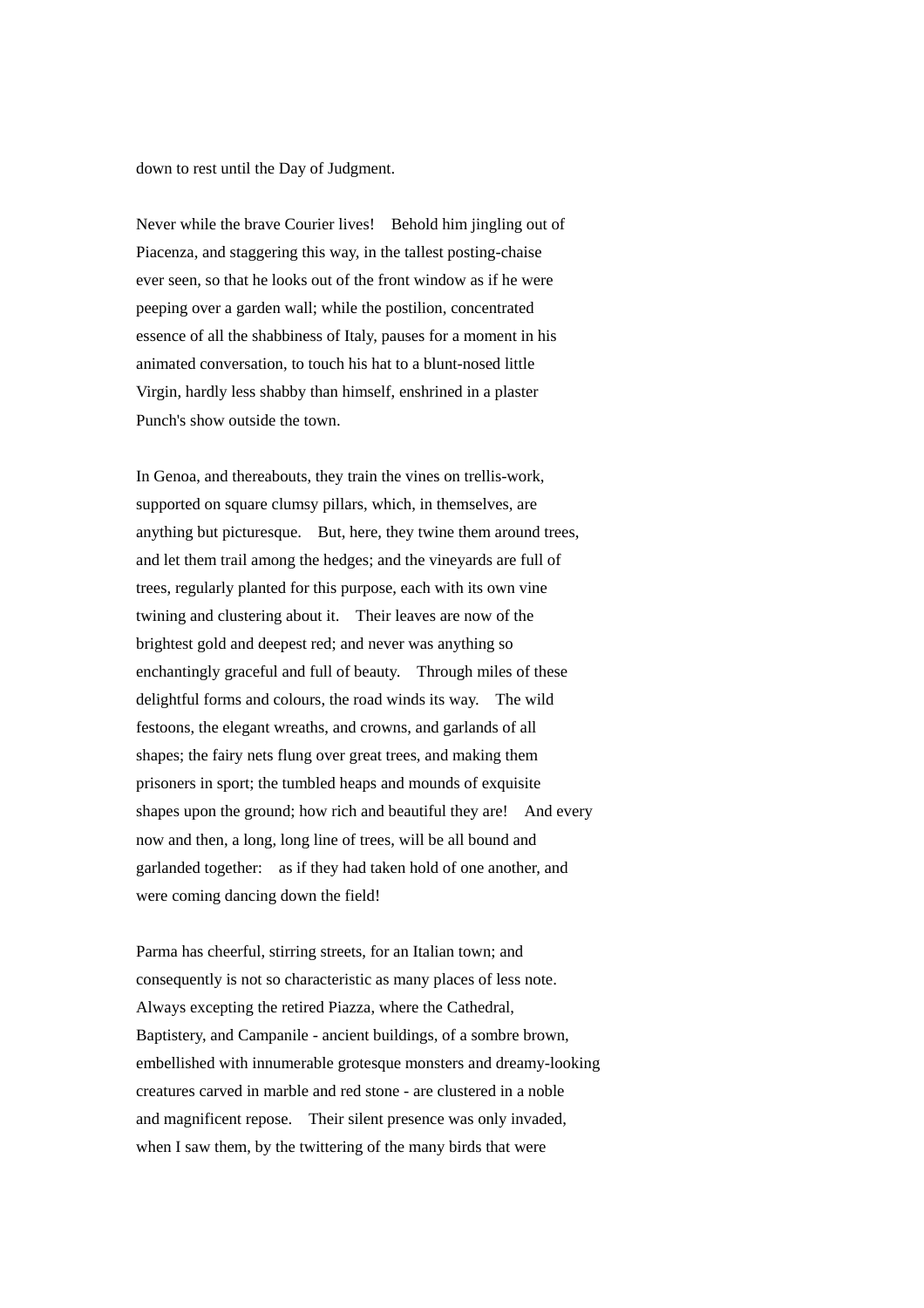down to rest until the Day of Judgment.

Never while the brave Courier lives! Behold him jingling out of Piacenza, and staggering this way, in the tallest posting-chaise ever seen, so that he looks out of the front window as if he were peeping over a garden wall; while the postilion, concentrated essence of all the shabbiness of Italy, pauses for a moment in his animated conversation, to touch his hat to a blunt-nosed little Virgin, hardly less shabby than himself, enshrined in a plaster Punch's show outside the town.

In Genoa, and thereabouts, they train the vines on trellis-work, supported on square clumsy pillars, which, in themselves, are anything but picturesque. But, here, they twine them around trees, and let them trail among the hedges; and the vineyards are full of trees, regularly planted for this purpose, each with its own vine twining and clustering about it. Their leaves are now of the brightest gold and deepest red; and never was anything so enchantingly graceful and full of beauty. Through miles of these delightful forms and colours, the road winds its way. The wild festoons, the elegant wreaths, and crowns, and garlands of all shapes; the fairy nets flung over great trees, and making them prisoners in sport; the tumbled heaps and mounds of exquisite shapes upon the ground; how rich and beautiful they are! And every now and then, a long, long line of trees, will be all bound and garlanded together: as if they had taken hold of one another, and were coming dancing down the field!

Parma has cheerful, stirring streets, for an Italian town; and consequently is not so characteristic as many places of less note. Always excepting the retired Piazza, where the Cathedral, Baptistery, and Campanile - ancient buildings, of a sombre brown, embellished with innumerable grotesque monsters and dreamy-looking creatures carved in marble and red stone - are clustered in a noble and magnificent repose. Their silent presence was only invaded, when I saw them, by the twittering of the many birds that were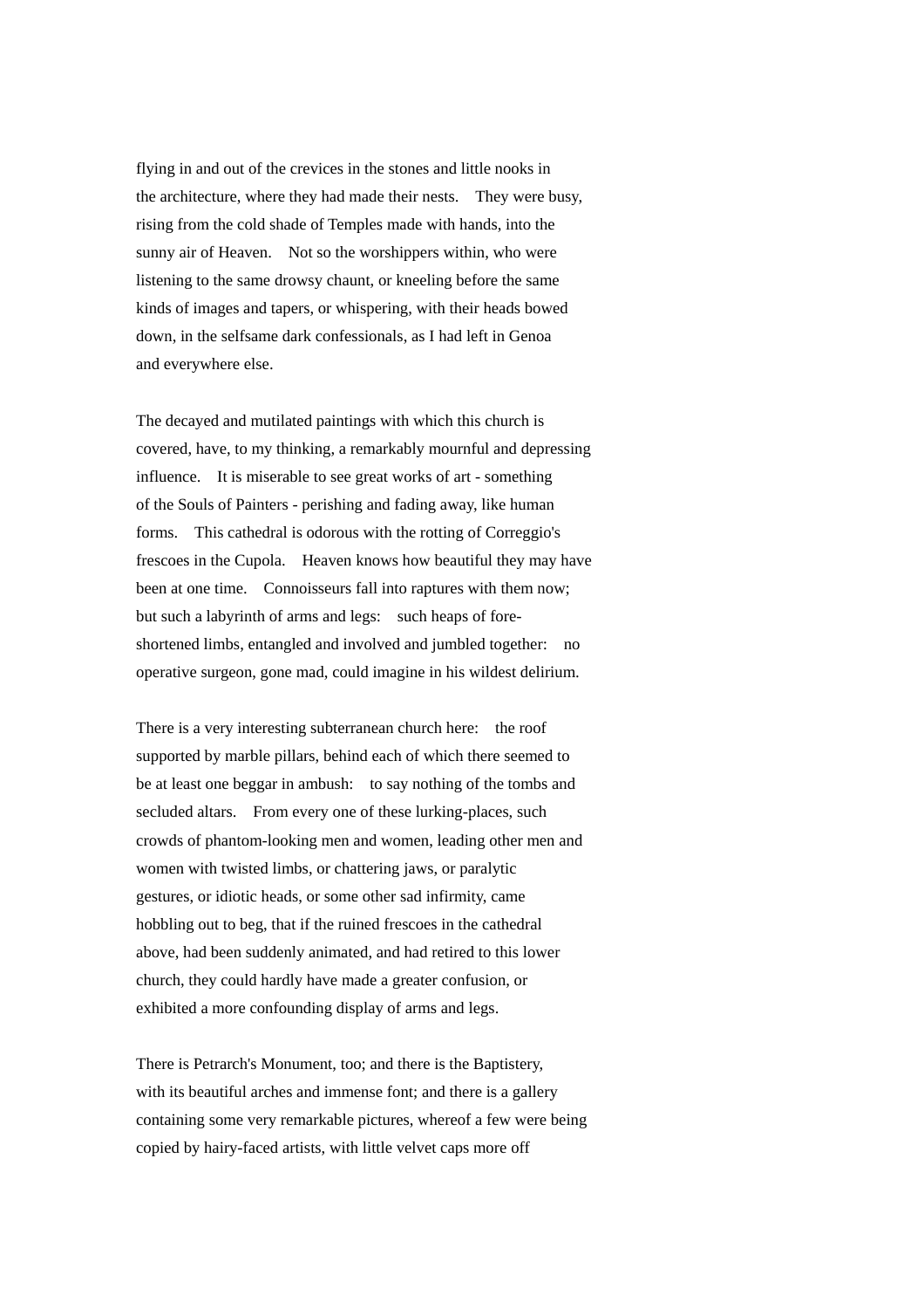flying in and out of the crevices in the stones and little nooks in the architecture, where they had made their nests. They were busy, rising from the cold shade of Temples made with hands, into the sunny air of Heaven. Not so the worshippers within, who were listening to the same drowsy chaunt, or kneeling before the same kinds of images and tapers, or whispering, with their heads bowed down, in the selfsame dark confessionals, as I had left in Genoa and everywhere else.

The decayed and mutilated paintings with which this church is covered, have, to my thinking, a remarkably mournful and depressing influence. It is miserable to see great works of art - something of the Souls of Painters - perishing and fading away, like human forms. This cathedral is odorous with the rotting of Correggio's frescoes in the Cupola. Heaven knows how beautiful they may have been at one time. Connoisseurs fall into raptures with them now; but such a labyrinth of arms and legs: such heaps of fore-shortened limbs, entangled and involved and jumbled together: no operative surgeon, gone mad, could imagine in his wildest delirium.

There is a very interesting subterranean church here: the roof supported by marble pillars, behind each of which there seemed to be at least one beggar in ambush: to say nothing of the tombs and secluded altars. From every one of these lurking-places, such crowds of phantom-looking men and women, leading other men and women with twisted limbs, or chattering jaws, or paralytic gestures, or idiotic heads, or some other sad infirmity, came hobbling out to beg, that if the ruined frescoes in the cathedral above, had been suddenly animated, and had retired to this lower church, they could hardly have made a greater confusion, or exhibited a more confounding display of arms and legs.

There is Petrarch's Monument, too; and there is the Baptistery, with its beautiful arches and immense font; and there is a gallery containing some very remarkable pictures, whereof a few were being copied by hairy-faced artists, with little velvet caps more off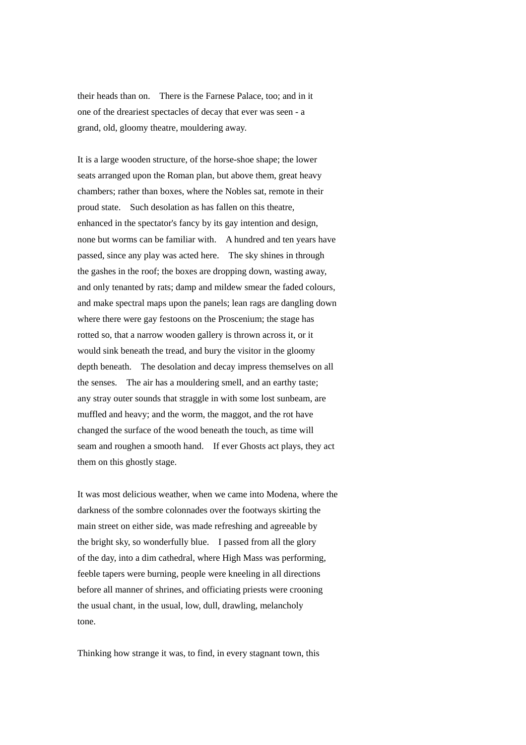their heads than on. There is the Farnese Palace, too; and in it one of the dreariest spectacles of decay that ever was seen - a grand, old, gloomy theatre, mouldering away.

It is a large wooden structure, of the horse-shoe shape; the lower seats arranged upon the Roman plan, but above them, great heavy chambers; rather than boxes, where the Nobles sat, remote in their proud state. Such desolation as has fallen on this theatre, enhanced in the spectator's fancy by its gay intention and design, none but worms can be familiar with. A hundred and ten years have passed, since any play was acted here. The sky shines in through the gashes in the roof; the boxes are dropping down, wasting away, and only tenanted by rats; damp and mildew smear the faded colours, and make spectral maps upon the panels; lean rags are dangling down where there were gay festoons on the Proscenium; the stage has rotted so, that a narrow wooden gallery is thrown across it, or it would sink beneath the tread, and bury the visitor in the gloomy depth beneath. The desolation and decay impress themselves on all the senses. The air has a mouldering smell, and an earthy taste; any stray outer sounds that straggle in with some lost sunbeam, are muffled and heavy; and the worm, the maggot, and the rot have changed the surface of the wood beneath the touch, as time will seam and roughen a smooth hand. If ever Ghosts act plays, they act them on this ghostly stage.

It was most delicious weather, when we came into Modena, where the darkness of the sombre colonnades over the footways skirting the main street on either side, was made refreshing and agreeable by the bright sky, so wonderfully blue. I passed from all the glory of the day, into a dim cathedral, where High Mass was performing, feeble tapers were burning, people were kneeling in all directions before all manner of shrines, and officiating priests were crooning the usual chant, in the usual, low, dull, drawling, melancholy tone.

Thinking how strange it was, to find, in every stagnant town, this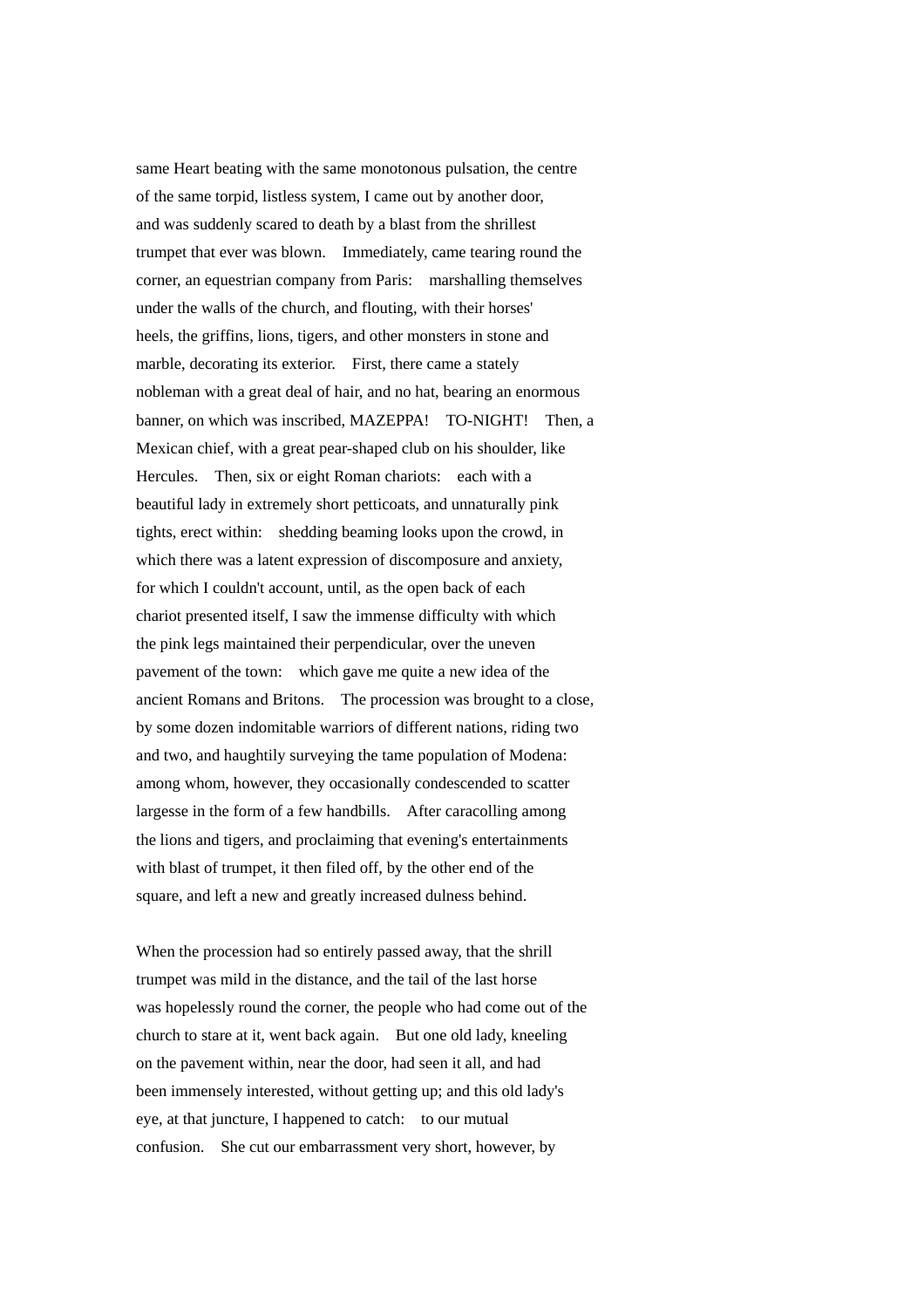same Heart beating with the same monotonous pulsation, the centre of the same torpid, listless system, I came out by another door, and was suddenly scared to death by a blast from the shrillest trumpet that ever was blown. Immediately, came tearing round the corner, an equestrian company from Paris: marshalling themselves under the walls of the church, and flouting, with their horses' heels, the griffins, lions, tigers, and other monsters in stone and marble, decorating its exterior. First, there came a stately nobleman with a great deal of hair, and no hat, bearing an enormous banner, on which was inscribed, MAZEPPA! TO-NIGHT! Then, a Mexican chief, with a great pear-shaped club on his shoulder, like Hercules. Then, six or eight Roman chariots: each with a beautiful lady in extremely short petticoats, and unnaturally pink tights, erect within: shedding beaming looks upon the crowd, in which there was a latent expression of discomposure and anxiety, for which I couldn't account, until, as the open back of each chariot presented itself, I saw the immense difficulty with which the pink legs maintained their perpendicular, over the uneven pavement of the town: which gave me quite a new idea of the ancient Romans and Britons. The procession was brought to a close, by some dozen indomitable warriors of different nations, riding two and two, and haughtily surveying the tame population of Modena: among whom, however, they occasionally condescended to scatter largesse in the form of a few handbills. After caracolling among the lions and tigers, and proclaiming that evening's entertainments with blast of trumpet, it then filed off, by the other end of the square, and left a new and greatly increased dulness behind.

When the procession had so entirely passed away, that the shrill trumpet was mild in the distance, and the tail of the last horse was hopelessly round the corner, the people who had come out of the church to stare at it, went back again. But one old lady, kneeling on the pavement within, near the door, had seen it all, and had been immensely interested, without getting up; and this old lady's eye, at that juncture, I happened to catch: to our mutual confusion. She cut our embarrassment very short, however, by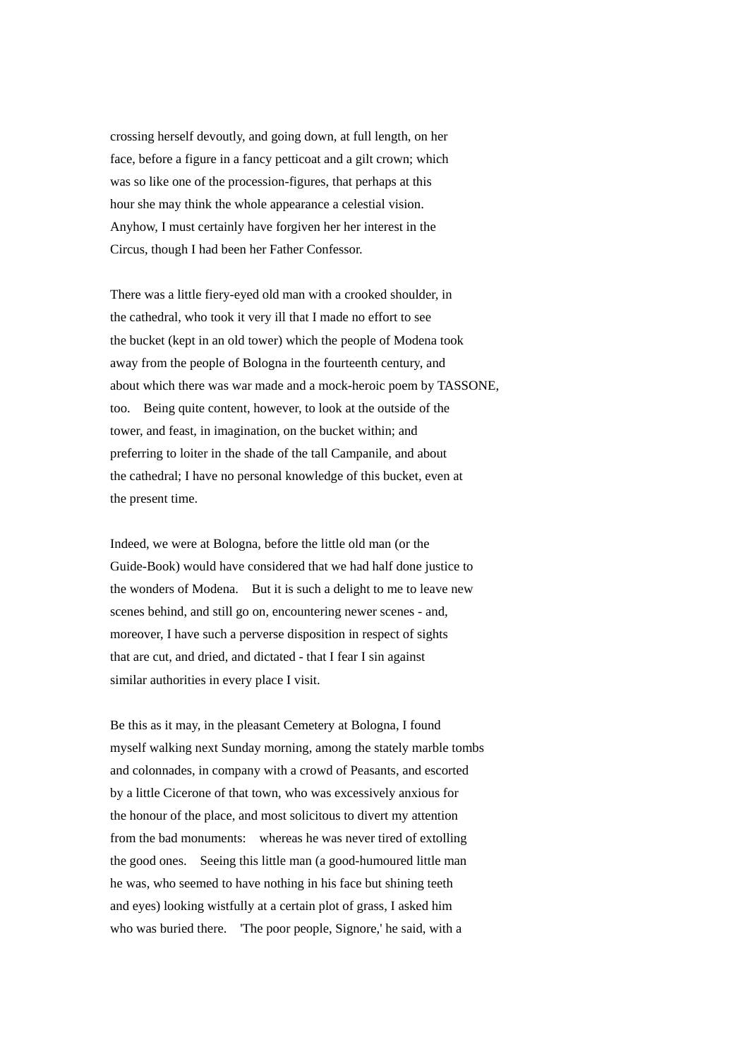crossing herself devoutly, and going down, at full length, on her face, before a figure in a fancy petticoat and a gilt crown; which was so like one of the procession-figures, that perhaps at this hour she may think the whole appearance a celestial vision. Anyhow, I must certainly have forgiven her her interest in the Circus, though I had been her Father Confessor.

There was a little fiery-eyed old man with a crooked shoulder, in the cathedral, who took it very ill that I made no effort to see the bucket (kept in an old tower) which the people of Modena took away from the people of Bologna in the fourteenth century, and about which there was war made and a mock-heroic poem by TASSONE, too. Being quite content, however, to look at the outside of the tower, and feast, in imagination, on the bucket within; and preferring to loiter in the shade of the tall Campanile, and about the cathedral; I have no personal knowledge of this bucket, even at the present time.

Indeed, we were at Bologna, before the little old man (or the Guide-Book) would have considered that we had half done justice to the wonders of Modena. But it is such a delight to me to leave new scenes behind, and still go on, encountering newer scenes - and, moreover, I have such a perverse disposition in respect of sights that are cut, and dried, and dictated - that I fear I sin against similar authorities in every place I visit.

Be this as it may, in the pleasant Cemetery at Bologna, I found myself walking next Sunday morning, among the stately marble tombs and colonnades, in company with a crowd of Peasants, and escorted by a little Cicerone of that town, who was excessively anxious for the honour of the place, and most solicitous to divert my attention from the bad monuments: whereas he was never tired of extolling the good ones. Seeing this little man (a good-humoured little man he was, who seemed to have nothing in his face but shining teeth and eyes) looking wistfully at a certain plot of grass, I asked him who was buried there. 'The poor people, Signore,' he said, with a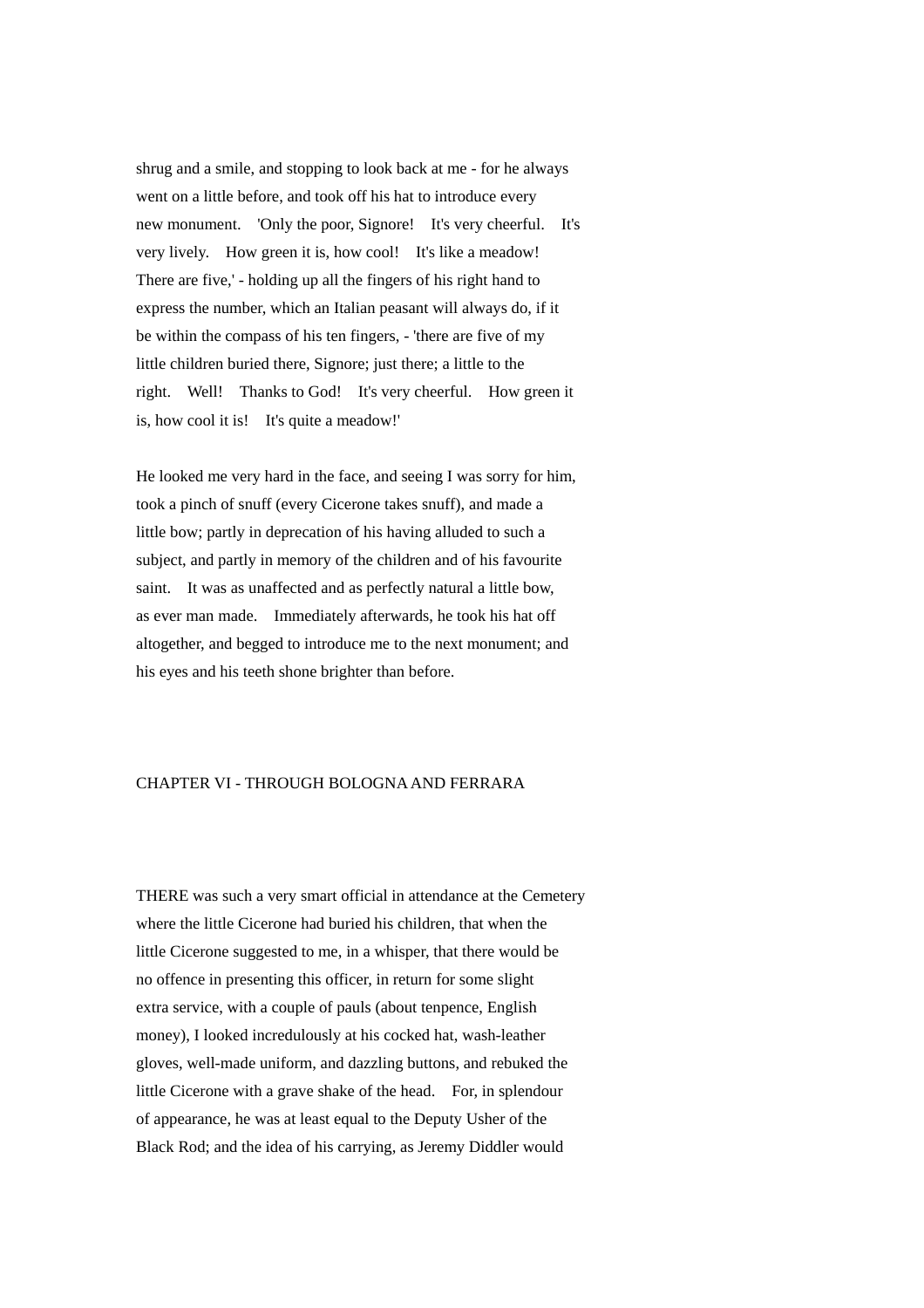shrug and a smile, and stopping to look back at me - for he always went on a little before, and took off his hat to introduce every new monument. 'Only the poor, Signore! It's very cheerful. It's very lively. How green it is, how cool! It's like a meadow! There are five,' - holding up all the fingers of his right hand to express the number, which an Italian peasant will always do, if it be within the compass of his ten fingers, - 'there are five of my little children buried there, Signore; just there; a little to the right. Well! Thanks to God! It's very cheerful. How green it is, how cool it is! It's quite a meadow!'

He looked me very hard in the face, and seeing I was sorry for him, took a pinch of snuff (every Cicerone takes snuff), and made a little bow; partly in deprecation of his having alluded to such a subject, and partly in memory of the children and of his favourite saint. It was as unaffected and as perfectly natural a little bow, as ever man made. Immediately afterwards, he took his hat off altogether, and begged to introduce me to the next monument; and his eyes and his teeth shone brighter than before.

## CHAPTER VI - THROUGH BOLOGNA AND FERRARA

THERE was such a very smart official in attendance at the Cemetery where the little Cicerone had buried his children, that when the little Cicerone suggested to me, in a whisper, that there would be no offence in presenting this officer, in return for some slight extra service, with a couple of pauls (about tenpence, English money), I looked incredulously at his cocked hat, wash-leather gloves, well-made uniform, and dazzling buttons, and rebuked the little Cicerone with a grave shake of the head. For, in splendour of appearance, he was at least equal to the Deputy Usher of the Black Rod; and the idea of his carrying, as Jeremy Diddler would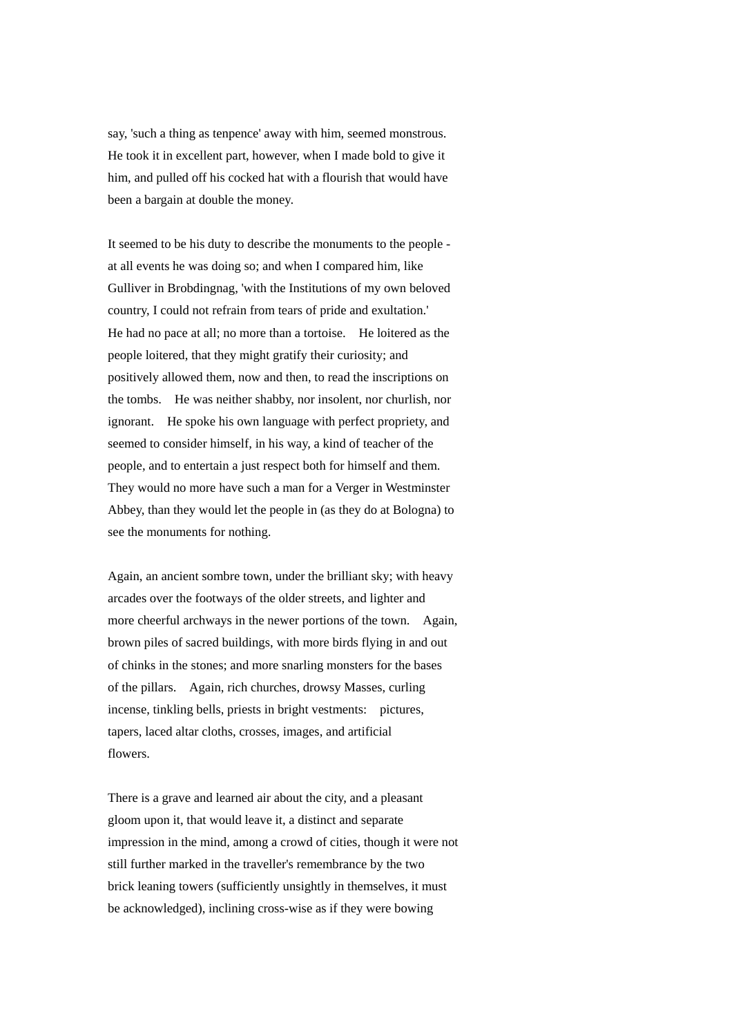say, 'such a thing as tenpence' away with him, seemed monstrous. He took it in excellent part, however, when I made bold to give it him, and pulled off his cocked hat with a flourish that would have been a bargain at double the money.

It seemed to be his duty to describe the monuments to the people - at all events he was doing so; and when I compared him, like Gulliver in Brobdingnag, 'with the Institutions of my own beloved country, I could not refrain from tears of pride and exultation.' He had no pace at all; no more than a tortoise. He loitered as the people loitered, that they might gratify their curiosity; and positively allowed them, now and then, to read the inscriptions on the tombs. He was neither shabby, nor insolent, nor churlish, nor ignorant. He spoke his own language with perfect propriety, and seemed to consider himself, in his way, a kind of teacher of the people, and to entertain a just respect both for himself and them. They would no more have such a man for a Verger in Westminster Abbey, than they would let the people in (as they do at Bologna) to see the monuments for nothing.

Again, an ancient sombre town, under the brilliant sky; with heavy arcades over the footways of the older streets, and lighter and more cheerful archways in the newer portions of the town. Again, brown piles of sacred buildings, with more birds flying in and out of chinks in the stones; and more snarling monsters for the bases of the pillars. Again, rich churches, drowsy Masses, curling incense, tinkling bells, priests in bright vestments: pictures, tapers, laced altar cloths, crosses, images, and artificial flowers.

There is a grave and learned air about the city, and a pleasant gloom upon it, that would leave it, a distinct and separate impression in the mind, among a crowd of cities, though it were not still further marked in the traveller's remembrance by the two brick leaning towers (sufficiently unsightly in themselves, it must be acknowledged), inclining cross-wise as if they were bowing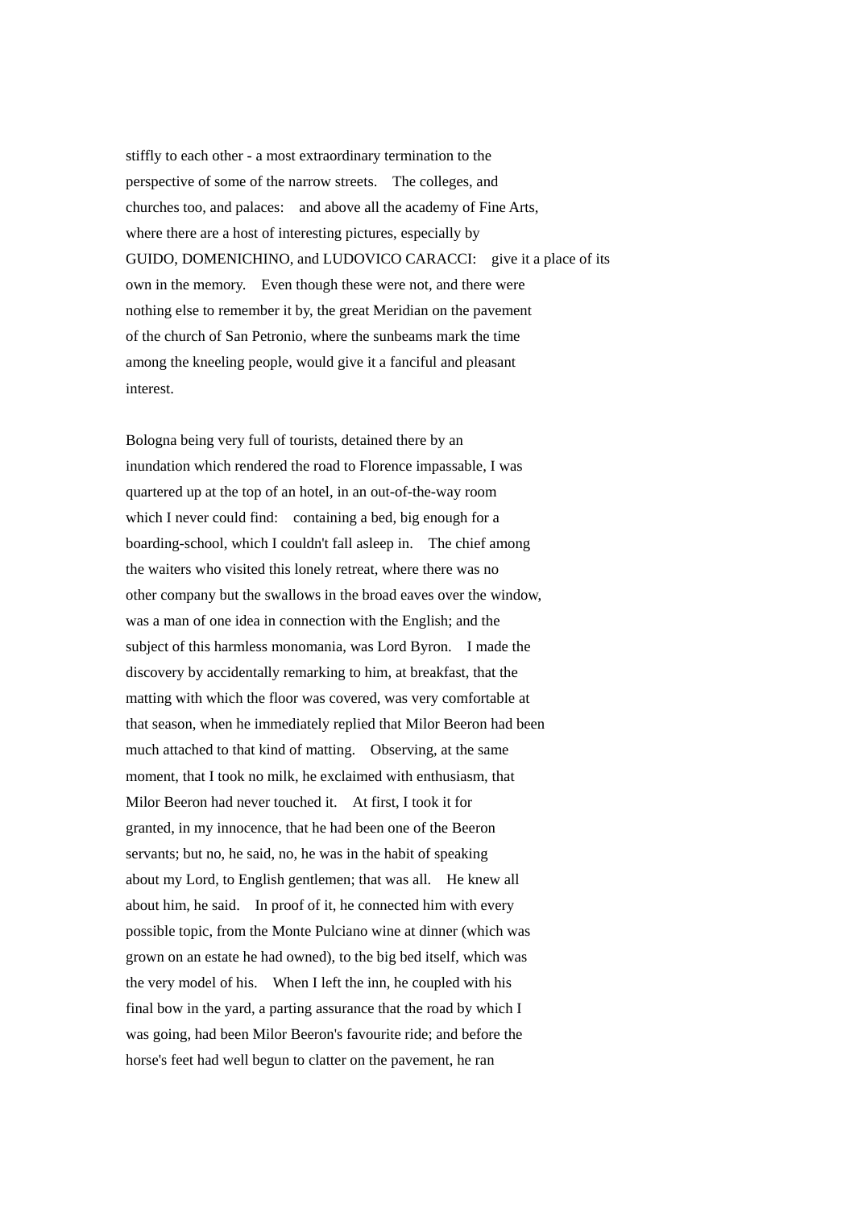stiffly to each other - a most extraordinary termination to the perspective of some of the narrow streets. The colleges, and churches too, and palaces: and above all the academy of Fine Arts, where there are a host of interesting pictures, especially by GUIDO, DOMENICHINO, and LUDOVICO CARACCI: give it a place of its own in the memory. Even though these were not, and there were nothing else to remember it by, the great Meridian on the pavement of the church of San Petronio, where the sunbeams mark the time among the kneeling people, would give it a fanciful and pleasant interest.

Bologna being very full of tourists, detained there by an inundation which rendered the road to Florence impassable, I was quartered up at the top of an hotel, in an out-of-the-way room which I never could find: containing a bed, big enough for a boarding-school, which I couldn't fall asleep in. The chief among the waiters who visited this lonely retreat, where there was no other company but the swallows in the broad eaves over the window, was a man of one idea in connection with the English; and the subject of this harmless monomania, was Lord Byron. I made the discovery by accidentally remarking to him, at breakfast, that the matting with which the floor was covered, was very comfortable at that season, when he immediately replied that Milor Beeron had been much attached to that kind of matting. Observing, at the same moment, that I took no milk, he exclaimed with enthusiasm, that Milor Beeron had never touched it. At first, I took it for granted, in my innocence, that he had been one of the Beeron servants; but no, he said, no, he was in the habit of speaking about my Lord, to English gentlemen; that was all. He knew all about him, he said. In proof of it, he connected him with every possible topic, from the Monte Pulciano wine at dinner (which was grown on an estate he had owned), to the big bed itself, which was the very model of his. When I left the inn, he coupled with his final bow in the yard, a parting assurance that the road by which I was going, had been Milor Beeron's favourite ride; and before the horse's feet had well begun to clatter on the pavement, he ran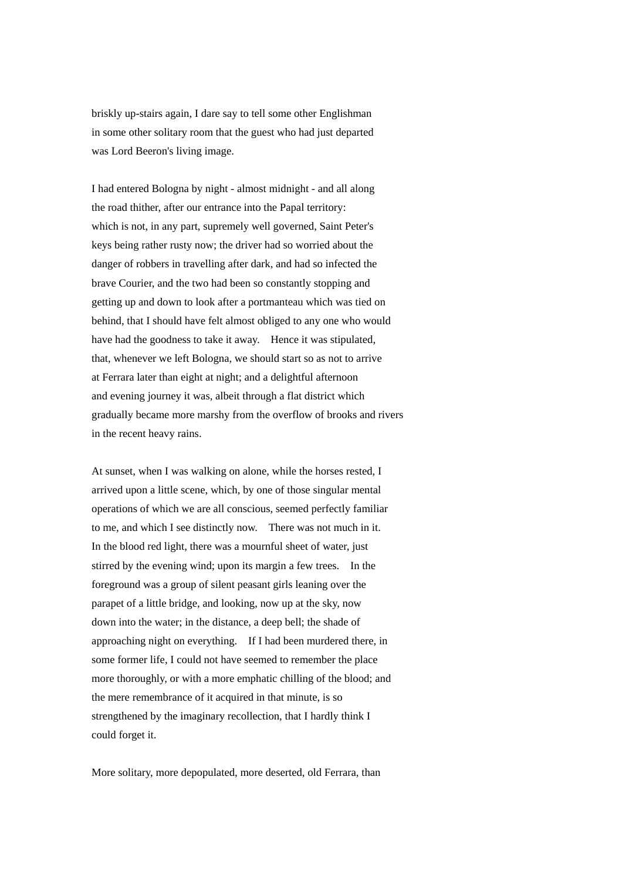briskly up-stairs again, I dare say to tell some other Englishman in some other solitary room that the guest who had just departed was Lord Beeron's living image.

I had entered Bologna by night - almost midnight - and all along the road thither, after our entrance into the Papal territory: which is not, in any part, supremely well governed, Saint Peter's keys being rather rusty now; the driver had so worried about the danger of robbers in travelling after dark, and had so infected the brave Courier, and the two had been so constantly stopping and getting up and down to look after a portmanteau which was tied on behind, that I should have felt almost obliged to any one who would have had the goodness to take it away. Hence it was stipulated, that, whenever we left Bologna, we should start so as not to arrive at Ferrara later than eight at night; and a delightful afternoon and evening journey it was, albeit through a flat district which gradually became more marshy from the overflow of brooks and rivers in the recent heavy rains.

At sunset, when I was walking on alone, while the horses rested, I arrived upon a little scene, which, by one of those singular mental operations of which we are all conscious, seemed perfectly familiar to me, and which I see distinctly now. There was not much in it. In the blood red light, there was a mournful sheet of water, just stirred by the evening wind; upon its margin a few trees. In the foreground was a group of silent peasant girls leaning over the parapet of a little bridge, and looking, now up at the sky, now down into the water; in the distance, a deep bell; the shade of approaching night on everything. If I had been murdered there, in some former life, I could not have seemed to remember the place more thoroughly, or with a more emphatic chilling of the blood; and the mere remembrance of it acquired in that minute, is so strengthened by the imaginary recollection, that I hardly think I could forget it.

More solitary, more depopulated, more deserted, old Ferrara, than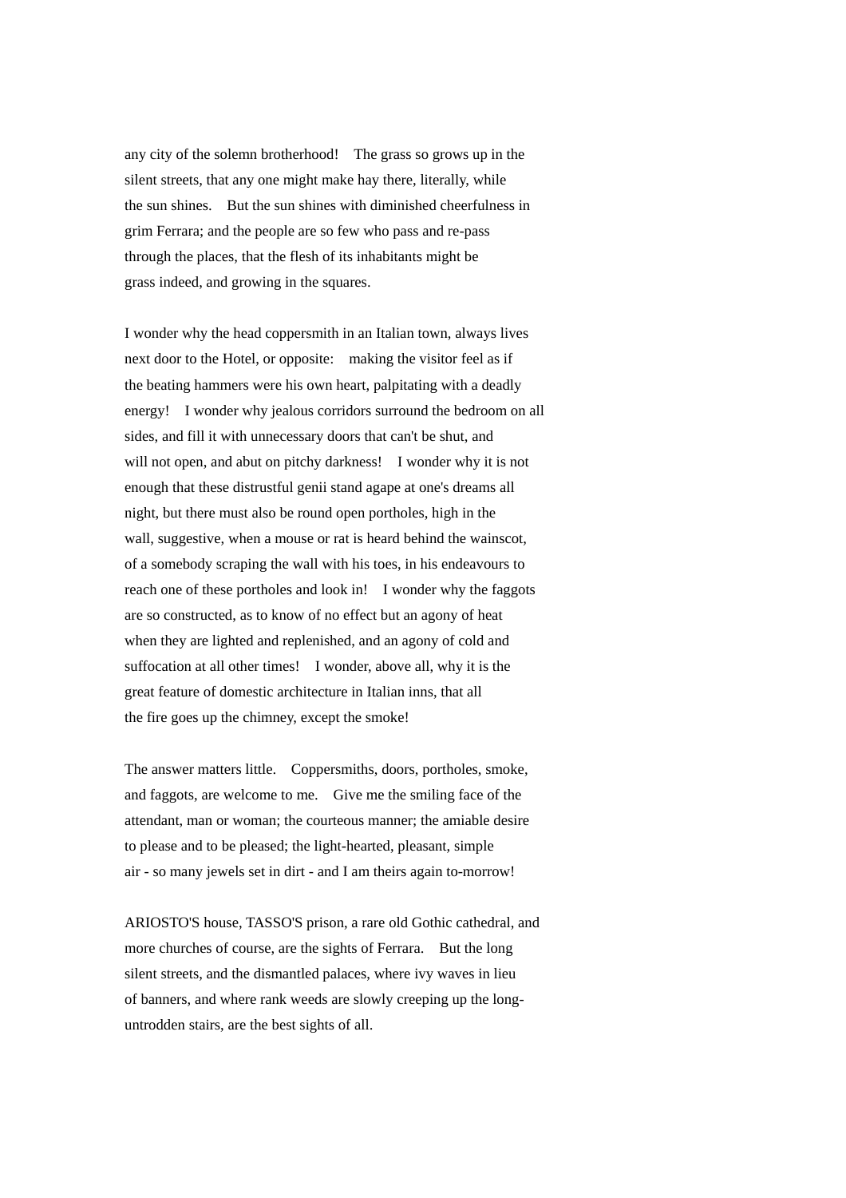any city of the solemn brotherhood! The grass so grows up in the silent streets, that any one might make hay there, literally, while the sun shines. But the sun shines with diminished cheerfulness in grim Ferrara; and the people are so few who pass and re-pass through the places, that the flesh of its inhabitants might be grass indeed, and growing in the squares.

I wonder why the head coppersmith in an Italian town, always lives next door to the Hotel, or opposite: making the visitor feel as if the beating hammers were his own heart, palpitating with a deadly energy! I wonder why jealous corridors surround the bedroom on all sides, and fill it with unnecessary doors that can't be shut, and will not open, and abut on pitchy darkness! I wonder why it is not enough that these distrustful genii stand agape at one's dreams all night, but there must also be round open portholes, high in the wall, suggestive, when a mouse or rat is heard behind the wainscot, of a somebody scraping the wall with his toes, in his endeavours to reach one of these portholes and look in! I wonder why the faggots are so constructed, as to know of no effect but an agony of heat when they are lighted and replenished, and an agony of cold and suffocation at all other times! I wonder, above all, why it is the great feature of domestic architecture in Italian inns, that all the fire goes up the chimney, except the smoke!

The answer matters little. Coppersmiths, doors, portholes, smoke, and faggots, are welcome to me. Give me the smiling face of the attendant, man or woman; the courteous manner; the amiable desire to please and to be pleased; the light-hearted, pleasant, simple air - so many jewels set in dirt - and I am theirs again to-morrow!

ARIOSTO'S house, TASSO'S prison, a rare old Gothic cathedral, and more churches of course, are the sights of Ferrara. But the long silent streets, and the dismantled palaces, where ivy waves in lieu of banners, and where rank weeds are slowly creeping up the long-untrodden stairs, are the best sights of all.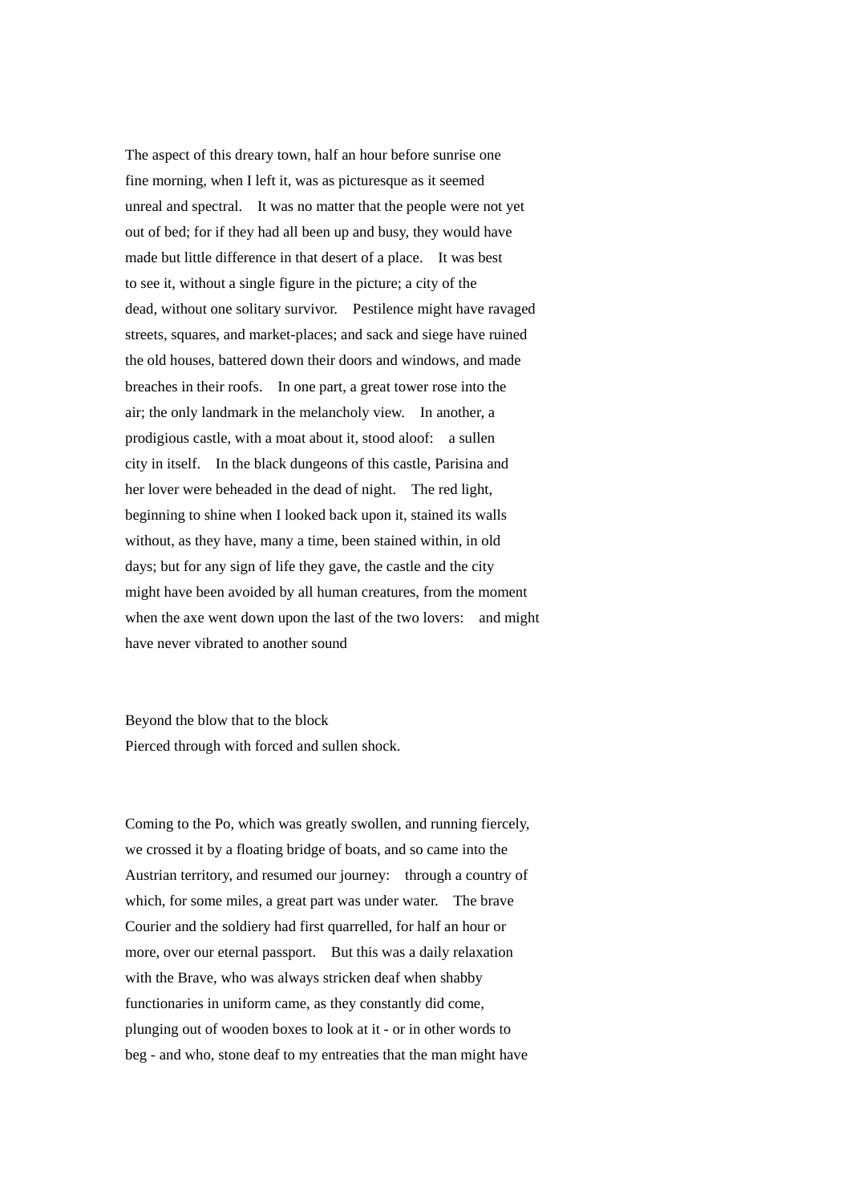The aspect of this dreary town, half an hour before sunrise one fine morning, when I left it, was as picturesque as it seemed unreal and spectral. It was no matter that the people were not yet out of bed; for if they had all been up and busy, they would have made but little difference in that desert of a place. It was best to see it, without a single figure in the picture; a city of the dead, without one solitary survivor. Pestilence might have ravaged streets, squares, and market-places; and sack and siege have ruined the old houses, battered down their doors and windows, and made breaches in their roofs. In one part, a great tower rose into the air; the only landmark in the melancholy view. In another, a prodigious castle, with a moat about it, stood aloof: a sullen city in itself. In the black dungeons of this castle, Parisina and her lover were beheaded in the dead of night. The red light, beginning to shine when I looked back upon it, stained its walls without, as they have, many a time, been stained within, in old days; but for any sign of life they gave, the castle and the city might have been avoided by all human creatures, from the moment when the axe went down upon the last of the two lovers: and might have never vibrated to another sound

Beyond the blow that to the block
Pierced through with forced and sullen shock.

Coming to the Po, which was greatly swollen, and running fiercely, we crossed it by a floating bridge of boats, and so came into the Austrian territory, and resumed our journey: through a country of which, for some miles, a great part was under water. The brave Courier and the soldiery had first quarrelled, for half an hour or more, over our eternal passport. But this was a daily relaxation with the Brave, who was always stricken deaf when shabby functionaries in uniform came, as they constantly did come, plunging out of wooden boxes to look at it - or in other words to beg - and who, stone deaf to my entreaties that the man might have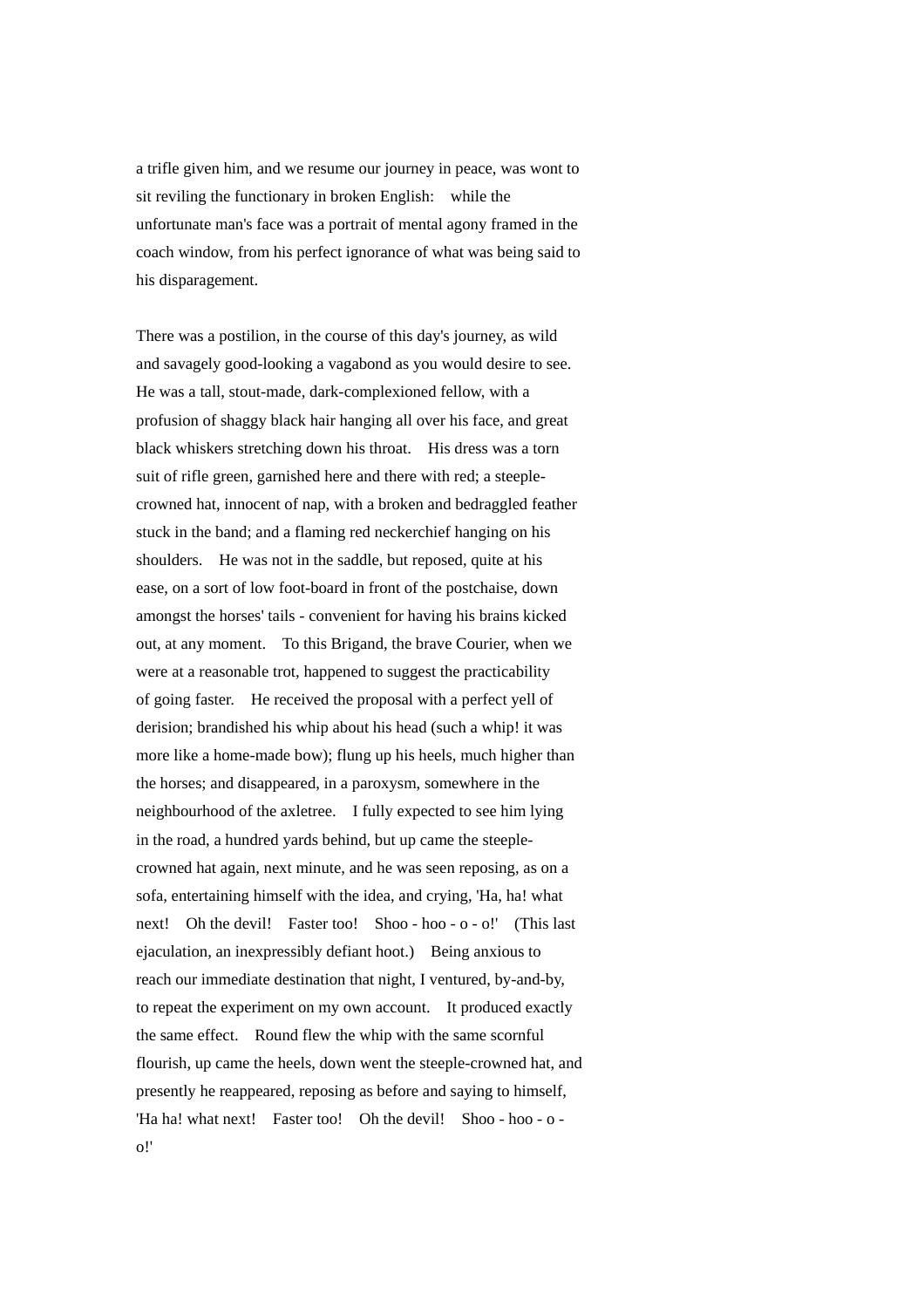a trifle given him, and we resume our journey in peace, was wont to sit reviling the functionary in broken English: while the unfortunate man's face was a portrait of mental agony framed in the coach window, from his perfect ignorance of what was being said to his disparagement.

There was a postilion, in the course of this day's journey, as wild and savagely good-looking a vagabond as you would desire to see. He was a tall, stout-made, dark-complexioned fellow, with a profusion of shaggy black hair hanging all over his face, and great black whiskers stretching down his throat. His dress was a torn suit of rifle green, garnished here and there with red; a steeple-crowned hat, innocent of nap, with a broken and bedraggled feather stuck in the band; and a flaming red neckerchief hanging on his shoulders. He was not in the saddle, but reposed, quite at his ease, on a sort of low foot-board in front of the postchaise, down amongst the horses' tails - convenient for having his brains kicked out, at any moment. To this Brigand, the brave Courier, when we were at a reasonable trot, happened to suggest the practicability of going faster. He received the proposal with a perfect yell of derision; brandished his whip about his head (such a whip! it was more like a home-made bow); flung up his heels, much higher than the horses; and disappeared, in a paroxysm, somewhere in the neighbourhood of the axletree. I fully expected to see him lying in the road, a hundred yards behind, but up came the steeple-crowned hat again, next minute, and he was seen reposing, as on a sofa, entertaining himself with the idea, and crying, 'Ha, ha! what next! Oh the devil! Faster too! Shoo - hoo - o - o!' (This last ejaculation, an inexpressibly defiant hoot.) Being anxious to reach our immediate destination that night, I ventured, by-and-by, to repeat the experiment on my own account. It produced exactly the same effect. Round flew the whip with the same scornful flourish, up came the heels, down went the steeple-crowned hat, and presently he reappeared, reposing as before and saying to himself, 'Ha ha! what next! Faster too! Oh the devil! Shoo - hoo - o - o!'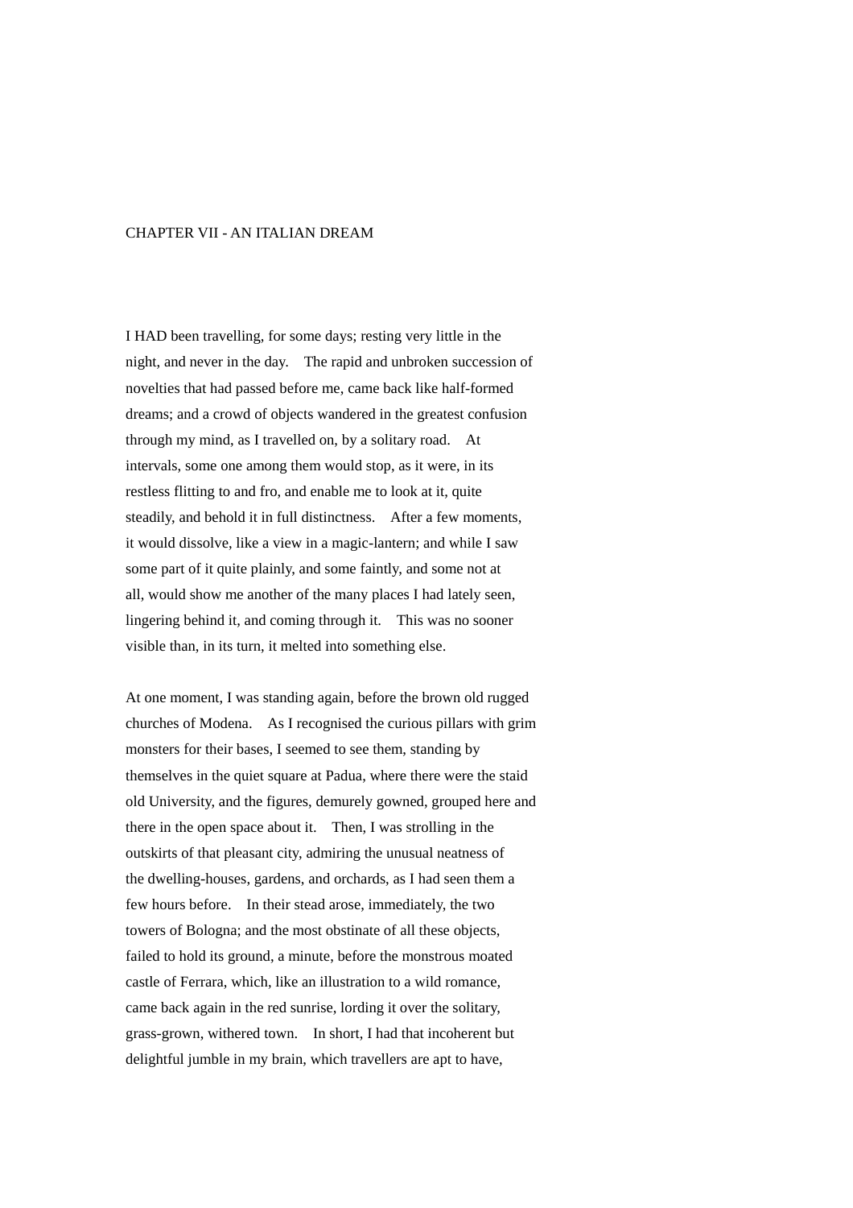## CHAPTER VII - AN ITALIAN DREAM

I HAD been travelling, for some days; resting very little in the night, and never in the day. The rapid and unbroken succession of novelties that had passed before me, came back like half-formed dreams; and a crowd of objects wandered in the greatest confusion through my mind, as I travelled on, by a solitary road. At intervals, some one among them would stop, as it were, in its restless flitting to and fro, and enable me to look at it, quite steadily, and behold it in full distinctness. After a few moments, it would dissolve, like a view in a magic-lantern; and while I saw some part of it quite plainly, and some faintly, and some not at all, would show me another of the many places I had lately seen, lingering behind it, and coming through it. This was no sooner visible than, in its turn, it melted into something else.

At one moment, I was standing again, before the brown old rugged churches of Modena. As I recognised the curious pillars with grim monsters for their bases, I seemed to see them, standing by themselves in the quiet square at Padua, where there were the staid old University, and the figures, demurely gowned, grouped here and there in the open space about it. Then, I was strolling in the outskirts of that pleasant city, admiring the unusual neatness of the dwelling-houses, gardens, and orchards, as I had seen them a few hours before. In their stead arose, immediately, the two towers of Bologna; and the most obstinate of all these objects, failed to hold its ground, a minute, before the monstrous moated castle of Ferrara, which, like an illustration to a wild romance, came back again in the red sunrise, lording it over the solitary, grass-grown, withered town. In short, I had that incoherent but delightful jumble in my brain, which travellers are apt to have,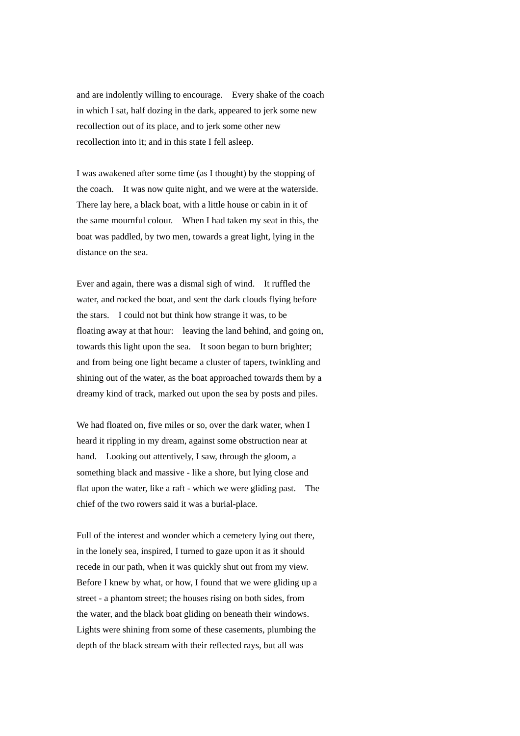and are indolently willing to encourage. Every shake of the coach in which I sat, half dozing in the dark, appeared to jerk some new recollection out of its place, and to jerk some other new recollection into it; and in this state I fell asleep.

I was awakened after some time (as I thought) by the stopping of the coach. It was now quite night, and we were at the waterside. There lay here, a black boat, with a little house or cabin in it of the same mournful colour. When I had taken my seat in this, the boat was paddled, by two men, towards a great light, lying in the distance on the sea.

Ever and again, there was a dismal sigh of wind. It ruffled the water, and rocked the boat, and sent the dark clouds flying before the stars. I could not but think how strange it was, to be floating away at that hour: leaving the land behind, and going on, towards this light upon the sea. It soon began to burn brighter; and from being one light became a cluster of tapers, twinkling and shining out of the water, as the boat approached towards them by a dreamy kind of track, marked out upon the sea by posts and piles.

We had floated on, five miles or so, over the dark water, when I heard it rippling in my dream, against some obstruction near at hand. Looking out attentively, I saw, through the gloom, a something black and massive - like a shore, but lying close and flat upon the water, like a raft - which we were gliding past. The chief of the two rowers said it was a burial-place.

Full of the interest and wonder which a cemetery lying out there, in the lonely sea, inspired, I turned to gaze upon it as it should recede in our path, when it was quickly shut out from my view. Before I knew by what, or how, I found that we were gliding up a street - a phantom street; the houses rising on both sides, from the water, and the black boat gliding on beneath their windows. Lights were shining from some of these casements, plumbing the depth of the black stream with their reflected rays, but all was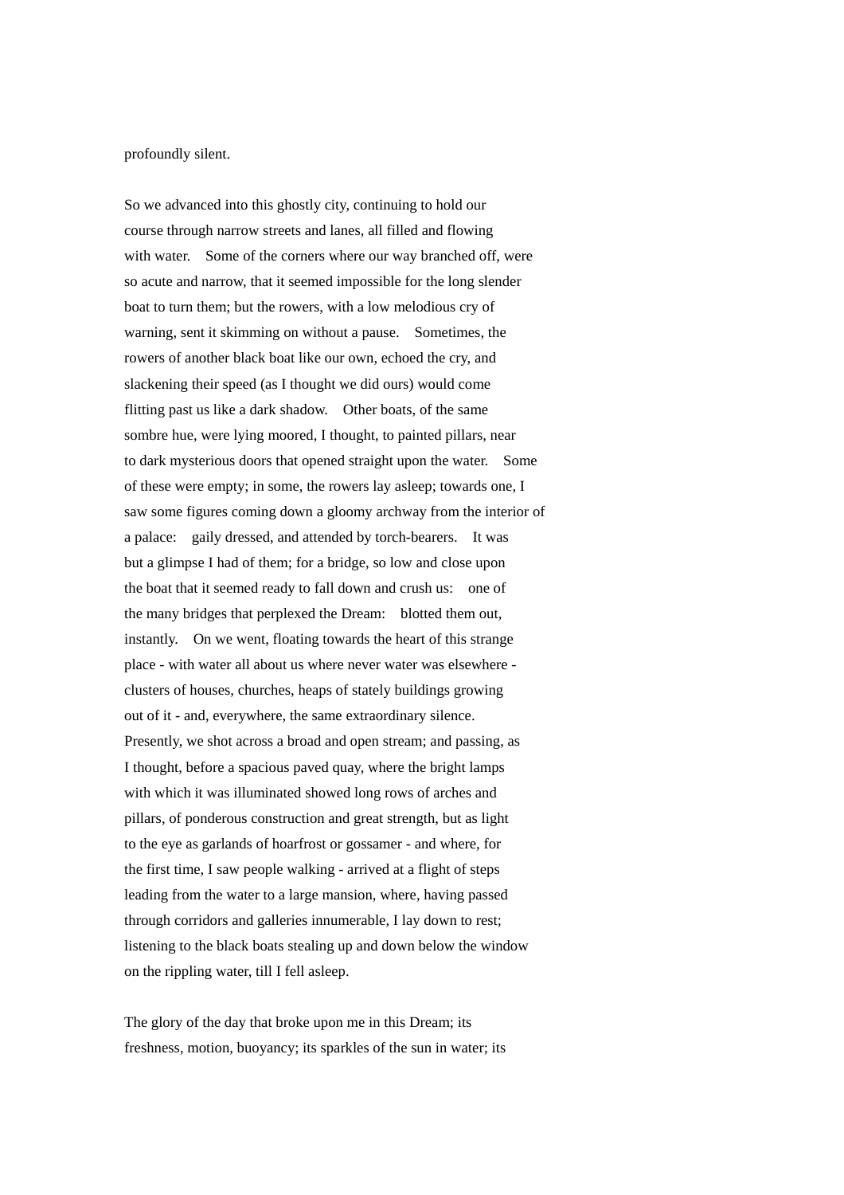profoundly silent.

So we advanced into this ghostly city, continuing to hold our course through narrow streets and lanes, all filled and flowing with water.  Some of the corners where our way branched off, were so acute and narrow, that it seemed impossible for the long slender boat to turn them; but the rowers, with a low melodious cry of warning, sent it skimming on without a pause.  Sometimes, the rowers of another black boat like our own, echoed the cry, and slackening their speed (as I thought we did ours) would come flitting past us like a dark shadow.  Other boats, of the same sombre hue, were lying moored, I thought, to painted pillars, near to dark mysterious doors that opened straight upon the water.  Some of these were empty; in some, the rowers lay asleep; towards one, I saw some figures coming down a gloomy archway from the interior of a palace:  gaily dressed, and attended by torch-bearers.  It was but a glimpse I had of them; for a bridge, so low and close upon the boat that it seemed ready to fall down and crush us:  one of the many bridges that perplexed the Dream:  blotted them out, instantly.  On we went, floating towards the heart of this strange place - with water all about us where never water was elsewhere - clusters of houses, churches, heaps of stately buildings growing out of it - and, everywhere, the same extraordinary silence. Presently, we shot across a broad and open stream; and passing, as I thought, before a spacious paved quay, where the bright lamps with which it was illuminated showed long rows of arches and pillars, of ponderous construction and great strength, but as light to the eye as garlands of hoarfrost or gossamer - and where, for the first time, I saw people walking - arrived at a flight of steps leading from the water to a large mansion, where, having passed through corridors and galleries innumerable, I lay down to rest; listening to the black boats stealing up and down below the window on the rippling water, till I fell asleep.

The glory of the day that broke upon me in this Dream; its freshness, motion, buoyancy; its sparkles of the sun in water; its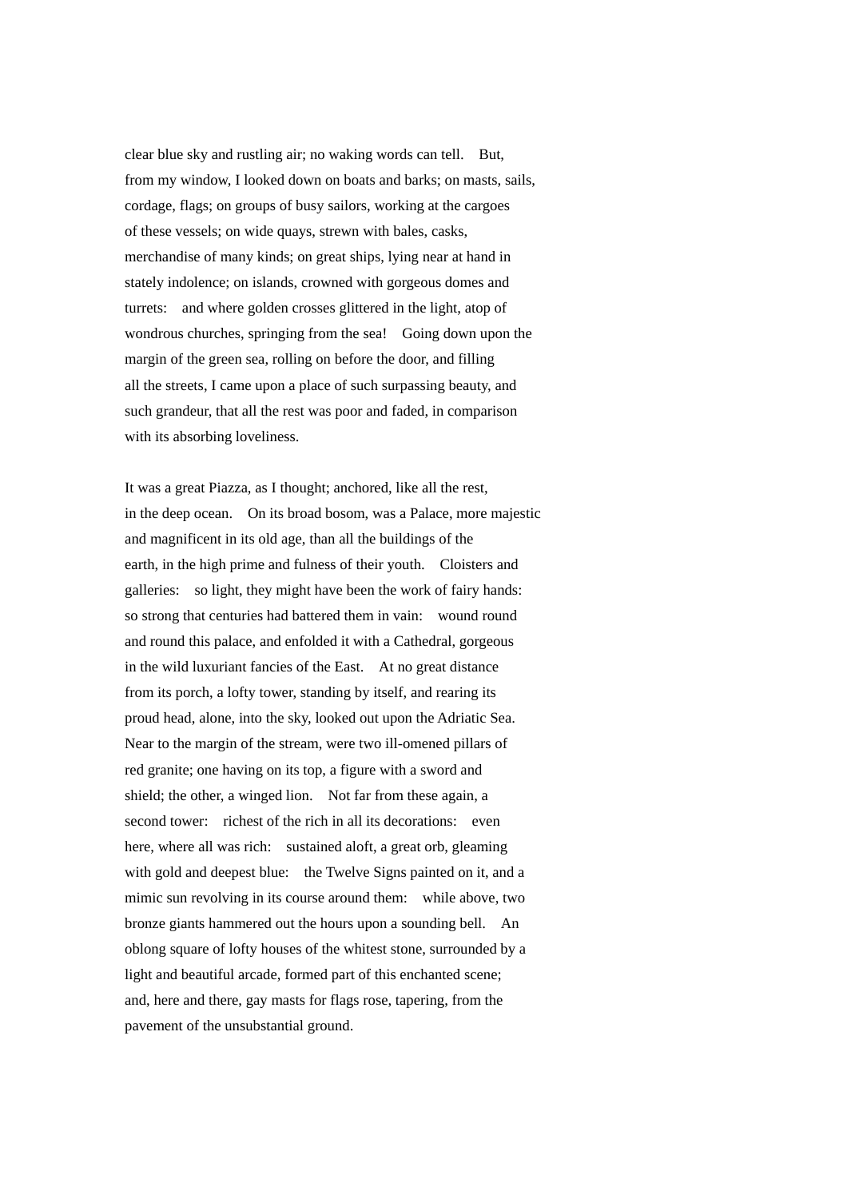clear blue sky and rustling air; no waking words can tell. But, from my window, I looked down on boats and barks; on masts, sails, cordage, flags; on groups of busy sailors, working at the cargoes of these vessels; on wide quays, strewn with bales, casks, merchandise of many kinds; on great ships, lying near at hand in stately indolence; on islands, crowned with gorgeous domes and turrets: and where golden crosses glittered in the light, atop of wondrous churches, springing from the sea! Going down upon the margin of the green sea, rolling on before the door, and filling all the streets, I came upon a place of such surpassing beauty, and such grandeur, that all the rest was poor and faded, in comparison with its absorbing loveliness.

It was a great Piazza, as I thought; anchored, like all the rest, in the deep ocean. On its broad bosom, was a Palace, more majestic and magnificent in its old age, than all the buildings of the earth, in the high prime and fulness of their youth. Cloisters and galleries: so light, they might have been the work of fairy hands: so strong that centuries had battered them in vain: wound round and round this palace, and enfolded it with a Cathedral, gorgeous in the wild luxuriant fancies of the East. At no great distance from its porch, a lofty tower, standing by itself, and rearing its proud head, alone, into the sky, looked out upon the Adriatic Sea. Near to the margin of the stream, were two ill-omened pillars of red granite; one having on its top, a figure with a sword and shield; the other, a winged lion. Not far from these again, a second tower: richest of the rich in all its decorations: even here, where all was rich: sustained aloft, a great orb, gleaming with gold and deepest blue: the Twelve Signs painted on it, and a mimic sun revolving in its course around them: while above, two bronze giants hammered out the hours upon a sounding bell. An oblong square of lofty houses of the whitest stone, surrounded by a light and beautiful arcade, formed part of this enchanted scene; and, here and there, gay masts for flags rose, tapering, from the pavement of the unsubstantial ground.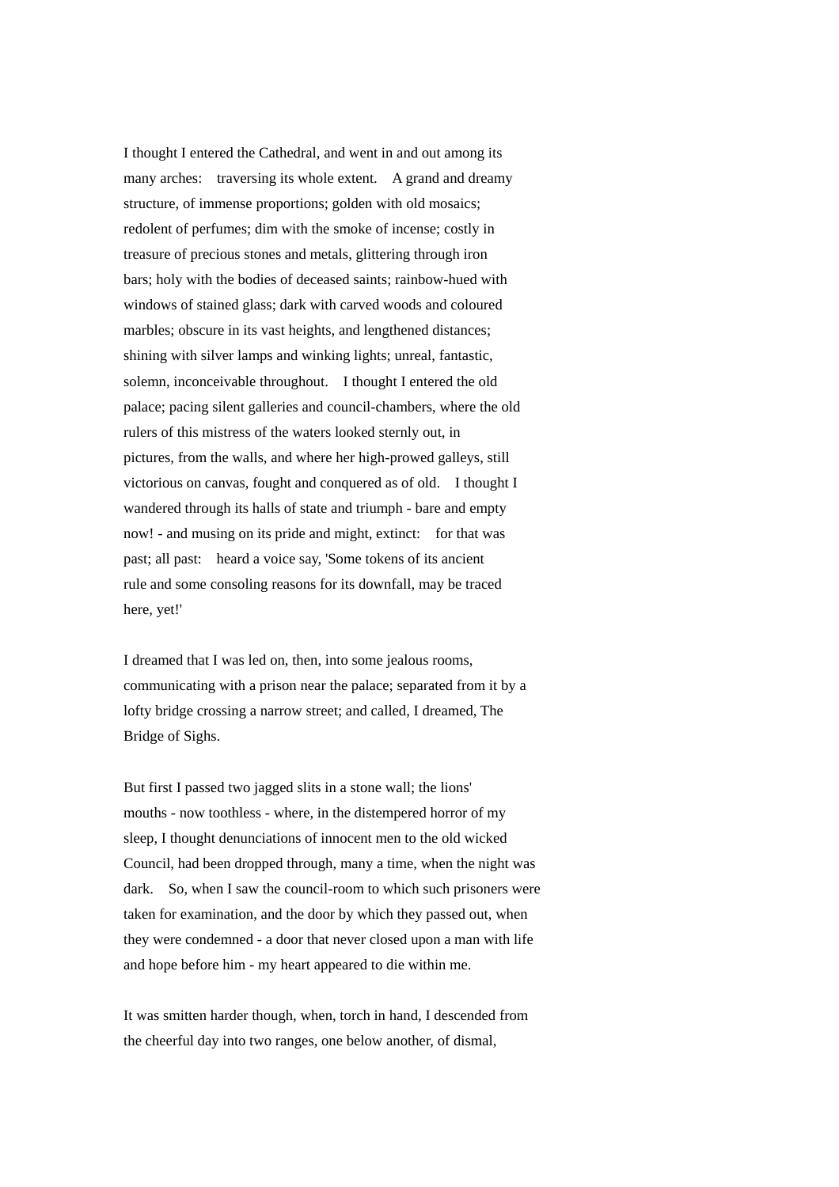I thought I entered the Cathedral, and went in and out among its many arches: traversing its whole extent. A grand and dreamy structure, of immense proportions; golden with old mosaics; redolent of perfumes; dim with the smoke of incense; costly in treasure of precious stones and metals, glittering through iron bars; holy with the bodies of deceased saints; rainbow-hued with windows of stained glass; dark with carved woods and coloured marbles; obscure in its vast heights, and lengthened distances; shining with silver lamps and winking lights; unreal, fantastic, solemn, inconceivable throughout. I thought I entered the old palace; pacing silent galleries and council-chambers, where the old rulers of this mistress of the waters looked sternly out, in pictures, from the walls, and where her high-prowed galleys, still victorious on canvas, fought and conquered as of old. I thought I wandered through its halls of state and triumph - bare and empty now! - and musing on its pride and might, extinct: for that was past; all past: heard a voice say, 'Some tokens of its ancient rule and some consoling reasons for its downfall, may be traced here, yet!'

I dreamed that I was led on, then, into some jealous rooms, communicating with a prison near the palace; separated from it by a lofty bridge crossing a narrow street; and called, I dreamed, The Bridge of Sighs.

But first I passed two jagged slits in a stone wall; the lions' mouths - now toothless - where, in the distempered horror of my sleep, I thought denunciations of innocent men to the old wicked Council, had been dropped through, many a time, when the night was dark. So, when I saw the council-room to which such prisoners were taken for examination, and the door by which they passed out, when they were condemned - a door that never closed upon a man with life and hope before him - my heart appeared to die within me.

It was smitten harder though, when, torch in hand, I descended from the cheerful day into two ranges, one below another, of dismal,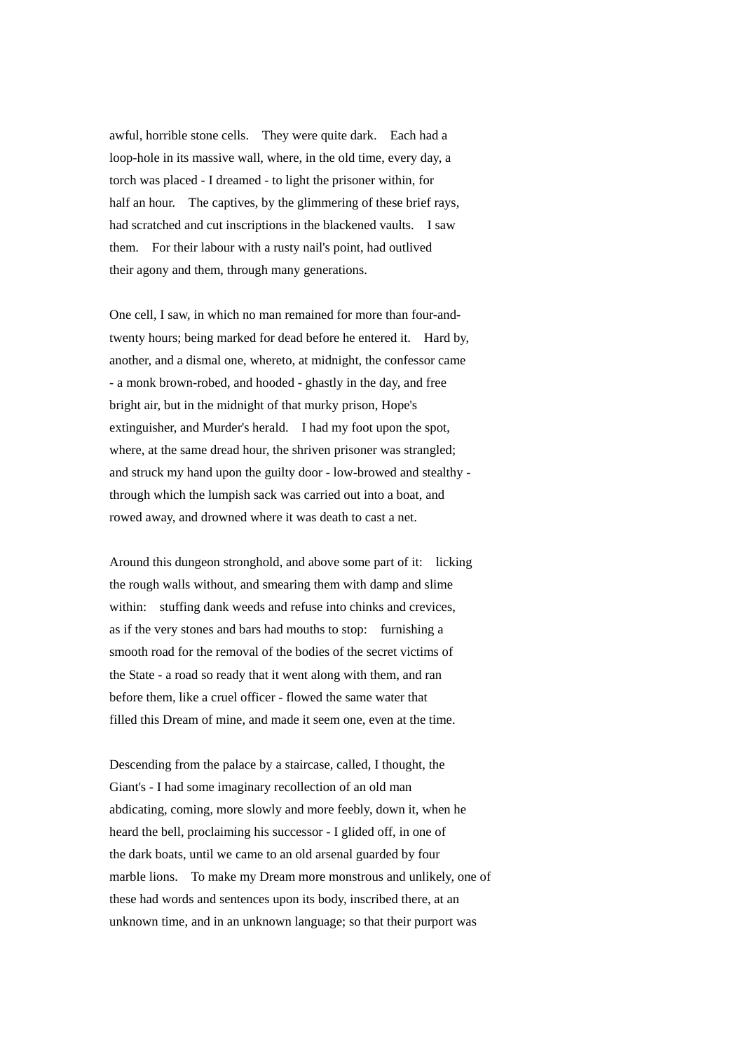awful, horrible stone cells. They were quite dark. Each had a loop-hole in its massive wall, where, in the old time, every day, a torch was placed - I dreamed - to light the prisoner within, for half an hour. The captives, by the glimmering of these brief rays, had scratched and cut inscriptions in the blackened vaults. I saw them. For their labour with a rusty nail's point, had outlived their agony and them, through many generations.

One cell, I saw, in which no man remained for more than four-and-twenty hours; being marked for dead before he entered it. Hard by, another, and a dismal one, whereto, at midnight, the confessor came - a monk brown-robed, and hooded - ghastly in the day, and free bright air, but in the midnight of that murky prison, Hope's extinguisher, and Murder's herald. I had my foot upon the spot, where, at the same dread hour, the shriven prisoner was strangled; and struck my hand upon the guilty door - low-browed and stealthy - through which the lumpish sack was carried out into a boat, and rowed away, and drowned where it was death to cast a net.

Around this dungeon stronghold, and above some part of it: licking the rough walls without, and smearing them with damp and slime within: stuffing dank weeds and refuse into chinks and crevices, as if the very stones and bars had mouths to stop: furnishing a smooth road for the removal of the bodies of the secret victims of the State - a road so ready that it went along with them, and ran before them, like a cruel officer - flowed the same water that filled this Dream of mine, and made it seem one, even at the time.

Descending from the palace by a staircase, called, I thought, the Giant's - I had some imaginary recollection of an old man abdicating, coming, more slowly and more feebly, down it, when he heard the bell, proclaiming his successor - I glided off, in one of the dark boats, until we came to an old arsenal guarded by four marble lions. To make my Dream more monstrous and unlikely, one of these had words and sentences upon its body, inscribed there, at an unknown time, and in an unknown language; so that their purport was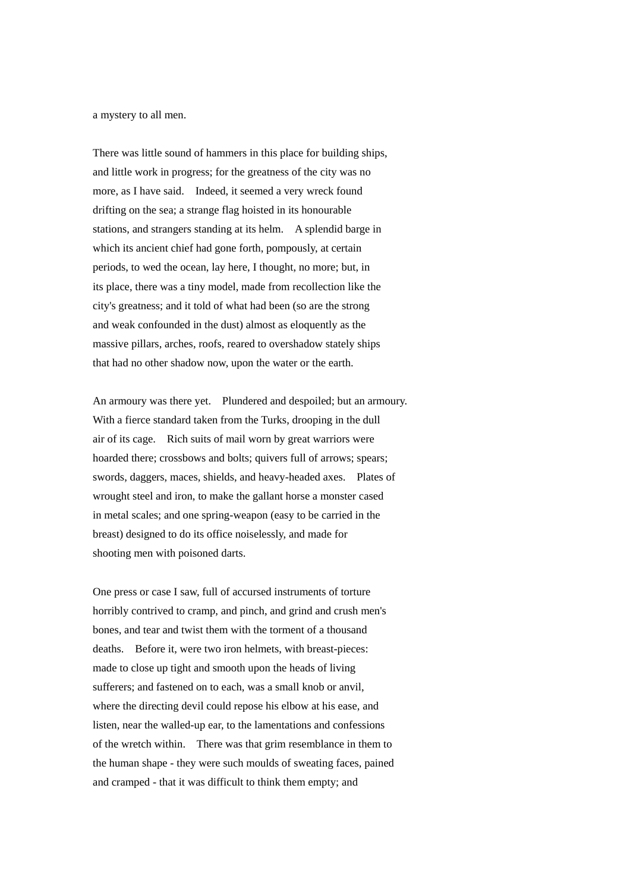a mystery to all men.

There was little sound of hammers in this place for building ships, and little work in progress; for the greatness of the city was no more, as I have said. Indeed, it seemed a very wreck found drifting on the sea; a strange flag hoisted in its honourable stations, and strangers standing at its helm. A splendid barge in which its ancient chief had gone forth, pompously, at certain periods, to wed the ocean, lay here, I thought, no more; but, in its place, there was a tiny model, made from recollection like the city's greatness; and it told of what had been (so are the strong and weak confounded in the dust) almost as eloquently as the massive pillars, arches, roofs, reared to overshadow stately ships that had no other shadow now, upon the water or the earth.

An armoury was there yet. Plundered and despoiled; but an armoury. With a fierce standard taken from the Turks, drooping in the dull air of its cage. Rich suits of mail worn by great warriors were hoarded there; crossbows and bolts; quivers full of arrows; spears; swords, daggers, maces, shields, and heavy-headed axes. Plates of wrought steel and iron, to make the gallant horse a monster cased in metal scales; and one spring-weapon (easy to be carried in the breast) designed to do its office noiselessly, and made for shooting men with poisoned darts.

One press or case I saw, full of accursed instruments of torture horribly contrived to cramp, and pinch, and grind and crush men's bones, and tear and twist them with the torment of a thousand deaths. Before it, were two iron helmets, with breast-pieces: made to close up tight and smooth upon the heads of living sufferers; and fastened on to each, was a small knob or anvil, where the directing devil could repose his elbow at his ease, and listen, near the walled-up ear, to the lamentations and confessions of the wretch within. There was that grim resemblance in them to the human shape - they were such moulds of sweating faces, pained and cramped - that it was difficult to think them empty; and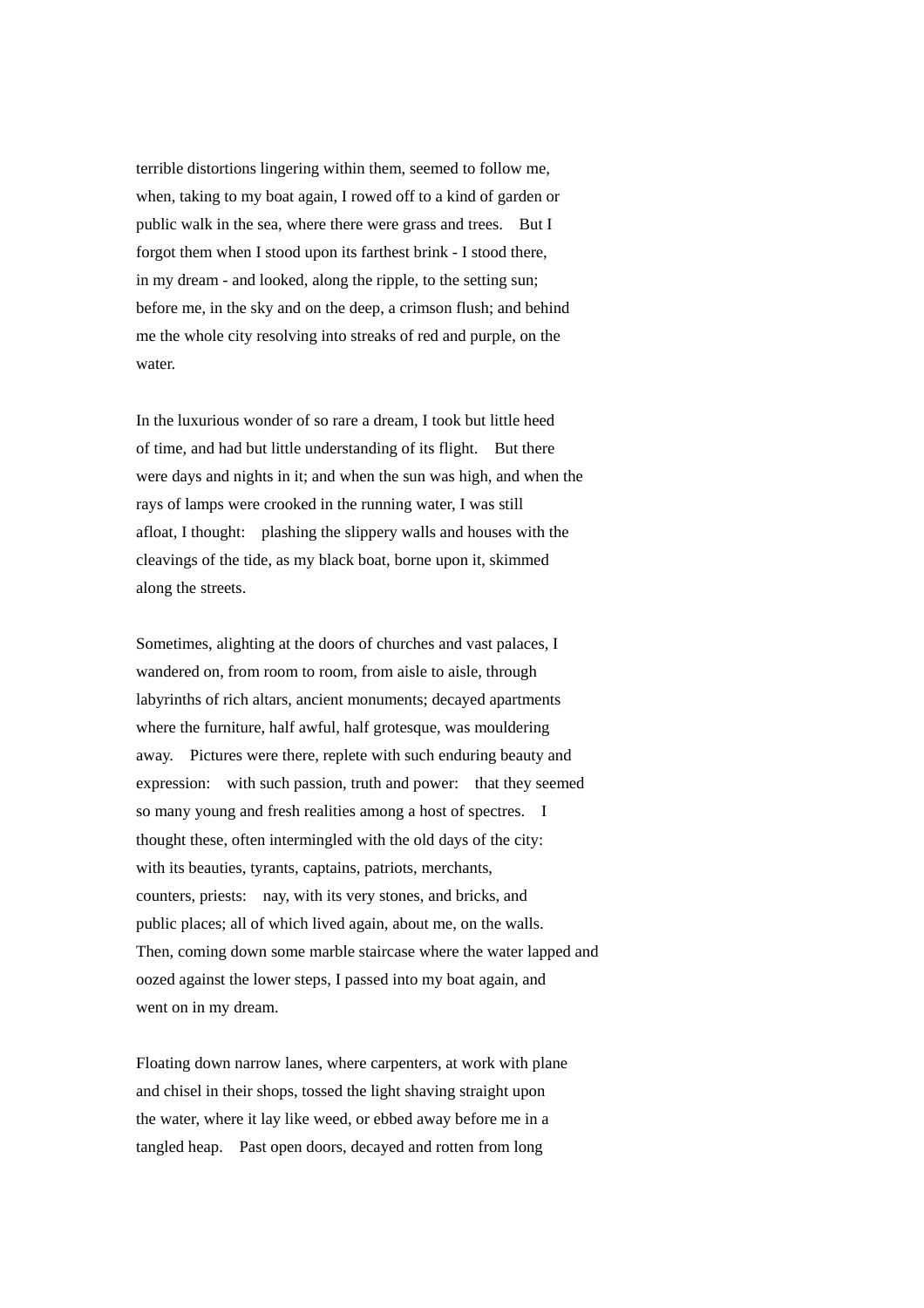terrible distortions lingering within them, seemed to follow me, when, taking to my boat again, I rowed off to a kind of garden or public walk in the sea, where there were grass and trees. But I forgot them when I stood upon its farthest brink - I stood there, in my dream - and looked, along the ripple, to the setting sun; before me, in the sky and on the deep, a crimson flush; and behind me the whole city resolving into streaks of red and purple, on the water.

In the luxurious wonder of so rare a dream, I took but little heed of time, and had but little understanding of its flight. But there were days and nights in it; and when the sun was high, and when the rays of lamps were crooked in the running water, I was still afloat, I thought: plashing the slippery walls and houses with the cleavings of the tide, as my black boat, borne upon it, skimmed along the streets.

Sometimes, alighting at the doors of churches and vast palaces, I wandered on, from room to room, from aisle to aisle, through labyrinths of rich altars, ancient monuments; decayed apartments where the furniture, half awful, half grotesque, was mouldering away. Pictures were there, replete with such enduring beauty and expression: with such passion, truth and power: that they seemed so many young and fresh realities among a host of spectres. I thought these, often intermingled with the old days of the city: with its beauties, tyrants, captains, patriots, merchants, counters, priests: nay, with its very stones, and bricks, and public places; all of which lived again, about me, on the walls. Then, coming down some marble staircase where the water lapped and oozed against the lower steps, I passed into my boat again, and went on in my dream.

Floating down narrow lanes, where carpenters, at work with plane and chisel in their shops, tossed the light shaving straight upon the water, where it lay like weed, or ebbed away before me in a tangled heap. Past open doors, decayed and rotten from long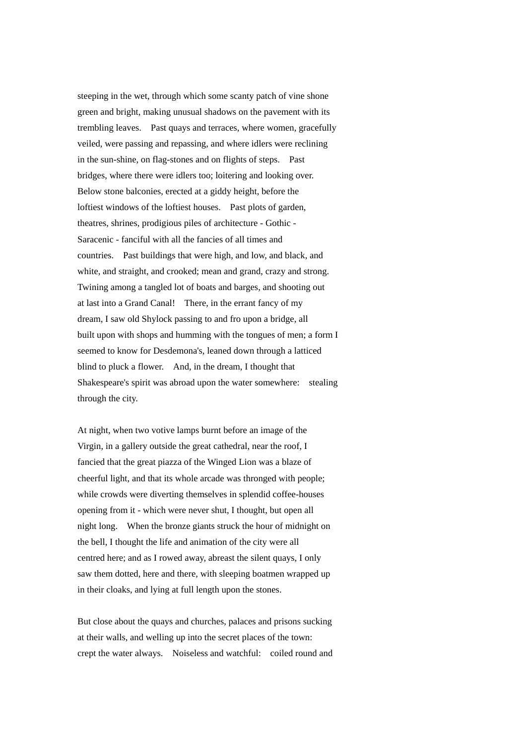steeping in the wet, through which some scanty patch of vine shone green and bright, making unusual shadows on the pavement with its trembling leaves. Past quays and terraces, where women, gracefully veiled, were passing and repassing, and where idlers were reclining in the sun-shine, on flag-stones and on flights of steps. Past bridges, where there were idlers too; loitering and looking over. Below stone balconies, erected at a giddy height, before the loftiest windows of the loftiest houses. Past plots of garden, theatres, shrines, prodigious piles of architecture - Gothic - Saracenic - fanciful with all the fancies of all times and countries. Past buildings that were high, and low, and black, and white, and straight, and crooked; mean and grand, crazy and strong. Twining among a tangled lot of boats and barges, and shooting out at last into a Grand Canal! There, in the errant fancy of my dream, I saw old Shylock passing to and fro upon a bridge, all built upon with shops and humming with the tongues of men; a form I seemed to know for Desdemona's, leaned down through a latticed blind to pluck a flower. And, in the dream, I thought that Shakespeare's spirit was abroad upon the water somewhere: stealing through the city.

At night, when two votive lamps burnt before an image of the Virgin, in a gallery outside the great cathedral, near the roof, I fancied that the great piazza of the Winged Lion was a blaze of cheerful light, and that its whole arcade was thronged with people; while crowds were diverting themselves in splendid coffee-houses opening from it - which were never shut, I thought, but open all night long. When the bronze giants struck the hour of midnight on the bell, I thought the life and animation of the city were all centred here; and as I rowed away, abreast the silent quays, I only saw them dotted, here and there, with sleeping boatmen wrapped up in their cloaks, and lying at full length upon the stones.

But close about the quays and churches, palaces and prisons sucking at their walls, and welling up into the secret places of the town: crept the water always. Noiseless and watchful: coiled round and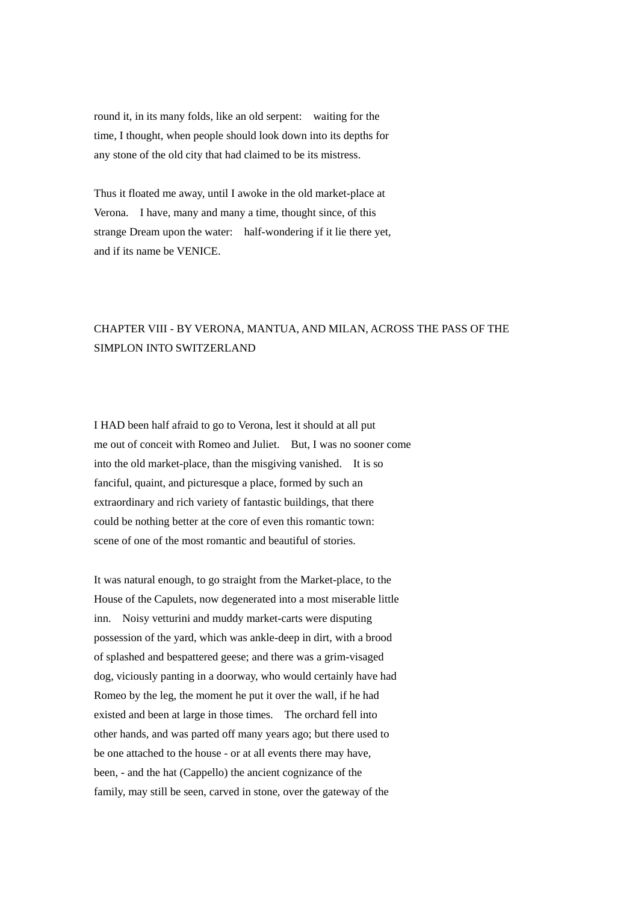round it, in its many folds, like an old serpent: waiting for the time, I thought, when people should look down into its depths for any stone of the old city that had claimed to be its mistress.

Thus it floated me away, until I awoke in the old market-place at Verona. I have, many and many a time, thought since, of this strange Dream upon the water: half-wondering if it lie there yet, and if its name be VENICE.

## CHAPTER VIII - BY VERONA, MANTUA, AND MILAN, ACROSS THE PASS OF THE SIMPLON INTO SWITZERLAND

I HAD been half afraid to go to Verona, lest it should at all put me out of conceit with Romeo and Juliet. But, I was no sooner come into the old market-place, than the misgiving vanished. It is so fanciful, quaint, and picturesque a place, formed by such an extraordinary and rich variety of fantastic buildings, that there could be nothing better at the core of even this romantic town: scene of one of the most romantic and beautiful of stories.

It was natural enough, to go straight from the Market-place, to the House of the Capulets, now degenerated into a most miserable little inn. Noisy vetturini and muddy market-carts were disputing possession of the yard, which was ankle-deep in dirt, with a brood of splashed and bespattered geese; and there was a grim-visaged dog, viciously panting in a doorway, who would certainly have had Romeo by the leg, the moment he put it over the wall, if he had existed and been at large in those times. The orchard fell into other hands, and was parted off many years ago; but there used to be one attached to the house - or at all events there may have, been, - and the hat (Cappello) the ancient cognizance of the family, may still be seen, carved in stone, over the gateway of the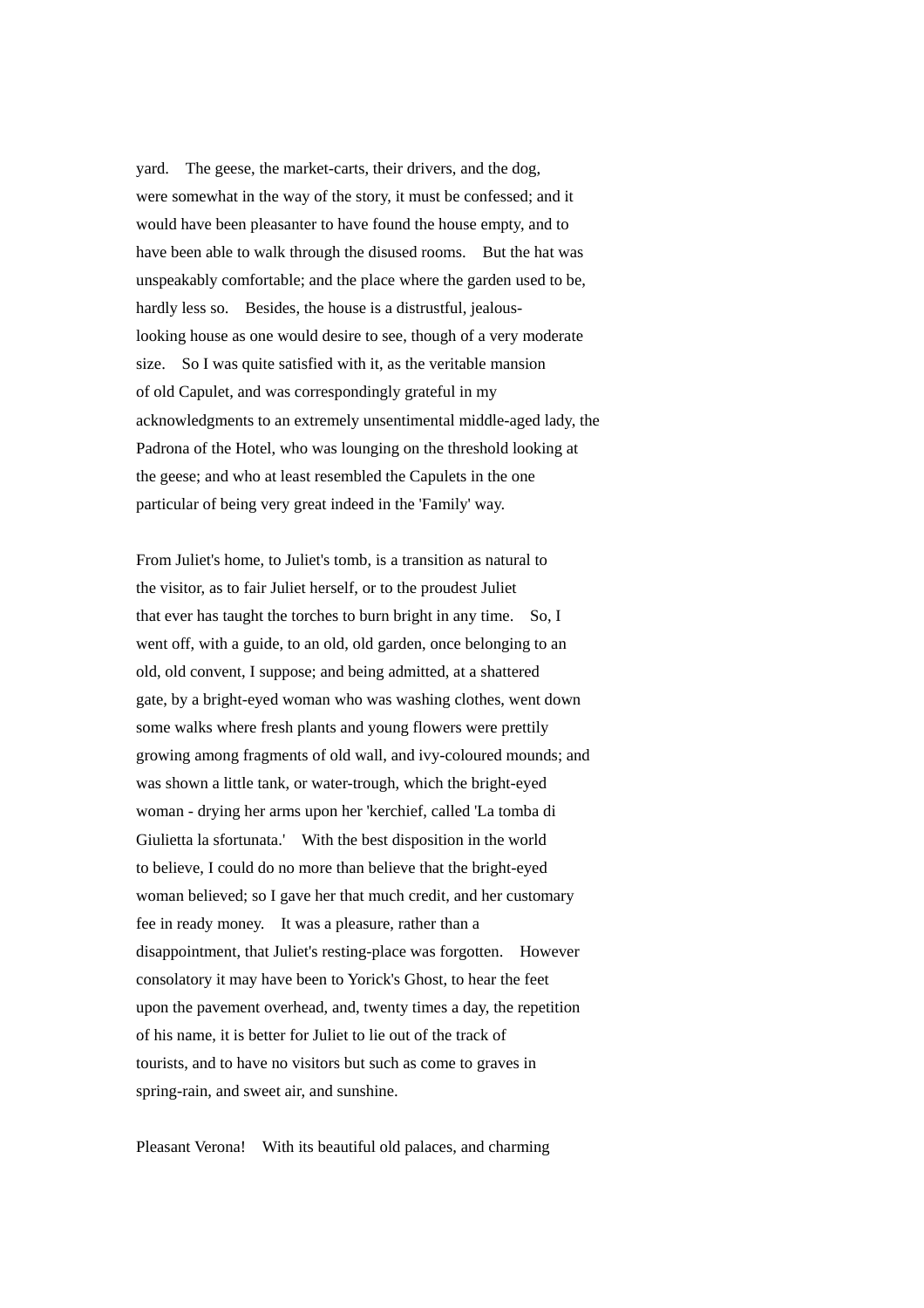yard. The geese, the market-carts, their drivers, and the dog, were somewhat in the way of the story, it must be confessed; and it would have been pleasanter to have found the house empty, and to have been able to walk through the disused rooms. But the hat was unspeakably comfortable; and the place where the garden used to be, hardly less so. Besides, the house is a distrustful, jealous-looking house as one would desire to see, though of a very moderate size. So I was quite satisfied with it, as the veritable mansion of old Capulet, and was correspondingly grateful in my acknowledgments to an extremely unsentimental middle-aged lady, the Padrona of the Hotel, who was lounging on the threshold looking at the geese; and who at least resembled the Capulets in the one particular of being very great indeed in the 'Family' way.

From Juliet's home, to Juliet's tomb, is a transition as natural to the visitor, as to fair Juliet herself, or to the proudest Juliet that ever has taught the torches to burn bright in any time. So, I went off, with a guide, to an old, old garden, once belonging to an old, old convent, I suppose; and being admitted, at a shattered gate, by a bright-eyed woman who was washing clothes, went down some walks where fresh plants and young flowers were prettily growing among fragments of old wall, and ivy-coloured mounds; and was shown a little tank, or water-trough, which the bright-eyed woman - drying her arms upon her 'kerchief, called 'La tomba di Giulietta la sfortunata.' With the best disposition in the world to believe, I could do no more than believe that the bright-eyed woman believed; so I gave her that much credit, and her customary fee in ready money. It was a pleasure, rather than a disappointment, that Juliet's resting-place was forgotten. However consolatory it may have been to Yorick's Ghost, to hear the feet upon the pavement overhead, and, twenty times a day, the repetition of his name, it is better for Juliet to lie out of the track of tourists, and to have no visitors but such as come to graves in spring-rain, and sweet air, and sunshine.

Pleasant Verona! With its beautiful old palaces, and charming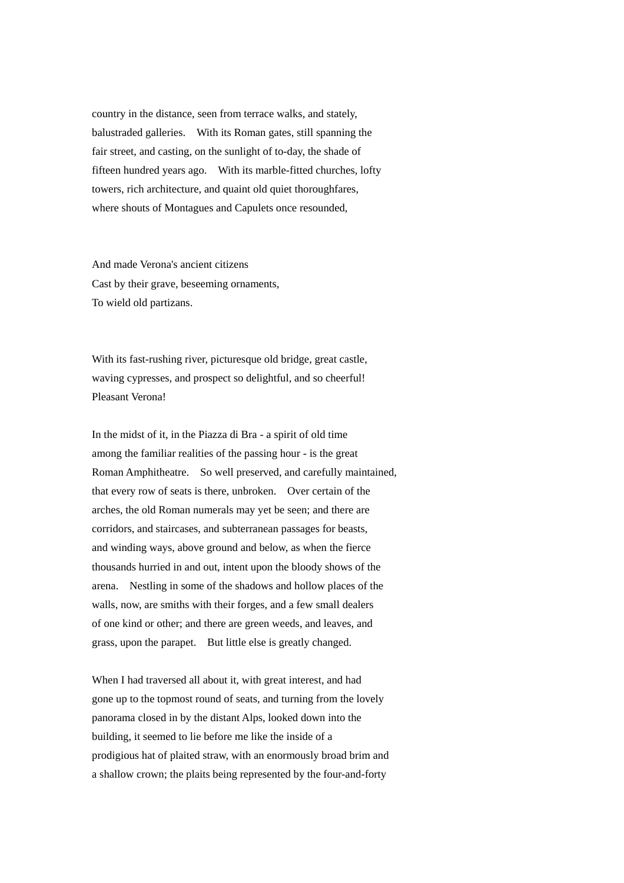country in the distance, seen from terrace walks, and stately, balustraded galleries. With its Roman gates, still spanning the fair street, and casting, on the sunlight of to-day, the shade of fifteen hundred years ago. With its marble-fitted churches, lofty towers, rich architecture, and quaint old quiet thoroughfares, where shouts of Montagues and Capulets once resounded,

And made Verona's ancient citizens
Cast by their grave, beseeming ornaments,
To wield old partizans.

With its fast-rushing river, picturesque old bridge, great castle, waving cypresses, and prospect so delightful, and so cheerful! Pleasant Verona!

In the midst of it, in the Piazza di Bra - a spirit of old time among the familiar realities of the passing hour - is the great Roman Amphitheatre. So well preserved, and carefully maintained, that every row of seats is there, unbroken. Over certain of the arches, the old Roman numerals may yet be seen; and there are corridors, and staircases, and subterranean passages for beasts, and winding ways, above ground and below, as when the fierce thousands hurried in and out, intent upon the bloody shows of the arena. Nestling in some of the shadows and hollow places of the walls, now, are smiths with their forges, and a few small dealers of one kind or other; and there are green weeds, and leaves, and grass, upon the parapet. But little else is greatly changed.

When I had traversed all about it, with great interest, and had gone up to the topmost round of seats, and turning from the lovely panorama closed in by the distant Alps, looked down into the building, it seemed to lie before me like the inside of a prodigious hat of plaited straw, with an enormously broad brim and a shallow crown; the plaits being represented by the four-and-forty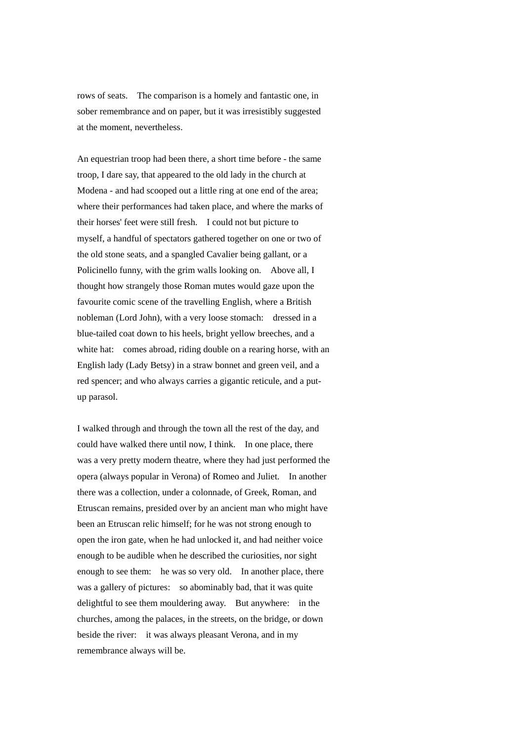rows of seats. The comparison is a homely and fantastic one, in sober remembrance and on paper, but it was irresistibly suggested at the moment, nevertheless.

An equestrian troop had been there, a short time before - the same troop, I dare say, that appeared to the old lady in the church at Modena - and had scooped out a little ring at one end of the area; where their performances had taken place, and where the marks of their horses' feet were still fresh. I could not but picture to myself, a handful of spectators gathered together on one or two of the old stone seats, and a spangled Cavalier being gallant, or a Policinello funny, with the grim walls looking on. Above all, I thought how strangely those Roman mutes would gaze upon the favourite comic scene of the travelling English, where a British nobleman (Lord John), with a very loose stomach: dressed in a blue-tailed coat down to his heels, bright yellow breeches, and a white hat: comes abroad, riding double on a rearing horse, with an English lady (Lady Betsy) in a straw bonnet and green veil, and a red spencer; and who always carries a gigantic reticule, and a put-up parasol.

I walked through and through the town all the rest of the day, and could have walked there until now, I think. In one place, there was a very pretty modern theatre, where they had just performed the opera (always popular in Verona) of Romeo and Juliet. In another there was a collection, under a colonnade, of Greek, Roman, and Etruscan remains, presided over by an ancient man who might have been an Etruscan relic himself; for he was not strong enough to open the iron gate, when he had unlocked it, and had neither voice enough to be audible when he described the curiosities, nor sight enough to see them: he was so very old. In another place, there was a gallery of pictures: so abominably bad, that it was quite delightful to see them mouldering away. But anywhere: in the churches, among the palaces, in the streets, on the bridge, or down beside the river: it was always pleasant Verona, and in my remembrance always will be.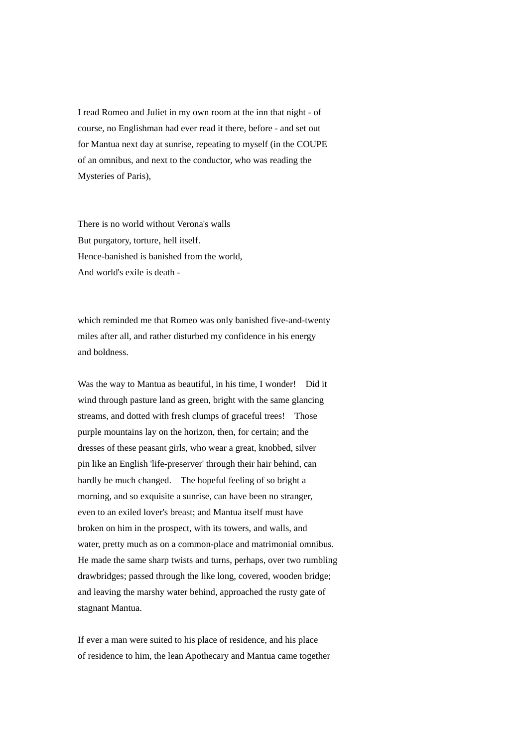I read Romeo and Juliet in my own room at the inn that night - of course, no Englishman had ever read it there, before - and set out for Mantua next day at sunrise, repeating to myself (in the COUPE of an omnibus, and next to the conductor, who was reading the Mysteries of Paris),

There is no world without Verona's walls
But purgatory, torture, hell itself.
Hence-banished is banished from the world,
And world's exile is death -

which reminded me that Romeo was only banished five-and-twenty miles after all, and rather disturbed my confidence in his energy and boldness.

Was the way to Mantua as beautiful, in his time, I wonder! Did it wind through pasture land as green, bright with the same glancing streams, and dotted with fresh clumps of graceful trees! Those purple mountains lay on the horizon, then, for certain; and the dresses of these peasant girls, who wear a great, knobbed, silver pin like an English 'life-preserver' through their hair behind, can hardly be much changed. The hopeful feeling of so bright a morning, and so exquisite a sunrise, can have been no stranger, even to an exiled lover's breast; and Mantua itself must have broken on him in the prospect, with its towers, and walls, and water, pretty much as on a common-place and matrimonial omnibus. He made the same sharp twists and turns, perhaps, over two rumbling drawbridges; passed through the like long, covered, wooden bridge; and leaving the marshy water behind, approached the rusty gate of stagnant Mantua.

If ever a man were suited to his place of residence, and his place of residence to him, the lean Apothecary and Mantua came together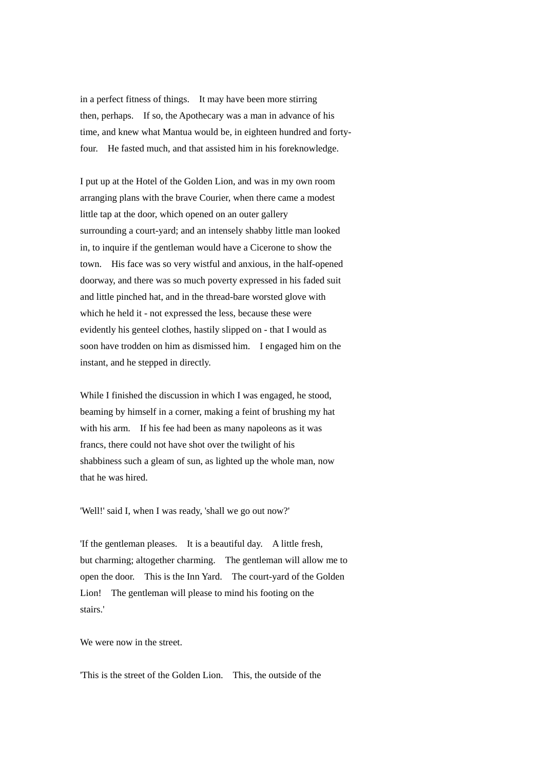in a perfect fitness of things. It may have been more stirring then, perhaps. If so, the Apothecary was a man in advance of his time, and knew what Mantua would be, in eighteen hundred and forty-four. He fasted much, and that assisted him in his foreknowledge.

I put up at the Hotel of the Golden Lion, and was in my own room arranging plans with the brave Courier, when there came a modest little tap at the door, which opened on an outer gallery surrounding a court-yard; and an intensely shabby little man looked in, to inquire if the gentleman would have a Cicerone to show the town. His face was so very wistful and anxious, in the half-opened doorway, and there was so much poverty expressed in his faded suit and little pinched hat, and in the thread-bare worsted glove with which he held it - not expressed the less, because these were evidently his genteel clothes, hastily slipped on - that I would as soon have trodden on him as dismissed him. I engaged him on the instant, and he stepped in directly.

While I finished the discussion in which I was engaged, he stood, beaming by himself in a corner, making a feint of brushing my hat with his arm. If his fee had been as many napoleons as it was francs, there could not have shot over the twilight of his shabbiness such a gleam of sun, as lighted up the whole man, now that he was hired.

'Well!' said I, when I was ready, 'shall we go out now?'

'If the gentleman pleases. It is a beautiful day. A little fresh, but charming; altogether charming. The gentleman will allow me to open the door. This is the Inn Yard. The court-yard of the Golden Lion! The gentleman will please to mind his footing on the stairs.'

We were now in the street.

'This is the street of the Golden Lion. This, the outside of the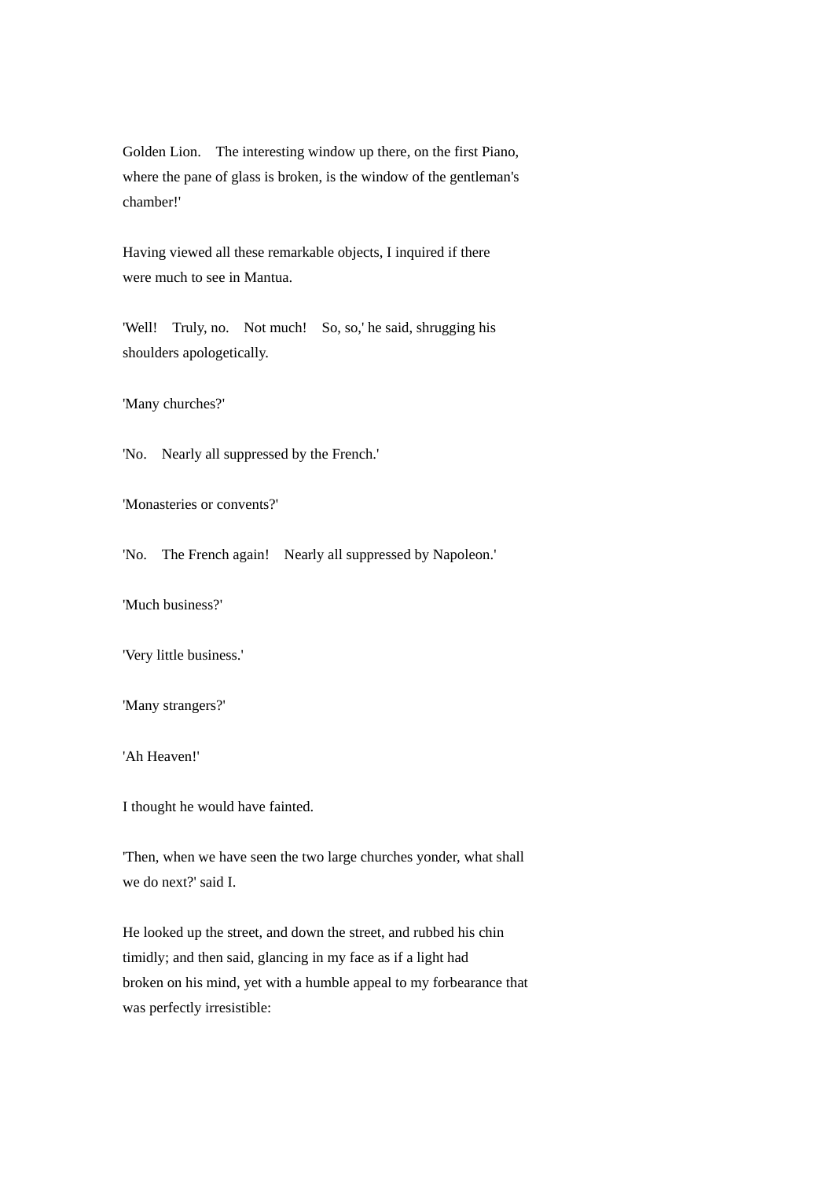Golden Lion. The interesting window up there, on the first Piano, where the pane of glass is broken, is the window of the gentleman's chamber!'

Having viewed all these remarkable objects, I inquired if there were much to see in Mantua.

'Well! Truly, no. Not much! So, so,' he said, shrugging his shoulders apologetically.

'Many churches?'

'No. Nearly all suppressed by the French.'

'Monasteries or convents?'

'No. The French again! Nearly all suppressed by Napoleon.'

'Much business?'

'Very little business.'

'Many strangers?'

'Ah Heaven!'

I thought he would have fainted.

'Then, when we have seen the two large churches yonder, what shall we do next?' said I.

He looked up the street, and down the street, and rubbed his chin timidly; and then said, glancing in my face as if a light had broken on his mind, yet with a humble appeal to my forbearance that was perfectly irresistible: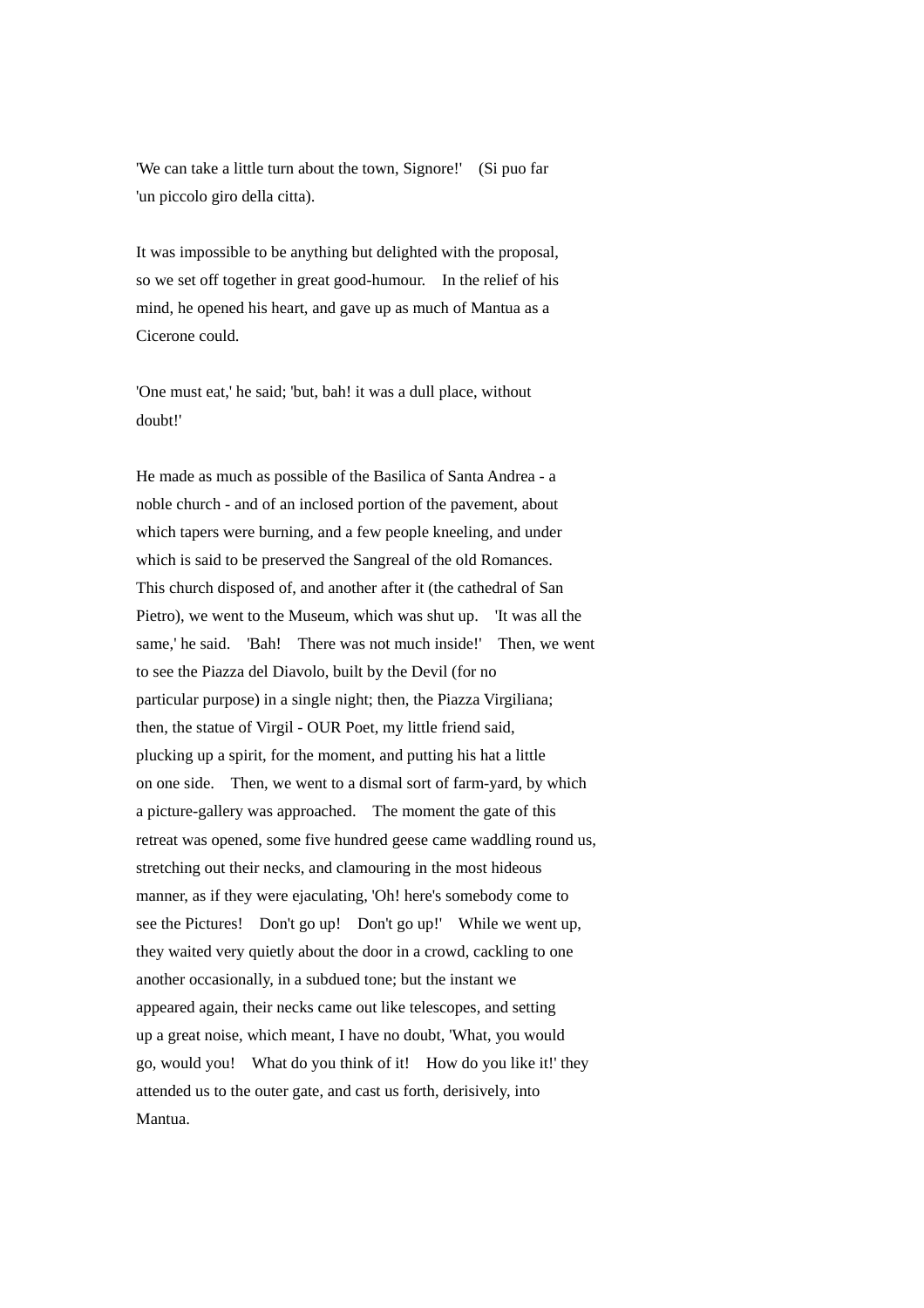'We can take a little turn about the town, Signore!' (Si puo far 'un piccolo giro della citta).

It was impossible to be anything but delighted with the proposal, so we set off together in great good-humour. In the relief of his mind, he opened his heart, and gave up as much of Mantua as a Cicerone could.

'One must eat,' he said; 'but, bah! it was a dull place, without doubt!'

He made as much as possible of the Basilica of Santa Andrea - a noble church - and of an inclosed portion of the pavement, about which tapers were burning, and a few people kneeling, and under which is said to be preserved the Sangreal of the old Romances. This church disposed of, and another after it (the cathedral of San Pietro), we went to the Museum, which was shut up. 'It was all the same,' he said. 'Bah! There was not much inside!' Then, we went to see the Piazza del Diavolo, built by the Devil (for no particular purpose) in a single night; then, the Piazza Virgiliana; then, the statue of Virgil - OUR Poet, my little friend said, plucking up a spirit, for the moment, and putting his hat a little on one side. Then, we went to a dismal sort of farm-yard, by which a picture-gallery was approached. The moment the gate of this retreat was opened, some five hundred geese came waddling round us, stretching out their necks, and clamouring in the most hideous manner, as if they were ejaculating, 'Oh! here's somebody come to see the Pictures! Don't go up! Don't go up!' While we went up, they waited very quietly about the door in a crowd, cackling to one another occasionally, in a subdued tone; but the instant we appeared again, their necks came out like telescopes, and setting up a great noise, which meant, I have no doubt, 'What, you would go, would you! What do you think of it! How do you like it!' they attended us to the outer gate, and cast us forth, derisively, into Mantua.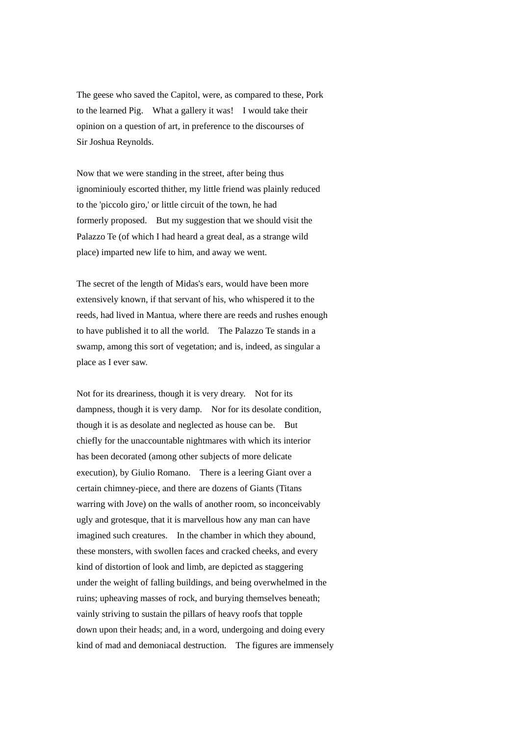The geese who saved the Capitol, were, as compared to these, Pork to the learned Pig.  What a gallery it was!  I would take their opinion on a question of art, in preference to the discourses of Sir Joshua Reynolds.

Now that we were standing in the street, after being thus ignominiouly escorted thither, my little friend was plainly reduced to the 'piccolo giro,' or little circuit of the town, he had formerly proposed.  But my suggestion that we should visit the Palazzo Te (of which I had heard a great deal, as a strange wild place) imparted new life to him, and away we went.

The secret of the length of Midas's ears, would have been more extensively known, if that servant of his, who whispered it to the reeds, had lived in Mantua, where there are reeds and rushes enough to have published it to all the world.  The Palazzo Te stands in a swamp, among this sort of vegetation; and is, indeed, as singular a place as I ever saw.

Not for its dreariness, though it is very dreary.  Not for its dampness, though it is very damp.  Nor for its desolate condition, though it is as desolate and neglected as house can be.  But chiefly for the unaccountable nightmares with which its interior has been decorated (among other subjects of more delicate execution), by Giulio Romano.  There is a leering Giant over a certain chimney-piece, and there are dozens of Giants (Titans warring with Jove) on the walls of another room, so inconceivably ugly and grotesque, that it is marvellous how any man can have imagined such creatures.  In the chamber in which they abound, these monsters, with swollen faces and cracked cheeks, and every kind of distortion of look and limb, are depicted as staggering under the weight of falling buildings, and being overwhelmed in the ruins; upheaving masses of rock, and burying themselves beneath; vainly striving to sustain the pillars of heavy roofs that topple down upon their heads; and, in a word, undergoing and doing every kind of mad and demoniacal destruction.  The figures are immensely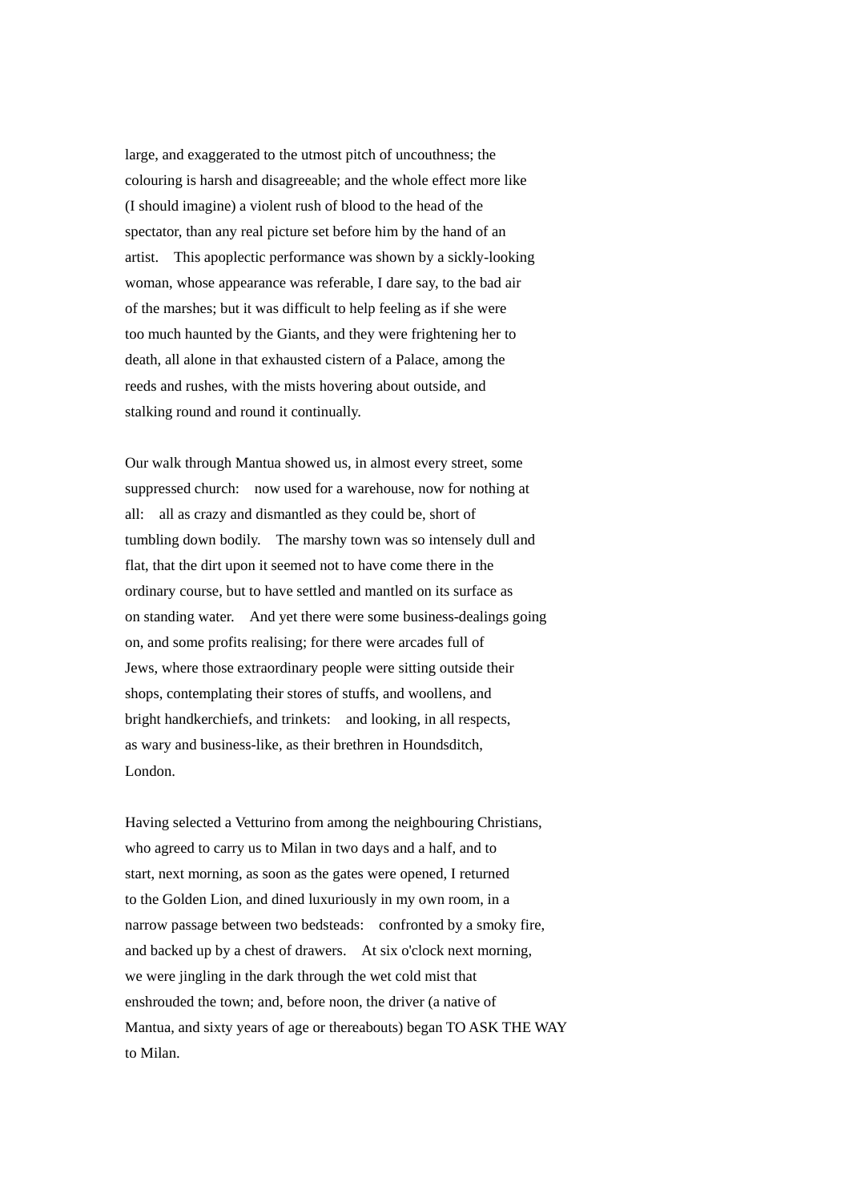large, and exaggerated to the utmost pitch of uncouthness; the colouring is harsh and disagreeable; and the whole effect more like (I should imagine) a violent rush of blood to the head of the spectator, than any real picture set before him by the hand of an artist. This apoplectic performance was shown by a sickly-looking woman, whose appearance was referable, I dare say, to the bad air of the marshes; but it was difficult to help feeling as if she were too much haunted by the Giants, and they were frightening her to death, all alone in that exhausted cistern of a Palace, among the reeds and rushes, with the mists hovering about outside, and stalking round and round it continually.

Our walk through Mantua showed us, in almost every street, some suppressed church: now used for a warehouse, now for nothing at all: all as crazy and dismantled as they could be, short of tumbling down bodily. The marshy town was so intensely dull and flat, that the dirt upon it seemed not to have come there in the ordinary course, but to have settled and mantled on its surface as on standing water. And yet there were some business-dealings going on, and some profits realising; for there were arcades full of Jews, where those extraordinary people were sitting outside their shops, contemplating their stores of stuffs, and woollens, and bright handkerchiefs, and trinkets: and looking, in all respects, as wary and business-like, as their brethren in Houndsditch, London.

Having selected a Vetturino from among the neighbouring Christians, who agreed to carry us to Milan in two days and a half, and to start, next morning, as soon as the gates were opened, I returned to the Golden Lion, and dined luxuriously in my own room, in a narrow passage between two bedsteads: confronted by a smoky fire, and backed up by a chest of drawers. At six o'clock next morning, we were jingling in the dark through the wet cold mist that enshrouded the town; and, before noon, the driver (a native of Mantua, and sixty years of age or thereabouts) began TO ASK THE WAY to Milan.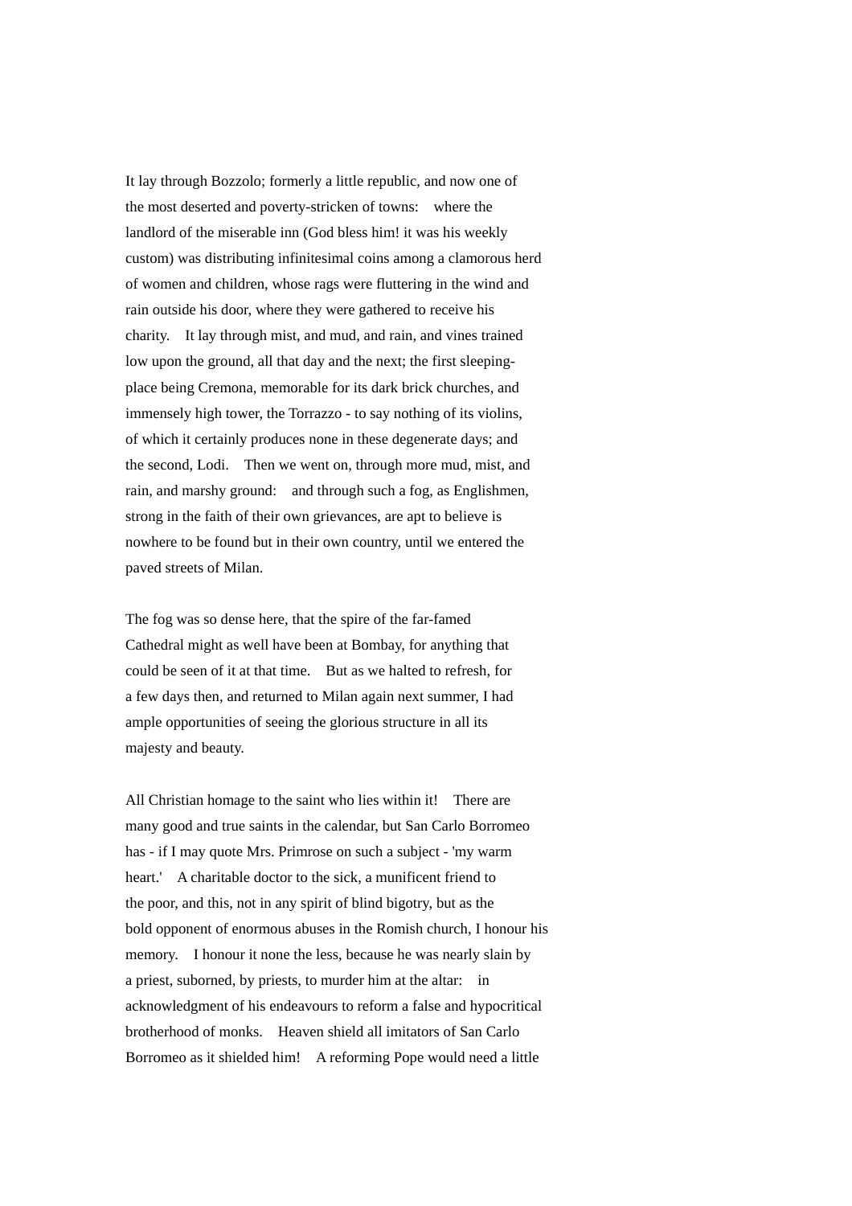It lay through Bozzolo; formerly a little republic, and now one of the most deserted and poverty-stricken of towns: where the landlord of the miserable inn (God bless him! it was his weekly custom) was distributing infinitesimal coins among a clamorous herd of women and children, whose rags were fluttering in the wind and rain outside his door, where they were gathered to receive his charity. It lay through mist, and mud, and rain, and vines trained low upon the ground, all that day and the next; the first sleeping-place being Cremona, memorable for its dark brick churches, and immensely high tower, the Torrazzo - to say nothing of its violins, of which it certainly produces none in these degenerate days; and the second, Lodi. Then we went on, through more mud, mist, and rain, and marshy ground: and through such a fog, as Englishmen, strong in the faith of their own grievances, are apt to believe is nowhere to be found but in their own country, until we entered the paved streets of Milan.

The fog was so dense here, that the spire of the far-famed Cathedral might as well have been at Bombay, for anything that could be seen of it at that time. But as we halted to refresh, for a few days then, and returned to Milan again next summer, I had ample opportunities of seeing the glorious structure in all its majesty and beauty.

All Christian homage to the saint who lies within it! There are many good and true saints in the calendar, but San Carlo Borromeo has - if I may quote Mrs. Primrose on such a subject - 'my warm heart.' A charitable doctor to the sick, a munificent friend to the poor, and this, not in any spirit of blind bigotry, but as the bold opponent of enormous abuses in the Romish church, I honour his memory. I honour it none the less, because he was nearly slain by a priest, suborned, by priests, to murder him at the altar: in acknowledgment of his endeavours to reform a false and hypocritical brotherhood of monks. Heaven shield all imitators of San Carlo Borromeo as it shielded him! A reforming Pope would need a little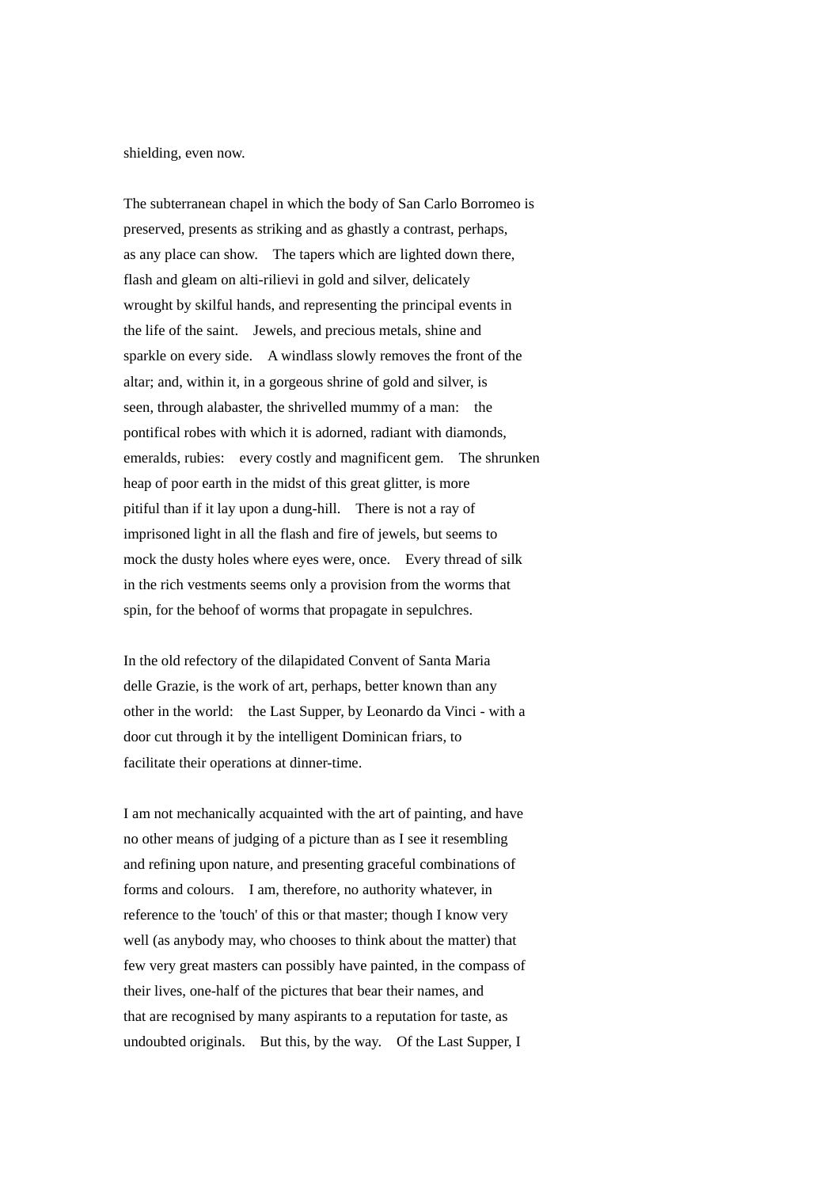shielding, even now.

The subterranean chapel in which the body of San Carlo Borromeo is preserved, presents as striking and as ghastly a contrast, perhaps, as any place can show. The tapers which are lighted down there, flash and gleam on alti-rilievi in gold and silver, delicately wrought by skilful hands, and representing the principal events in the life of the saint. Jewels, and precious metals, shine and sparkle on every side. A windlass slowly removes the front of the altar; and, within it, in a gorgeous shrine of gold and silver, is seen, through alabaster, the shrivelled mummy of a man: the pontifical robes with which it is adorned, radiant with diamonds, emeralds, rubies: every costly and magnificent gem. The shrunken heap of poor earth in the midst of this great glitter, is more pitiful than if it lay upon a dung-hill. There is not a ray of imprisoned light in all the flash and fire of jewels, but seems to mock the dusty holes where eyes were, once. Every thread of silk in the rich vestments seems only a provision from the worms that spin, for the behoof of worms that propagate in sepulchres.

In the old refectory of the dilapidated Convent of Santa Maria delle Grazie, is the work of art, perhaps, better known than any other in the world: the Last Supper, by Leonardo da Vinci - with a door cut through it by the intelligent Dominican friars, to facilitate their operations at dinner-time.

I am not mechanically acquainted with the art of painting, and have no other means of judging of a picture than as I see it resembling and refining upon nature, and presenting graceful combinations of forms and colours. I am, therefore, no authority whatever, in reference to the 'touch' of this or that master; though I know very well (as anybody may, who chooses to think about the matter) that few very great masters can possibly have painted, in the compass of their lives, one-half of the pictures that bear their names, and that are recognised by many aspirants to a reputation for taste, as undoubted originals. But this, by the way. Of the Last Supper, I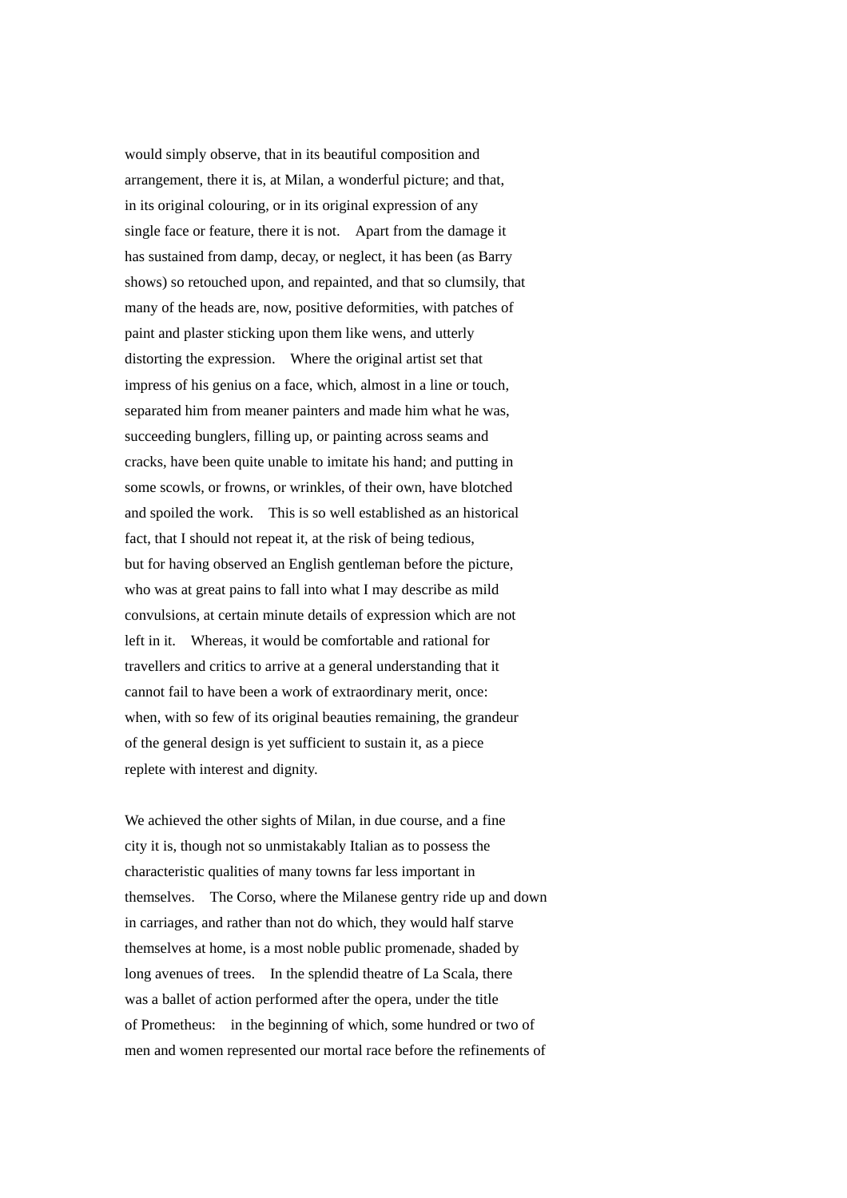would simply observe, that in its beautiful composition and arrangement, there it is, at Milan, a wonderful picture; and that, in its original colouring, or in its original expression of any single face or feature, there it is not. Apart from the damage it has sustained from damp, decay, or neglect, it has been (as Barry shows) so retouched upon, and repainted, and that so clumsily, that many of the heads are, now, positive deformities, with patches of paint and plaster sticking upon them like wens, and utterly distorting the expression. Where the original artist set that impress of his genius on a face, which, almost in a line or touch, separated him from meaner painters and made him what he was, succeeding bunglers, filling up, or painting across seams and cracks, have been quite unable to imitate his hand; and putting in some scowls, or frowns, or wrinkles, of their own, have blotched and spoiled the work. This is so well established as an historical fact, that I should not repeat it, at the risk of being tedious, but for having observed an English gentleman before the picture, who was at great pains to fall into what I may describe as mild convulsions, at certain minute details of expression which are not left in it. Whereas, it would be comfortable and rational for travellers and critics to arrive at a general understanding that it cannot fail to have been a work of extraordinary merit, once: when, with so few of its original beauties remaining, the grandeur of the general design is yet sufficient to sustain it, as a piece replete with interest and dignity.

We achieved the other sights of Milan, in due course, and a fine city it is, though not so unmistakably Italian as to possess the characteristic qualities of many towns far less important in themselves. The Corso, where the Milanese gentry ride up and down in carriages, and rather than not do which, they would half starve themselves at home, is a most noble public promenade, shaded by long avenues of trees. In the splendid theatre of La Scala, there was a ballet of action performed after the opera, under the title of Prometheus: in the beginning of which, some hundred or two of men and women represented our mortal race before the refinements of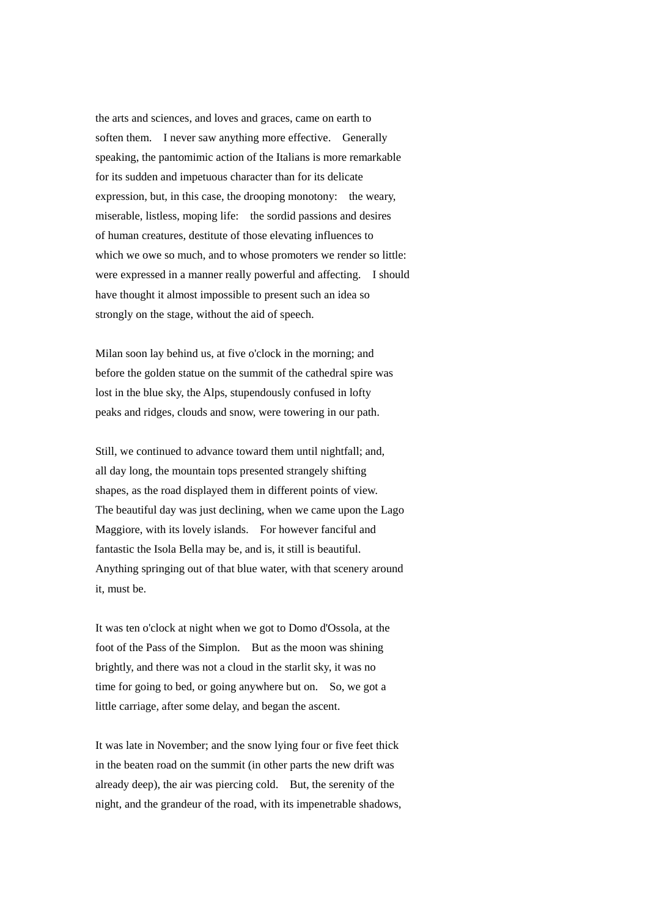the arts and sciences, and loves and graces, came on earth to soften them. I never saw anything more effective. Generally speaking, the pantomimic action of the Italians is more remarkable for its sudden and impetuous character than for its delicate expression, but, in this case, the drooping monotony: the weary, miserable, listless, moping life: the sordid passions and desires of human creatures, destitute of those elevating influences to which we owe so much, and to whose promoters we render so little: were expressed in a manner really powerful and affecting. I should have thought it almost impossible to present such an idea so strongly on the stage, without the aid of speech.

Milan soon lay behind us, at five o'clock in the morning; and before the golden statue on the summit of the cathedral spire was lost in the blue sky, the Alps, stupendously confused in lofty peaks and ridges, clouds and snow, were towering in our path.

Still, we continued to advance toward them until nightfall; and, all day long, the mountain tops presented strangely shifting shapes, as the road displayed them in different points of view. The beautiful day was just declining, when we came upon the Lago Maggiore, with its lovely islands. For however fanciful and fantastic the Isola Bella may be, and is, it still is beautiful. Anything springing out of that blue water, with that scenery around it, must be.

It was ten o'clock at night when we got to Domo d'Ossola, at the foot of the Pass of the Simplon. But as the moon was shining brightly, and there was not a cloud in the starlit sky, it was no time for going to bed, or going anywhere but on. So, we got a little carriage, after some delay, and began the ascent.

It was late in November; and the snow lying four or five feet thick in the beaten road on the summit (in other parts the new drift was already deep), the air was piercing cold. But, the serenity of the night, and the grandeur of the road, with its impenetrable shadows,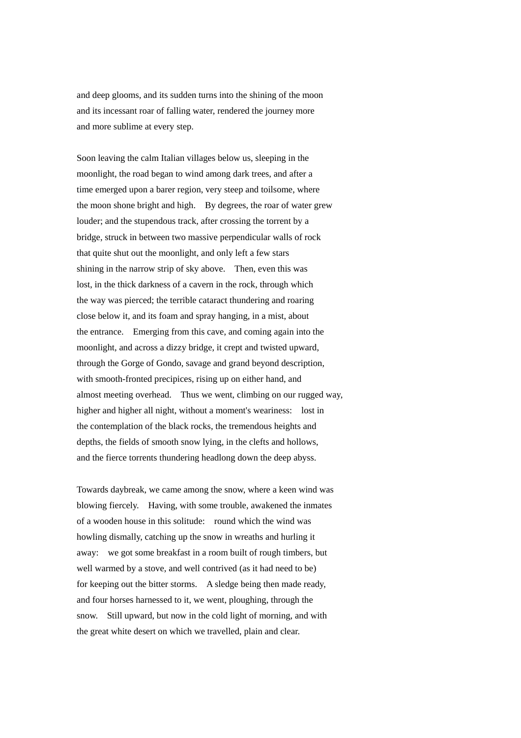and deep glooms, and its sudden turns into the shining of the moon and its incessant roar of falling water, rendered the journey more and more sublime at every step.

Soon leaving the calm Italian villages below us, sleeping in the moonlight, the road began to wind among dark trees, and after a time emerged upon a barer region, very steep and toilsome, where the moon shone bright and high. By degrees, the roar of water grew louder; and the stupendous track, after crossing the torrent by a bridge, struck in between two massive perpendicular walls of rock that quite shut out the moonlight, and only left a few stars shining in the narrow strip of sky above. Then, even this was lost, in the thick darkness of a cavern in the rock, through which the way was pierced; the terrible cataract thundering and roaring close below it, and its foam and spray hanging, in a mist, about the entrance. Emerging from this cave, and coming again into the moonlight, and across a dizzy bridge, it crept and twisted upward, through the Gorge of Gondo, savage and grand beyond description, with smooth-fronted precipices, rising up on either hand, and almost meeting overhead. Thus we went, climbing on our rugged way, higher and higher all night, without a moment's weariness: lost in the contemplation of the black rocks, the tremendous heights and depths, the fields of smooth snow lying, in the clefts and hollows, and the fierce torrents thundering headlong down the deep abyss.

Towards daybreak, we came among the snow, where a keen wind was blowing fiercely. Having, with some trouble, awakened the inmates of a wooden house in this solitude: round which the wind was howling dismally, catching up the snow in wreaths and hurling it away: we got some breakfast in a room built of rough timbers, but well warmed by a stove, and well contrived (as it had need to be) for keeping out the bitter storms. A sledge being then made ready, and four horses harnessed to it, we went, ploughing, through the snow. Still upward, but now in the cold light of morning, and with the great white desert on which we travelled, plain and clear.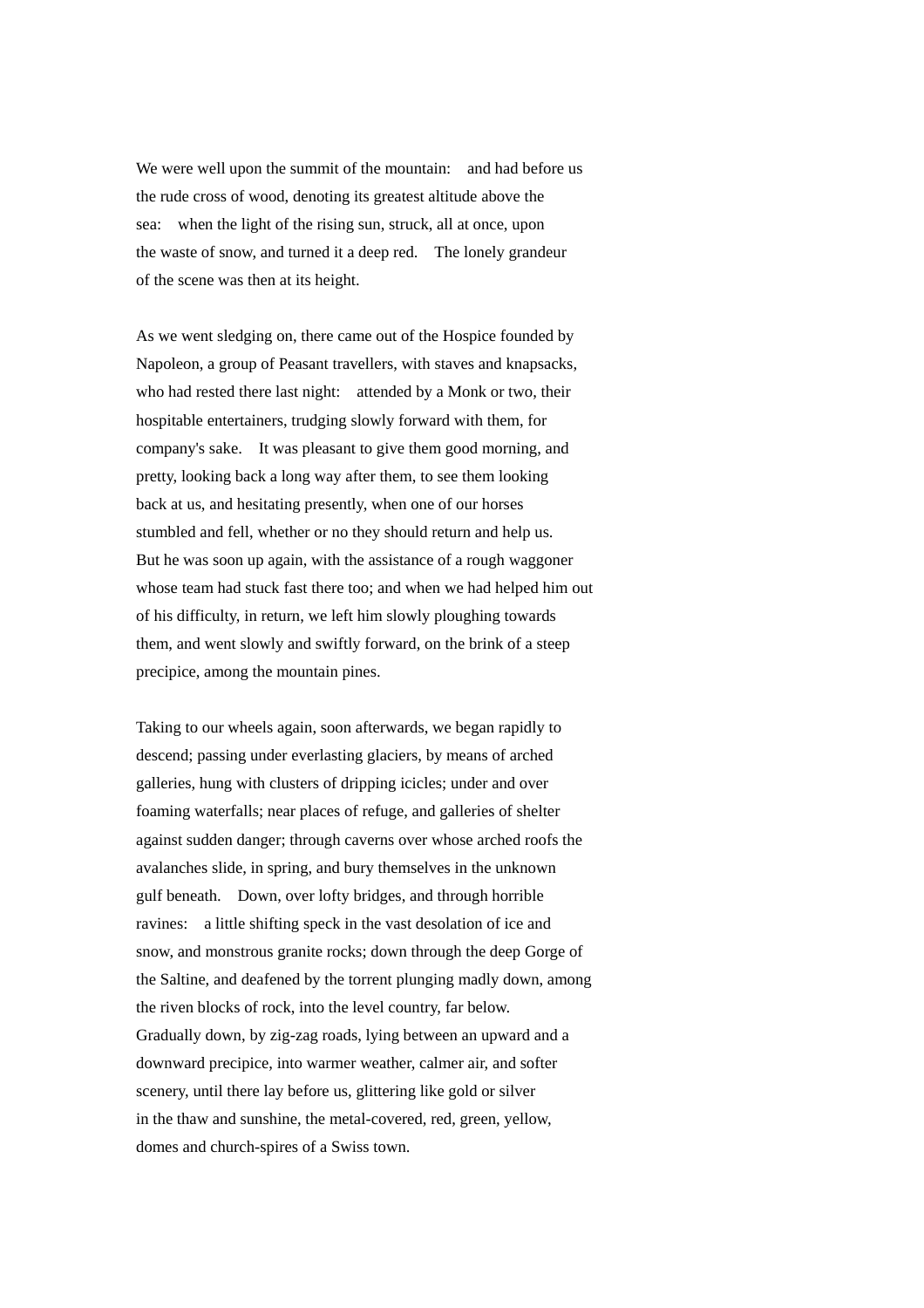We were well upon the summit of the mountain: and had before us the rude cross of wood, denoting its greatest altitude above the sea: when the light of the rising sun, struck, all at once, upon the waste of snow, and turned it a deep red. The lonely grandeur of the scene was then at its height.

As we went sledging on, there came out of the Hospice founded by Napoleon, a group of Peasant travellers, with staves and knapsacks, who had rested there last night: attended by a Monk or two, their hospitable entertainers, trudging slowly forward with them, for company's sake. It was pleasant to give them good morning, and pretty, looking back a long way after them, to see them looking back at us, and hesitating presently, when one of our horses stumbled and fell, whether or no they should return and help us. But he was soon up again, with the assistance of a rough waggoner whose team had stuck fast there too; and when we had helped him out of his difficulty, in return, we left him slowly ploughing towards them, and went slowly and swiftly forward, on the brink of a steep precipice, among the mountain pines.

Taking to our wheels again, soon afterwards, we began rapidly to descend; passing under everlasting glaciers, by means of arched galleries, hung with clusters of dripping icicles; under and over foaming waterfalls; near places of refuge, and galleries of shelter against sudden danger; through caverns over whose arched roofs the avalanches slide, in spring, and bury themselves in the unknown gulf beneath. Down, over lofty bridges, and through horrible ravines: a little shifting speck in the vast desolation of ice and snow, and monstrous granite rocks; down through the deep Gorge of the Saltine, and deafened by the torrent plunging madly down, among the riven blocks of rock, into the level country, far below. Gradually down, by zig-zag roads, lying between an upward and a downward precipice, into warmer weather, calmer air, and softer scenery, until there lay before us, glittering like gold or silver in the thaw and sunshine, the metal-covered, red, green, yellow, domes and church-spires of a Swiss town.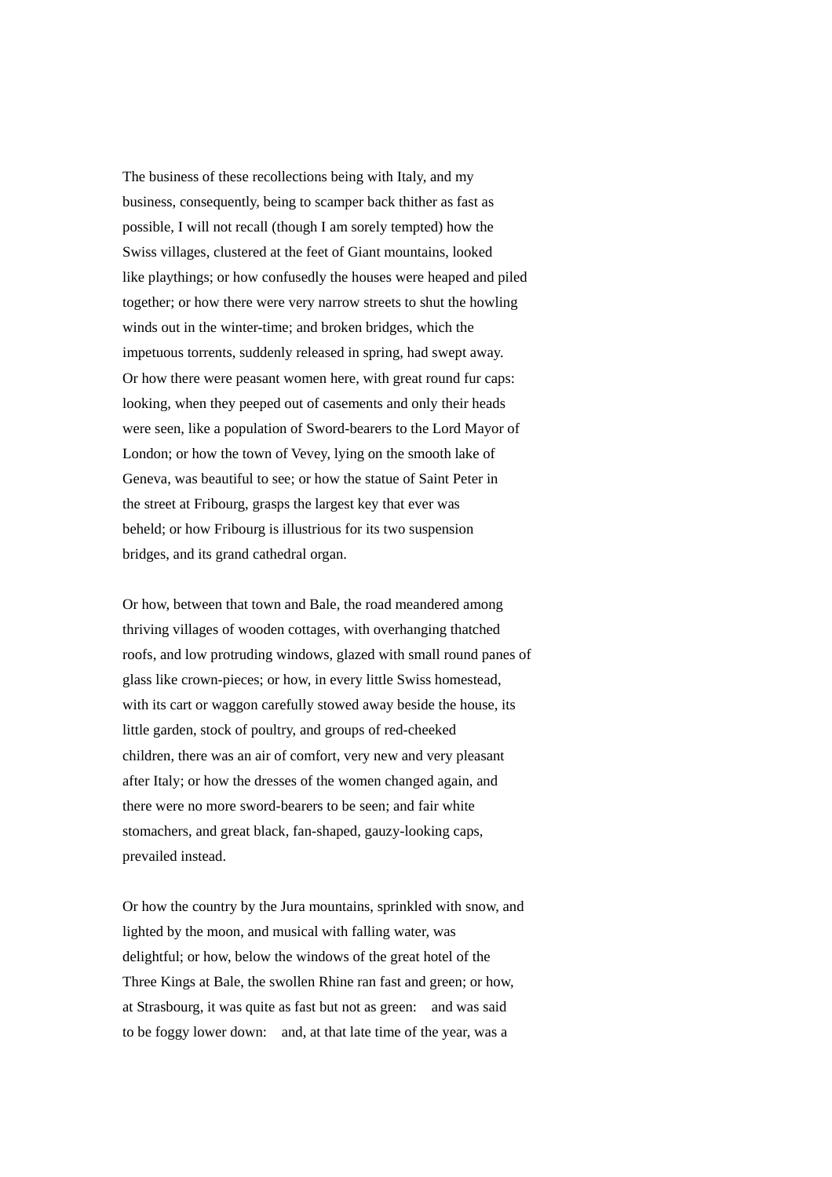The business of these recollections being with Italy, and my business, consequently, being to scamper back thither as fast as possible, I will not recall (though I am sorely tempted) how the Swiss villages, clustered at the feet of Giant mountains, looked like playthings; or how confusedly the houses were heaped and piled together; or how there were very narrow streets to shut the howling winds out in the winter-time; and broken bridges, which the impetuous torrents, suddenly released in spring, had swept away. Or how there were peasant women here, with great round fur caps: looking, when they peeped out of casements and only their heads were seen, like a population of Sword-bearers to the Lord Mayor of London; or how the town of Vevey, lying on the smooth lake of Geneva, was beautiful to see; or how the statue of Saint Peter in the street at Fribourg, grasps the largest key that ever was beheld; or how Fribourg is illustrious for its two suspension bridges, and its grand cathedral organ.

Or how, between that town and Bale, the road meandered among thriving villages of wooden cottages, with overhanging thatched roofs, and low protruding windows, glazed with small round panes of glass like crown-pieces; or how, in every little Swiss homestead, with its cart or waggon carefully stowed away beside the house, its little garden, stock of poultry, and groups of red-cheeked children, there was an air of comfort, very new and very pleasant after Italy; or how the dresses of the women changed again, and there were no more sword-bearers to be seen; and fair white stomachers, and great black, fan-shaped, gauzy-looking caps, prevailed instead.

Or how the country by the Jura mountains, sprinkled with snow, and lighted by the moon, and musical with falling water, was delightful; or how, below the windows of the great hotel of the Three Kings at Bale, the swollen Rhine ran fast and green; or how, at Strasbourg, it was quite as fast but not as green: and was said to be foggy lower down: and, at that late time of the year, was a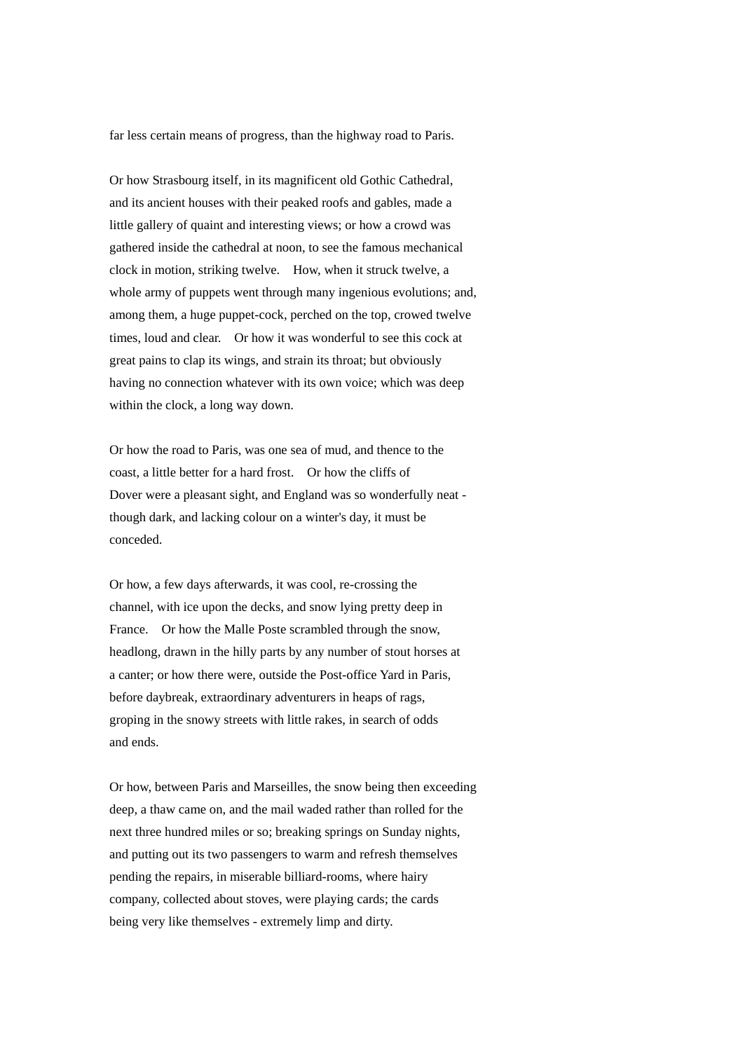far less certain means of progress, than the highway road to Paris.

Or how Strasbourg itself, in its magnificent old Gothic Cathedral, and its ancient houses with their peaked roofs and gables, made a little gallery of quaint and interesting views; or how a crowd was gathered inside the cathedral at noon, to see the famous mechanical clock in motion, striking twelve. How, when it struck twelve, a whole army of puppets went through many ingenious evolutions; and, among them, a huge puppet-cock, perched on the top, crowed twelve times, loud and clear. Or how it was wonderful to see this cock at great pains to clap its wings, and strain its throat; but obviously having no connection whatever with its own voice; which was deep within the clock, a long way down.

Or how the road to Paris, was one sea of mud, and thence to the coast, a little better for a hard frost. Or how the cliffs of Dover were a pleasant sight, and England was so wonderfully neat - though dark, and lacking colour on a winter's day, it must be conceded.

Or how, a few days afterwards, it was cool, re-crossing the channel, with ice upon the decks, and snow lying pretty deep in France. Or how the Malle Poste scrambled through the snow, headlong, drawn in the hilly parts by any number of stout horses at a canter; or how there were, outside the Post-office Yard in Paris, before daybreak, extraordinary adventurers in heaps of rags, groping in the snowy streets with little rakes, in search of odds and ends.

Or how, between Paris and Marseilles, the snow being then exceeding deep, a thaw came on, and the mail waded rather than rolled for the next three hundred miles or so; breaking springs on Sunday nights, and putting out its two passengers to warm and refresh themselves pending the repairs, in miserable billiard-rooms, where hairy company, collected about stoves, were playing cards; the cards being very like themselves - extremely limp and dirty.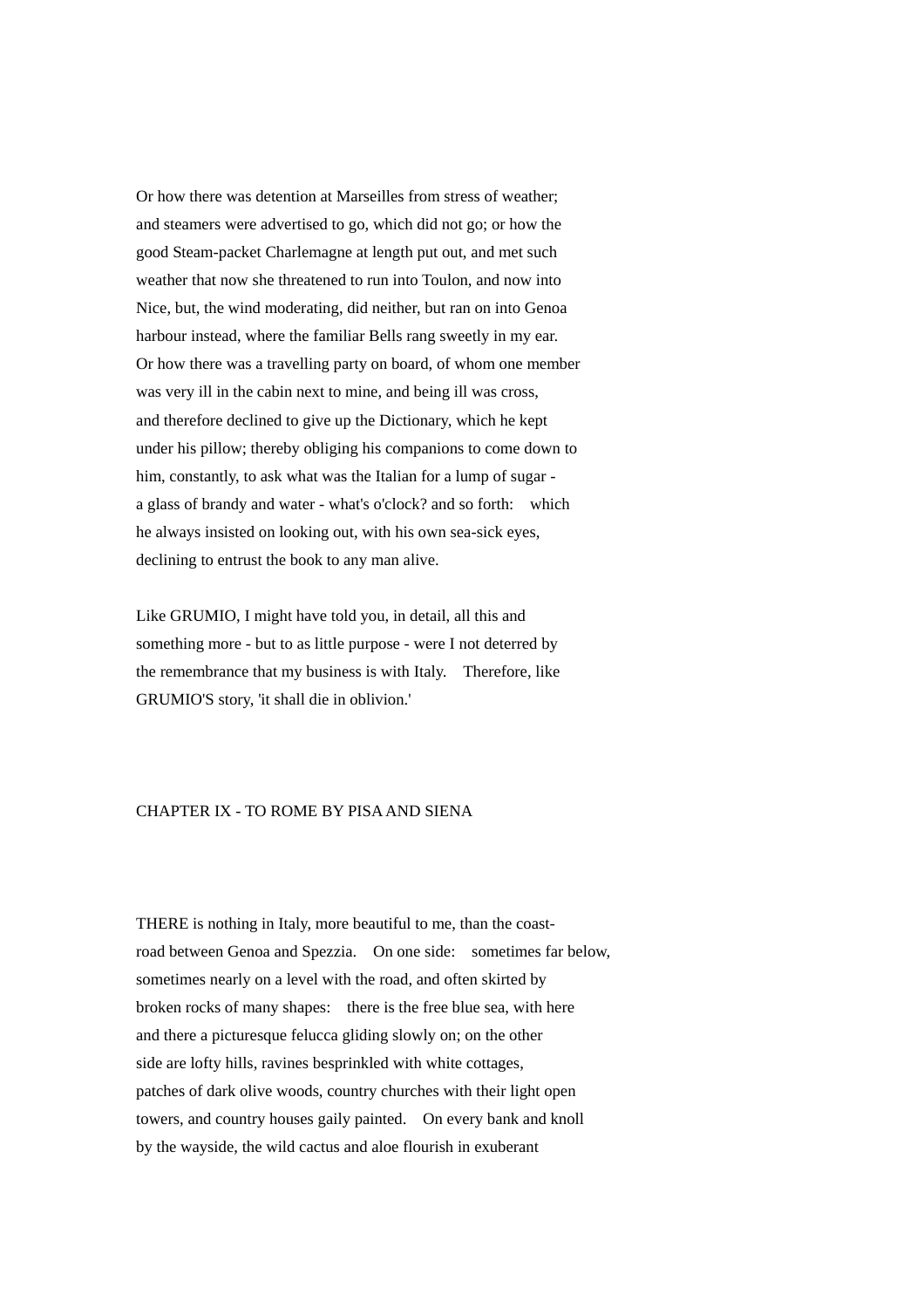Or how there was detention at Marseilles from stress of weather; and steamers were advertised to go, which did not go; or how the good Steam-packet Charlemagne at length put out, and met such weather that now she threatened to run into Toulon, and now into Nice, but, the wind moderating, did neither, but ran on into Genoa harbour instead, where the familiar Bells rang sweetly in my ear. Or how there was a travelling party on board, of whom one member was very ill in the cabin next to mine, and being ill was cross, and therefore declined to give up the Dictionary, which he kept under his pillow; thereby obliging his companions to come down to him, constantly, to ask what was the Italian for a lump of sugar - a glass of brandy and water - what's o'clock? and so forth: which he always insisted on looking out, with his own sea-sick eyes, declining to entrust the book to any man alive.

Like GRUMIO, I might have told you, in detail, all this and something more - but to as little purpose - were I not deterred by the remembrance that my business is with Italy. Therefore, like GRUMIO'S story, 'it shall die in oblivion.'

## CHAPTER IX - TO ROME BY PISA AND SIENA

THERE is nothing in Italy, more beautiful to me, than the coast-road between Genoa and Spezzia. On one side: sometimes far below, sometimes nearly on a level with the road, and often skirted by broken rocks of many shapes: there is the free blue sea, with here and there a picturesque felucca gliding slowly on; on the other side are lofty hills, ravines besprinkled with white cottages, patches of dark olive woods, country churches with their light open towers, and country houses gaily painted. On every bank and knoll by the wayside, the wild cactus and aloe flourish in exuberant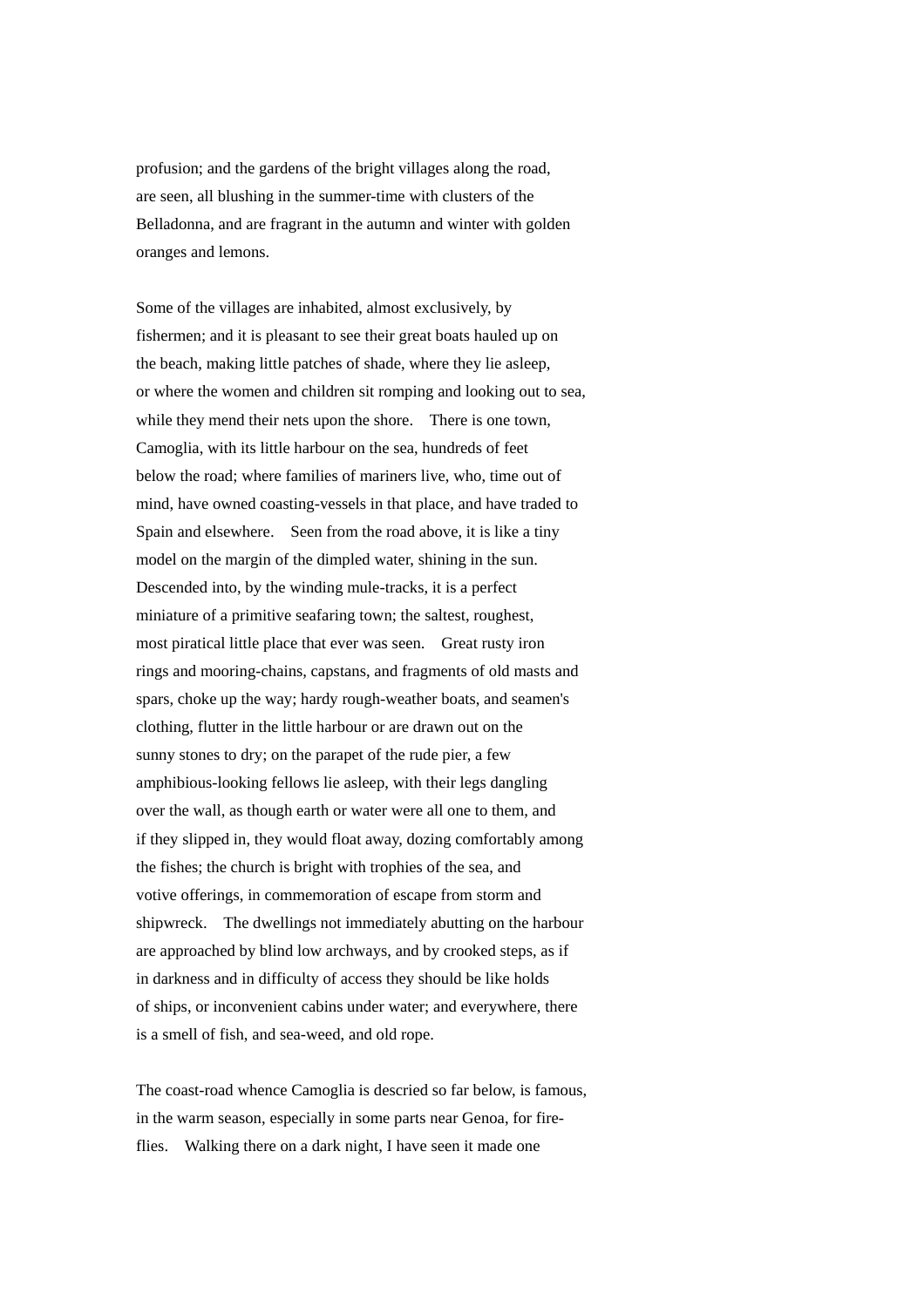profusion; and the gardens of the bright villages along the road, are seen, all blushing in the summer-time with clusters of the Belladonna, and are fragrant in the autumn and winter with golden oranges and lemons.

Some of the villages are inhabited, almost exclusively, by fishermen; and it is pleasant to see their great boats hauled up on the beach, making little patches of shade, where they lie asleep, or where the women and children sit romping and looking out to sea, while they mend their nets upon the shore.  There is one town, Camoglia, with its little harbour on the sea, hundreds of feet below the road; where families of mariners live, who, time out of mind, have owned coasting-vessels in that place, and have traded to Spain and elsewhere.  Seen from the road above, it is like a tiny model on the margin of the dimpled water, shining in the sun. Descended into, by the winding mule-tracks, it is a perfect miniature of a primitive seafaring town; the saltest, roughest, most piratical little place that ever was seen.  Great rusty iron rings and mooring-chains, capstans, and fragments of old masts and spars, choke up the way; hardy rough-weather boats, and seamen's clothing, flutter in the little harbour or are drawn out on the sunny stones to dry; on the parapet of the rude pier, a few amphibious-looking fellows lie asleep, with their legs dangling over the wall, as though earth or water were all one to them, and if they slipped in, they would float away, dozing comfortably among the fishes; the church is bright with trophies of the sea, and votive offerings, in commemoration of escape from storm and shipwreck.  The dwellings not immediately abutting on the harbour are approached by blind low archways, and by crooked steps, as if in darkness and in difficulty of access they should be like holds of ships, or inconvenient cabins under water; and everywhere, there is a smell of fish, and sea-weed, and old rope.

The coast-road whence Camoglia is descried so far below, is famous, in the warm season, especially in some parts near Genoa, for fire-flies.  Walking there on a dark night, I have seen it made one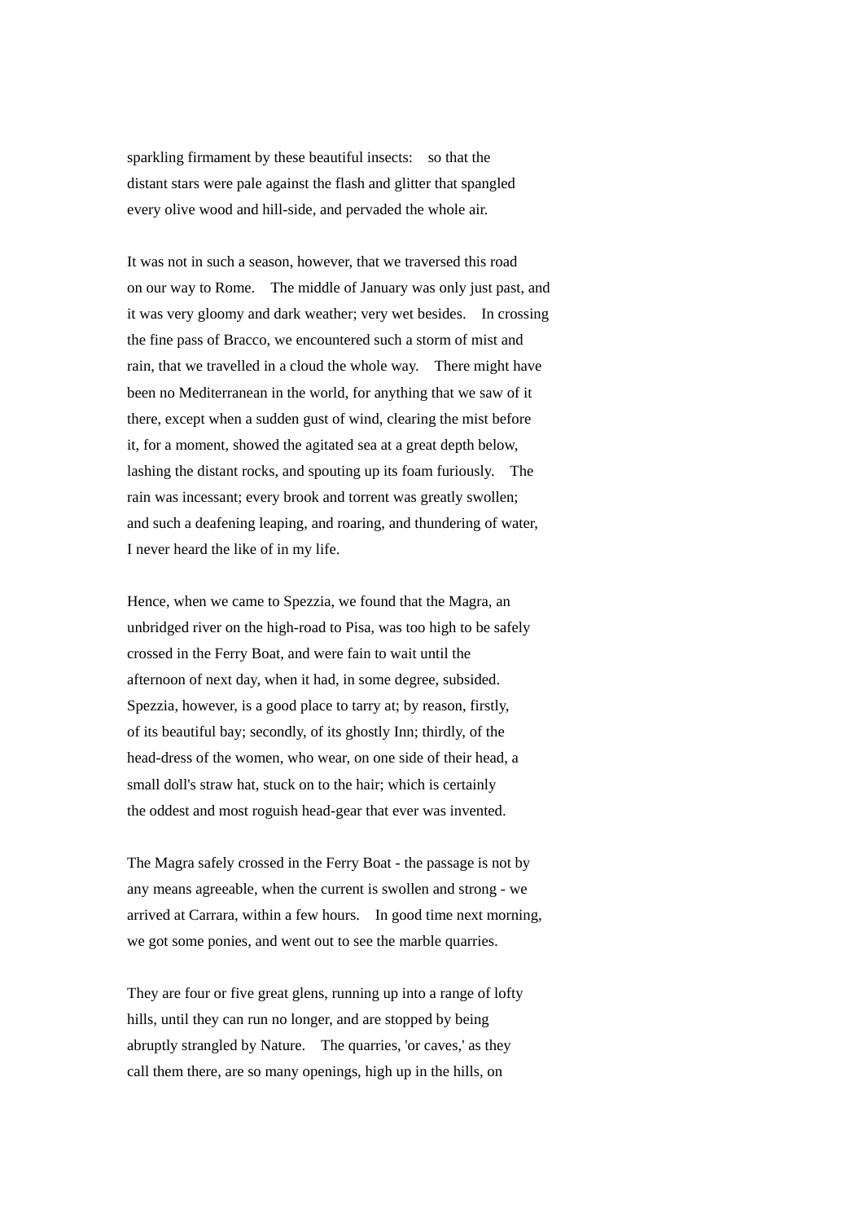sparkling firmament by these beautiful insects: so that the distant stars were pale against the flash and glitter that spangled every olive wood and hill-side, and pervaded the whole air.

It was not in such a season, however, that we traversed this road on our way to Rome. The middle of January was only just past, and it was very gloomy and dark weather; very wet besides. In crossing the fine pass of Bracco, we encountered such a storm of mist and rain, that we travelled in a cloud the whole way. There might have been no Mediterranean in the world, for anything that we saw of it there, except when a sudden gust of wind, clearing the mist before it, for a moment, showed the agitated sea at a great depth below, lashing the distant rocks, and spouting up its foam furiously. The rain was incessant; every brook and torrent was greatly swollen; and such a deafening leaping, and roaring, and thundering of water, I never heard the like of in my life.

Hence, when we came to Spezzia, we found that the Magra, an unbridged river on the high-road to Pisa, was too high to be safely crossed in the Ferry Boat, and were fain to wait until the afternoon of next day, when it had, in some degree, subsided. Spezzia, however, is a good place to tarry at; by reason, firstly, of its beautiful bay; secondly, of its ghostly Inn; thirdly, of the head-dress of the women, who wear, on one side of their head, a small doll's straw hat, stuck on to the hair; which is certainly the oddest and most roguish head-gear that ever was invented.

The Magra safely crossed in the Ferry Boat - the passage is not by any means agreeable, when the current is swollen and strong - we arrived at Carrara, within a few hours. In good time next morning, we got some ponies, and went out to see the marble quarries.

They are four or five great glens, running up into a range of lofty hills, until they can run no longer, and are stopped by being abruptly strangled by Nature. The quarries, 'or caves,' as they call them there, are so many openings, high up in the hills, on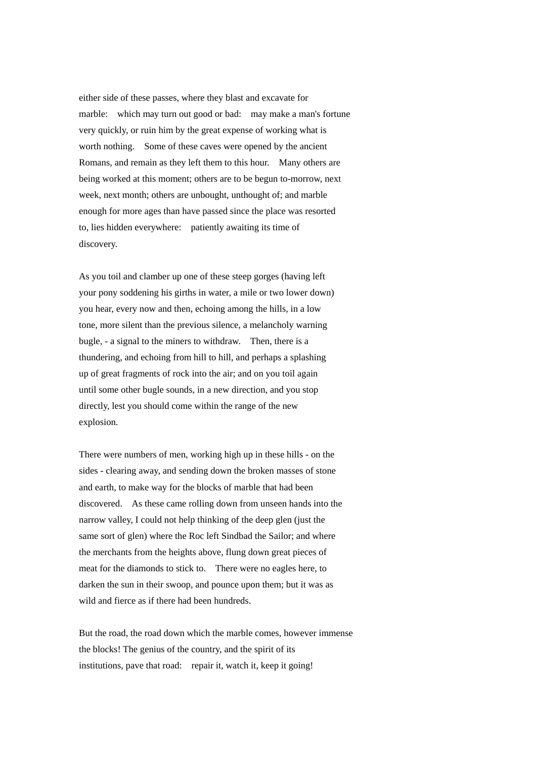either side of these passes, where they blast and excavate for marble: which may turn out good or bad: may make a man's fortune very quickly, or ruin him by the great expense of working what is worth nothing. Some of these caves were opened by the ancient Romans, and remain as they left them to this hour. Many others are being worked at this moment; others are to be begun to-morrow, next week, next month; others are unbought, unthought of; and marble enough for more ages than have passed since the place was resorted to, lies hidden everywhere: patiently awaiting its time of discovery.

As you toil and clamber up one of these steep gorges (having left your pony soddening his girths in water, a mile or two lower down) you hear, every now and then, echoing among the hills, in a low tone, more silent than the previous silence, a melancholy warning bugle, - a signal to the miners to withdraw. Then, there is a thundering, and echoing from hill to hill, and perhaps a splashing up of great fragments of rock into the air; and on you toil again until some other bugle sounds, in a new direction, and you stop directly, lest you should come within the range of the new explosion.

There were numbers of men, working high up in these hills - on the sides - clearing away, and sending down the broken masses of stone and earth, to make way for the blocks of marble that had been discovered. As these came rolling down from unseen hands into the narrow valley, I could not help thinking of the deep glen (just the same sort of glen) where the Roc left Sindbad the Sailor; and where the merchants from the heights above, flung down great pieces of meat for the diamonds to stick to. There were no eagles here, to darken the sun in their swoop, and pounce upon them; but it was as wild and fierce as if there had been hundreds.

But the road, the road down which the marble comes, however immense the blocks! The genius of the country, and the spirit of its institutions, pave that road: repair it, watch it, keep it going!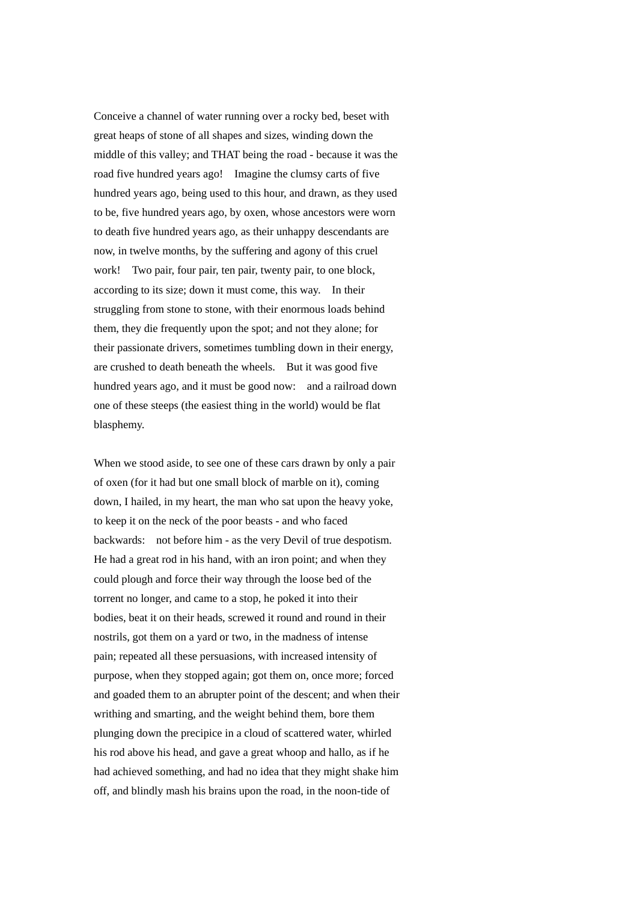Conceive a channel of water running over a rocky bed, beset with great heaps of stone of all shapes and sizes, winding down the middle of this valley; and THAT being the road - because it was the road five hundred years ago! Imagine the clumsy carts of five hundred years ago, being used to this hour, and drawn, as they used to be, five hundred years ago, by oxen, whose ancestors were worn to death five hundred years ago, as their unhappy descendants are now, in twelve months, by the suffering and agony of this cruel work! Two pair, four pair, ten pair, twenty pair, to one block, according to its size; down it must come, this way. In their struggling from stone to stone, with their enormous loads behind them, they die frequently upon the spot; and not they alone; for their passionate drivers, sometimes tumbling down in their energy, are crushed to death beneath the wheels. But it was good five hundred years ago, and it must be good now: and a railroad down one of these steeps (the easiest thing in the world) would be flat blasphemy.

When we stood aside, to see one of these cars drawn by only a pair of oxen (for it had but one small block of marble on it), coming down, I hailed, in my heart, the man who sat upon the heavy yoke, to keep it on the neck of the poor beasts - and who faced backwards: not before him - as the very Devil of true despotism. He had a great rod in his hand, with an iron point; and when they could plough and force their way through the loose bed of the torrent no longer, and came to a stop, he poked it into their bodies, beat it on their heads, screwed it round and round in their nostrils, got them on a yard or two, in the madness of intense pain; repeated all these persuasions, with increased intensity of purpose, when they stopped again; got them on, once more; forced and goaded them to an abrupter point of the descent; and when their writhing and smarting, and the weight behind them, bore them plunging down the precipice in a cloud of scattered water, whirled his rod above his head, and gave a great whoop and hallo, as if he had achieved something, and had no idea that they might shake him off, and blindly mash his brains upon the road, in the noon-tide of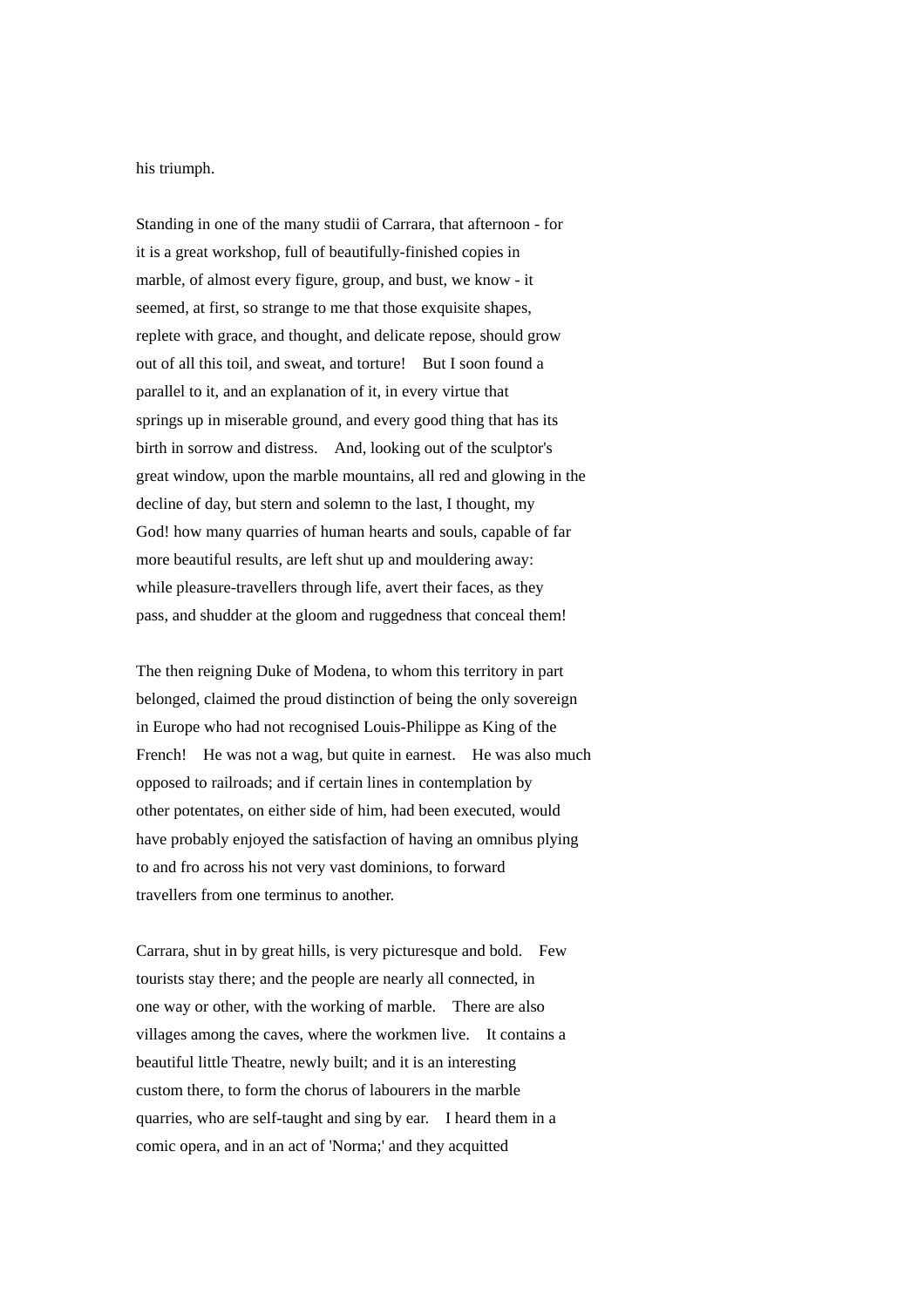his triumph.

Standing in one of the many studii of Carrara, that afternoon - for it is a great workshop, full of beautifully-finished copies in marble, of almost every figure, group, and bust, we know - it seemed, at first, so strange to me that those exquisite shapes, replete with grace, and thought, and delicate repose, should grow out of all this toil, and sweat, and torture! But I soon found a parallel to it, and an explanation of it, in every virtue that springs up in miserable ground, and every good thing that has its birth in sorrow and distress. And, looking out of the sculptor's great window, upon the marble mountains, all red and glowing in the decline of day, but stern and solemn to the last, I thought, my God! how many quarries of human hearts and souls, capable of far more beautiful results, are left shut up and mouldering away: while pleasure-travellers through life, avert their faces, as they pass, and shudder at the gloom and ruggedness that conceal them!

The then reigning Duke of Modena, to whom this territory in part belonged, claimed the proud distinction of being the only sovereign in Europe who had not recognised Louis-Philippe as King of the French! He was not a wag, but quite in earnest. He was also much opposed to railroads; and if certain lines in contemplation by other potentates, on either side of him, had been executed, would have probably enjoyed the satisfaction of having an omnibus plying to and fro across his not very vast dominions, to forward travellers from one terminus to another.

Carrara, shut in by great hills, is very picturesque and bold. Few tourists stay there; and the people are nearly all connected, in one way or other, with the working of marble. There are also villages among the caves, where the workmen live. It contains a beautiful little Theatre, newly built; and it is an interesting custom there, to form the chorus of labourers in the marble quarries, who are self-taught and sing by ear. I heard them in a comic opera, and in an act of 'Norma;' and they acquitted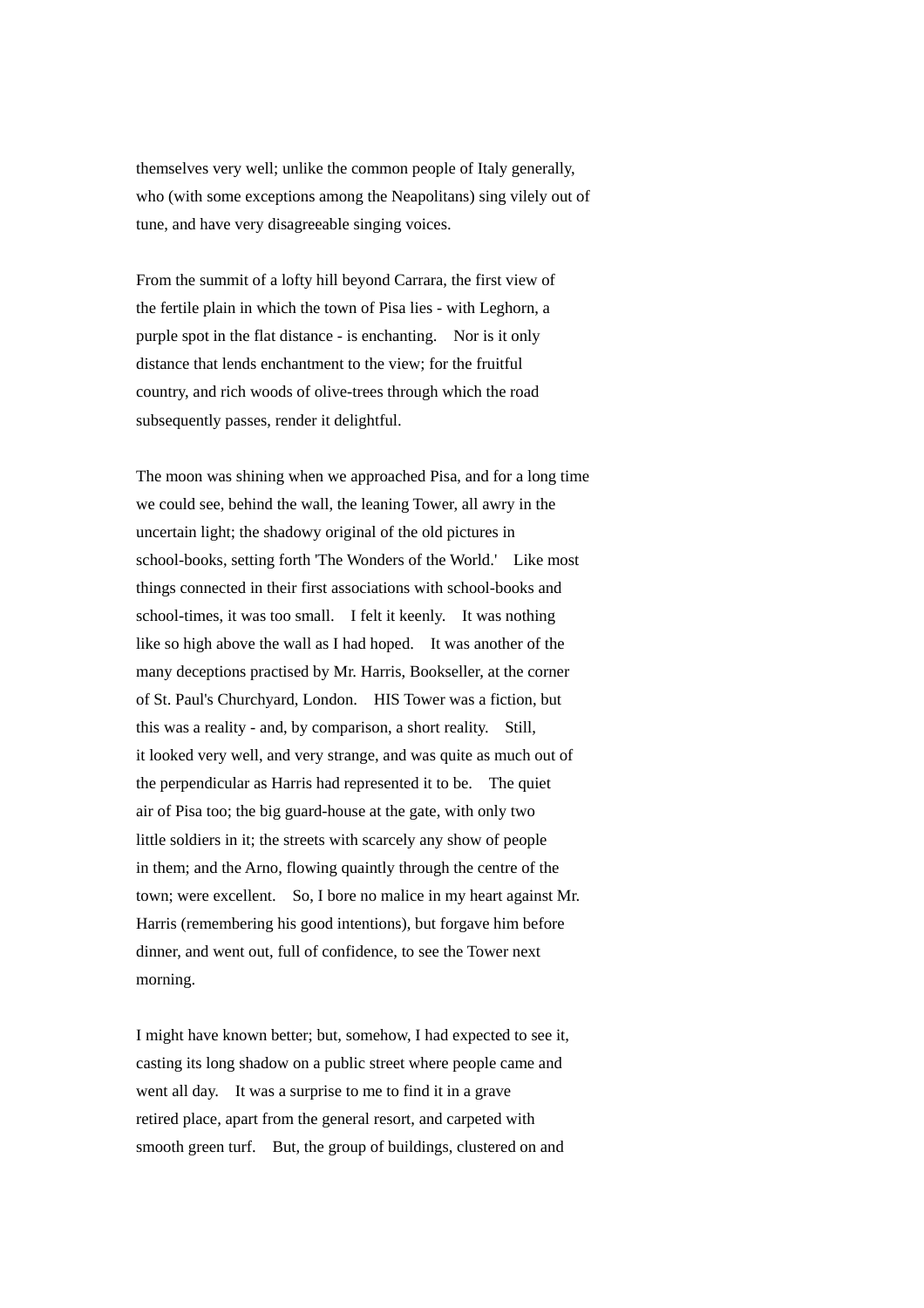themselves very well; unlike the common people of Italy generally, who (with some exceptions among the Neapolitans) sing vilely out of tune, and have very disagreeable singing voices.

From the summit of a lofty hill beyond Carrara, the first view of the fertile plain in which the town of Pisa lies - with Leghorn, a purple spot in the flat distance - is enchanting. Nor is it only distance that lends enchantment to the view; for the fruitful country, and rich woods of olive-trees through which the road subsequently passes, render it delightful.

The moon was shining when we approached Pisa, and for a long time we could see, behind the wall, the leaning Tower, all awry in the uncertain light; the shadowy original of the old pictures in school-books, setting forth 'The Wonders of the World.' Like most things connected in their first associations with school-books and school-times, it was too small. I felt it keenly. It was nothing like so high above the wall as I had hoped. It was another of the many deceptions practised by Mr. Harris, Bookseller, at the corner of St. Paul's Churchyard, London. HIS Tower was a fiction, but this was a reality - and, by comparison, a short reality. Still, it looked very well, and very strange, and was quite as much out of the perpendicular as Harris had represented it to be. The quiet air of Pisa too; the big guard-house at the gate, with only two little soldiers in it; the streets with scarcely any show of people in them; and the Arno, flowing quaintly through the centre of the town; were excellent. So, I bore no malice in my heart against Mr. Harris (remembering his good intentions), but forgave him before dinner, and went out, full of confidence, to see the Tower next morning.

I might have known better; but, somehow, I had expected to see it, casting its long shadow on a public street where people came and went all day. It was a surprise to me to find it in a grave retired place, apart from the general resort, and carpeted with smooth green turf. But, the group of buildings, clustered on and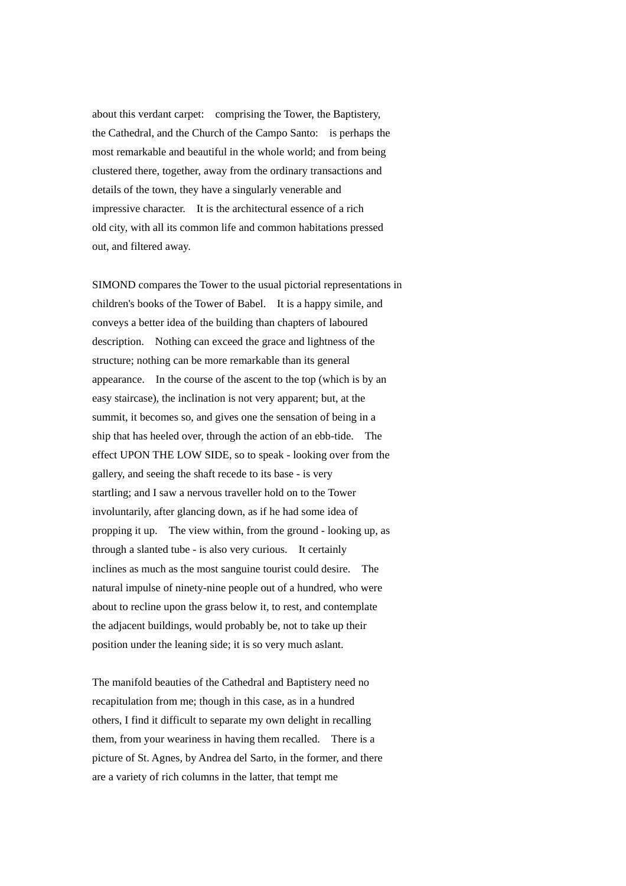about this verdant carpet: comprising the Tower, the Baptistery, the Cathedral, and the Church of the Campo Santo: is perhaps the most remarkable and beautiful in the whole world; and from being clustered there, together, away from the ordinary transactions and details of the town, they have a singularly venerable and impressive character. It is the architectural essence of a rich old city, with all its common life and common habitations pressed out, and filtered away.

SIMOND compares the Tower to the usual pictorial representations in children's books of the Tower of Babel. It is a happy simile, and conveys a better idea of the building than chapters of laboured description. Nothing can exceed the grace and lightness of the structure; nothing can be more remarkable than its general appearance. In the course of the ascent to the top (which is by an easy staircase), the inclination is not very apparent; but, at the summit, it becomes so, and gives one the sensation of being in a ship that has heeled over, through the action of an ebb-tide. The effect UPON THE LOW SIDE, so to speak - looking over from the gallery, and seeing the shaft recede to its base - is very startling; and I saw a nervous traveller hold on to the Tower involuntarily, after glancing down, as if he had some idea of propping it up. The view within, from the ground - looking up, as through a slanted tube - is also very curious. It certainly inclines as much as the most sanguine tourist could desire. The natural impulse of ninety-nine people out of a hundred, who were about to recline upon the grass below it, to rest, and contemplate the adjacent buildings, would probably be, not to take up their position under the leaning side; it is so very much aslant.

The manifold beauties of the Cathedral and Baptistery need no recapitulation from me; though in this case, as in a hundred others, I find it difficult to separate my own delight in recalling them, from your weariness in having them recalled. There is a picture of St. Agnes, by Andrea del Sarto, in the former, and there are a variety of rich columns in the latter, that tempt me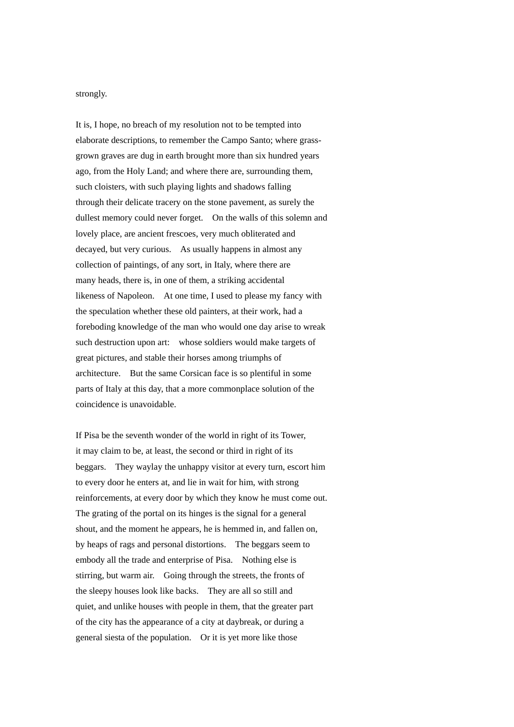strongly.

It is, I hope, no breach of my resolution not to be tempted into elaborate descriptions, to remember the Campo Santo; where grass-grown graves are dug in earth brought more than six hundred years ago, from the Holy Land; and where there are, surrounding them, such cloisters, with such playing lights and shadows falling through their delicate tracery on the stone pavement, as surely the dullest memory could never forget. On the walls of this solemn and lovely place, are ancient frescoes, very much obliterated and decayed, but very curious. As usually happens in almost any collection of paintings, of any sort, in Italy, where there are many heads, there is, in one of them, a striking accidental likeness of Napoleon. At one time, I used to please my fancy with the speculation whether these old painters, at their work, had a foreboding knowledge of the man who would one day arise to wreak such destruction upon art: whose soldiers would make targets of great pictures, and stable their horses among triumphs of architecture. But the same Corsican face is so plentiful in some parts of Italy at this day, that a more commonplace solution of the coincidence is unavoidable.

If Pisa be the seventh wonder of the world in right of its Tower, it may claim to be, at least, the second or third in right of its beggars. They waylay the unhappy visitor at every turn, escort him to every door he enters at, and lie in wait for him, with strong reinforcements, at every door by which they know he must come out. The grating of the portal on its hinges is the signal for a general shout, and the moment he appears, he is hemmed in, and fallen on, by heaps of rags and personal distortions. The beggars seem to embody all the trade and enterprise of Pisa. Nothing else is stirring, but warm air. Going through the streets, the fronts of the sleepy houses look like backs. They are all so still and quiet, and unlike houses with people in them, that the greater part of the city has the appearance of a city at daybreak, or during a general siesta of the population. Or it is yet more like those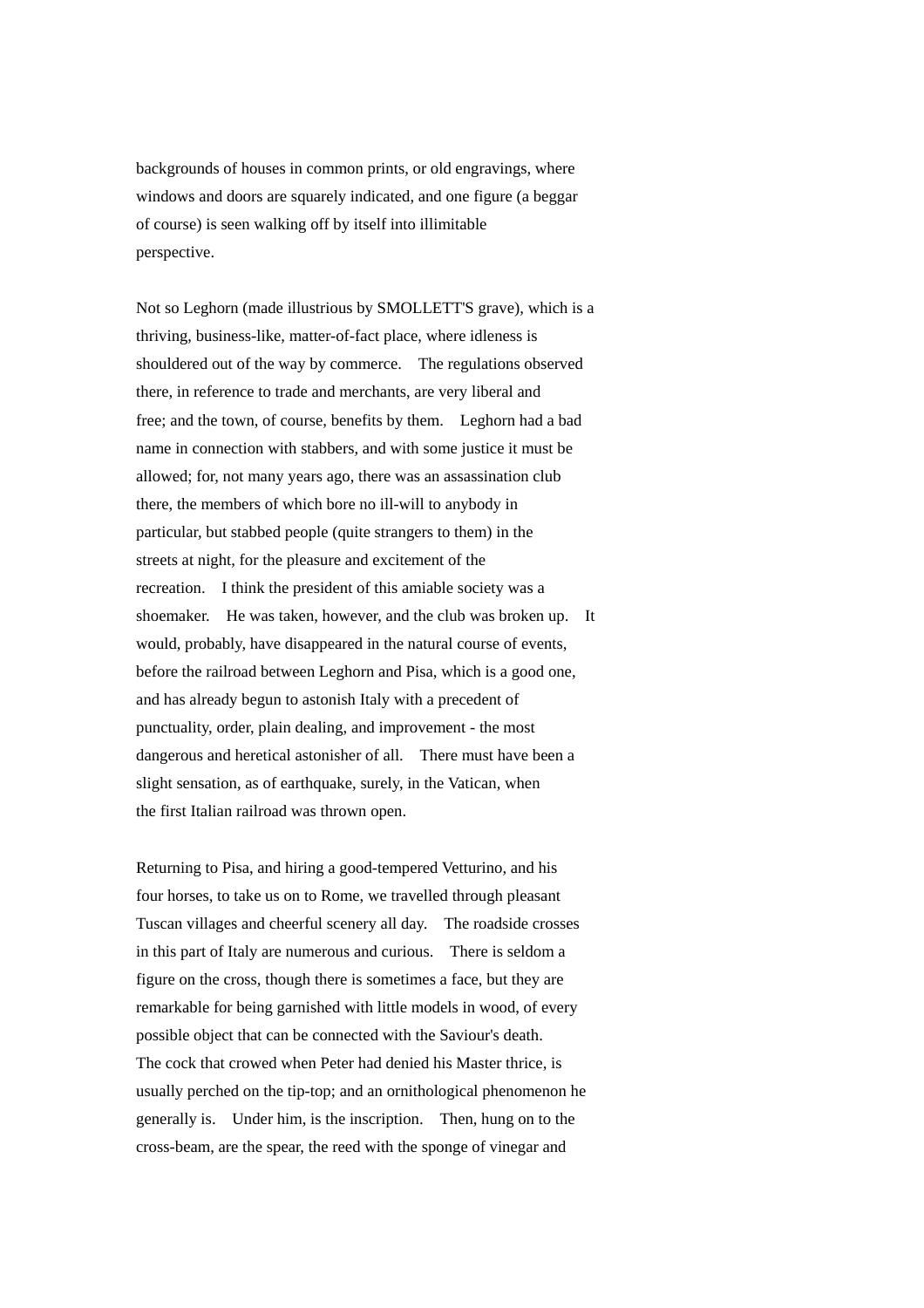backgrounds of houses in common prints, or old engravings, where windows and doors are squarely indicated, and one figure (a beggar of course) is seen walking off by itself into illimitable perspective.

Not so Leghorn (made illustrious by SMOLLETT'S grave), which is a thriving, business-like, matter-of-fact place, where idleness is shouldered out of the way by commerce. The regulations observed there, in reference to trade and merchants, are very liberal and free; and the town, of course, benefits by them. Leghorn had a bad name in connection with stabbers, and with some justice it must be allowed; for, not many years ago, there was an assassination club there, the members of which bore no ill-will to anybody in particular, but stabbed people (quite strangers to them) in the streets at night, for the pleasure and excitement of the recreation. I think the president of this amiable society was a shoemaker. He was taken, however, and the club was broken up. It would, probably, have disappeared in the natural course of events, before the railroad between Leghorn and Pisa, which is a good one, and has already begun to astonish Italy with a precedent of punctuality, order, plain dealing, and improvement - the most dangerous and heretical astonisher of all. There must have been a slight sensation, as of earthquake, surely, in the Vatican, when the first Italian railroad was thrown open.

Returning to Pisa, and hiring a good-tempered Vetturino, and his four horses, to take us on to Rome, we travelled through pleasant Tuscan villages and cheerful scenery all day. The roadside crosses in this part of Italy are numerous and curious. There is seldom a figure on the cross, though there is sometimes a face, but they are remarkable for being garnished with little models in wood, of every possible object that can be connected with the Saviour's death. The cock that crowed when Peter had denied his Master thrice, is usually perched on the tip-top; and an ornithological phenomenon he generally is. Under him, is the inscription. Then, hung on to the cross-beam, are the spear, the reed with the sponge of vinegar and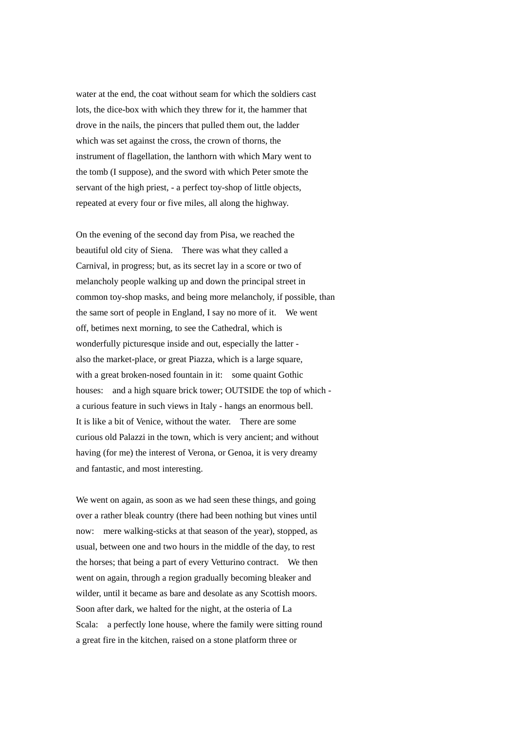water at the end, the coat without seam for which the soldiers cast lots, the dice-box with which they threw for it, the hammer that drove in the nails, the pincers that pulled them out, the ladder which was set against the cross, the crown of thorns, the instrument of flagellation, the lanthorn with which Mary went to the tomb (I suppose), and the sword with which Peter smote the servant of the high priest, - a perfect toy-shop of little objects, repeated at every four or five miles, all along the highway.

On the evening of the second day from Pisa, we reached the beautiful old city of Siena. There was what they called a Carnival, in progress; but, as its secret lay in a score or two of melancholy people walking up and down the principal street in common toy-shop masks, and being more melancholy, if possible, than the same sort of people in England, I say no more of it. We went off, betimes next morning, to see the Cathedral, which is wonderfully picturesque inside and out, especially the latter - also the market-place, or great Piazza, which is a large square, with a great broken-nosed fountain in it: some quaint Gothic houses: and a high square brick tower; OUTSIDE the top of which - a curious feature in such views in Italy - hangs an enormous bell. It is like a bit of Venice, without the water. There are some curious old Palazzi in the town, which is very ancient; and without having (for me) the interest of Verona, or Genoa, it is very dreamy and fantastic, and most interesting.

We went on again, as soon as we had seen these things, and going over a rather bleak country (there had been nothing but vines until now: mere walking-sticks at that season of the year), stopped, as usual, between one and two hours in the middle of the day, to rest the horses; that being a part of every Vetturino contract. We then went on again, through a region gradually becoming bleaker and wilder, until it became as bare and desolate as any Scottish moors. Soon after dark, we halted for the night, at the osteria of La Scala: a perfectly lone house, where the family were sitting round a great fire in the kitchen, raised on a stone platform three or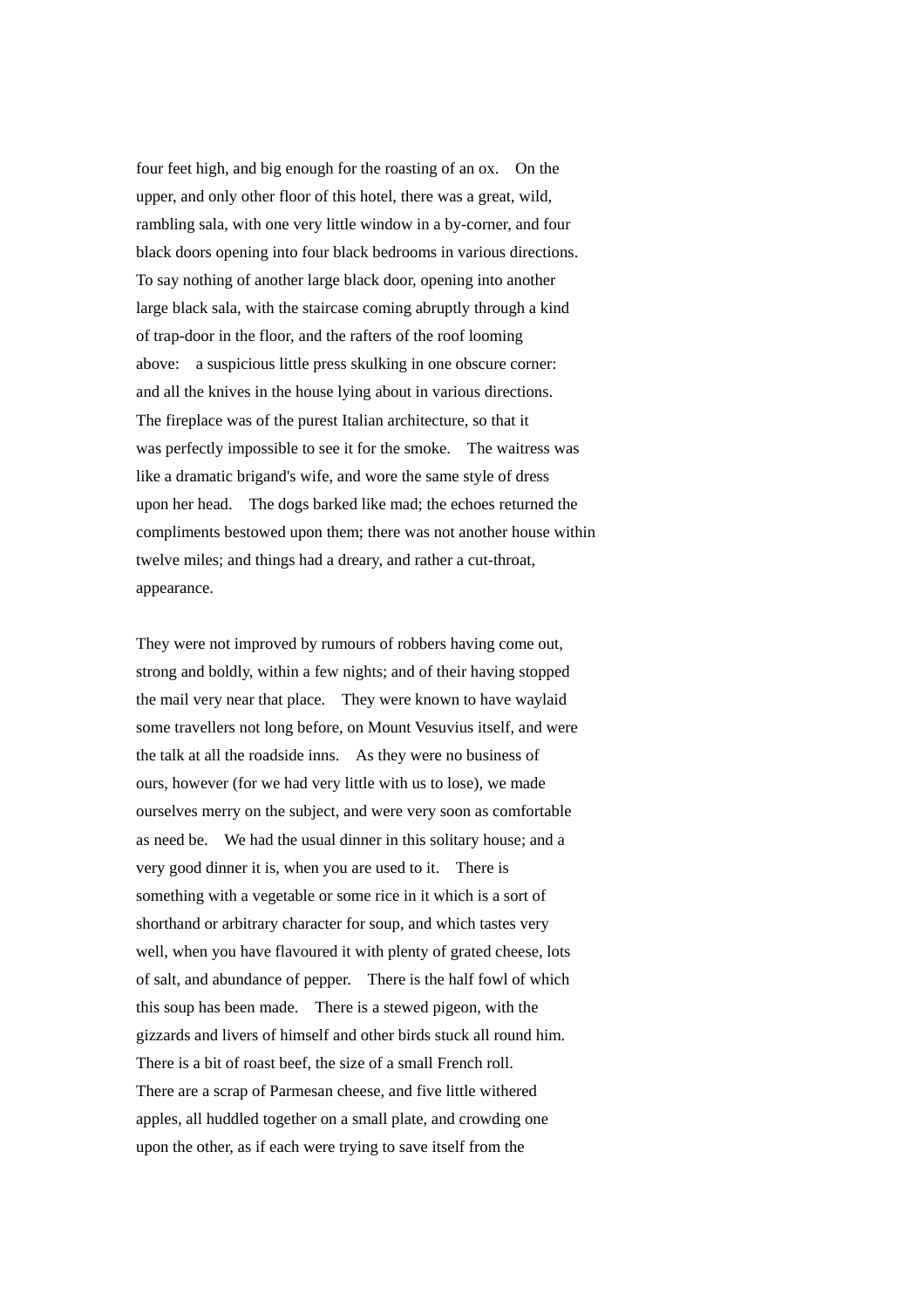four feet high, and big enough for the roasting of an ox. On the upper, and only other floor of this hotel, there was a great, wild, rambling sala, with one very little window in a by-corner, and four black doors opening into four black bedrooms in various directions. To say nothing of another large black door, opening into another large black sala, with the staircase coming abruptly through a kind of trap-door in the floor, and the rafters of the roof looming above: a suspicious little press skulking in one obscure corner: and all the knives in the house lying about in various directions. The fireplace was of the purest Italian architecture, so that it was perfectly impossible to see it for the smoke. The waitress was like a dramatic brigand's wife, and wore the same style of dress upon her head. The dogs barked like mad; the echoes returned the compliments bestowed upon them; there was not another house within twelve miles; and things had a dreary, and rather a cut-throat, appearance.

They were not improved by rumours of robbers having come out, strong and boldly, within a few nights; and of their having stopped the mail very near that place. They were known to have waylaid some travellers not long before, on Mount Vesuvius itself, and were the talk at all the roadside inns. As they were no business of ours, however (for we had very little with us to lose), we made ourselves merry on the subject, and were very soon as comfortable as need be. We had the usual dinner in this solitary house; and a very good dinner it is, when you are used to it. There is something with a vegetable or some rice in it which is a sort of shorthand or arbitrary character for soup, and which tastes very well, when you have flavoured it with plenty of grated cheese, lots of salt, and abundance of pepper. There is the half fowl of which this soup has been made. There is a stewed pigeon, with the gizzards and livers of himself and other birds stuck all round him. There is a bit of roast beef, the size of a small French roll. There are a scrap of Parmesan cheese, and five little withered apples, all huddled together on a small plate, and crowding one upon the other, as if each were trying to save itself from the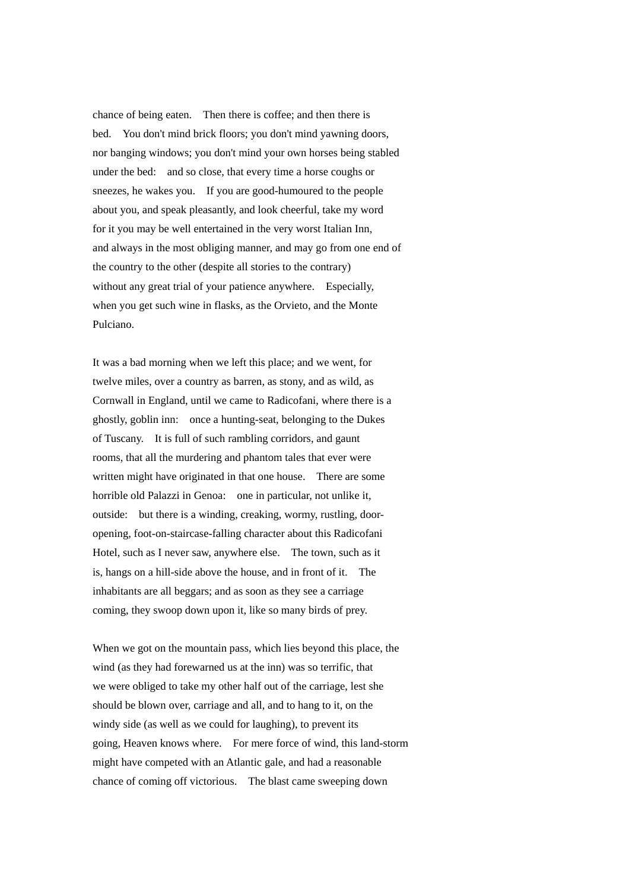chance of being eaten. Then there is coffee; and then there is bed. You don't mind brick floors; you don't mind yawning doors, nor banging windows; you don't mind your own horses being stabled under the bed: and so close, that every time a horse coughs or sneezes, he wakes you. If you are good-humoured to the people about you, and speak pleasantly, and look cheerful, take my word for it you may be well entertained in the very worst Italian Inn, and always in the most obliging manner, and may go from one end of the country to the other (despite all stories to the contrary) without any great trial of your patience anywhere. Especially, when you get such wine in flasks, as the Orvieto, and the Monte Pulciano.

It was a bad morning when we left this place; and we went, for twelve miles, over a country as barren, as stony, and as wild, as Cornwall in England, until we came to Radicofani, where there is a ghostly, goblin inn: once a hunting-seat, belonging to the Dukes of Tuscany. It is full of such rambling corridors, and gaunt rooms, that all the murdering and phantom tales that ever were written might have originated in that one house. There are some horrible old Palazzi in Genoa: one in particular, not unlike it, outside: but there is a winding, creaking, wormy, rustling, door-opening, foot-on-staircase-falling character about this Radicofani Hotel, such as I never saw, anywhere else. The town, such as it is, hangs on a hill-side above the house, and in front of it. The inhabitants are all beggars; and as soon as they see a carriage coming, they swoop down upon it, like so many birds of prey.

When we got on the mountain pass, which lies beyond this place, the wind (as they had forewarned us at the inn) was so terrific, that we were obliged to take my other half out of the carriage, lest she should be blown over, carriage and all, and to hang to it, on the windy side (as well as we could for laughing), to prevent its going, Heaven knows where. For mere force of wind, this land-storm might have competed with an Atlantic gale, and had a reasonable chance of coming off victorious. The blast came sweeping down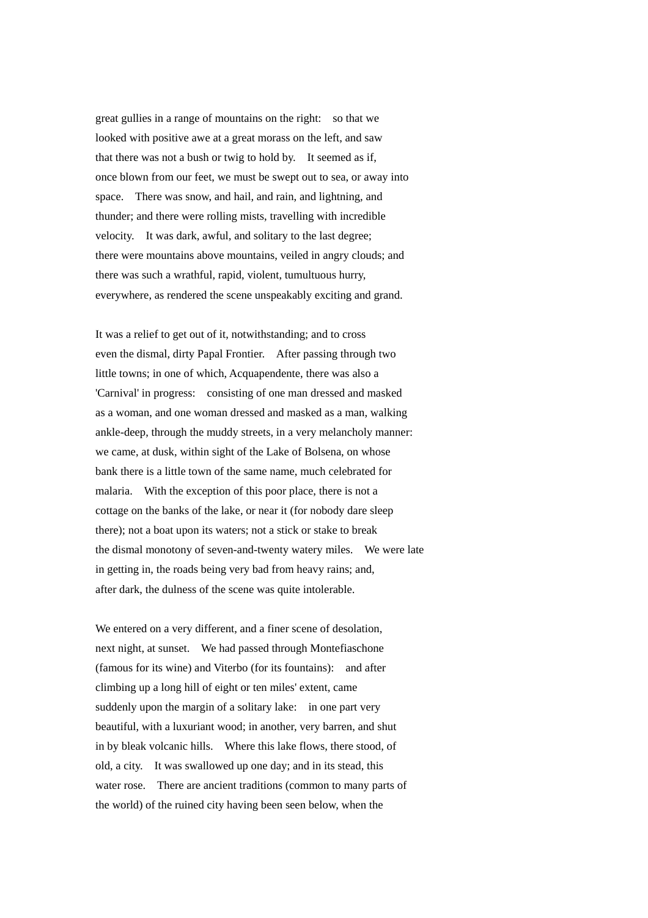great gullies in a range of mountains on the right: so that we looked with positive awe at a great morass on the left, and saw that there was not a bush or twig to hold by. It seemed as if, once blown from our feet, we must be swept out to sea, or away into space. There was snow, and hail, and rain, and lightning, and thunder; and there were rolling mists, travelling with incredible velocity. It was dark, awful, and solitary to the last degree; there were mountains above mountains, veiled in angry clouds; and there was such a wrathful, rapid, violent, tumultuous hurry, everywhere, as rendered the scene unspeakably exciting and grand.

It was a relief to get out of it, notwithstanding; and to cross even the dismal, dirty Papal Frontier. After passing through two little towns; in one of which, Acquapendente, there was also a 'Carnival' in progress: consisting of one man dressed and masked as a woman, and one woman dressed and masked as a man, walking ankle-deep, through the muddy streets, in a very melancholy manner: we came, at dusk, within sight of the Lake of Bolsena, on whose bank there is a little town of the same name, much celebrated for malaria. With the exception of this poor place, there is not a cottage on the banks of the lake, or near it (for nobody dare sleep there); not a boat upon its waters; not a stick or stake to break the dismal monotony of seven-and-twenty watery miles. We were late in getting in, the roads being very bad from heavy rains; and, after dark, the dulness of the scene was quite intolerable.

We entered on a very different, and a finer scene of desolation, next night, at sunset. We had passed through Montefiaschone (famous for its wine) and Viterbo (for its fountains): and after climbing up a long hill of eight or ten miles' extent, came suddenly upon the margin of a solitary lake: in one part very beautiful, with a luxuriant wood; in another, very barren, and shut in by bleak volcanic hills. Where this lake flows, there stood, of old, a city. It was swallowed up one day; and in its stead, this water rose. There are ancient traditions (common to many parts of the world) of the ruined city having been seen below, when the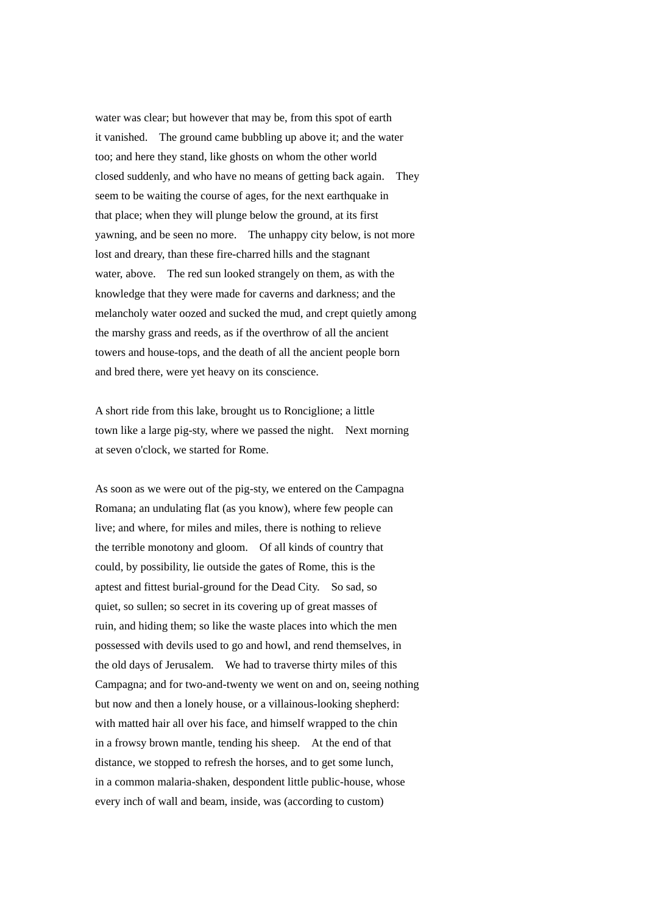water was clear; but however that may be, from this spot of earth it vanished. The ground came bubbling up above it; and the water too; and here they stand, like ghosts on whom the other world closed suddenly, and who have no means of getting back again. They seem to be waiting the course of ages, for the next earthquake in that place; when they will plunge below the ground, at its first yawning, and be seen no more. The unhappy city below, is not more lost and dreary, than these fire-charred hills and the stagnant water, above. The red sun looked strangely on them, as with the knowledge that they were made for caverns and darkness; and the melancholy water oozed and sucked the mud, and crept quietly among the marshy grass and reeds, as if the overthrow of all the ancient towers and house-tops, and the death of all the ancient people born and bred there, were yet heavy on its conscience.

A short ride from this lake, brought us to Ronciglione; a little town like a large pig-sty, where we passed the night. Next morning at seven o'clock, we started for Rome.

As soon as we were out of the pig-sty, we entered on the Campagna Romana; an undulating flat (as you know), where few people can live; and where, for miles and miles, there is nothing to relieve the terrible monotony and gloom. Of all kinds of country that could, by possibility, lie outside the gates of Rome, this is the aptest and fittest burial-ground for the Dead City. So sad, so quiet, so sullen; so secret in its covering up of great masses of ruin, and hiding them; so like the waste places into which the men possessed with devils used to go and howl, and rend themselves, in the old days of Jerusalem. We had to traverse thirty miles of this Campagna; and for two-and-twenty we went on and on, seeing nothing but now and then a lonely house, or a villainous-looking shepherd: with matted hair all over his face, and himself wrapped to the chin in a frowsy brown mantle, tending his sheep. At the end of that distance, we stopped to refresh the horses, and to get some lunch, in a common malaria-shaken, despondent little public-house, whose every inch of wall and beam, inside, was (according to custom)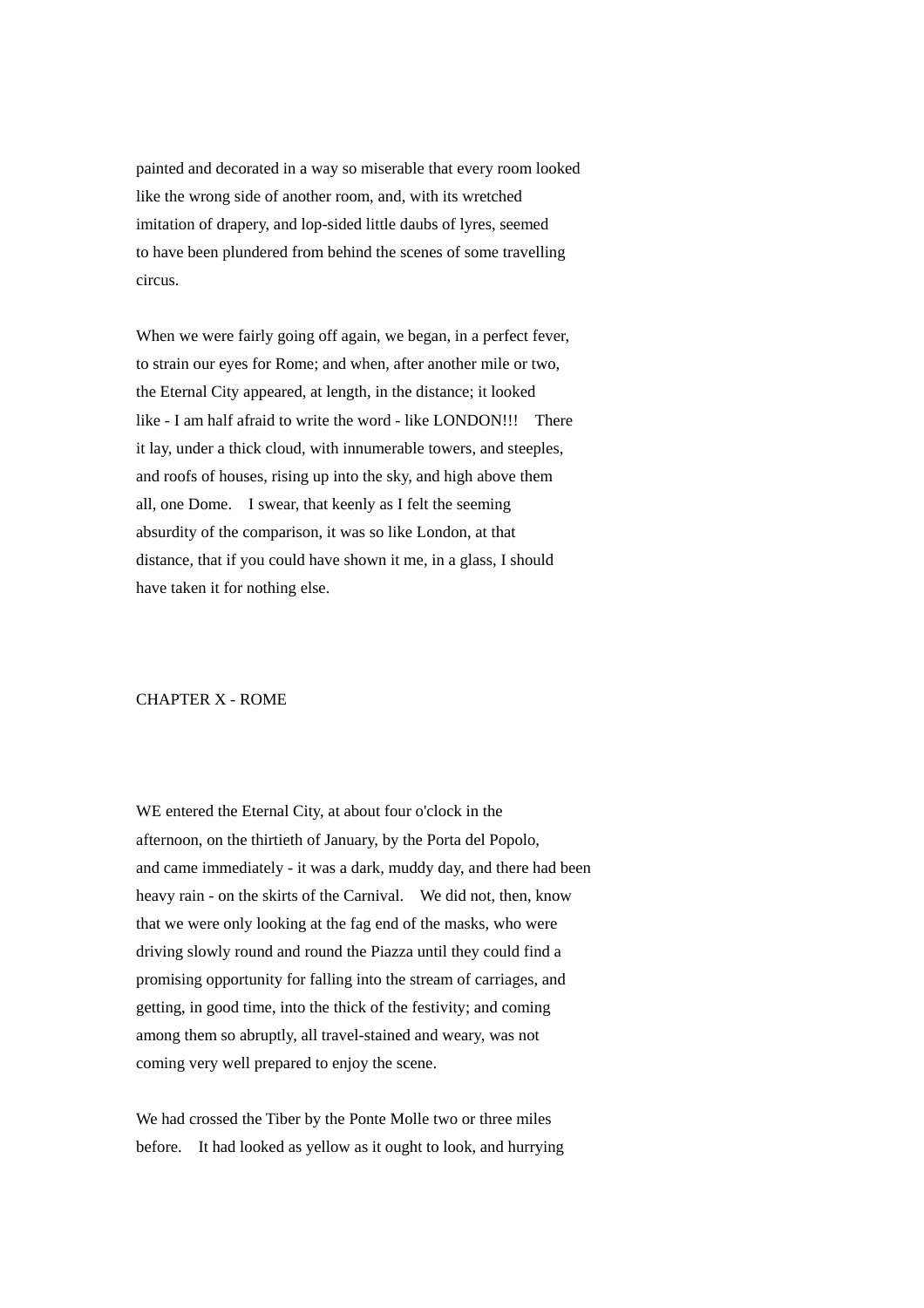painted and decorated in a way so miserable that every room looked like the wrong side of another room, and, with its wretched imitation of drapery, and lop-sided little daubs of lyres, seemed to have been plundered from behind the scenes of some travelling circus.

When we were fairly going off again, we began, in a perfect fever, to strain our eyes for Rome; and when, after another mile or two, the Eternal City appeared, at length, in the distance; it looked like - I am half afraid to write the word - like LONDON!!! There it lay, under a thick cloud, with innumerable towers, and steeples, and roofs of houses, rising up into the sky, and high above them all, one Dome. I swear, that keenly as I felt the seeming absurdity of the comparison, it was so like London, at that distance, that if you could have shown it me, in a glass, I should have taken it for nothing else.

## CHAPTER X - ROME

WE entered the Eternal City, at about four o'clock in the afternoon, on the thirtieth of January, by the Porta del Popolo, and came immediately - it was a dark, muddy day, and there had been heavy rain - on the skirts of the Carnival. We did not, then, know that we were only looking at the fag end of the masks, who were driving slowly round and round the Piazza until they could find a promising opportunity for falling into the stream of carriages, and getting, in good time, into the thick of the festivity; and coming among them so abruptly, all travel-stained and weary, was not coming very well prepared to enjoy the scene.

We had crossed the Tiber by the Ponte Molle two or three miles before. It had looked as yellow as it ought to look, and hurrying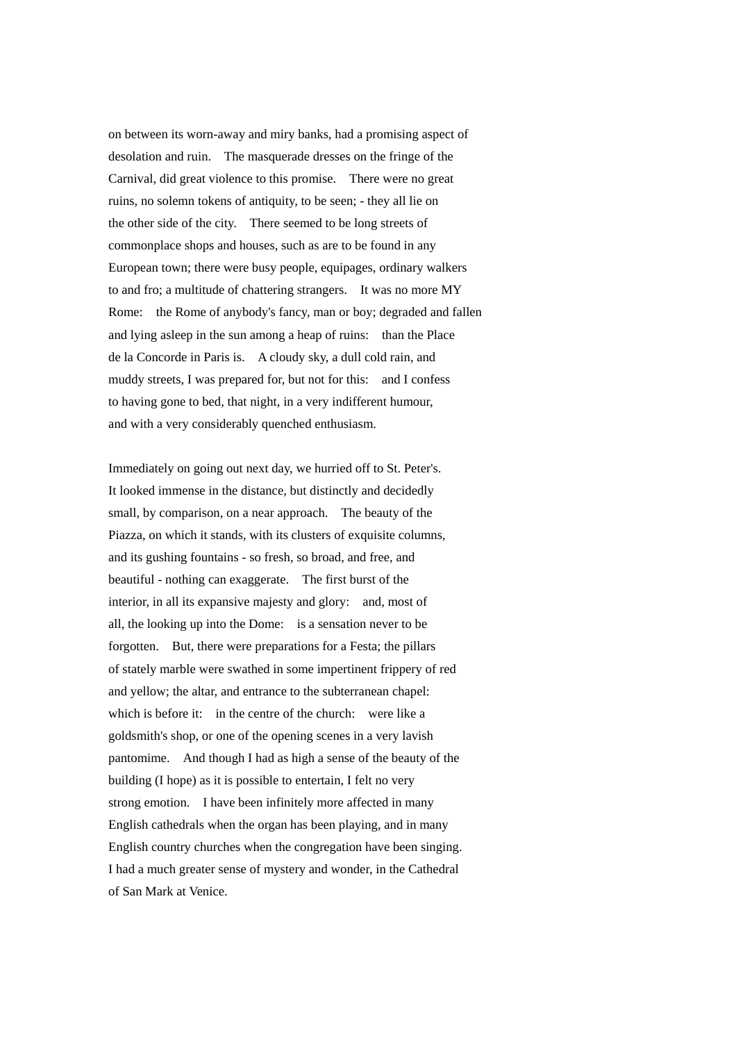on between its worn-away and miry banks, had a promising aspect of desolation and ruin. The masquerade dresses on the fringe of the Carnival, did great violence to this promise. There were no great ruins, no solemn tokens of antiquity, to be seen; - they all lie on the other side of the city. There seemed to be long streets of commonplace shops and houses, such as are to be found in any European town; there were busy people, equipages, ordinary walkers to and fro; a multitude of chattering strangers. It was no more MY Rome: the Rome of anybody's fancy, man or boy; degraded and fallen and lying asleep in the sun among a heap of ruins: than the Place de la Concorde in Paris is. A cloudy sky, a dull cold rain, and muddy streets, I was prepared for, but not for this: and I confess to having gone to bed, that night, in a very indifferent humour, and with a very considerably quenched enthusiasm.

Immediately on going out next day, we hurried off to St. Peter's. It looked immense in the distance, but distinctly and decidedly small, by comparison, on a near approach. The beauty of the Piazza, on which it stands, with its clusters of exquisite columns, and its gushing fountains - so fresh, so broad, and free, and beautiful - nothing can exaggerate. The first burst of the interior, in all its expansive majesty and glory: and, most of all, the looking up into the Dome: is a sensation never to be forgotten. But, there were preparations for a Festa; the pillars of stately marble were swathed in some impertinent frippery of red and yellow; the altar, and entrance to the subterranean chapel: which is before it: in the centre of the church: were like a goldsmith's shop, or one of the opening scenes in a very lavish pantomime. And though I had as high a sense of the beauty of the building (I hope) as it is possible to entertain, I felt no very strong emotion. I have been infinitely more affected in many English cathedrals when the organ has been playing, and in many English country churches when the congregation have been singing. I had a much greater sense of mystery and wonder, in the Cathedral of San Mark at Venice.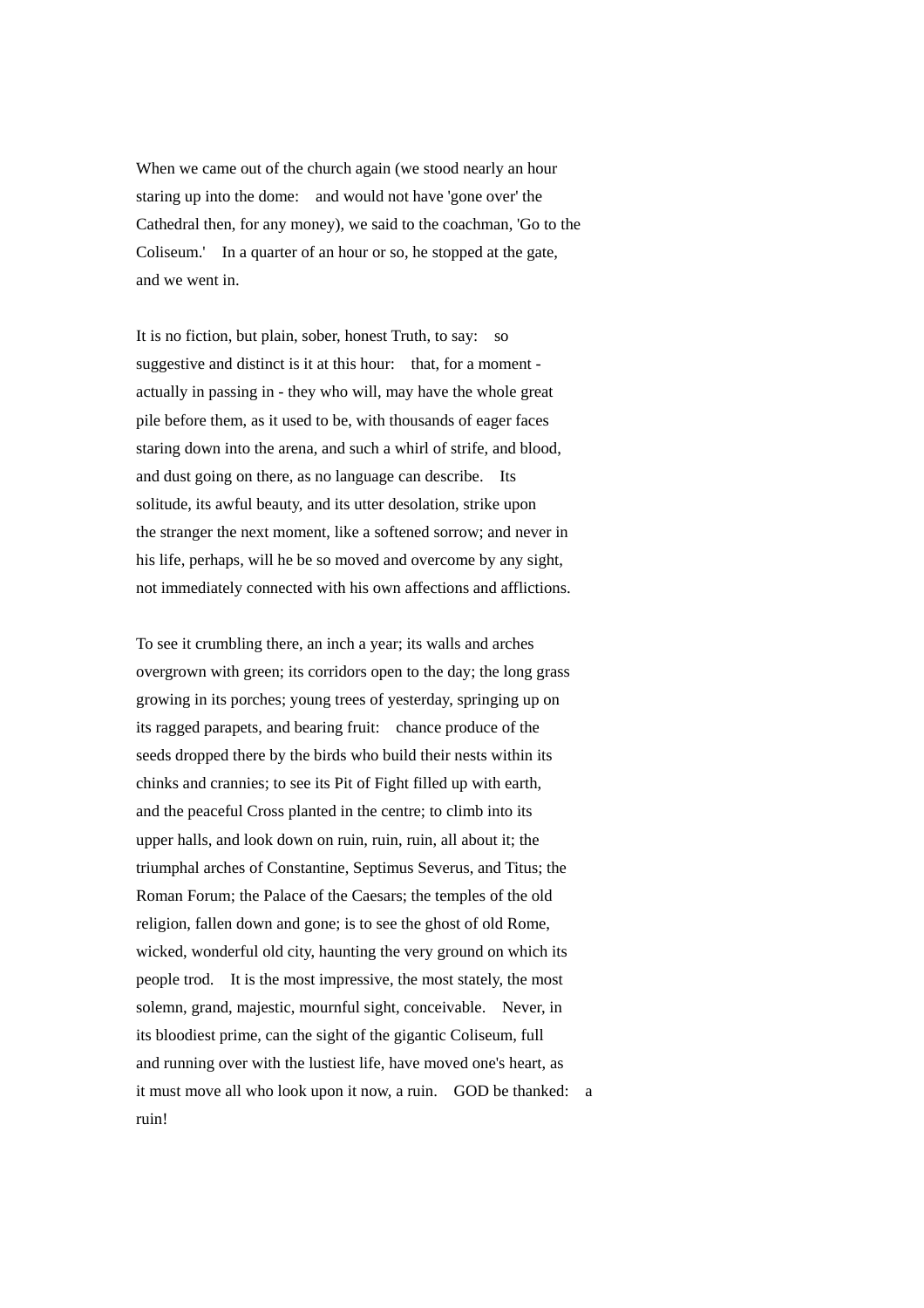When we came out of the church again (we stood nearly an hour staring up into the dome: and would not have 'gone over' the Cathedral then, for any money), we said to the coachman, 'Go to the Coliseum.' In a quarter of an hour or so, he stopped at the gate, and we went in.

It is no fiction, but plain, sober, honest Truth, to say: so suggestive and distinct is it at this hour: that, for a moment - actually in passing in - they who will, may have the whole great pile before them, as it used to be, with thousands of eager faces staring down into the arena, and such a whirl of strife, and blood, and dust going on there, as no language can describe. Its solitude, its awful beauty, and its utter desolation, strike upon the stranger the next moment, like a softened sorrow; and never in his life, perhaps, will he be so moved and overcome by any sight, not immediately connected with his own affections and afflictions.

To see it crumbling there, an inch a year; its walls and arches overgrown with green; its corridors open to the day; the long grass growing in its porches; young trees of yesterday, springing up on its ragged parapets, and bearing fruit: chance produce of the seeds dropped there by the birds who build their nests within its chinks and crannies; to see its Pit of Fight filled up with earth, and the peaceful Cross planted in the centre; to climb into its upper halls, and look down on ruin, ruin, ruin, all about it; the triumphal arches of Constantine, Septimus Severus, and Titus; the Roman Forum; the Palace of the Caesars; the temples of the old religion, fallen down and gone; is to see the ghost of old Rome, wicked, wonderful old city, haunting the very ground on which its people trod. It is the most impressive, the most stately, the most solemn, grand, majestic, mournful sight, conceivable. Never, in its bloodiest prime, can the sight of the gigantic Coliseum, full and running over with the lustiest life, have moved one's heart, as it must move all who look upon it now, a ruin. GOD be thanked: a ruin!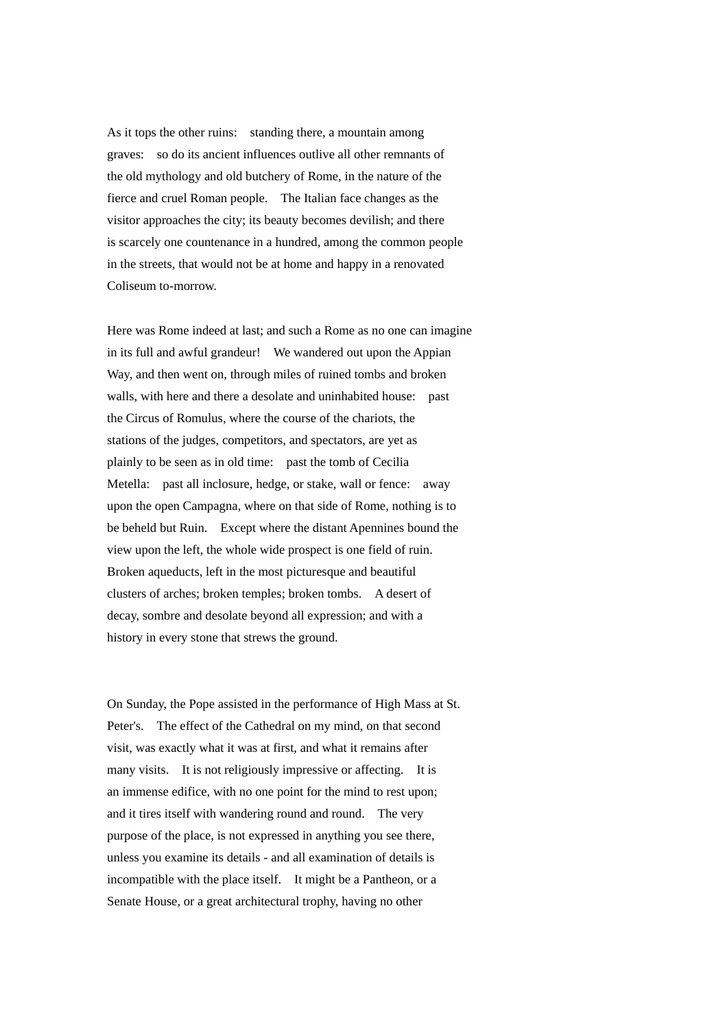As it tops the other ruins: standing there, a mountain among graves: so do its ancient influences outlive all other remnants of the old mythology and old butchery of Rome, in the nature of the fierce and cruel Roman people. The Italian face changes as the visitor approaches the city; its beauty becomes devilish; and there is scarcely one countenance in a hundred, among the common people in the streets, that would not be at home and happy in a renovated Coliseum to-morrow.

Here was Rome indeed at last; and such a Rome as no one can imagine in its full and awful grandeur! We wandered out upon the Appian Way, and then went on, through miles of ruined tombs and broken walls, with here and there a desolate and uninhabited house: past the Circus of Romulus, where the course of the chariots, the stations of the judges, competitors, and spectators, are yet as plainly to be seen as in old time: past the tomb of Cecilia Metella: past all inclosure, hedge, or stake, wall or fence: away upon the open Campagna, where on that side of Rome, nothing is to be beheld but Ruin. Except where the distant Apennines bound the view upon the left, the whole wide prospect is one field of ruin. Broken aqueducts, left in the most picturesque and beautiful clusters of arches; broken temples; broken tombs. A desert of decay, sombre and desolate beyond all expression; and with a history in every stone that strews the ground.

On Sunday, the Pope assisted in the performance of High Mass at St. Peter's. The effect of the Cathedral on my mind, on that second visit, was exactly what it was at first, and what it remains after many visits. It is not religiously impressive or affecting. It is an immense edifice, with no one point for the mind to rest upon; and it tires itself with wandering round and round. The very purpose of the place, is not expressed in anything you see there, unless you examine its details - and all examination of details is incompatible with the place itself. It might be a Pantheon, or a Senate House, or a great architectural trophy, having no other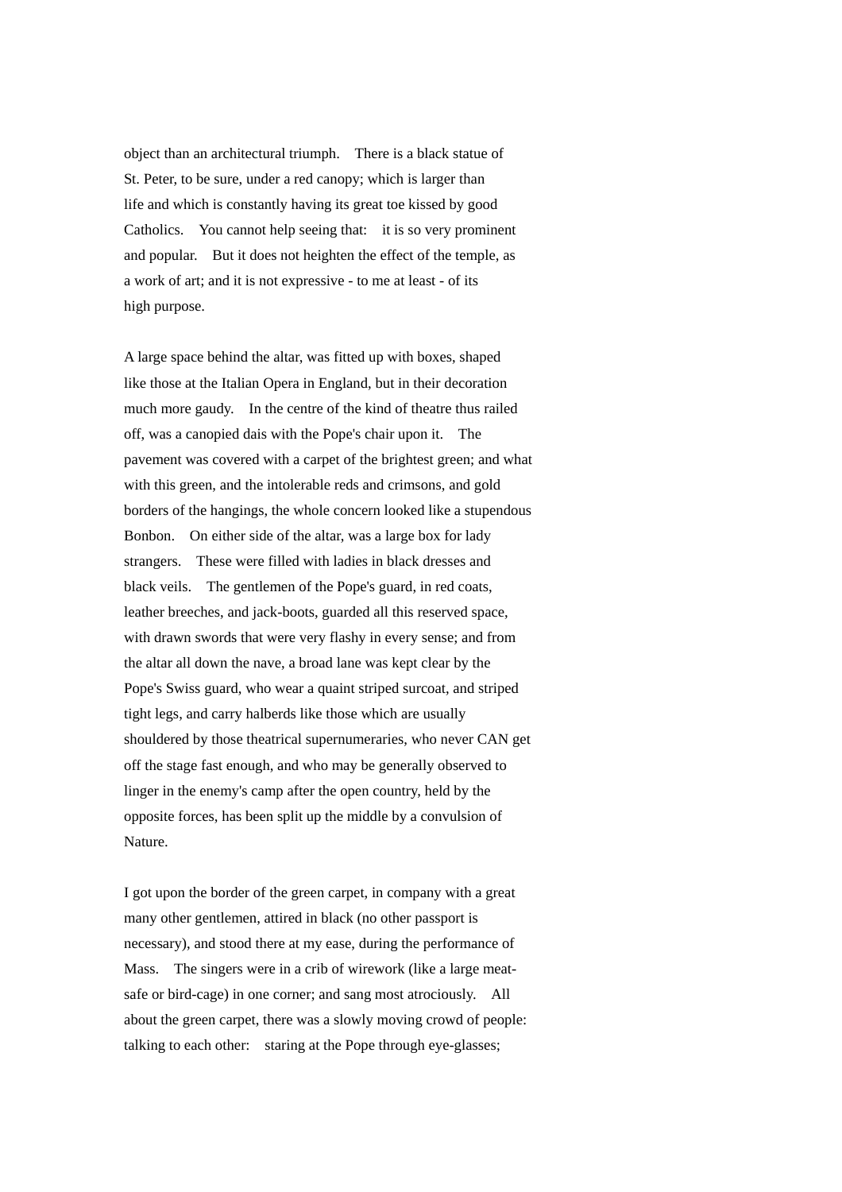object than an architectural triumph. There is a black statue of St. Peter, to be sure, under a red canopy; which is larger than life and which is constantly having its great toe kissed by good Catholics. You cannot help seeing that: it is so very prominent and popular. But it does not heighten the effect of the temple, as a work of art; and it is not expressive - to me at least - of its high purpose.

A large space behind the altar, was fitted up with boxes, shaped like those at the Italian Opera in England, but in their decoration much more gaudy. In the centre of the kind of theatre thus railed off, was a canopied dais with the Pope's chair upon it. The pavement was covered with a carpet of the brightest green; and what with this green, and the intolerable reds and crimsons, and gold borders of the hangings, the whole concern looked like a stupendous Bonbon. On either side of the altar, was a large box for lady strangers. These were filled with ladies in black dresses and black veils. The gentlemen of the Pope's guard, in red coats, leather breeches, and jack-boots, guarded all this reserved space, with drawn swords that were very flashy in every sense; and from the altar all down the nave, a broad lane was kept clear by the Pope's Swiss guard, who wear a quaint striped surcoat, and striped tight legs, and carry halberds like those which are usually shouldered by those theatrical supernumeraries, who never CAN get off the stage fast enough, and who may be generally observed to linger in the enemy's camp after the open country, held by the opposite forces, has been split up the middle by a convulsion of Nature.

I got upon the border of the green carpet, in company with a great many other gentlemen, attired in black (no other passport is necessary), and stood there at my ease, during the performance of Mass. The singers were in a crib of wirework (like a large meat-safe or bird-cage) in one corner; and sang most atrociously. All about the green carpet, there was a slowly moving crowd of people: talking to each other: staring at the Pope through eye-glasses;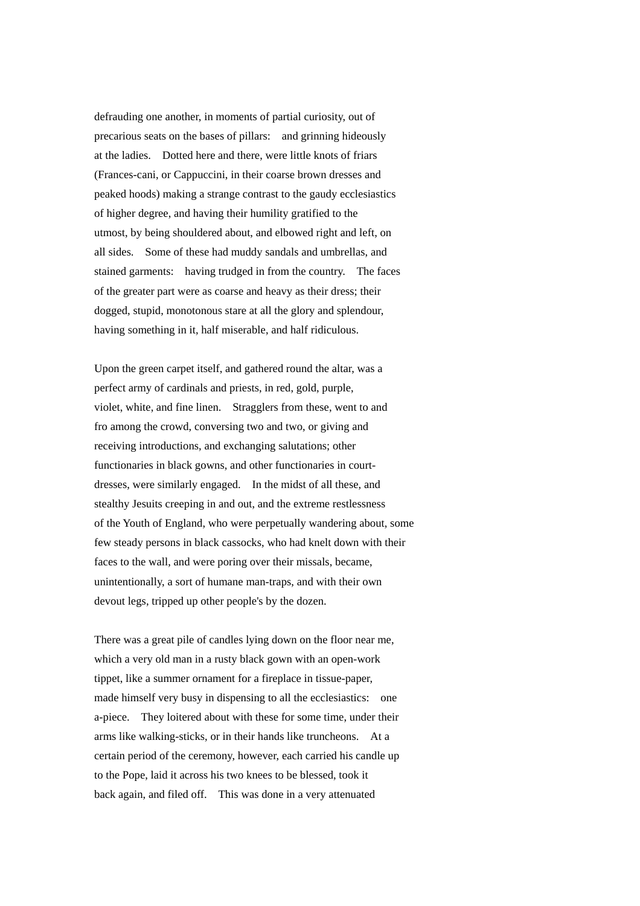defrauding one another, in moments of partial curiosity, out of precarious seats on the bases of pillars: and grinning hideously at the ladies. Dotted here and there, were little knots of friars (Frances-cani, or Cappuccini, in their coarse brown dresses and peaked hoods) making a strange contrast to the gaudy ecclesiastics of higher degree, and having their humility gratified to the utmost, by being shouldered about, and elbowed right and left, on all sides. Some of these had muddy sandals and umbrellas, and stained garments: having trudged in from the country. The faces of the greater part were as coarse and heavy as their dress; their dogged, stupid, monotonous stare at all the glory and splendour, having something in it, half miserable, and half ridiculous.

Upon the green carpet itself, and gathered round the altar, was a perfect army of cardinals and priests, in red, gold, purple, violet, white, and fine linen. Stragglers from these, went to and fro among the crowd, conversing two and two, or giving and receiving introductions, and exchanging salutations; other functionaries in black gowns, and other functionaries in court-dresses, were similarly engaged. In the midst of all these, and stealthy Jesuits creeping in and out, and the extreme restlessness of the Youth of England, who were perpetually wandering about, some few steady persons in black cassocks, who had knelt down with their faces to the wall, and were poring over their missals, became, unintentionally, a sort of humane man-traps, and with their own devout legs, tripped up other people's by the dozen.

There was a great pile of candles lying down on the floor near me, which a very old man in a rusty black gown with an open-work tippet, like a summer ornament for a fireplace in tissue-paper, made himself very busy in dispensing to all the ecclesiastics: one a-piece. They loitered about with these for some time, under their arms like walking-sticks, or in their hands like truncheons. At a certain period of the ceremony, however, each carried his candle up to the Pope, laid it across his two knees to be blessed, took it back again, and filed off. This was done in a very attenuated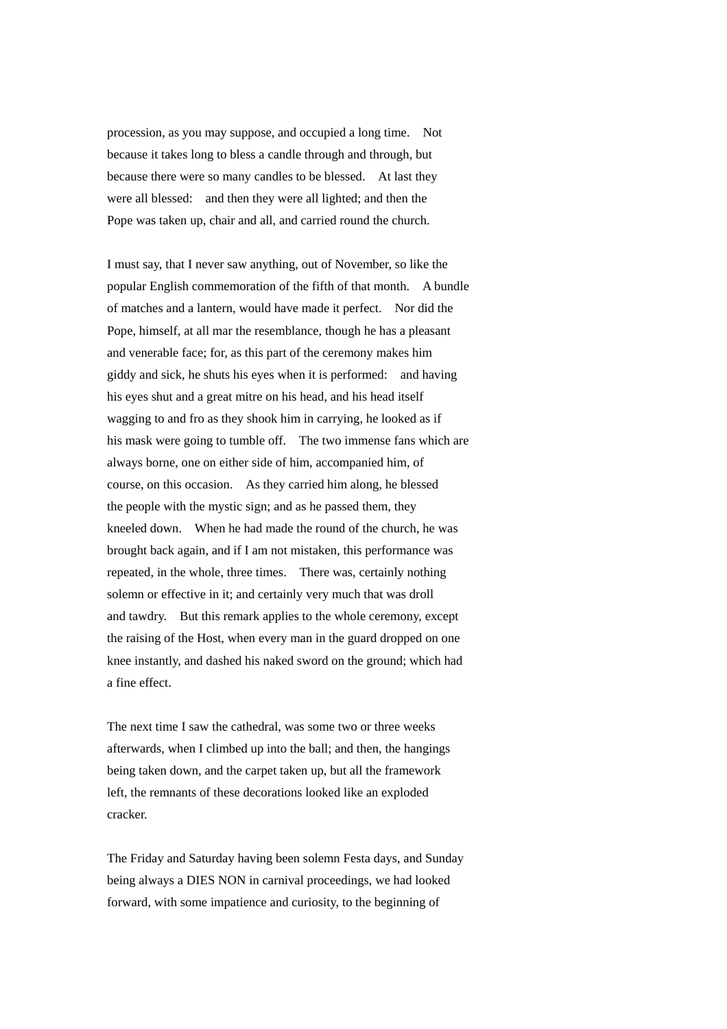procession, as you may suppose, and occupied a long time. Not because it takes long to bless a candle through and through, but because there were so many candles to be blessed. At last they were all blessed: and then they were all lighted; and then the Pope was taken up, chair and all, and carried round the church.

I must say, that I never saw anything, out of November, so like the popular English commemoration of the fifth of that month. A bundle of matches and a lantern, would have made it perfect. Nor did the Pope, himself, at all mar the resemblance, though he has a pleasant and venerable face; for, as this part of the ceremony makes him giddy and sick, he shuts his eyes when it is performed: and having his eyes shut and a great mitre on his head, and his head itself wagging to and fro as they shook him in carrying, he looked as if his mask were going to tumble off. The two immense fans which are always borne, one on either side of him, accompanied him, of course, on this occasion. As they carried him along, he blessed the people with the mystic sign; and as he passed them, they kneeled down. When he had made the round of the church, he was brought back again, and if I am not mistaken, this performance was repeated, in the whole, three times. There was, certainly nothing solemn or effective in it; and certainly very much that was droll and tawdry. But this remark applies to the whole ceremony, except the raising of the Host, when every man in the guard dropped on one knee instantly, and dashed his naked sword on the ground; which had a fine effect.

The next time I saw the cathedral, was some two or three weeks afterwards, when I climbed up into the ball; and then, the hangings being taken down, and the carpet taken up, but all the framework left, the remnants of these decorations looked like an exploded cracker.

The Friday and Saturday having been solemn Festa days, and Sunday being always a DIES NON in carnival proceedings, we had looked forward, with some impatience and curiosity, to the beginning of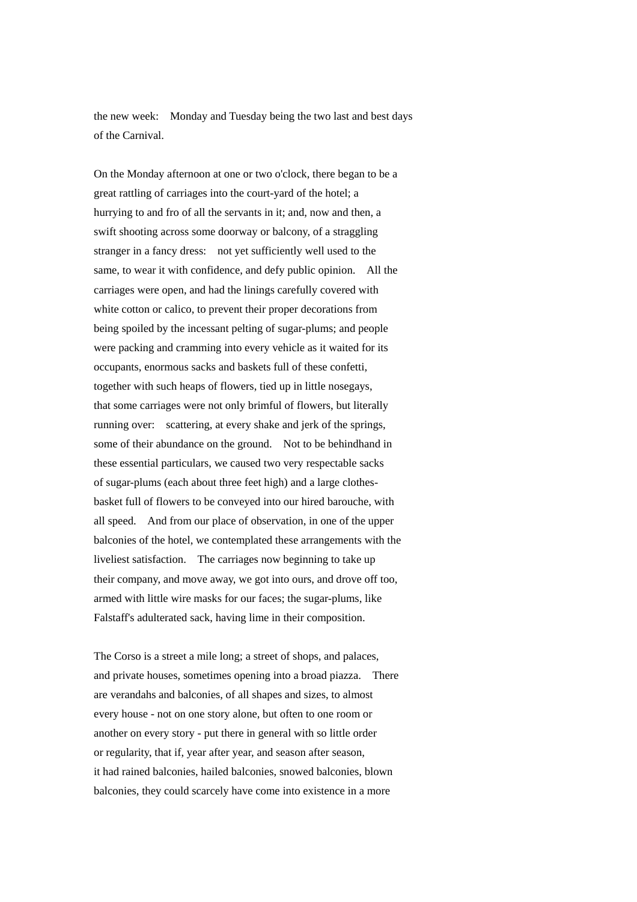the new week: Monday and Tuesday being the two last and best days of the Carnival.

On the Monday afternoon at one or two o'clock, there began to be a great rattling of carriages into the court-yard of the hotel; a hurrying to and fro of all the servants in it; and, now and then, a swift shooting across some doorway or balcony, of a straggling stranger in a fancy dress: not yet sufficiently well used to the same, to wear it with confidence, and defy public opinion. All the carriages were open, and had the linings carefully covered with white cotton or calico, to prevent their proper decorations from being spoiled by the incessant pelting of sugar-plums; and people were packing and cramming into every vehicle as it waited for its occupants, enormous sacks and baskets full of these confetti, together with such heaps of flowers, tied up in little nosegays, that some carriages were not only brimful of flowers, but literally running over: scattering, at every shake and jerk of the springs, some of their abundance on the ground. Not to be behindhand in these essential particulars, we caused two very respectable sacks of sugar-plums (each about three feet high) and a large clothes-basket full of flowers to be conveyed into our hired barouche, with all speed. And from our place of observation, in one of the upper balconies of the hotel, we contemplated these arrangements with the liveliest satisfaction. The carriages now beginning to take up their company, and move away, we got into ours, and drove off too, armed with little wire masks for our faces; the sugar-plums, like Falstaff's adulterated sack, having lime in their composition.

The Corso is a street a mile long; a street of shops, and palaces, and private houses, sometimes opening into a broad piazza. There are verandahs and balconies, of all shapes and sizes, to almost every house - not on one story alone, but often to one room or another on every story - put there in general with so little order or regularity, that if, year after year, and season after season, it had rained balconies, hailed balconies, snowed balconies, blown balconies, they could scarcely have come into existence in a more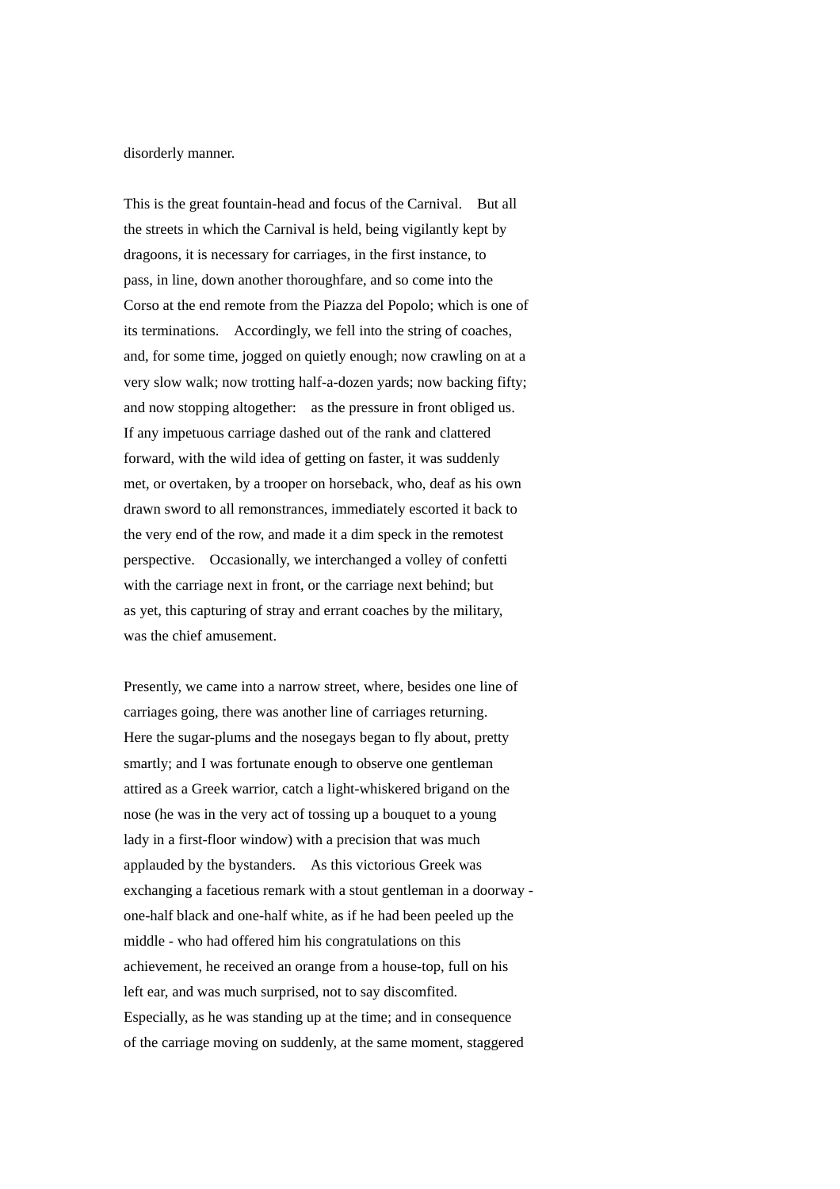disorderly manner.

This is the great fountain-head and focus of the Carnival. But all the streets in which the Carnival is held, being vigilantly kept by dragoons, it is necessary for carriages, in the first instance, to pass, in line, down another thoroughfare, and so come into the Corso at the end remote from the Piazza del Popolo; which is one of its terminations. Accordingly, we fell into the string of coaches, and, for some time, jogged on quietly enough; now crawling on at a very slow walk; now trotting half-a-dozen yards; now backing fifty; and now stopping altogether: as the pressure in front obliged us. If any impetuous carriage dashed out of the rank and clattered forward, with the wild idea of getting on faster, it was suddenly met, or overtaken, by a trooper on horseback, who, deaf as his own drawn sword to all remonstrances, immediately escorted it back to the very end of the row, and made it a dim speck in the remotest perspective. Occasionally, we interchanged a volley of confetti with the carriage next in front, or the carriage next behind; but as yet, this capturing of stray and errant coaches by the military, was the chief amusement.

Presently, we came into a narrow street, where, besides one line of carriages going, there was another line of carriages returning. Here the sugar-plums and the nosegays began to fly about, pretty smartly; and I was fortunate enough to observe one gentleman attired as a Greek warrior, catch a light-whiskered brigand on the nose (he was in the very act of tossing up a bouquet to a young lady in a first-floor window) with a precision that was much applauded by the bystanders. As this victorious Greek was exchanging a facetious remark with a stout gentleman in a doorway - one-half black and one-half white, as if he had been peeled up the middle - who had offered him his congratulations on this achievement, he received an orange from a house-top, full on his left ear, and was much surprised, not to say discomfited. Especially, as he was standing up at the time; and in consequence of the carriage moving on suddenly, at the same moment, staggered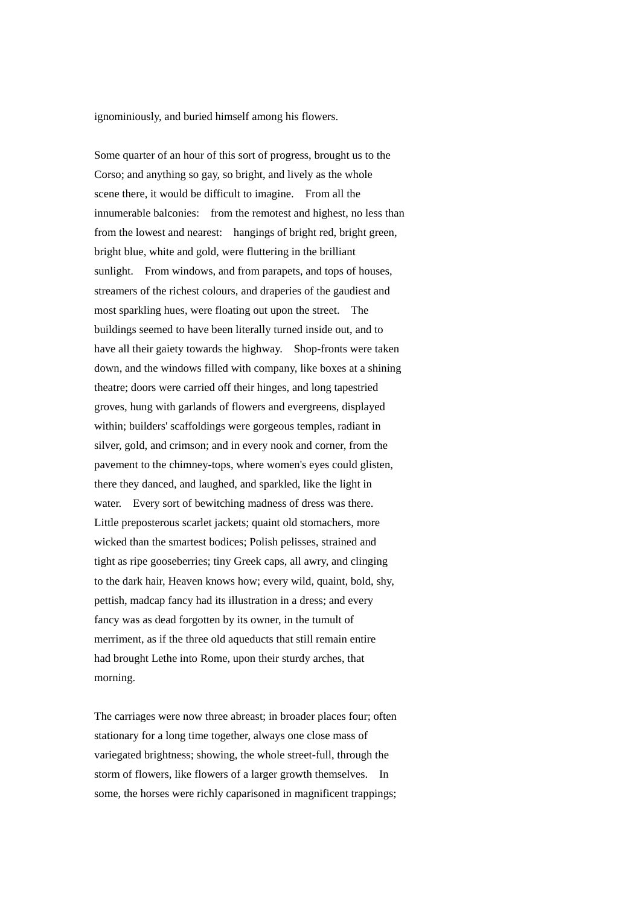ignominiously, and buried himself among his flowers.

Some quarter of an hour of this sort of progress, brought us to the Corso; and anything so gay, so bright, and lively as the whole scene there, it would be difficult to imagine. From all the innumerable balconies: from the remotest and highest, no less than from the lowest and nearest: hangings of bright red, bright green, bright blue, white and gold, were fluttering in the brilliant sunlight. From windows, and from parapets, and tops of houses, streamers of the richest colours, and draperies of the gaudiest and most sparkling hues, were floating out upon the street. The buildings seemed to have been literally turned inside out, and to have all their gaiety towards the highway. Shop-fronts were taken down, and the windows filled with company, like boxes at a shining theatre; doors were carried off their hinges, and long tapestried groves, hung with garlands of flowers and evergreens, displayed within; builders' scaffoldings were gorgeous temples, radiant in silver, gold, and crimson; and in every nook and corner, from the pavement to the chimney-tops, where women's eyes could glisten, there they danced, and laughed, and sparkled, like the light in water. Every sort of bewitching madness of dress was there. Little preposterous scarlet jackets; quaint old stomachers, more wicked than the smartest bodices; Polish pelisses, strained and tight as ripe gooseberries; tiny Greek caps, all awry, and clinging to the dark hair, Heaven knows how; every wild, quaint, bold, shy, pettish, madcap fancy had its illustration in a dress; and every fancy was as dead forgotten by its owner, in the tumult of merriment, as if the three old aqueducts that still remain entire had brought Lethe into Rome, upon their sturdy arches, that morning.

The carriages were now three abreast; in broader places four; often stationary for a long time together, always one close mass of variegated brightness; showing, the whole street-full, through the storm of flowers, like flowers of a larger growth themselves. In some, the horses were richly caparisoned in magnificent trappings;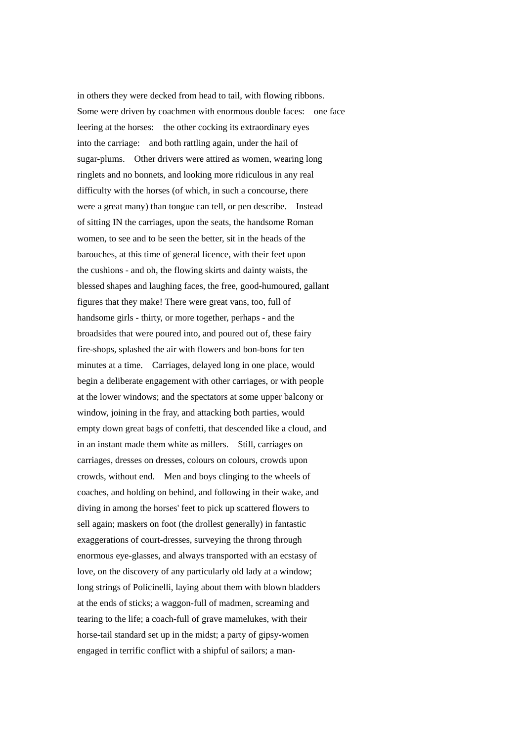in others they were decked from head to tail, with flowing ribbons. Some were driven by coachmen with enormous double faces: one face leering at the horses: the other cocking its extraordinary eyes into the carriage: and both rattling again, under the hail of sugar-plums. Other drivers were attired as women, wearing long ringlets and no bonnets, and looking more ridiculous in any real difficulty with the horses (of which, in such a concourse, there were a great many) than tongue can tell, or pen describe. Instead of sitting IN the carriages, upon the seats, the handsome Roman women, to see and to be seen the better, sit in the heads of the barouches, at this time of general licence, with their feet upon the cushions - and oh, the flowing skirts and dainty waists, the blessed shapes and laughing faces, the free, good-humoured, gallant figures that they make! There were great vans, too, full of handsome girls - thirty, or more together, perhaps - and the broadsides that were poured into, and poured out of, these fairy fire-shops, splashed the air with flowers and bon-bons for ten minutes at a time. Carriages, delayed long in one place, would begin a deliberate engagement with other carriages, or with people at the lower windows; and the spectators at some upper balcony or window, joining in the fray, and attacking both parties, would empty down great bags of confetti, that descended like a cloud, and in an instant made them white as millers. Still, carriages on carriages, dresses on dresses, colours on colours, crowds upon crowds, without end. Men and boys clinging to the wheels of coaches, and holding on behind, and following in their wake, and diving in among the horses' feet to pick up scattered flowers to sell again; maskers on foot (the drollest generally) in fantastic exaggerations of court-dresses, surveying the throng through enormous eye-glasses, and always transported with an ecstasy of love, on the discovery of any particularly old lady at a window; long strings of Policinelli, laying about them with blown bladders at the ends of sticks; a waggon-full of madmen, screaming and tearing to the life; a coach-full of grave mamelukes, with their horse-tail standard set up in the midst; a party of gipsy-women engaged in terrific conflict with a shipful of sailors; a man-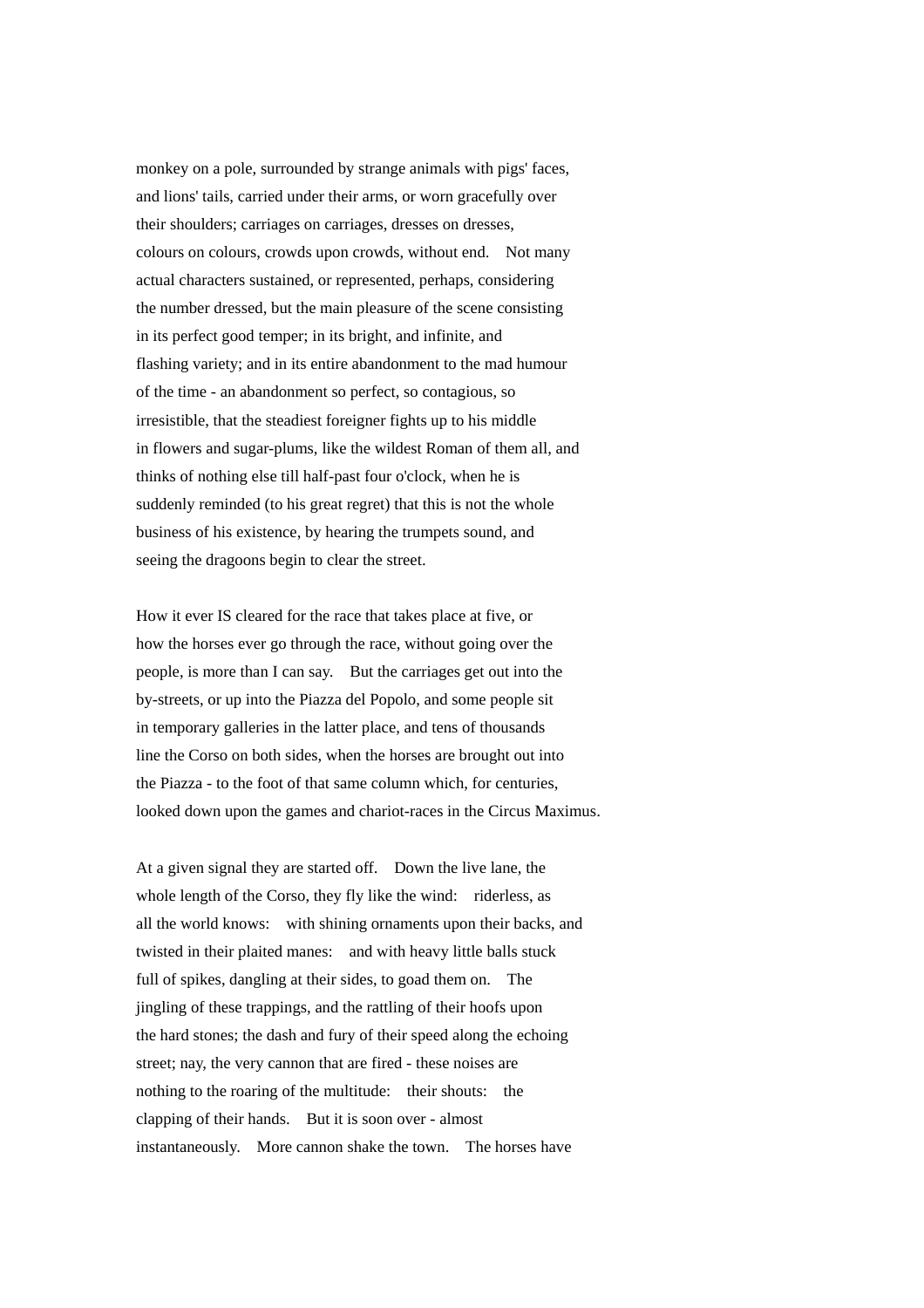monkey on a pole, surrounded by strange animals with pigs' faces, and lions' tails, carried under their arms, or worn gracefully over their shoulders; carriages on carriages, dresses on dresses, colours on colours, crowds upon crowds, without end. Not many actual characters sustained, or represented, perhaps, considering the number dressed, but the main pleasure of the scene consisting in its perfect good temper; in its bright, and infinite, and flashing variety; and in its entire abandonment to the mad humour of the time - an abandonment so perfect, so contagious, so irresistible, that the steadiest foreigner fights up to his middle in flowers and sugar-plums, like the wildest Roman of them all, and thinks of nothing else till half-past four o'clock, when he is suddenly reminded (to his great regret) that this is not the whole business of his existence, by hearing the trumpets sound, and seeing the dragoons begin to clear the street.

How it ever IS cleared for the race that takes place at five, or how the horses ever go through the race, without going over the people, is more than I can say. But the carriages get out into the by-streets, or up into the Piazza del Popolo, and some people sit in temporary galleries in the latter place, and tens of thousands line the Corso on both sides, when the horses are brought out into the Piazza - to the foot of that same column which, for centuries, looked down upon the games and chariot-races in the Circus Maximus.

At a given signal they are started off. Down the live lane, the whole length of the Corso, they fly like the wind: riderless, as all the world knows: with shining ornaments upon their backs, and twisted in their plaited manes: and with heavy little balls stuck full of spikes, dangling at their sides, to goad them on. The jingling of these trappings, and the rattling of their hoofs upon the hard stones; the dash and fury of their speed along the echoing street; nay, the very cannon that are fired - these noises are nothing to the roaring of the multitude: their shouts: the clapping of their hands. But it is soon over - almost instantaneously. More cannon shake the town. The horses have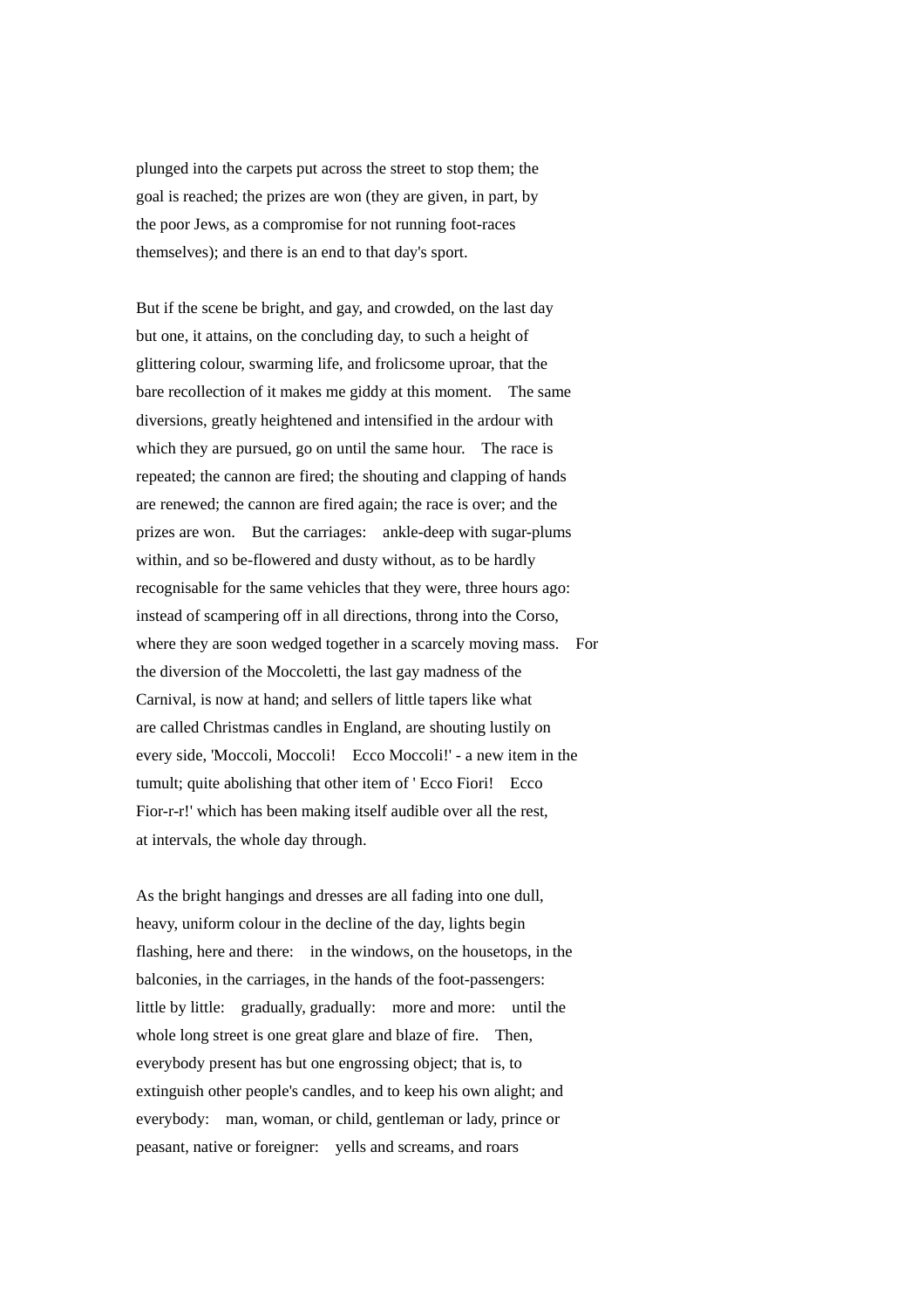plunged into the carpets put across the street to stop them; the goal is reached; the prizes are won (they are given, in part, by the poor Jews, as a compromise for not running foot-races themselves); and there is an end to that day's sport.

But if the scene be bright, and gay, and crowded, on the last day but one, it attains, on the concluding day, to such a height of glittering colour, swarming life, and frolicsome uproar, that the bare recollection of it makes me giddy at this moment. The same diversions, greatly heightened and intensified in the ardour with which they are pursued, go on until the same hour. The race is repeated; the cannon are fired; the shouting and clapping of hands are renewed; the cannon are fired again; the race is over; and the prizes are won. But the carriages: ankle-deep with sugar-plums within, and so be-flowered and dusty without, as to be hardly recognisable for the same vehicles that they were, three hours ago: instead of scampering off in all directions, throng into the Corso, where they are soon wedged together in a scarcely moving mass. For the diversion of the Moccoletti, the last gay madness of the Carnival, is now at hand; and sellers of little tapers like what are called Christmas candles in England, are shouting lustily on every side, 'Moccoli, Moccoli! Ecco Moccoli!' - a new item in the tumult; quite abolishing that other item of ' Ecco Fiori! Ecco Fior-r-r!' which has been making itself audible over all the rest, at intervals, the whole day through.

As the bright hangings and dresses are all fading into one dull, heavy, uniform colour in the decline of the day, lights begin flashing, here and there: in the windows, on the housetops, in the balconies, in the carriages, in the hands of the foot-passengers: little by little: gradually, gradually: more and more: until the whole long street is one great glare and blaze of fire. Then, everybody present has but one engrossing object; that is, to extinguish other people's candles, and to keep his own alight; and everybody: man, woman, or child, gentleman or lady, prince or peasant, native or foreigner: yells and screams, and roars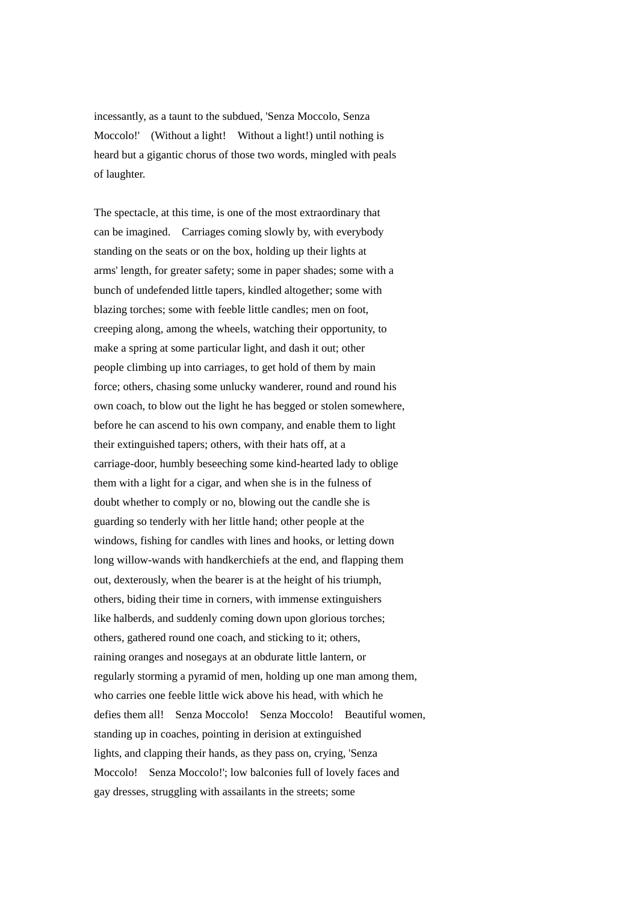incessantly, as a taunt to the subdued, 'Senza Moccolo, Senza Moccolo!' (Without a light! Without a light!) until nothing is heard but a gigantic chorus of those two words, mingled with peals of laughter.

The spectacle, at this time, is one of the most extraordinary that can be imagined. Carriages coming slowly by, with everybody standing on the seats or on the box, holding up their lights at arms' length, for greater safety; some in paper shades; some with a bunch of undefended little tapers, kindled altogether; some with blazing torches; some with feeble little candles; men on foot, creeping along, among the wheels, watching their opportunity, to make a spring at some particular light, and dash it out; other people climbing up into carriages, to get hold of them by main force; others, chasing some unlucky wanderer, round and round his own coach, to blow out the light he has begged or stolen somewhere, before he can ascend to his own company, and enable them to light their extinguished tapers; others, with their hats off, at a carriage-door, humbly beseeching some kind-hearted lady to oblige them with a light for a cigar, and when she is in the fulness of doubt whether to comply or no, blowing out the candle she is guarding so tenderly with her little hand; other people at the windows, fishing for candles with lines and hooks, or letting down long willow-wands with handkerchiefs at the end, and flapping them out, dexterously, when the bearer is at the height of his triumph, others, biding their time in corners, with immense extinguishers like halberds, and suddenly coming down upon glorious torches; others, gathered round one coach, and sticking to it; others, raining oranges and nosegays at an obdurate little lantern, or regularly storming a pyramid of men, holding up one man among them, who carries one feeble little wick above his head, with which he defies them all! Senza Moccolo! Senza Moccolo! Beautiful women, standing up in coaches, pointing in derision at extinguished lights, and clapping their hands, as they pass on, crying, 'Senza Moccolo! Senza Moccolo!'; low balconies full of lovely faces and gay dresses, struggling with assailants in the streets; some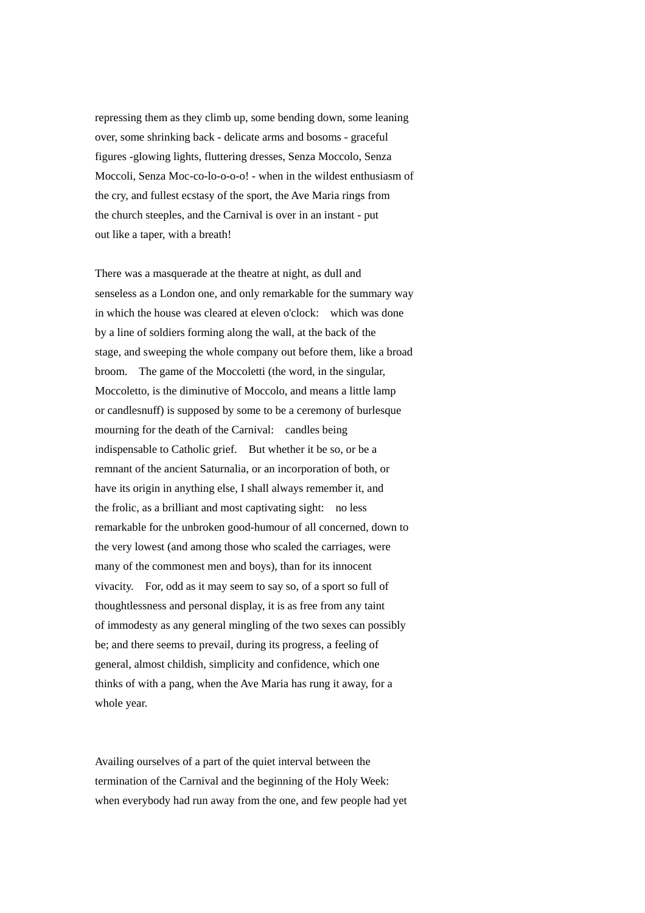repressing them as they climb up, some bending down, some leaning over, some shrinking back - delicate arms and bosoms - graceful figures -glowing lights, fluttering dresses, Senza Moccolo, Senza Moccoli, Senza Moc-co-lo-o-o-o! - when in the wildest enthusiasm of the cry, and fullest ecstasy of the sport, the Ave Maria rings from the church steeples, and the Carnival is over in an instant - put out like a taper, with a breath!

There was a masquerade at the theatre at night, as dull and senseless as a London one, and only remarkable for the summary way in which the house was cleared at eleven o'clock:  which was done by a line of soldiers forming along the wall, at the back of the stage, and sweeping the whole company out before them, like a broad broom.  The game of the Moccoletti (the word, in the singular, Moccoletto, is the diminutive of Moccolo, and means a little lamp or candlesnuff) is supposed by some to be a ceremony of burlesque mourning for the death of the Carnival:  candles being indispensable to Catholic grief.  But whether it be so, or be a remnant of the ancient Saturnalia, or an incorporation of both, or have its origin in anything else, I shall always remember it, and the frolic, as a brilliant and most captivating sight:  no less remarkable for the unbroken good-humour of all concerned, down to the very lowest (and among those who scaled the carriages, were many of the commonest men and boys), than for its innocent vivacity.  For, odd as it may seem to say so, of a sport so full of thoughtlessness and personal display, it is as free from any taint of immodesty as any general mingling of the two sexes can possibly be; and there seems to prevail, during its progress, a feeling of general, almost childish, simplicity and confidence, which one thinks of with a pang, when the Ave Maria has rung it away, for a whole year.

Availing ourselves of a part of the quiet interval between the termination of the Carnival and the beginning of the Holy Week: when everybody had run away from the one, and few people had yet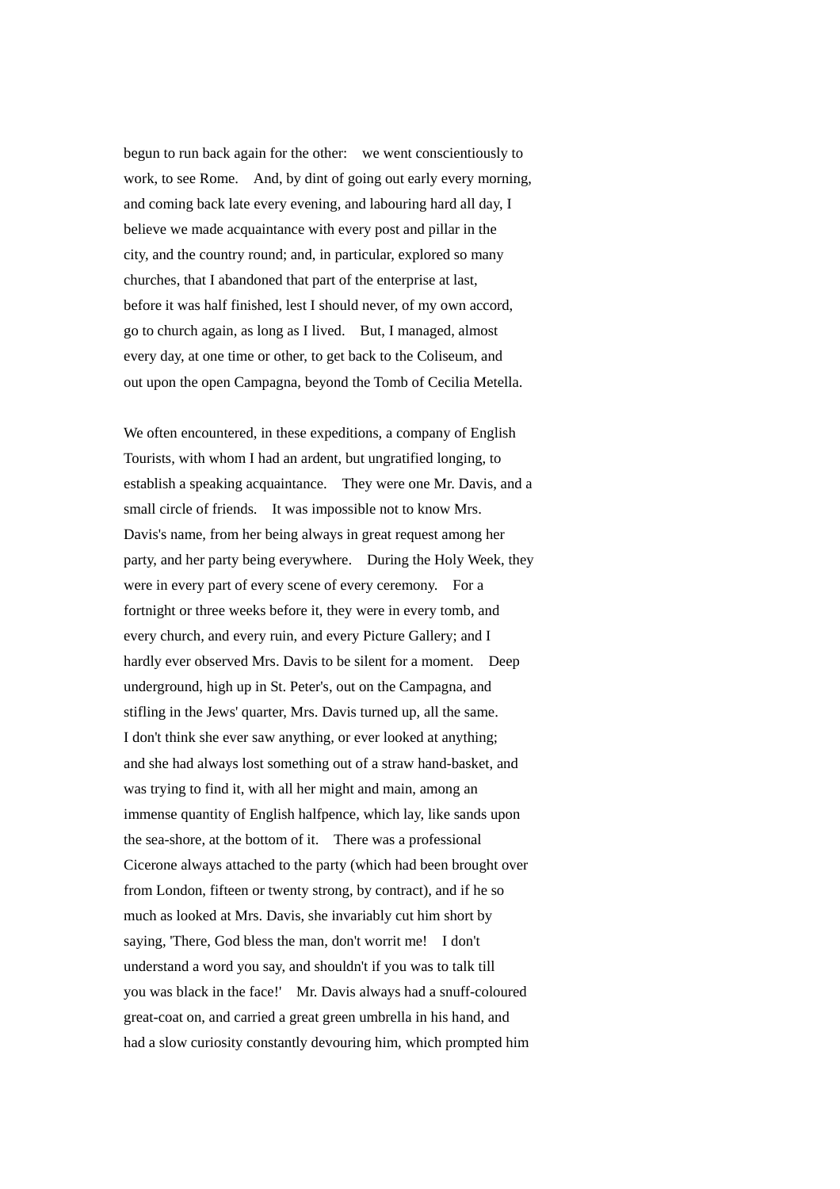begun to run back again for the other: we went conscientiously to work, to see Rome. And, by dint of going out early every morning, and coming back late every evening, and labouring hard all day, I believe we made acquaintance with every post and pillar in the city, and the country round; and, in particular, explored so many churches, that I abandoned that part of the enterprise at last, before it was half finished, lest I should never, of my own accord, go to church again, as long as I lived. But, I managed, almost every day, at one time or other, to get back to the Coliseum, and out upon the open Campagna, beyond the Tomb of Cecilia Metella.

We often encountered, in these expeditions, a company of English Tourists, with whom I had an ardent, but ungratified longing, to establish a speaking acquaintance. They were one Mr. Davis, and a small circle of friends. It was impossible not to know Mrs. Davis's name, from her being always in great request among her party, and her party being everywhere. During the Holy Week, they were in every part of every scene of every ceremony. For a fortnight or three weeks before it, they were in every tomb, and every church, and every ruin, and every Picture Gallery; and I hardly ever observed Mrs. Davis to be silent for a moment. Deep underground, high up in St. Peter's, out on the Campagna, and stifling in the Jews' quarter, Mrs. Davis turned up, all the same. I don't think she ever saw anything, or ever looked at anything; and she had always lost something out of a straw hand-basket, and was trying to find it, with all her might and main, among an immense quantity of English halfpence, which lay, like sands upon the sea-shore, at the bottom of it. There was a professional Cicerone always attached to the party (which had been brought over from London, fifteen or twenty strong, by contract), and if he so much as looked at Mrs. Davis, she invariably cut him short by saying, 'There, God bless the man, don't worrit me! I don't understand a word you say, and shouldn't if you was to talk till you was black in the face!' Mr. Davis always had a snuff-coloured great-coat on, and carried a great green umbrella in his hand, and had a slow curiosity constantly devouring him, which prompted him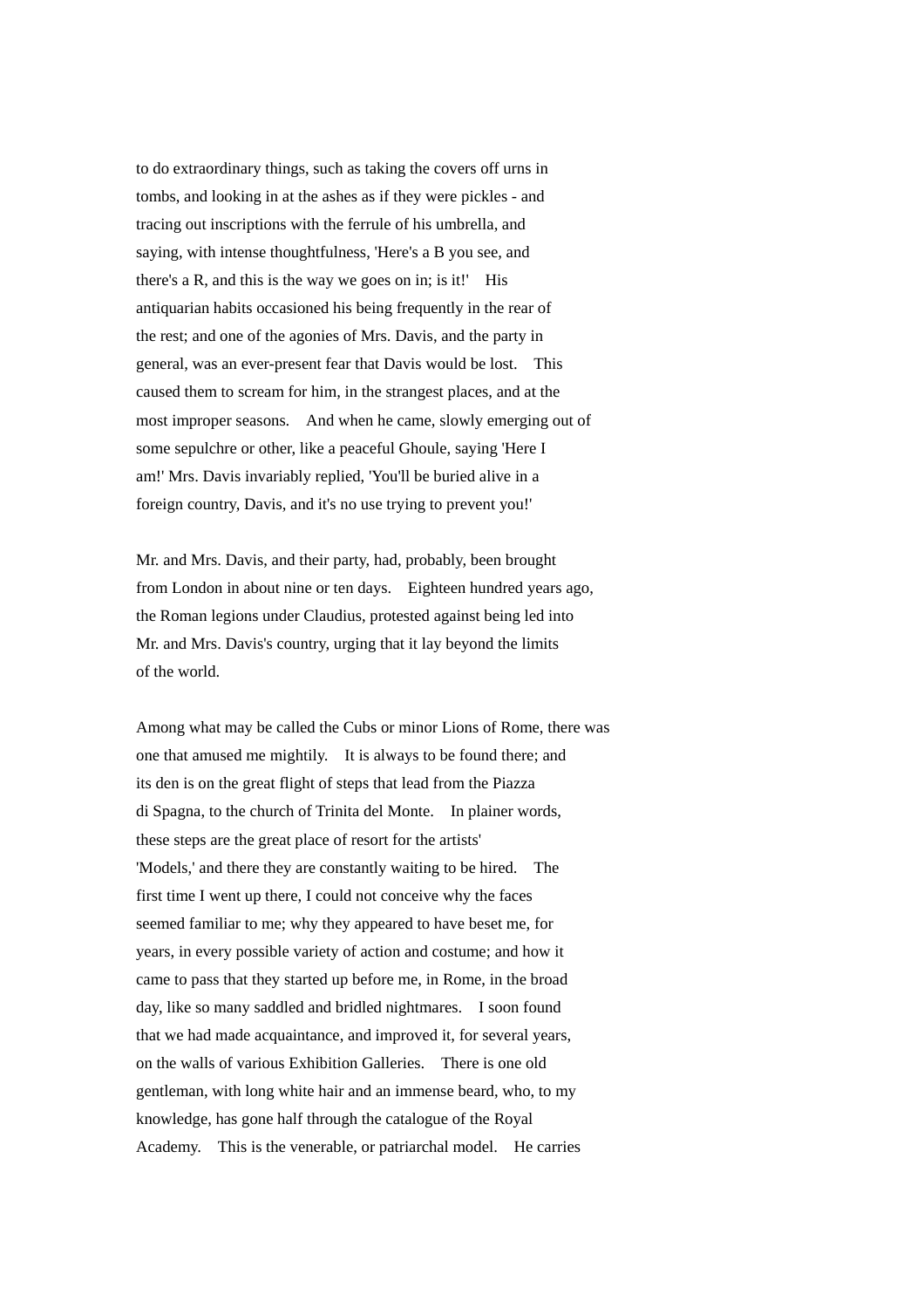to do extraordinary things, such as taking the covers off urns in tombs, and looking in at the ashes as if they were pickles - and tracing out inscriptions with the ferrule of his umbrella, and saying, with intense thoughtfulness, 'Here's a B you see, and there's a R, and this is the way we goes on in; is it!' His antiquarian habits occasioned his being frequently in the rear of the rest; and one of the agonies of Mrs. Davis, and the party in general, was an ever-present fear that Davis would be lost. This caused them to scream for him, in the strangest places, and at the most improper seasons. And when he came, slowly emerging out of some sepulchre or other, like a peaceful Ghoule, saying 'Here I am!' Mrs. Davis invariably replied, 'You'll be buried alive in a foreign country, Davis, and it's no use trying to prevent you!'

Mr. and Mrs. Davis, and their party, had, probably, been brought from London in about nine or ten days. Eighteen hundred years ago, the Roman legions under Claudius, protested against being led into Mr. and Mrs. Davis's country, urging that it lay beyond the limits of the world.

Among what may be called the Cubs or minor Lions of Rome, there was one that amused me mightily. It is always to be found there; and its den is on the great flight of steps that lead from the Piazza di Spagna, to the church of Trinita del Monte. In plainer words, these steps are the great place of resort for the artists' 'Models,' and there they are constantly waiting to be hired. The first time I went up there, I could not conceive why the faces seemed familiar to me; why they appeared to have beset me, for years, in every possible variety of action and costume; and how it came to pass that they started up before me, in Rome, in the broad day, like so many saddled and bridled nightmares. I soon found that we had made acquaintance, and improved it, for several years, on the walls of various Exhibition Galleries. There is one old gentleman, with long white hair and an immense beard, who, to my knowledge, has gone half through the catalogue of the Royal Academy. This is the venerable, or patriarchal model. He carries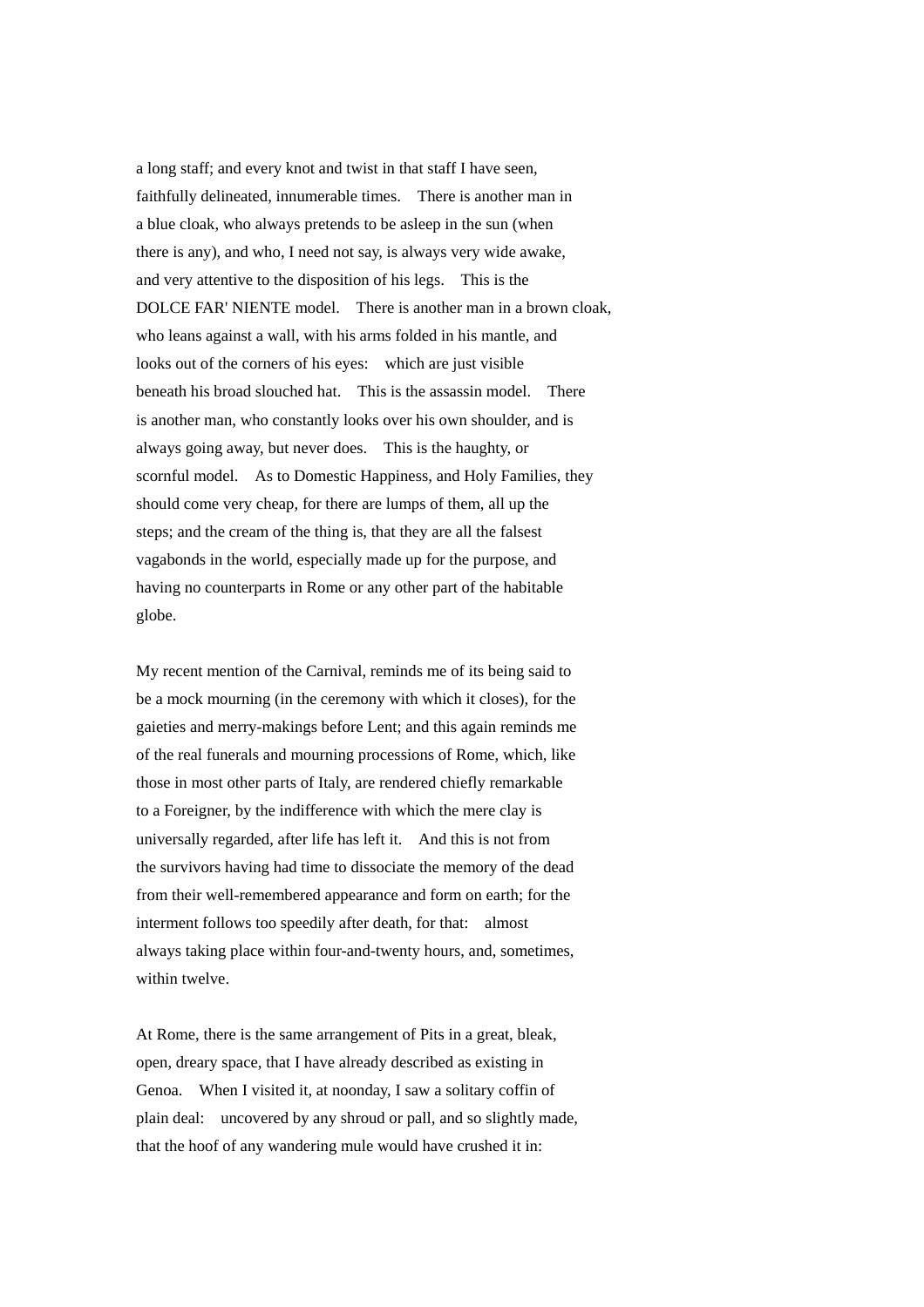a long staff; and every knot and twist in that staff I have seen, faithfully delineated, innumerable times. There is another man in a blue cloak, who always pretends to be asleep in the sun (when there is any), and who, I need not say, is always very wide awake, and very attentive to the disposition of his legs. This is the DOLCE FAR' NIENTE model. There is another man in a brown cloak, who leans against a wall, with his arms folded in his mantle, and looks out of the corners of his eyes: which are just visible beneath his broad slouched hat. This is the assassin model. There is another man, who constantly looks over his own shoulder, and is always going away, but never does. This is the haughty, or scornful model. As to Domestic Happiness, and Holy Families, they should come very cheap, for there are lumps of them, all up the steps; and the cream of the thing is, that they are all the falsest vagabonds in the world, especially made up for the purpose, and having no counterparts in Rome or any other part of the habitable globe.

My recent mention of the Carnival, reminds me of its being said to be a mock mourning (in the ceremony with which it closes), for the gaieties and merry-makings before Lent; and this again reminds me of the real funerals and mourning processions of Rome, which, like those in most other parts of Italy, are rendered chiefly remarkable to a Foreigner, by the indifference with which the mere clay is universally regarded, after life has left it. And this is not from the survivors having had time to dissociate the memory of the dead from their well-remembered appearance and form on earth; for the interment follows too speedily after death, for that: almost always taking place within four-and-twenty hours, and, sometimes, within twelve.

At Rome, there is the same arrangement of Pits in a great, bleak, open, dreary space, that I have already described as existing in Genoa. When I visited it, at noonday, I saw a solitary coffin of plain deal: uncovered by any shroud or pall, and so slightly made, that the hoof of any wandering mule would have crushed it in: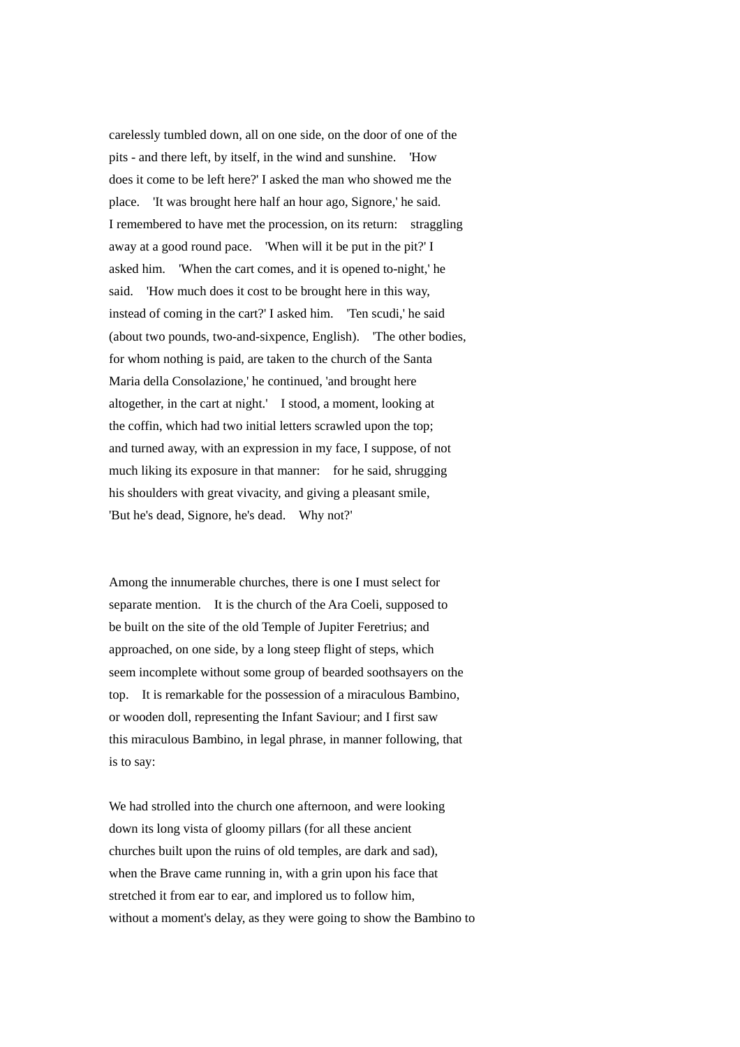carelessly tumbled down, all on one side, on the door of one of the pits - and there left, by itself, in the wind and sunshine. 'How does it come to be left here?' I asked the man who showed me the place. 'It was brought here half an hour ago, Signore,' he said. I remembered to have met the procession, on its return: straggling away at a good round pace. 'When will it be put in the pit?' I asked him. 'When the cart comes, and it is opened to-night,' he said. 'How much does it cost to be brought here in this way, instead of coming in the cart?' I asked him. 'Ten scudi,' he said (about two pounds, two-and-sixpence, English). 'The other bodies, for whom nothing is paid, are taken to the church of the Santa Maria della Consolazione,' he continued, 'and brought here altogether, in the cart at night.' I stood, a moment, looking at the coffin, which had two initial letters scrawled upon the top; and turned away, with an expression in my face, I suppose, of not much liking its exposure in that manner: for he said, shrugging his shoulders with great vivacity, and giving a pleasant smile, 'But he's dead, Signore, he's dead. Why not?'

Among the innumerable churches, there is one I must select for separate mention. It is the church of the Ara Coeli, supposed to be built on the site of the old Temple of Jupiter Feretrius; and approached, on one side, by a long steep flight of steps, which seem incomplete without some group of bearded soothsayers on the top. It is remarkable for the possession of a miraculous Bambino, or wooden doll, representing the Infant Saviour; and I first saw this miraculous Bambino, in legal phrase, in manner following, that is to say:

We had strolled into the church one afternoon, and were looking down its long vista of gloomy pillars (for all these ancient churches built upon the ruins of old temples, are dark and sad), when the Brave came running in, with a grin upon his face that stretched it from ear to ear, and implored us to follow him, without a moment's delay, as they were going to show the Bambino to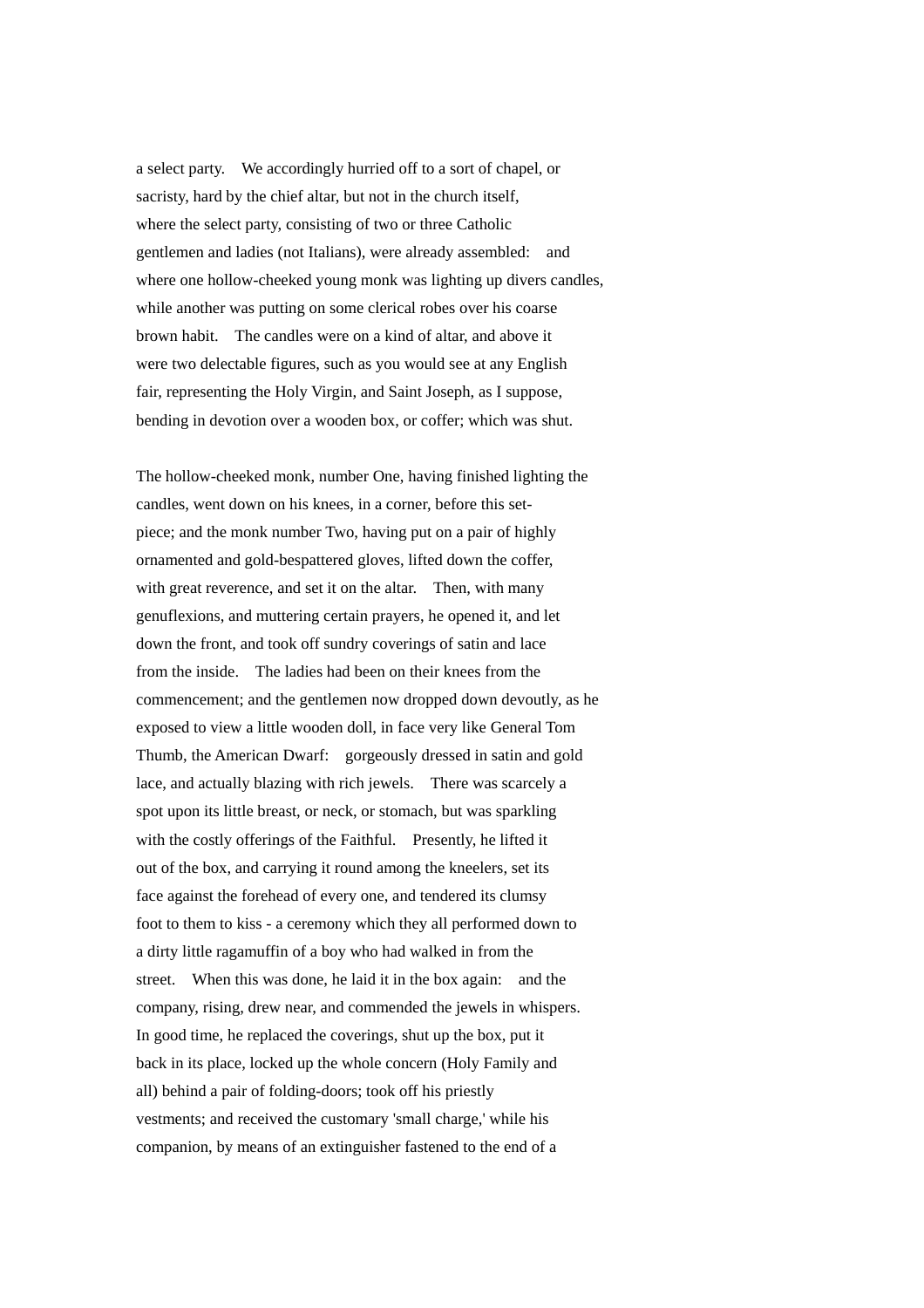a select party. We accordingly hurried off to a sort of chapel, or sacristy, hard by the chief altar, but not in the church itself, where the select party, consisting of two or three Catholic gentlemen and ladies (not Italians), were already assembled: and where one hollow-cheeked young monk was lighting up divers candles, while another was putting on some clerical robes over his coarse brown habit. The candles were on a kind of altar, and above it were two delectable figures, such as you would see at any English fair, representing the Holy Virgin, and Saint Joseph, as I suppose, bending in devotion over a wooden box, or coffer; which was shut.

The hollow-cheeked monk, number One, having finished lighting the candles, went down on his knees, in a corner, before this set-piece; and the monk number Two, having put on a pair of highly ornamented and gold-bespattered gloves, lifted down the coffer, with great reverence, and set it on the altar. Then, with many genuflexions, and muttering certain prayers, he opened it, and let down the front, and took off sundry coverings of satin and lace from the inside. The ladies had been on their knees from the commencement; and the gentlemen now dropped down devoutly, as he exposed to view a little wooden doll, in face very like General Tom Thumb, the American Dwarf: gorgeously dressed in satin and gold lace, and actually blazing with rich jewels. There was scarcely a spot upon its little breast, or neck, or stomach, but was sparkling with the costly offerings of the Faithful. Presently, he lifted it out of the box, and carrying it round among the kneelers, set its face against the forehead of every one, and tendered its clumsy foot to them to kiss - a ceremony which they all performed down to a dirty little ragamuffin of a boy who had walked in from the street. When this was done, he laid it in the box again: and the company, rising, drew near, and commended the jewels in whispers. In good time, he replaced the coverings, shut up the box, put it back in its place, locked up the whole concern (Holy Family and all) behind a pair of folding-doors; took off his priestly vestments; and received the customary 'small charge,' while his companion, by means of an extinguisher fastened to the end of a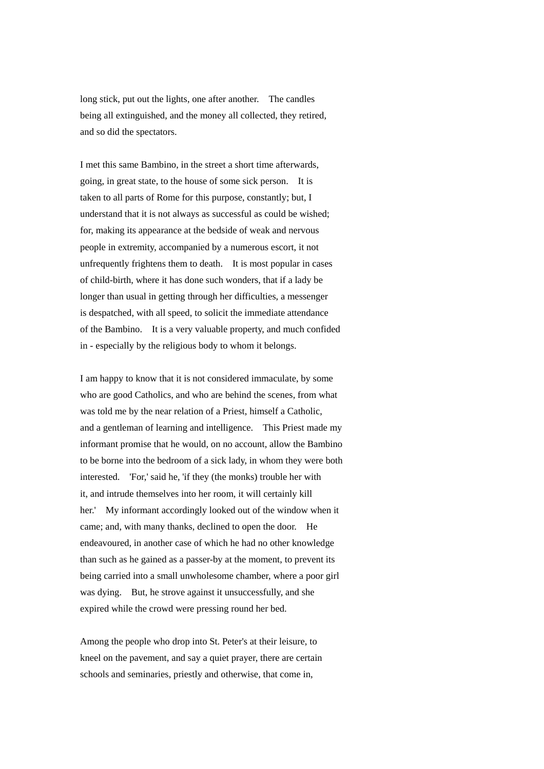long stick, put out the lights, one after another. The candles being all extinguished, and the money all collected, they retired, and so did the spectators.

I met this same Bambino, in the street a short time afterwards, going, in great state, to the house of some sick person. It is taken to all parts of Rome for this purpose, constantly; but, I understand that it is not always as successful as could be wished; for, making its appearance at the bedside of weak and nervous people in extremity, accompanied by a numerous escort, it not unfrequently frightens them to death. It is most popular in cases of child-birth, where it has done such wonders, that if a lady be longer than usual in getting through her difficulties, a messenger is despatched, with all speed, to solicit the immediate attendance of the Bambino. It is a very valuable property, and much confided in - especially by the religious body to whom it belongs.

I am happy to know that it is not considered immaculate, by some who are good Catholics, and who are behind the scenes, from what was told me by the near relation of a Priest, himself a Catholic, and a gentleman of learning and intelligence. This Priest made my informant promise that he would, on no account, allow the Bambino to be borne into the bedroom of a sick lady, in whom they were both interested. 'For,' said he, 'if they (the monks) trouble her with it, and intrude themselves into her room, it will certainly kill her.' My informant accordingly looked out of the window when it came; and, with many thanks, declined to open the door. He endeavoured, in another case of which he had no other knowledge than such as he gained as a passer-by at the moment, to prevent its being carried into a small unwholesome chamber, where a poor girl was dying. But, he strove against it unsuccessfully, and she expired while the crowd were pressing round her bed.

Among the people who drop into St. Peter's at their leisure, to kneel on the pavement, and say a quiet prayer, there are certain schools and seminaries, priestly and otherwise, that come in,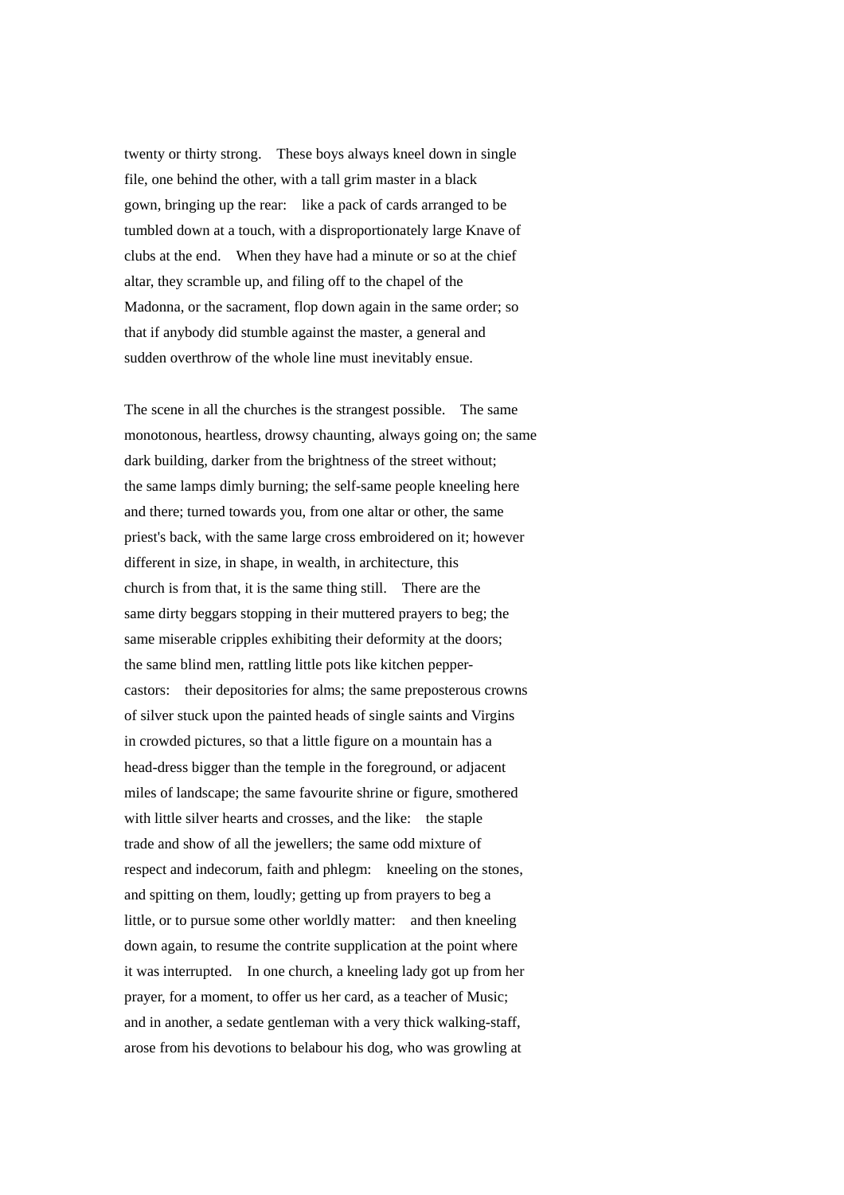twenty or thirty strong.  These boys always kneel down in single file, one behind the other, with a tall grim master in a black gown, bringing up the rear:  like a pack of cards arranged to be tumbled down at a touch, with a disproportionately large Knave of clubs at the end.  When they have had a minute or so at the chief altar, they scramble up, and filing off to the chapel of the Madonna, or the sacrament, flop down again in the same order; so that if anybody did stumble against the master, a general and sudden overthrow of the whole line must inevitably ensue.

The scene in all the churches is the strangest possible.  The same monotonous, heartless, drowsy chaunting, always going on; the same dark building, darker from the brightness of the street without; the same lamps dimly burning; the self-same people kneeling here and there; turned towards you, from one altar or other, the same priest's back, with the same large cross embroidered on it; however different in size, in shape, in wealth, in architecture, this church is from that, it is the same thing still.  There are the same dirty beggars stopping in their muttered prayers to beg; the same miserable cripples exhibiting their deformity at the doors; the same blind men, rattling little pots like kitchen pepper-castors:  their depositories for alms; the same preposterous crowns of silver stuck upon the painted heads of single saints and Virgins in crowded pictures, so that a little figure on a mountain has a head-dress bigger than the temple in the foreground, or adjacent miles of landscape; the same favourite shrine or figure, smothered with little silver hearts and crosses, and the like:  the staple trade and show of all the jewellers; the same odd mixture of respect and indecorum, faith and phlegm:  kneeling on the stones, and spitting on them, loudly; getting up from prayers to beg a little, or to pursue some other worldly matter:  and then kneeling down again, to resume the contrite supplication at the point where it was interrupted.  In one church, a kneeling lady got up from her prayer, for a moment, to offer us her card, as a teacher of Music; and in another, a sedate gentleman with a very thick walking-staff, arose from his devotions to belabour his dog, who was growling at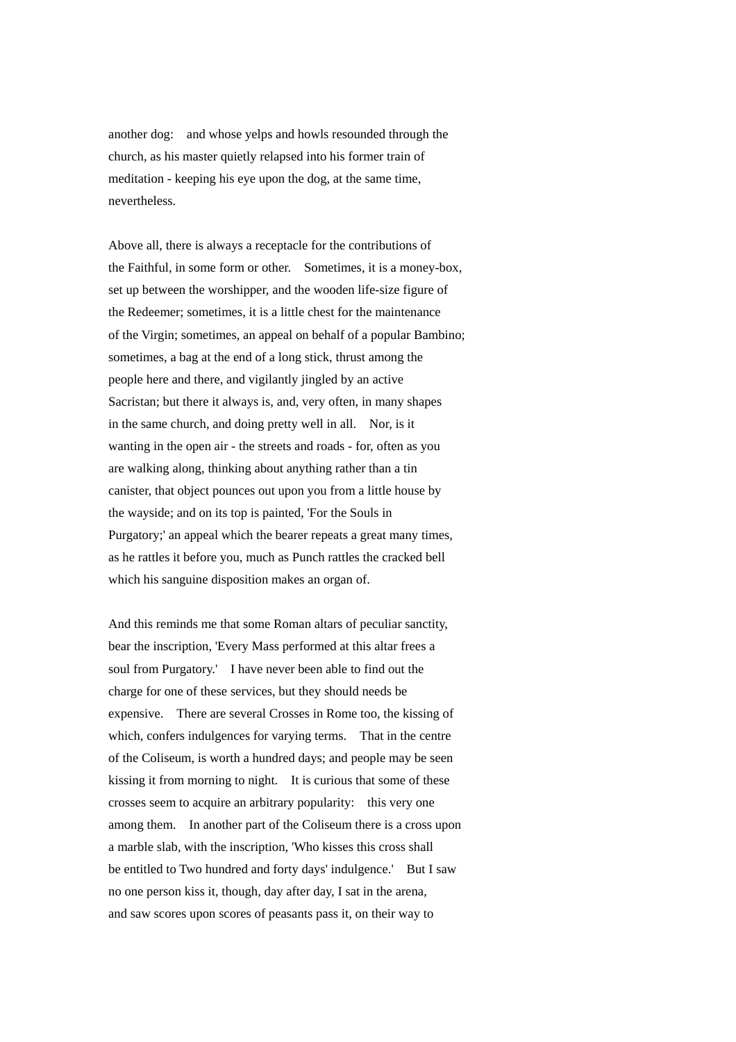another dog: and whose yelps and howls resounded through the church, as his master quietly relapsed into his former train of meditation - keeping his eye upon the dog, at the same time, nevertheless.

Above all, there is always a receptacle for the contributions of the Faithful, in some form or other. Sometimes, it is a money-box, set up between the worshipper, and the wooden life-size figure of the Redeemer; sometimes, it is a little chest for the maintenance of the Virgin; sometimes, an appeal on behalf of a popular Bambino; sometimes, a bag at the end of a long stick, thrust among the people here and there, and vigilantly jingled by an active Sacristan; but there it always is, and, very often, in many shapes in the same church, and doing pretty well in all. Nor, is it wanting in the open air - the streets and roads - for, often as you are walking along, thinking about anything rather than a tin canister, that object pounces out upon you from a little house by the wayside; and on its top is painted, 'For the Souls in Purgatory;' an appeal which the bearer repeats a great many times, as he rattles it before you, much as Punch rattles the cracked bell which his sanguine disposition makes an organ of.

And this reminds me that some Roman altars of peculiar sanctity, bear the inscription, 'Every Mass performed at this altar frees a soul from Purgatory.' I have never been able to find out the charge for one of these services, but they should needs be expensive. There are several Crosses in Rome too, the kissing of which, confers indulgences for varying terms. That in the centre of the Coliseum, is worth a hundred days; and people may be seen kissing it from morning to night. It is curious that some of these crosses seem to acquire an arbitrary popularity: this very one among them. In another part of the Coliseum there is a cross upon a marble slab, with the inscription, 'Who kisses this cross shall be entitled to Two hundred and forty days' indulgence.' But I saw no one person kiss it, though, day after day, I sat in the arena, and saw scores upon scores of peasants pass it, on their way to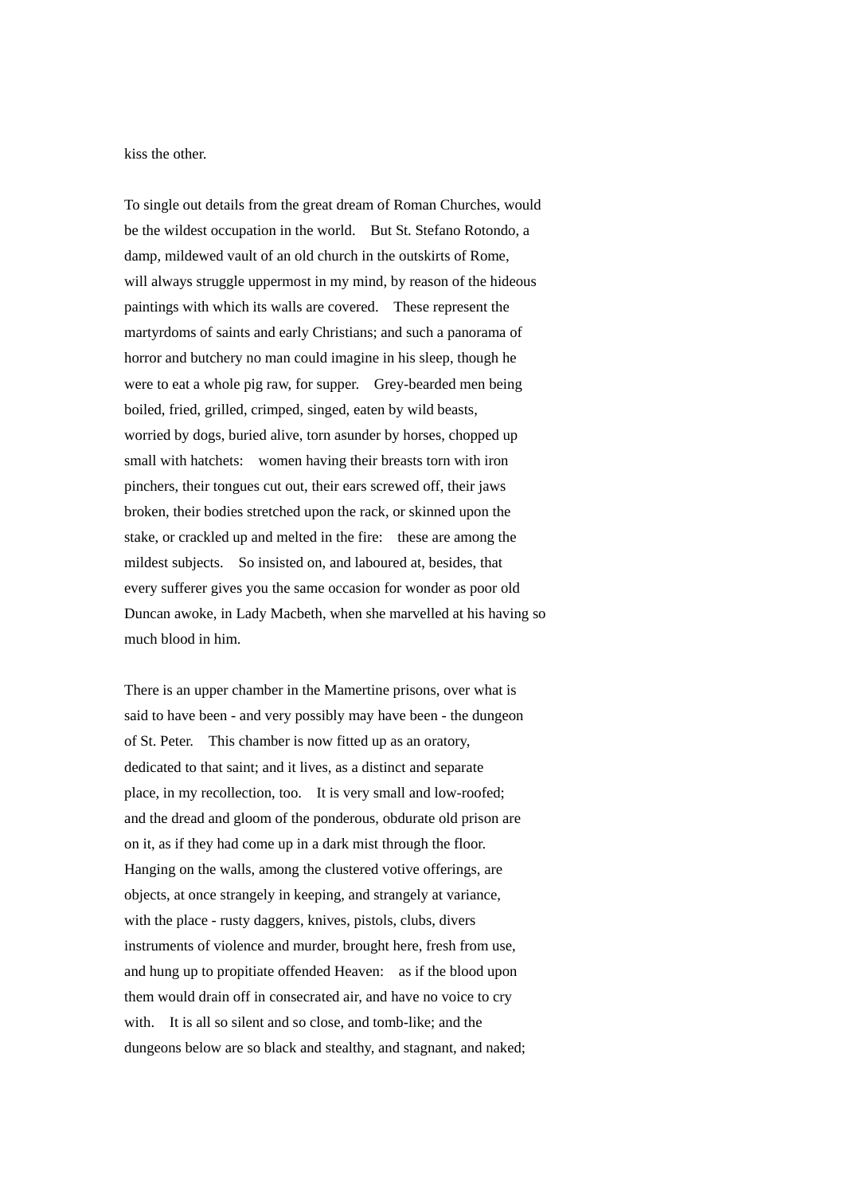kiss the other.

To single out details from the great dream of Roman Churches, would be the wildest occupation in the world. But St. Stefano Rotondo, a damp, mildewed vault of an old church in the outskirts of Rome, will always struggle uppermost in my mind, by reason of the hideous paintings with which its walls are covered. These represent the martyrdoms of saints and early Christians; and such a panorama of horror and butchery no man could imagine in his sleep, though he were to eat a whole pig raw, for supper. Grey-bearded men being boiled, fried, grilled, crimped, singed, eaten by wild beasts, worried by dogs, buried alive, torn asunder by horses, chopped up small with hatchets: women having their breasts torn with iron pinchers, their tongues cut out, their ears screwed off, their jaws broken, their bodies stretched upon the rack, or skinned upon the stake, or crackled up and melted in the fire: these are among the mildest subjects. So insisted on, and laboured at, besides, that every sufferer gives you the same occasion for wonder as poor old Duncan awoke, in Lady Macbeth, when she marvelled at his having so much blood in him.

There is an upper chamber in the Mamertine prisons, over what is said to have been - and very possibly may have been - the dungeon of St. Peter. This chamber is now fitted up as an oratory, dedicated to that saint; and it lives, as a distinct and separate place, in my recollection, too. It is very small and low-roofed; and the dread and gloom of the ponderous, obdurate old prison are on it, as if they had come up in a dark mist through the floor. Hanging on the walls, among the clustered votive offerings, are objects, at once strangely in keeping, and strangely at variance, with the place - rusty daggers, knives, pistols, clubs, divers instruments of violence and murder, brought here, fresh from use, and hung up to propitiate offended Heaven: as if the blood upon them would drain off in consecrated air, and have no voice to cry with. It is all so silent and so close, and tomb-like; and the dungeons below are so black and stealthy, and stagnant, and naked;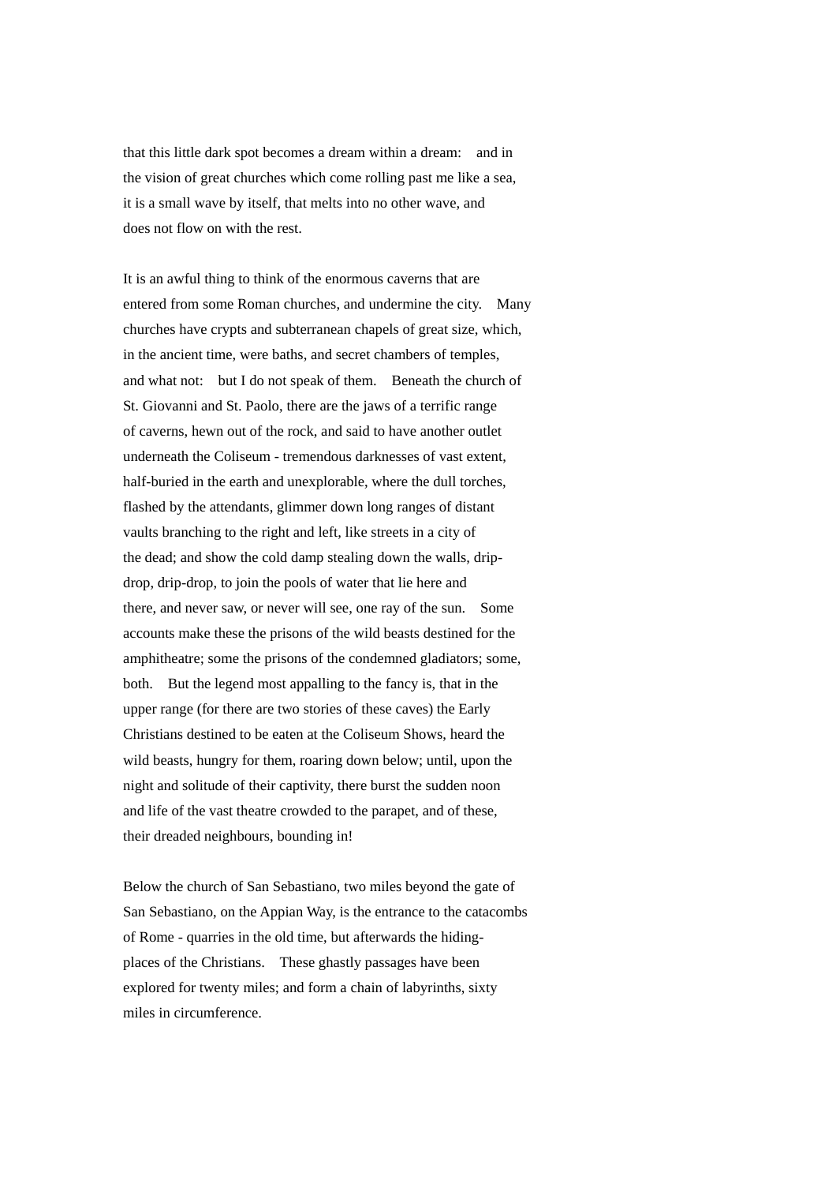that this little dark spot becomes a dream within a dream: and in the vision of great churches which come rolling past me like a sea, it is a small wave by itself, that melts into no other wave, and does not flow on with the rest.

It is an awful thing to think of the enormous caverns that are entered from some Roman churches, and undermine the city. Many churches have crypts and subterranean chapels of great size, which, in the ancient time, were baths, and secret chambers of temples, and what not: but I do not speak of them. Beneath the church of St. Giovanni and St. Paolo, there are the jaws of a terrific range of caverns, hewn out of the rock, and said to have another outlet underneath the Coliseum - tremendous darknesses of vast extent, half-buried in the earth and unexplorable, where the dull torches, flashed by the attendants, glimmer down long ranges of distant vaults branching to the right and left, like streets in a city of the dead; and show the cold damp stealing down the walls, drip-drop, drip-drop, to join the pools of water that lie here and there, and never saw, or never will see, one ray of the sun. Some accounts make these the prisons of the wild beasts destined for the amphitheatre; some the prisons of the condemned gladiators; some, both. But the legend most appalling to the fancy is, that in the upper range (for there are two stories of these caves) the Early Christians destined to be eaten at the Coliseum Shows, heard the wild beasts, hungry for them, roaring down below; until, upon the night and solitude of their captivity, there burst the sudden noon and life of the vast theatre crowded to the parapet, and of these, their dreaded neighbours, bounding in!

Below the church of San Sebastiano, two miles beyond the gate of San Sebastiano, on the Appian Way, is the entrance to the catacombs of Rome - quarries in the old time, but afterwards the hiding-places of the Christians. These ghastly passages have been explored for twenty miles; and form a chain of labyrinths, sixty miles in circumference.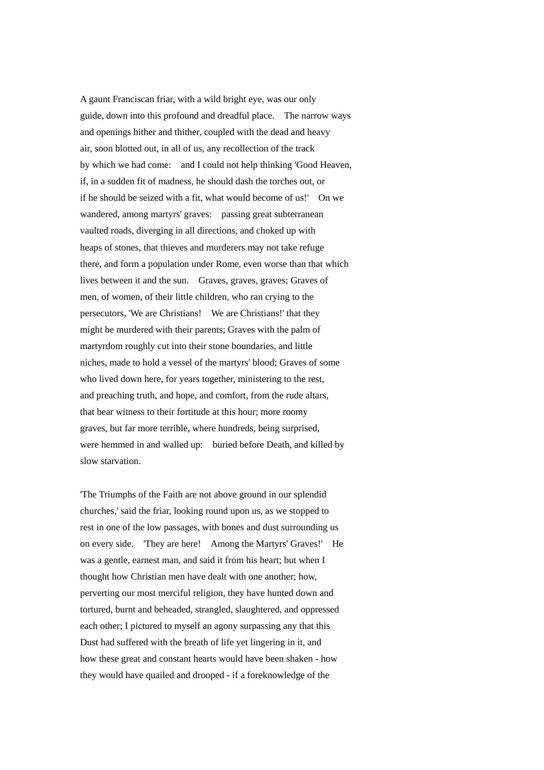A gaunt Franciscan friar, with a wild bright eye, was our only guide, down into this profound and dreadful place. The narrow ways and openings hither and thither, coupled with the dead and heavy air, soon blotted out, in all of us, any recollection of the track by which we had come: and I could not help thinking 'Good Heaven, if, in a sudden fit of madness, he should dash the torches out, or if he should be seized with a fit, what would become of us!' On we wandered, among martyrs' graves: passing great subterranean vaulted roads, diverging in all directions, and choked up with heaps of stones, that thieves and murderers may not take refuge there, and form a population under Rome, even worse than that which lives between it and the sun. Graves, graves, graves; Graves of men, of women, of their little children, who ran crying to the persecutors, 'We are Christians! We are Christians!' that they might be murdered with their parents; Graves with the palm of martyrdom roughly cut into their stone boundaries, and little niches, made to hold a vessel of the martyrs' blood; Graves of some who lived down here, for years together, ministering to the rest, and preaching truth, and hope, and comfort, from the rude altars, that bear witness to their fortitude at this hour; more roomy graves, but far more terrible, where hundreds, being surprised, were hemmed in and walled up: buried before Death, and killed by slow starvation.

'The Triumphs of the Faith are not above ground in our splendid churches,' said the friar, looking round upon us, as we stopped to rest in one of the low passages, with bones and dust surrounding us on every side. 'They are here! Among the Martyrs' Graves!' He was a gentle, earnest man, and said it from his heart; but when I thought how Christian men have dealt with one another; how, perverting our most merciful religion, they have hunted down and tortured, burnt and beheaded, strangled, slaughtered, and oppressed each other; I pictured to myself an agony surpassing any that this Dust had suffered with the breath of life yet lingering in it, and how these great and constant hearts would have been shaken - how they would have quailed and drooped - if a foreknowledge of the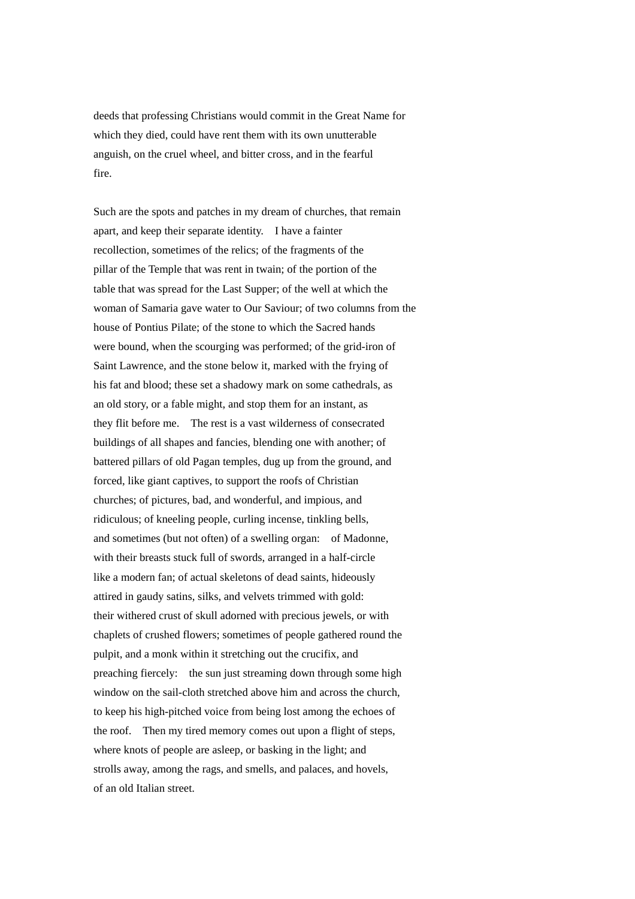deeds that professing Christians would commit in the Great Name for which they died, could have rent them with its own unutterable anguish, on the cruel wheel, and bitter cross, and in the fearful fire.

Such are the spots and patches in my dream of churches, that remain apart, and keep their separate identity. I have a fainter recollection, sometimes of the relics; of the fragments of the pillar of the Temple that was rent in twain; of the portion of the table that was spread for the Last Supper; of the well at which the woman of Samaria gave water to Our Saviour; of two columns from the house of Pontius Pilate; of the stone to which the Sacred hands were bound, when the scourging was performed; of the grid-iron of Saint Lawrence, and the stone below it, marked with the frying of his fat and blood; these set a shadowy mark on some cathedrals, as an old story, or a fable might, and stop them for an instant, as they flit before me. The rest is a vast wilderness of consecrated buildings of all shapes and fancies, blending one with another; of battered pillars of old Pagan temples, dug up from the ground, and forced, like giant captives, to support the roofs of Christian churches; of pictures, bad, and wonderful, and impious, and ridiculous; of kneeling people, curling incense, tinkling bells, and sometimes (but not often) of a swelling organ: of Madonne, with their breasts stuck full of swords, arranged in a half-circle like a modern fan; of actual skeletons of dead saints, hideously attired in gaudy satins, silks, and velvets trimmed with gold: their withered crust of skull adorned with precious jewels, or with chaplets of crushed flowers; sometimes of people gathered round the pulpit, and a monk within it stretching out the crucifix, and preaching fiercely: the sun just streaming down through some high window on the sail-cloth stretched above him and across the church, to keep his high-pitched voice from being lost among the echoes of the roof. Then my tired memory comes out upon a flight of steps, where knots of people are asleep, or basking in the light; and strolls away, among the rags, and smells, and palaces, and hovels, of an old Italian street.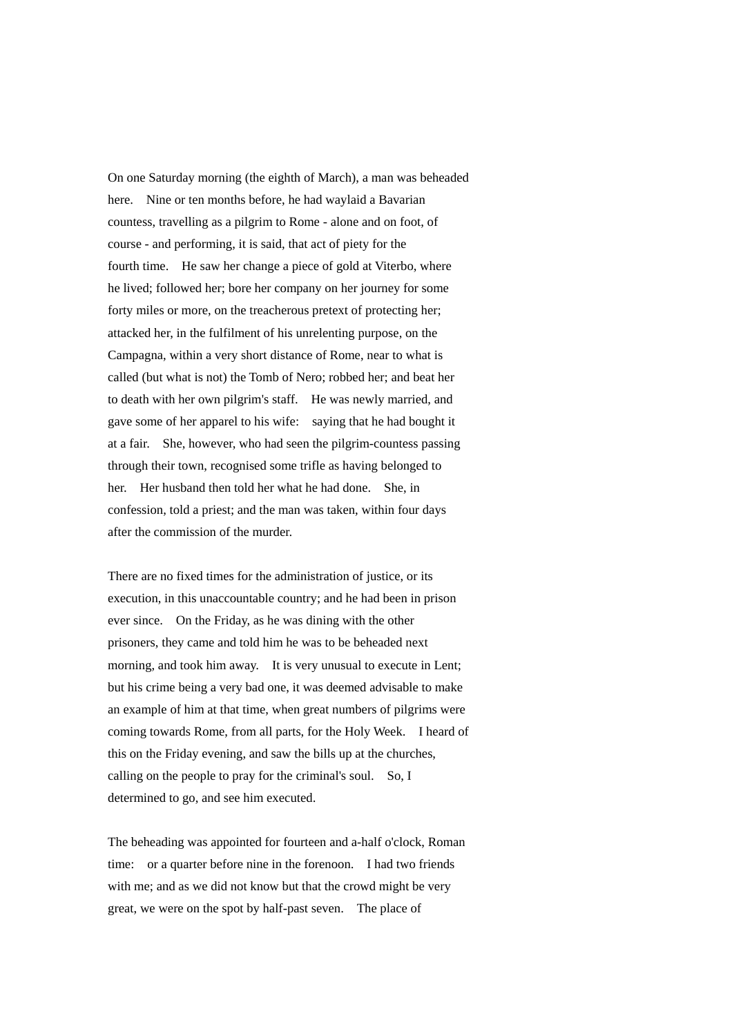On one Saturday morning (the eighth of March), a man was beheaded here. Nine or ten months before, he had waylaid a Bavarian countess, travelling as a pilgrim to Rome - alone and on foot, of course - and performing, it is said, that act of piety for the fourth time. He saw her change a piece of gold at Viterbo, where he lived; followed her; bore her company on her journey for some forty miles or more, on the treacherous pretext of protecting her; attacked her, in the fulfilment of his unrelenting purpose, on the Campagna, within a very short distance of Rome, near to what is called (but what is not) the Tomb of Nero; robbed her; and beat her to death with her own pilgrim's staff. He was newly married, and gave some of her apparel to his wife: saying that he had bought it at a fair. She, however, who had seen the pilgrim-countess passing through their town, recognised some trifle as having belonged to her. Her husband then told her what he had done. She, in confession, told a priest; and the man was taken, within four days after the commission of the murder.

There are no fixed times for the administration of justice, or its execution, in this unaccountable country; and he had been in prison ever since. On the Friday, as he was dining with the other prisoners, they came and told him he was to be beheaded next morning, and took him away. It is very unusual to execute in Lent; but his crime being a very bad one, it was deemed advisable to make an example of him at that time, when great numbers of pilgrims were coming towards Rome, from all parts, for the Holy Week. I heard of this on the Friday evening, and saw the bills up at the churches, calling on the people to pray for the criminal's soul. So, I determined to go, and see him executed.

The beheading was appointed for fourteen and a-half o'clock, Roman time: or a quarter before nine in the forenoon. I had two friends with me; and as we did not know but that the crowd might be very great, we were on the spot by half-past seven. The place of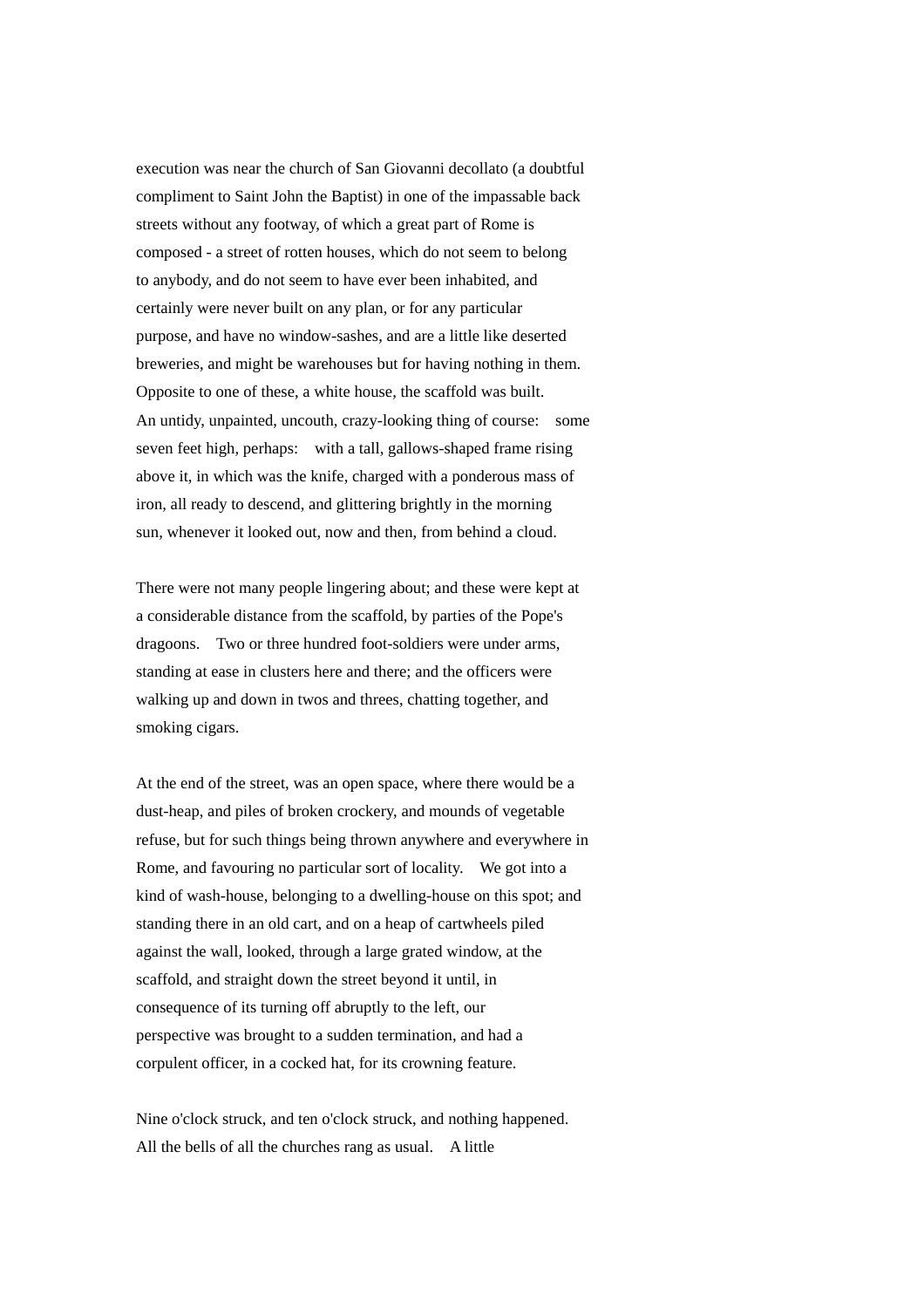execution was near the church of San Giovanni decollato (a doubtful compliment to Saint John the Baptist) in one of the impassable back streets without any footway, of which a great part of Rome is composed - a street of rotten houses, which do not seem to belong to anybody, and do not seem to have ever been inhabited, and certainly were never built on any plan, or for any particular purpose, and have no window-sashes, and are a little like deserted breweries, and might be warehouses but for having nothing in them. Opposite to one of these, a white house, the scaffold was built. An untidy, unpainted, uncouth, crazy-looking thing of course: some seven feet high, perhaps: with a tall, gallows-shaped frame rising above it, in which was the knife, charged with a ponderous mass of iron, all ready to descend, and glittering brightly in the morning sun, whenever it looked out, now and then, from behind a cloud.

There were not many people lingering about; and these were kept at a considerable distance from the scaffold, by parties of the Pope's dragoons. Two or three hundred foot-soldiers were under arms, standing at ease in clusters here and there; and the officers were walking up and down in twos and threes, chatting together, and smoking cigars.

At the end of the street, was an open space, where there would be a dust-heap, and piles of broken crockery, and mounds of vegetable refuse, but for such things being thrown anywhere and everywhere in Rome, and favouring no particular sort of locality. We got into a kind of wash-house, belonging to a dwelling-house on this spot; and standing there in an old cart, and on a heap of cartwheels piled against the wall, looked, through a large grated window, at the scaffold, and straight down the street beyond it until, in consequence of its turning off abruptly to the left, our perspective was brought to a sudden termination, and had a corpulent officer, in a cocked hat, for its crowning feature.

Nine o'clock struck, and ten o'clock struck, and nothing happened. All the bells of all the churches rang as usual. A little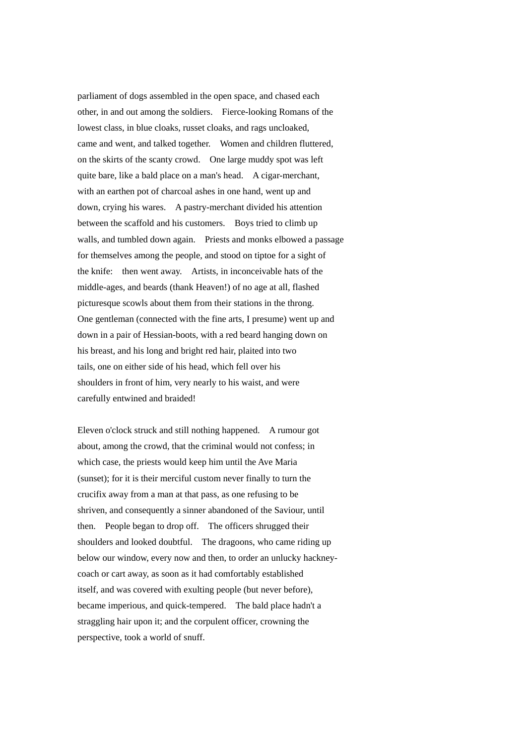parliament of dogs assembled in the open space, and chased each other, in and out among the soldiers. Fierce-looking Romans of the lowest class, in blue cloaks, russet cloaks, and rags uncloaked, came and went, and talked together. Women and children fluttered, on the skirts of the scanty crowd. One large muddy spot was left quite bare, like a bald place on a man's head. A cigar-merchant, with an earthen pot of charcoal ashes in one hand, went up and down, crying his wares. A pastry-merchant divided his attention between the scaffold and his customers. Boys tried to climb up walls, and tumbled down again. Priests and monks elbowed a passage for themselves among the people, and stood on tiptoe for a sight of the knife: then went away. Artists, in inconceivable hats of the middle-ages, and beards (thank Heaven!) of no age at all, flashed picturesque scowls about them from their stations in the throng. One gentleman (connected with the fine arts, I presume) went up and down in a pair of Hessian-boots, with a red beard hanging down on his breast, and his long and bright red hair, plaited into two tails, one on either side of his head, which fell over his shoulders in front of him, very nearly to his waist, and were carefully entwined and braided!

Eleven o'clock struck and still nothing happened. A rumour got about, among the crowd, that the criminal would not confess; in which case, the priests would keep him until the Ave Maria (sunset); for it is their merciful custom never finally to turn the crucifix away from a man at that pass, as one refusing to be shriven, and consequently a sinner abandoned of the Saviour, until then. People began to drop off. The officers shrugged their shoulders and looked doubtful. The dragoons, who came riding up below our window, every now and then, to order an unlucky hackney-coach or cart away, as soon as it had comfortably established itself, and was covered with exulting people (but never before), became imperious, and quick-tempered. The bald place hadn't a straggling hair upon it; and the corpulent officer, crowning the perspective, took a world of snuff.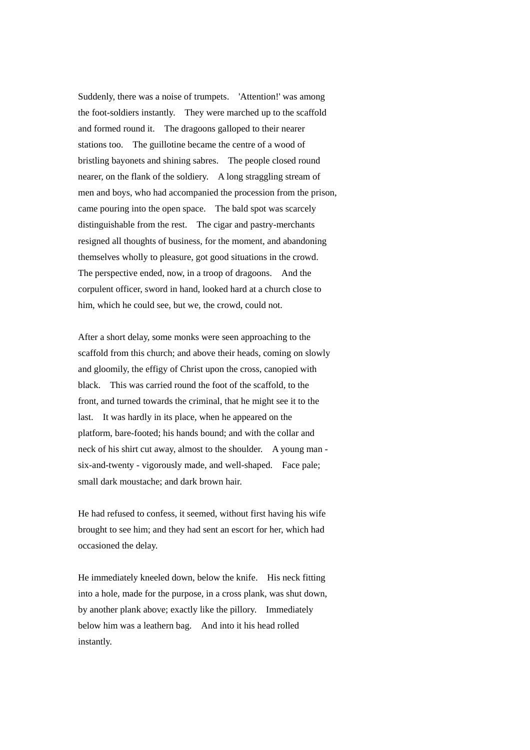Suddenly, there was a noise of trumpets. 'Attention!' was among the foot-soldiers instantly. They were marched up to the scaffold and formed round it. The dragoons galloped to their nearer stations too. The guillotine became the centre of a wood of bristling bayonets and shining sabres. The people closed round nearer, on the flank of the soldiery. A long straggling stream of men and boys, who had accompanied the procession from the prison, came pouring into the open space. The bald spot was scarcely distinguishable from the rest. The cigar and pastry-merchants resigned all thoughts of business, for the moment, and abandoning themselves wholly to pleasure, got good situations in the crowd. The perspective ended, now, in a troop of dragoons. And the corpulent officer, sword in hand, looked hard at a church close to him, which he could see, but we, the crowd, could not.

After a short delay, some monks were seen approaching to the scaffold from this church; and above their heads, coming on slowly and gloomily, the effigy of Christ upon the cross, canopied with black. This was carried round the foot of the scaffold, to the front, and turned towards the criminal, that he might see it to the last. It was hardly in its place, when he appeared on the platform, bare-footed; his hands bound; and with the collar and neck of his shirt cut away, almost to the shoulder. A young man - six-and-twenty - vigorously made, and well-shaped. Face pale; small dark moustache; and dark brown hair.

He had refused to confess, it seemed, without first having his wife brought to see him; and they had sent an escort for her, which had occasioned the delay.

He immediately kneeled down, below the knife. His neck fitting into a hole, made for the purpose, in a cross plank, was shut down, by another plank above; exactly like the pillory. Immediately below him was a leathern bag. And into it his head rolled instantly.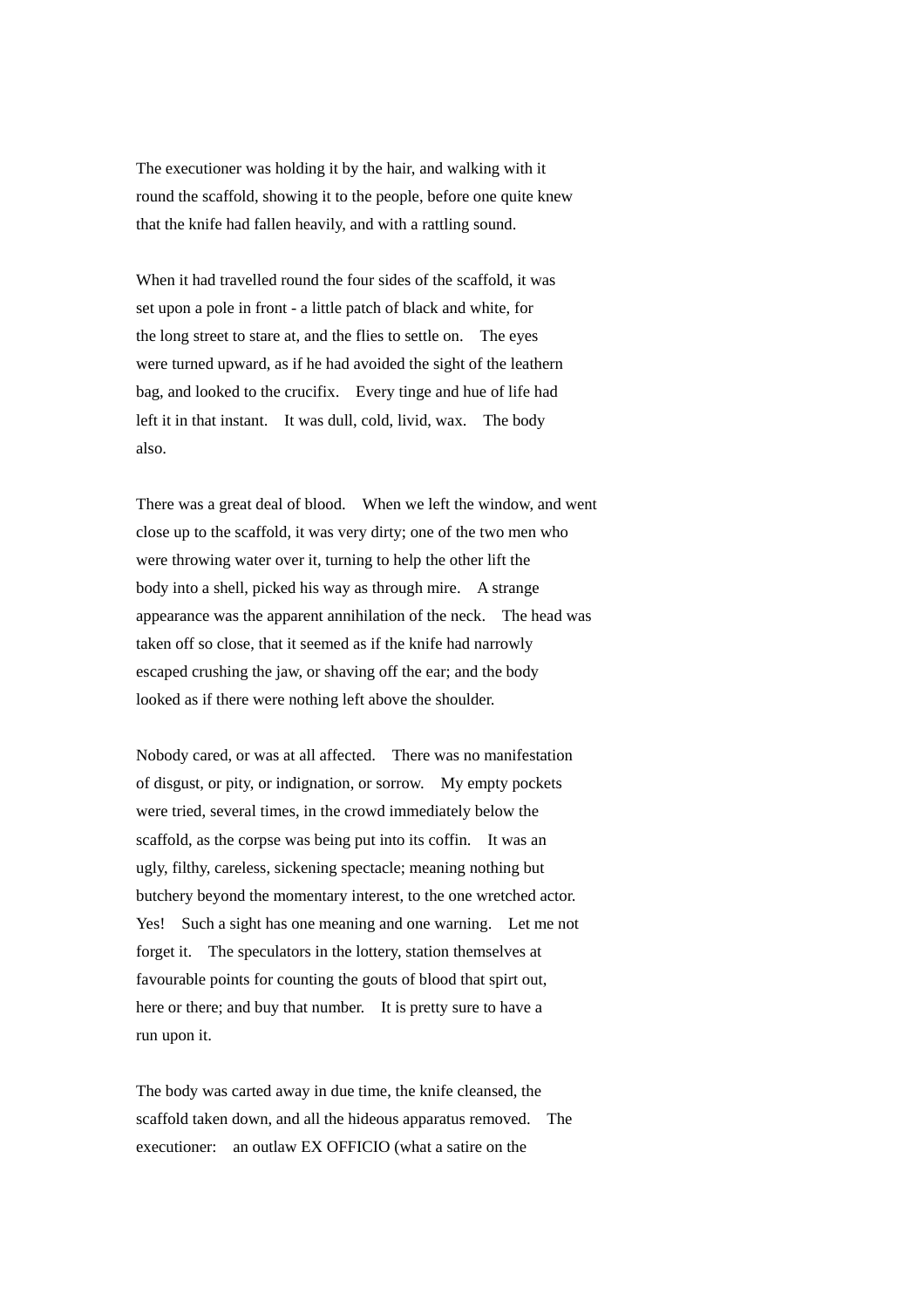The executioner was holding it by the hair, and walking with it round the scaffold, showing it to the people, before one quite knew that the knife had fallen heavily, and with a rattling sound.

When it had travelled round the four sides of the scaffold, it was set upon a pole in front - a little patch of black and white, for the long street to stare at, and the flies to settle on. The eyes were turned upward, as if he had avoided the sight of the leathern bag, and looked to the crucifix. Every tinge and hue of life had left it in that instant. It was dull, cold, livid, wax. The body also.

There was a great deal of blood. When we left the window, and went close up to the scaffold, it was very dirty; one of the two men who were throwing water over it, turning to help the other lift the body into a shell, picked his way as through mire. A strange appearance was the apparent annihilation of the neck. The head was taken off so close, that it seemed as if the knife had narrowly escaped crushing the jaw, or shaving off the ear; and the body looked as if there were nothing left above the shoulder.

Nobody cared, or was at all affected. There was no manifestation of disgust, or pity, or indignation, or sorrow. My empty pockets were tried, several times, in the crowd immediately below the scaffold, as the corpse was being put into its coffin. It was an ugly, filthy, careless, sickening spectacle; meaning nothing but butchery beyond the momentary interest, to the one wretched actor. Yes! Such a sight has one meaning and one warning. Let me not forget it. The speculators in the lottery, station themselves at favourable points for counting the gouts of blood that spirt out, here or there; and buy that number. It is pretty sure to have a run upon it.

The body was carted away in due time, the knife cleansed, the scaffold taken down, and all the hideous apparatus removed. The executioner: an outlaw EX OFFICIO (what a satire on the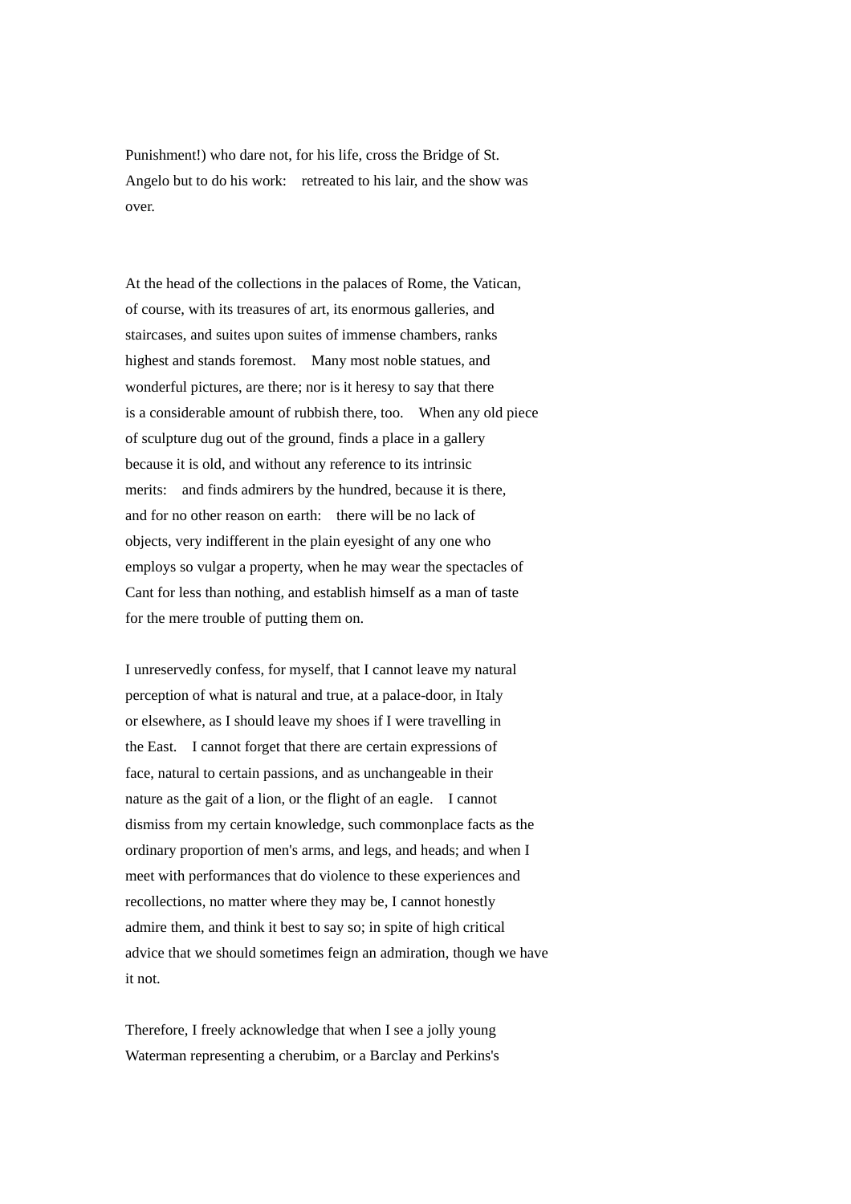Punishment!) who dare not, for his life, cross the Bridge of St. Angelo but to do his work: retreated to his lair, and the show was over.

At the head of the collections in the palaces of Rome, the Vatican, of course, with its treasures of art, its enormous galleries, and staircases, and suites upon suites of immense chambers, ranks highest and stands foremost. Many most noble statues, and wonderful pictures, are there; nor is it heresy to say that there is a considerable amount of rubbish there, too. When any old piece of sculpture dug out of the ground, finds a place in a gallery because it is old, and without any reference to its intrinsic merits: and finds admirers by the hundred, because it is there, and for no other reason on earth: there will be no lack of objects, very indifferent in the plain eyesight of any one who employs so vulgar a property, when he may wear the spectacles of Cant for less than nothing, and establish himself as a man of taste for the mere trouble of putting them on.

I unreservedly confess, for myself, that I cannot leave my natural perception of what is natural and true, at a palace-door, in Italy or elsewhere, as I should leave my shoes if I were travelling in the East. I cannot forget that there are certain expressions of face, natural to certain passions, and as unchangeable in their nature as the gait of a lion, or the flight of an eagle. I cannot dismiss from my certain knowledge, such commonplace facts as the ordinary proportion of men's arms, and legs, and heads; and when I meet with performances that do violence to these experiences and recollections, no matter where they may be, I cannot honestly admire them, and think it best to say so; in spite of high critical advice that we should sometimes feign an admiration, though we have it not.

Therefore, I freely acknowledge that when I see a jolly young Waterman representing a cherubim, or a Barclay and Perkins's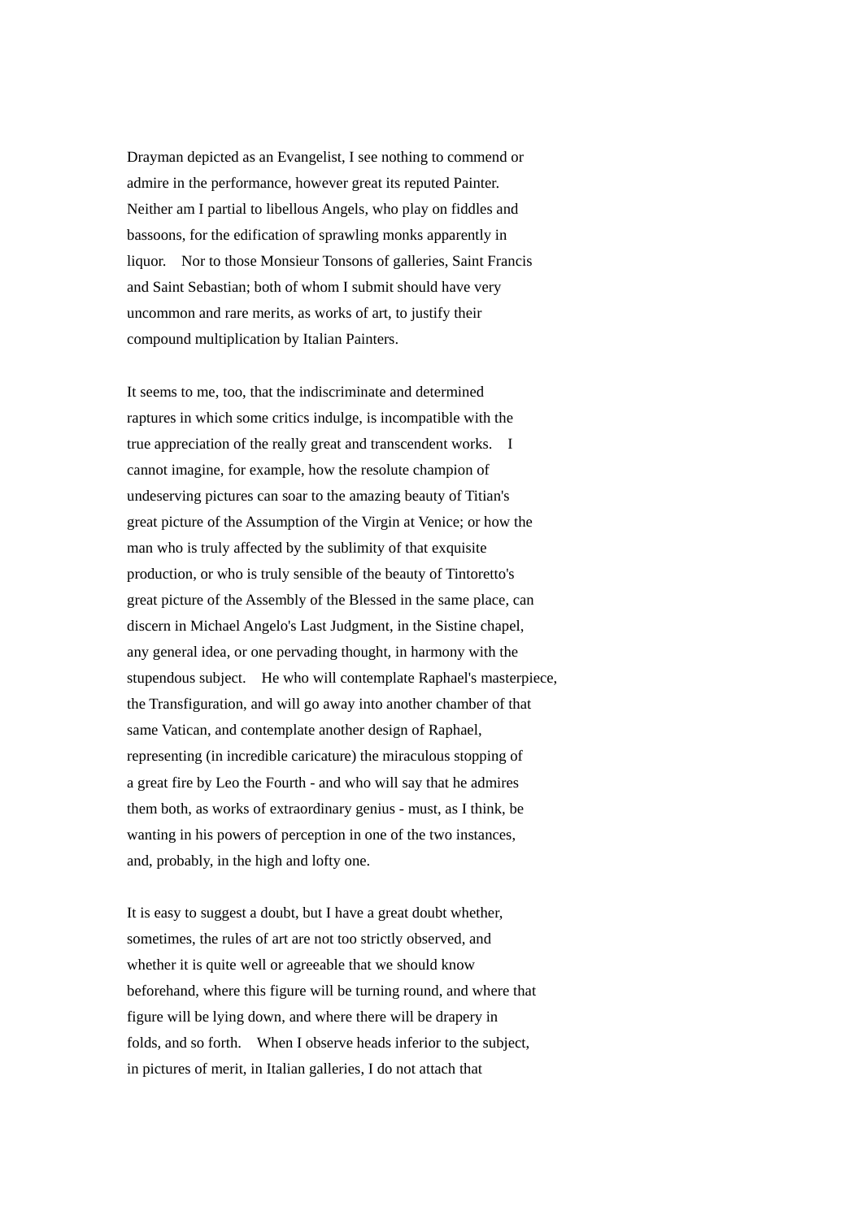Drayman depicted as an Evangelist, I see nothing to commend or admire in the performance, however great its reputed Painter. Neither am I partial to libellous Angels, who play on fiddles and bassoons, for the edification of sprawling monks apparently in liquor. Nor to those Monsieur Tonsons of galleries, Saint Francis and Saint Sebastian; both of whom I submit should have very uncommon and rare merits, as works of art, to justify their compound multiplication by Italian Painters.

It seems to me, too, that the indiscriminate and determined raptures in which some critics indulge, is incompatible with the true appreciation of the really great and transcendent works. I cannot imagine, for example, how the resolute champion of undeserving pictures can soar to the amazing beauty of Titian's great picture of the Assumption of the Virgin at Venice; or how the man who is truly affected by the sublimity of that exquisite production, or who is truly sensible of the beauty of Tintoretto's great picture of the Assembly of the Blessed in the same place, can discern in Michael Angelo's Last Judgment, in the Sistine chapel, any general idea, or one pervading thought, in harmony with the stupendous subject. He who will contemplate Raphael's masterpiece, the Transfiguration, and will go away into another chamber of that same Vatican, and contemplate another design of Raphael, representing (in incredible caricature) the miraculous stopping of a great fire by Leo the Fourth - and who will say that he admires them both, as works of extraordinary genius - must, as I think, be wanting in his powers of perception in one of the two instances, and, probably, in the high and lofty one.

It is easy to suggest a doubt, but I have a great doubt whether, sometimes, the rules of art are not too strictly observed, and whether it is quite well or agreeable that we should know beforehand, where this figure will be turning round, and where that figure will be lying down, and where there will be drapery in folds, and so forth. When I observe heads inferior to the subject, in pictures of merit, in Italian galleries, I do not attach that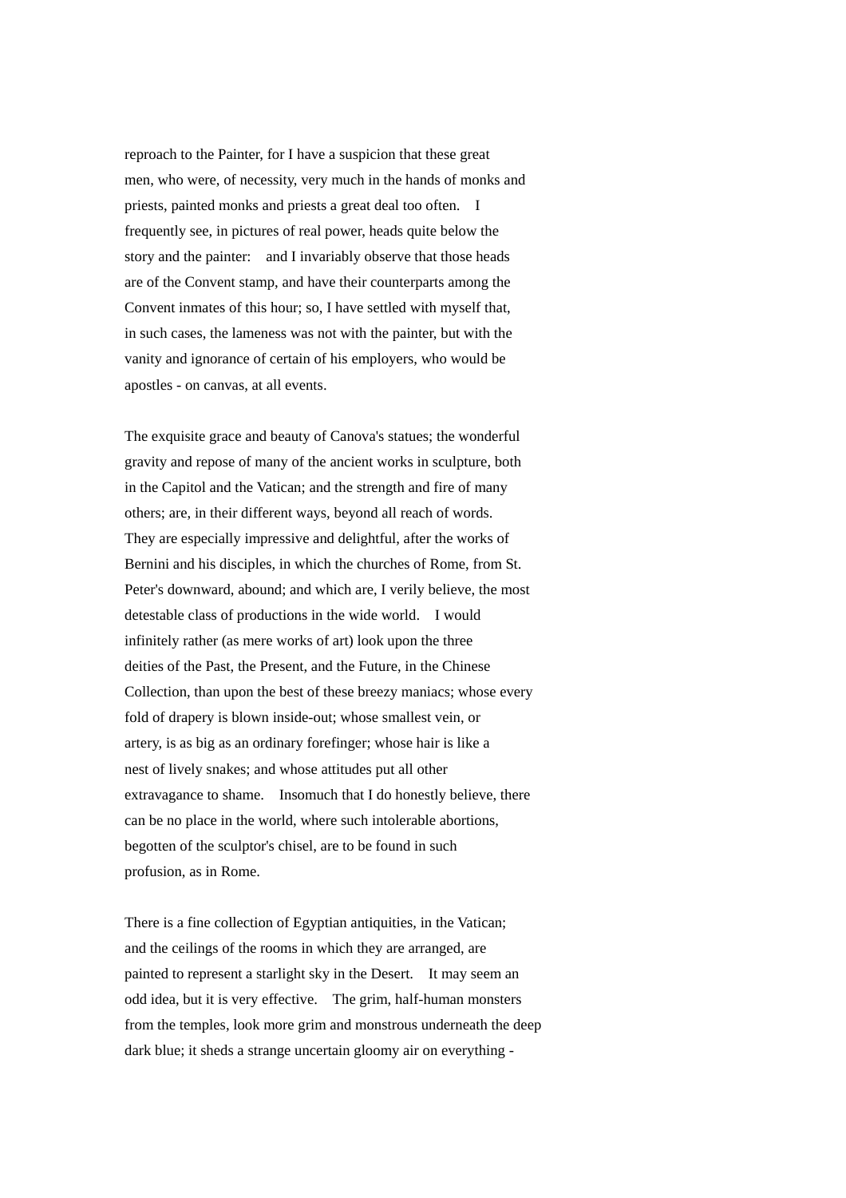reproach to the Painter, for I have a suspicion that these great men, who were, of necessity, very much in the hands of monks and priests, painted monks and priests a great deal too often. I frequently see, in pictures of real power, heads quite below the story and the painter: and I invariably observe that those heads are of the Convent stamp, and have their counterparts among the Convent inmates of this hour; so, I have settled with myself that, in such cases, the lameness was not with the painter, but with the vanity and ignorance of certain of his employers, who would be apostles - on canvas, at all events.

The exquisite grace and beauty of Canova's statues; the wonderful gravity and repose of many of the ancient works in sculpture, both in the Capitol and the Vatican; and the strength and fire of many others; are, in their different ways, beyond all reach of words. They are especially impressive and delightful, after the works of Bernini and his disciples, in which the churches of Rome, from St. Peter's downward, abound; and which are, I verily believe, the most detestable class of productions in the wide world. I would infinitely rather (as mere works of art) look upon the three deities of the Past, the Present, and the Future, in the Chinese Collection, than upon the best of these breezy maniacs; whose every fold of drapery is blown inside-out; whose smallest vein, or artery, is as big as an ordinary forefinger; whose hair is like a nest of lively snakes; and whose attitudes put all other extravagance to shame. Insomuch that I do honestly believe, there can be no place in the world, where such intolerable abortions, begotten of the sculptor's chisel, are to be found in such profusion, as in Rome.

There is a fine collection of Egyptian antiquities, in the Vatican; and the ceilings of the rooms in which they are arranged, are painted to represent a starlight sky in the Desert. It may seem an odd idea, but it is very effective. The grim, half-human monsters from the temples, look more grim and monstrous underneath the deep dark blue; it sheds a strange uncertain gloomy air on everything -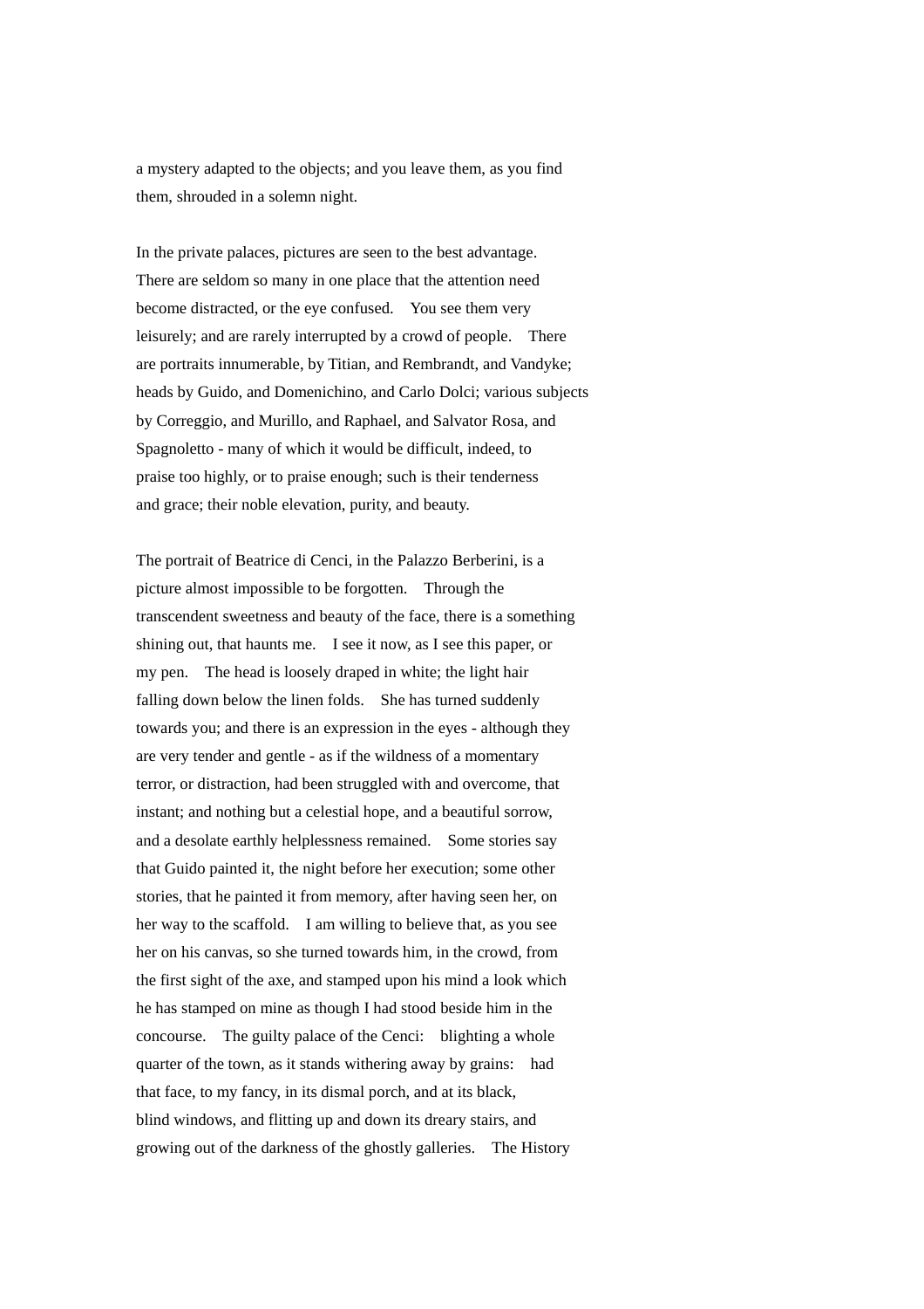a mystery adapted to the objects; and you leave them, as you find them, shrouded in a solemn night.

In the private palaces, pictures are seen to the best advantage. There are seldom so many in one place that the attention need become distracted, or the eye confused. You see them very leisurely; and are rarely interrupted by a crowd of people. There are portraits innumerable, by Titian, and Rembrandt, and Vandyke; heads by Guido, and Domenichino, and Carlo Dolci; various subjects by Correggio, and Murillo, and Raphael, and Salvator Rosa, and Spagnoletto - many of which it would be difficult, indeed, to praise too highly, or to praise enough; such is their tenderness and grace; their noble elevation, purity, and beauty.

The portrait of Beatrice di Cenci, in the Palazzo Berberini, is a picture almost impossible to be forgotten. Through the transcendent sweetness and beauty of the face, there is a something shining out, that haunts me. I see it now, as I see this paper, or my pen. The head is loosely draped in white; the light hair falling down below the linen folds. She has turned suddenly towards you; and there is an expression in the eyes - although they are very tender and gentle - as if the wildness of a momentary terror, or distraction, had been struggled with and overcome, that instant; and nothing but a celestial hope, and a beautiful sorrow, and a desolate earthly helplessness remained. Some stories say that Guido painted it, the night before her execution; some other stories, that he painted it from memory, after having seen her, on her way to the scaffold. I am willing to believe that, as you see her on his canvas, so she turned towards him, in the crowd, from the first sight of the axe, and stamped upon his mind a look which he has stamped on mine as though I had stood beside him in the concourse. The guilty palace of the Cenci: blighting a whole quarter of the town, as it stands withering away by grains: had that face, to my fancy, in its dismal porch, and at its black, blind windows, and flitting up and down its dreary stairs, and growing out of the darkness of the ghostly galleries. The History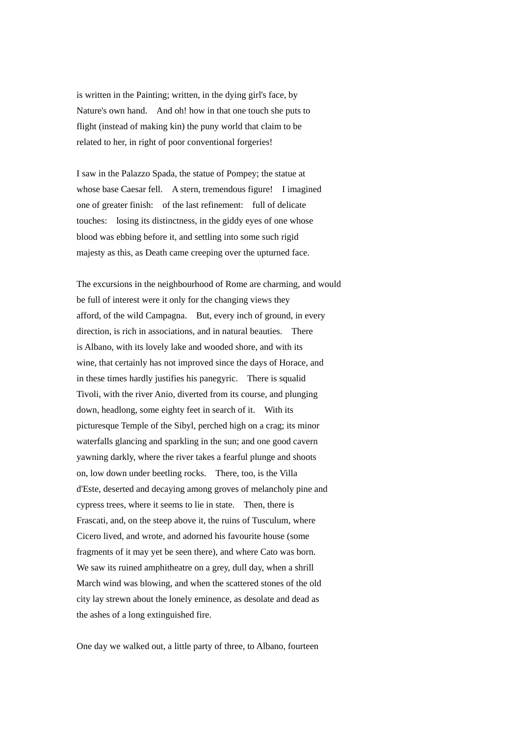is written in the Painting; written, in the dying girl's face, by Nature's own hand. And oh! how in that one touch she puts to flight (instead of making kin) the puny world that claim to be related to her, in right of poor conventional forgeries!

I saw in the Palazzo Spada, the statue of Pompey; the statue at whose base Caesar fell. A stern, tremendous figure! I imagined one of greater finish: of the last refinement: full of delicate touches: losing its distinctness, in the giddy eyes of one whose blood was ebbing before it, and settling into some such rigid majesty as this, as Death came creeping over the upturned face.

The excursions in the neighbourhood of Rome are charming, and would be full of interest were it only for the changing views they afford, of the wild Campagna. But, every inch of ground, in every direction, is rich in associations, and in natural beauties. There is Albano, with its lovely lake and wooded shore, and with its wine, that certainly has not improved since the days of Horace, and in these times hardly justifies his panegyric. There is squalid Tivoli, with the river Anio, diverted from its course, and plunging down, headlong, some eighty feet in search of it. With its picturesque Temple of the Sibyl, perched high on a crag; its minor waterfalls glancing and sparkling in the sun; and one good cavern yawning darkly, where the river takes a fearful plunge and shoots on, low down under beetling rocks. There, too, is the Villa d'Este, deserted and decaying among groves of melancholy pine and cypress trees, where it seems to lie in state. Then, there is Frascati, and, on the steep above it, the ruins of Tusculum, where Cicero lived, and wrote, and adorned his favourite house (some fragments of it may yet be seen there), and where Cato was born. We saw its ruined amphitheatre on a grey, dull day, when a shrill March wind was blowing, and when the scattered stones of the old city lay strewn about the lonely eminence, as desolate and dead as the ashes of a long extinguished fire.

One day we walked out, a little party of three, to Albano, fourteen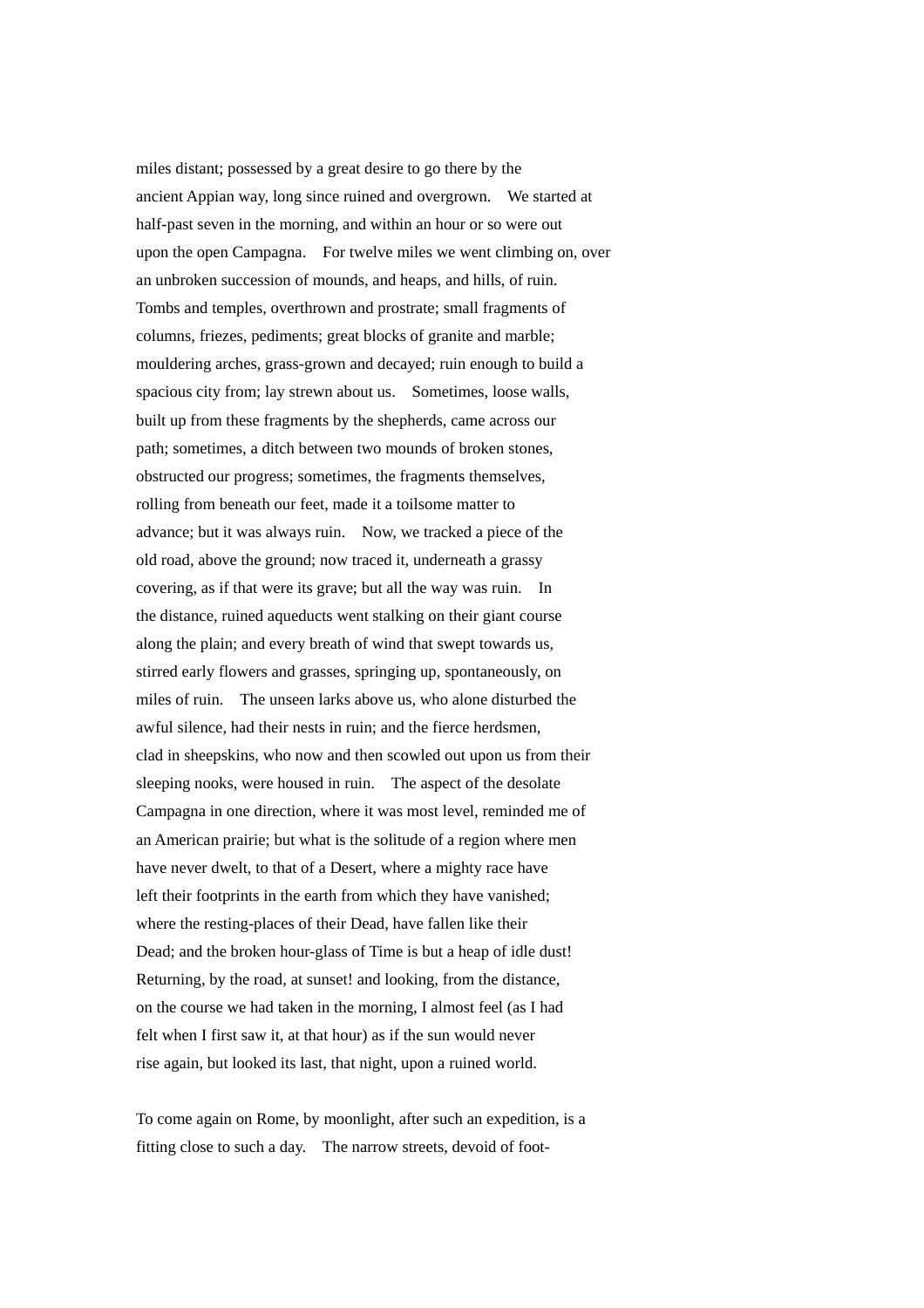miles distant; possessed by a great desire to go there by the ancient Appian way, long since ruined and overgrown.  We started at half-past seven in the morning, and within an hour or so were out upon the open Campagna.  For twelve miles we went climbing on, over an unbroken succession of mounds, and heaps, and hills, of ruin. Tombs and temples, overthrown and prostrate; small fragments of columns, friezes, pediments; great blocks of granite and marble; mouldering arches, grass-grown and decayed; ruin enough to build a spacious city from; lay strewn about us.  Sometimes, loose walls, built up from these fragments by the shepherds, came across our path; sometimes, a ditch between two mounds of broken stones, obstructed our progress; sometimes, the fragments themselves, rolling from beneath our feet, made it a toilsome matter to advance; but it was always ruin.  Now, we tracked a piece of the old road, above the ground; now traced it, underneath a grassy covering, as if that were its grave; but all the way was ruin.  In the distance, ruined aqueducts went stalking on their giant course along the plain; and every breath of wind that swept towards us, stirred early flowers and grasses, springing up, spontaneously, on miles of ruin.  The unseen larks above us, who alone disturbed the awful silence, had their nests in ruin; and the fierce herdsmen, clad in sheepskins, who now and then scowled out upon us from their sleeping nooks, were housed in ruin.  The aspect of the desolate Campagna in one direction, where it was most level, reminded me of an American prairie; but what is the solitude of a region where men have never dwelt, to that of a Desert, where a mighty race have left their footprints in the earth from which they have vanished; where the resting-places of their Dead, have fallen like their Dead; and the broken hour-glass of Time is but a heap of idle dust! Returning, by the road, at sunset! and looking, from the distance, on the course we had taken in the morning, I almost feel (as I had felt when I first saw it, at that hour) as if the sun would never rise again, but looked its last, that night, upon a ruined world.

To come again on Rome, by moonlight, after such an expedition, is a fitting close to such a day.  The narrow streets, devoid of foot-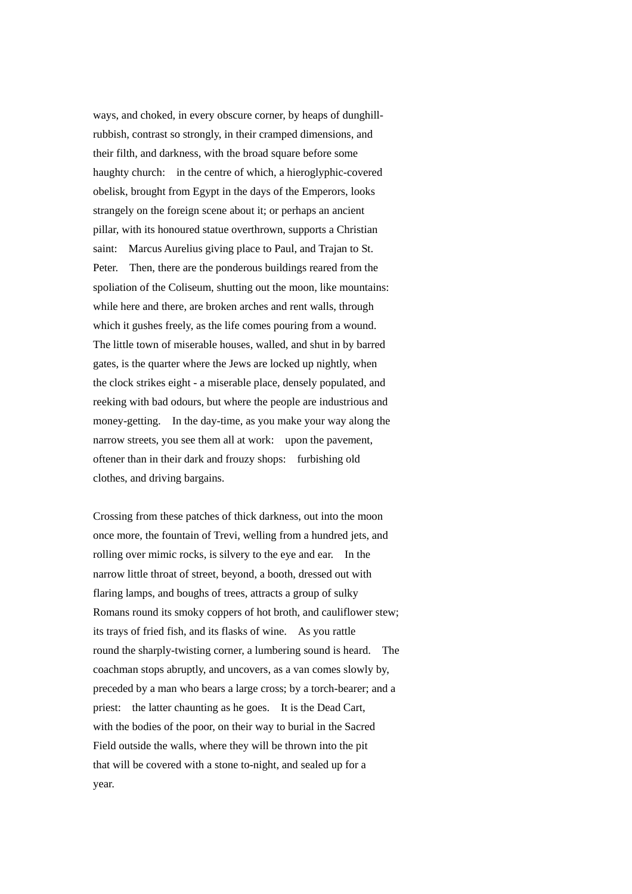ways, and choked, in every obscure corner, by heaps of dunghill-rubbish, contrast so strongly, in their cramped dimensions, and their filth, and darkness, with the broad square before some haughty church: in the centre of which, a hieroglyphic-covered obelisk, brought from Egypt in the days of the Emperors, looks strangely on the foreign scene about it; or perhaps an ancient pillar, with its honoured statue overthrown, supports a Christian saint: Marcus Aurelius giving place to Paul, and Trajan to St. Peter. Then, there are the ponderous buildings reared from the spoliation of the Coliseum, shutting out the moon, like mountains: while here and there, are broken arches and rent walls, through which it gushes freely, as the life comes pouring from a wound. The little town of miserable houses, walled, and shut in by barred gates, is the quarter where the Jews are locked up nightly, when the clock strikes eight - a miserable place, densely populated, and reeking with bad odours, but where the people are industrious and money-getting. In the day-time, as you make your way along the narrow streets, you see them all at work: upon the pavement, oftener than in their dark and frouzy shops: furbishing old clothes, and driving bargains.

Crossing from these patches of thick darkness, out into the moon once more, the fountain of Trevi, welling from a hundred jets, and rolling over mimic rocks, is silvery to the eye and ear. In the narrow little throat of street, beyond, a booth, dressed out with flaring lamps, and boughs of trees, attracts a group of sulky Romans round its smoky coppers of hot broth, and cauliflower stew; its trays of fried fish, and its flasks of wine. As you rattle round the sharply-twisting corner, a lumbering sound is heard. The coachman stops abruptly, and uncovers, as a van comes slowly by, preceded by a man who bears a large cross; by a torch-bearer; and a priest: the latter chaunting as he goes. It is the Dead Cart, with the bodies of the poor, on their way to burial in the Sacred Field outside the walls, where they will be thrown into the pit that will be covered with a stone to-night, and sealed up for a year.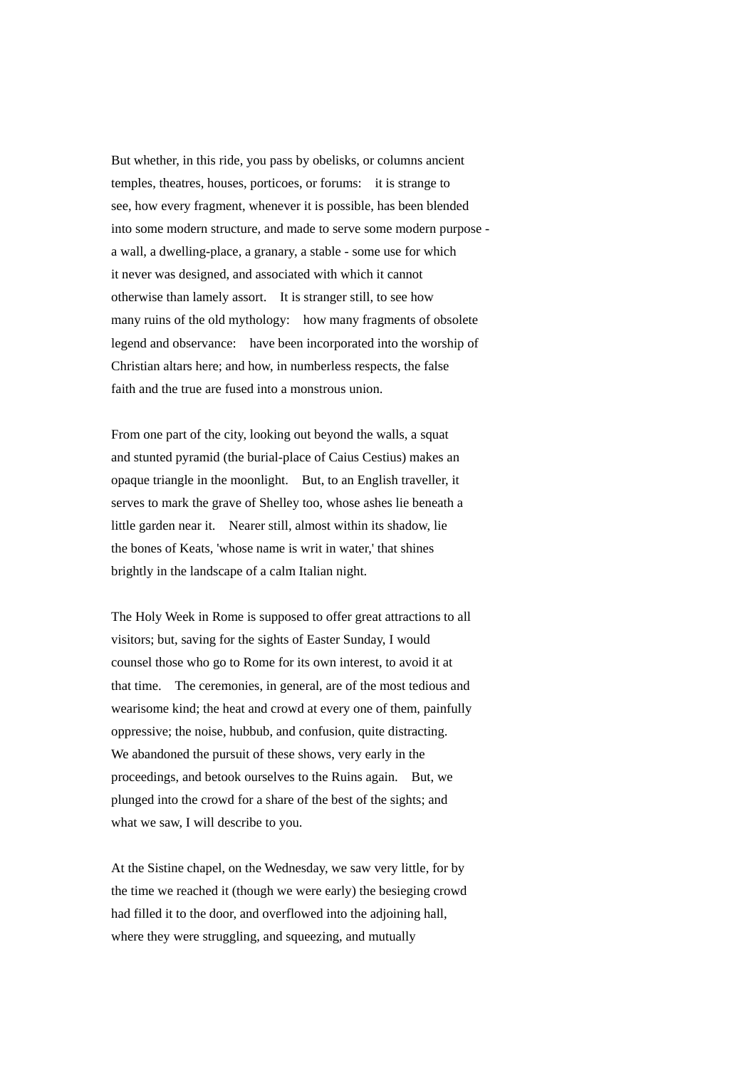But whether, in this ride, you pass by obelisks, or columns ancient temples, theatres, houses, porticoes, or forums: it is strange to see, how every fragment, whenever it is possible, has been blended into some modern structure, and made to serve some modern purpose - a wall, a dwelling-place, a granary, a stable - some use for which it never was designed, and associated with which it cannot otherwise than lamely assort. It is stranger still, to see how many ruins of the old mythology: how many fragments of obsolete legend and observance: have been incorporated into the worship of Christian altars here; and how, in numberless respects, the false faith and the true are fused into a monstrous union.

From one part of the city, looking out beyond the walls, a squat and stunted pyramid (the burial-place of Caius Cestius) makes an opaque triangle in the moonlight. But, to an English traveller, it serves to mark the grave of Shelley too, whose ashes lie beneath a little garden near it. Nearer still, almost within its shadow, lie the bones of Keats, 'whose name is writ in water,' that shines brightly in the landscape of a calm Italian night.

The Holy Week in Rome is supposed to offer great attractions to all visitors; but, saving for the sights of Easter Sunday, I would counsel those who go to Rome for its own interest, to avoid it at that time. The ceremonies, in general, are of the most tedious and wearisome kind; the heat and crowd at every one of them, painfully oppressive; the noise, hubbub, and confusion, quite distracting. We abandoned the pursuit of these shows, very early in the proceedings, and betook ourselves to the Ruins again. But, we plunged into the crowd for a share of the best of the sights; and what we saw, I will describe to you.

At the Sistine chapel, on the Wednesday, we saw very little, for by the time we reached it (though we were early) the besieging crowd had filled it to the door, and overflowed into the adjoining hall, where they were struggling, and squeezing, and mutually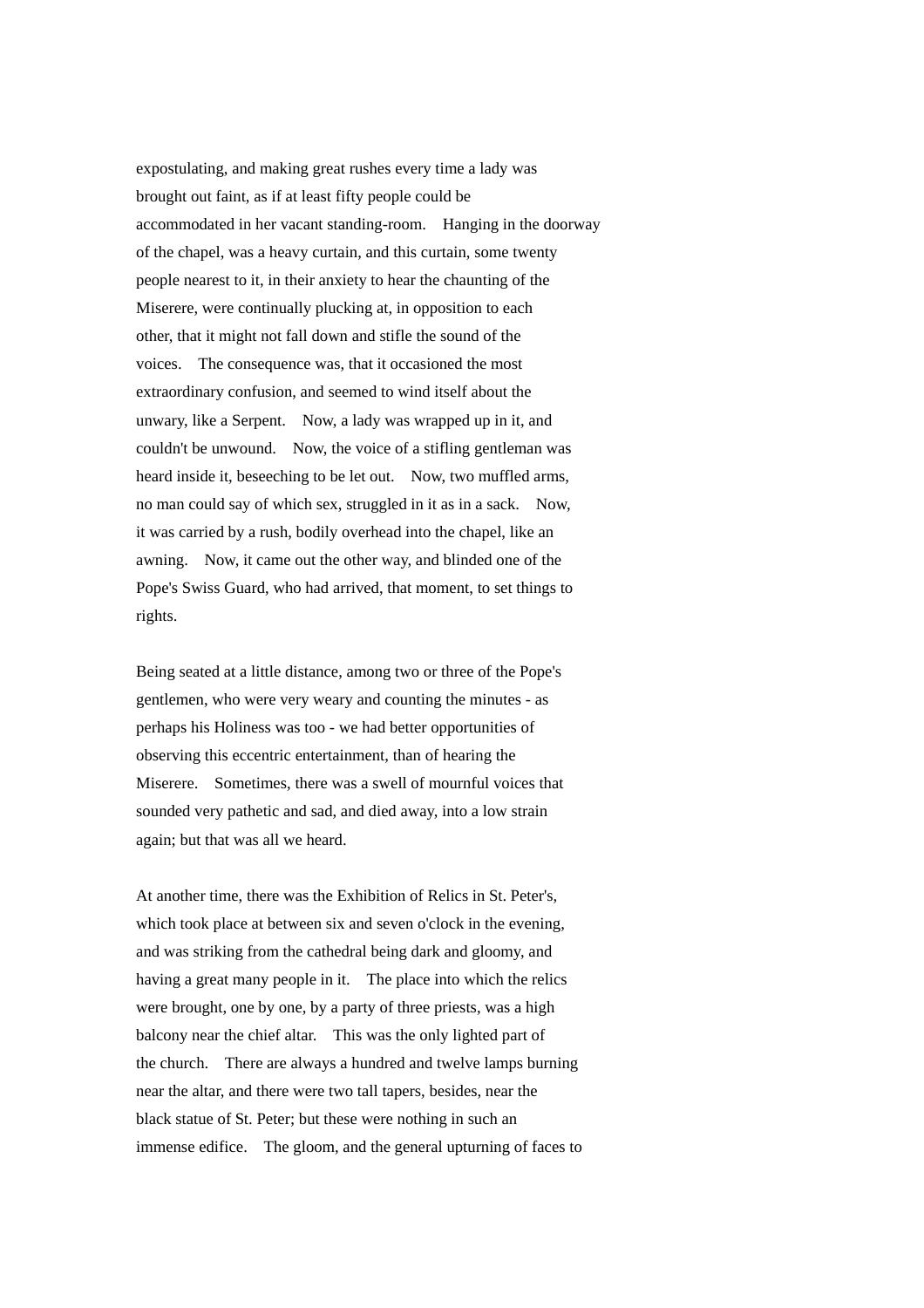expostulating, and making great rushes every time a lady was brought out faint, as if at least fifty people could be accommodated in her vacant standing-room. Hanging in the doorway of the chapel, was a heavy curtain, and this curtain, some twenty people nearest to it, in their anxiety to hear the chaunting of the Miserere, were continually plucking at, in opposition to each other, that it might not fall down and stifle the sound of the voices. The consequence was, that it occasioned the most extraordinary confusion, and seemed to wind itself about the unwary, like a Serpent. Now, a lady was wrapped up in it, and couldn't be unwound. Now, the voice of a stifling gentleman was heard inside it, beseeching to be let out. Now, two muffled arms, no man could say of which sex, struggled in it as in a sack. Now, it was carried by a rush, bodily overhead into the chapel, like an awning. Now, it came out the other way, and blinded one of the Pope's Swiss Guard, who had arrived, that moment, to set things to rights.

Being seated at a little distance, among two or three of the Pope's gentlemen, who were very weary and counting the minutes - as perhaps his Holiness was too - we had better opportunities of observing this eccentric entertainment, than of hearing the Miserere. Sometimes, there was a swell of mournful voices that sounded very pathetic and sad, and died away, into a low strain again; but that was all we heard.

At another time, there was the Exhibition of Relics in St. Peter's, which took place at between six and seven o'clock in the evening, and was striking from the cathedral being dark and gloomy, and having a great many people in it. The place into which the relics were brought, one by one, by a party of three priests, was a high balcony near the chief altar. This was the only lighted part of the church. There are always a hundred and twelve lamps burning near the altar, and there were two tall tapers, besides, near the black statue of St. Peter; but these were nothing in such an immense edifice. The gloom, and the general upturning of faces to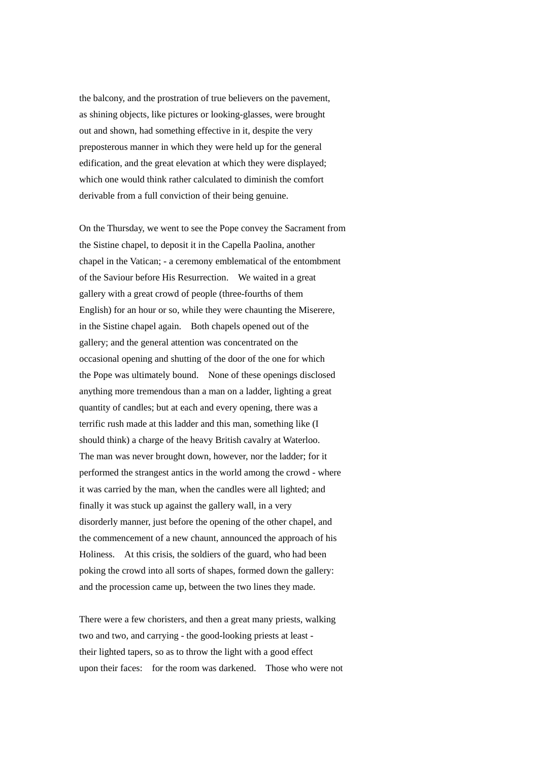the balcony, and the prostration of true believers on the pavement, as shining objects, like pictures or looking-glasses, were brought out and shown, had something effective in it, despite the very preposterous manner in which they were held up for the general edification, and the great elevation at which they were displayed; which one would think rather calculated to diminish the comfort derivable from a full conviction of their being genuine.

On the Thursday, we went to see the Pope convey the Sacrament from the Sistine chapel, to deposit it in the Capella Paolina, another chapel in the Vatican; - a ceremony emblematical of the entombment of the Saviour before His Resurrection. We waited in a great gallery with a great crowd of people (three-fourths of them English) for an hour or so, while they were chaunting the Miserere, in the Sistine chapel again. Both chapels opened out of the gallery; and the general attention was concentrated on the occasional opening and shutting of the door of the one for which the Pope was ultimately bound. None of these openings disclosed anything more tremendous than a man on a ladder, lighting a great quantity of candles; but at each and every opening, there was a terrific rush made at this ladder and this man, something like (I should think) a charge of the heavy British cavalry at Waterloo. The man was never brought down, however, nor the ladder; for it performed the strangest antics in the world among the crowd - where it was carried by the man, when the candles were all lighted; and finally it was stuck up against the gallery wall, in a very disorderly manner, just before the opening of the other chapel, and the commencement of a new chaunt, announced the approach of his Holiness. At this crisis, the soldiers of the guard, who had been poking the crowd into all sorts of shapes, formed down the gallery: and the procession came up, between the two lines they made.

There were a few choristers, and then a great many priests, walking two and two, and carrying - the good-looking priests at least - their lighted tapers, so as to throw the light with a good effect upon their faces: for the room was darkened. Those who were not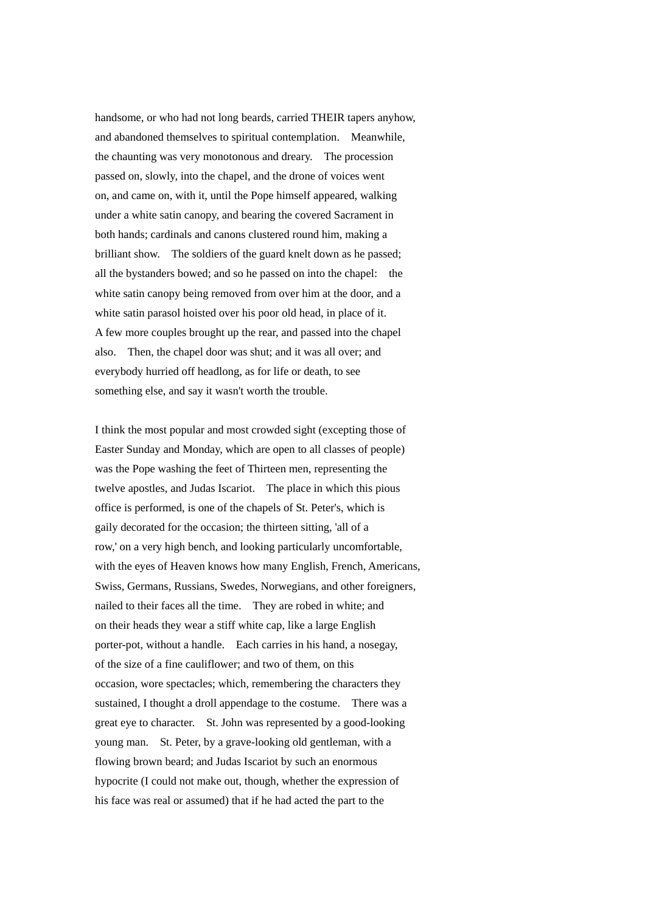handsome, or who had not long beards, carried THEIR tapers anyhow, and abandoned themselves to spiritual contemplation. Meanwhile, the chaunting was very monotonous and dreary. The procession passed on, slowly, into the chapel, and the drone of voices went on, and came on, with it, until the Pope himself appeared, walking under a white satin canopy, and bearing the covered Sacrament in both hands; cardinals and canons clustered round him, making a brilliant show. The soldiers of the guard knelt down as he passed; all the bystanders bowed; and so he passed on into the chapel: the white satin canopy being removed from over him at the door, and a white satin parasol hoisted over his poor old head, in place of it. A few more couples brought up the rear, and passed into the chapel also. Then, the chapel door was shut; and it was all over; and everybody hurried off headlong, as for life or death, to see something else, and say it wasn't worth the trouble.

I think the most popular and most crowded sight (excepting those of Easter Sunday and Monday, which are open to all classes of people) was the Pope washing the feet of Thirteen men, representing the twelve apostles, and Judas Iscariot. The place in which this pious office is performed, is one of the chapels of St. Peter's, which is gaily decorated for the occasion; the thirteen sitting, 'all of a row,' on a very high bench, and looking particularly uncomfortable, with the eyes of Heaven knows how many English, French, Americans, Swiss, Germans, Russians, Swedes, Norwegians, and other foreigners, nailed to their faces all the time. They are robed in white; and on their heads they wear a stiff white cap, like a large English porter-pot, without a handle. Each carries in his hand, a nosegay, of the size of a fine cauliflower; and two of them, on this occasion, wore spectacles; which, remembering the characters they sustained, I thought a droll appendage to the costume. There was a great eye to character. St. John was represented by a good-looking young man. St. Peter, by a grave-looking old gentleman, with a flowing brown beard; and Judas Iscariot by such an enormous hypocrite (I could not make out, though, whether the expression of his face was real or assumed) that if he had acted the part to the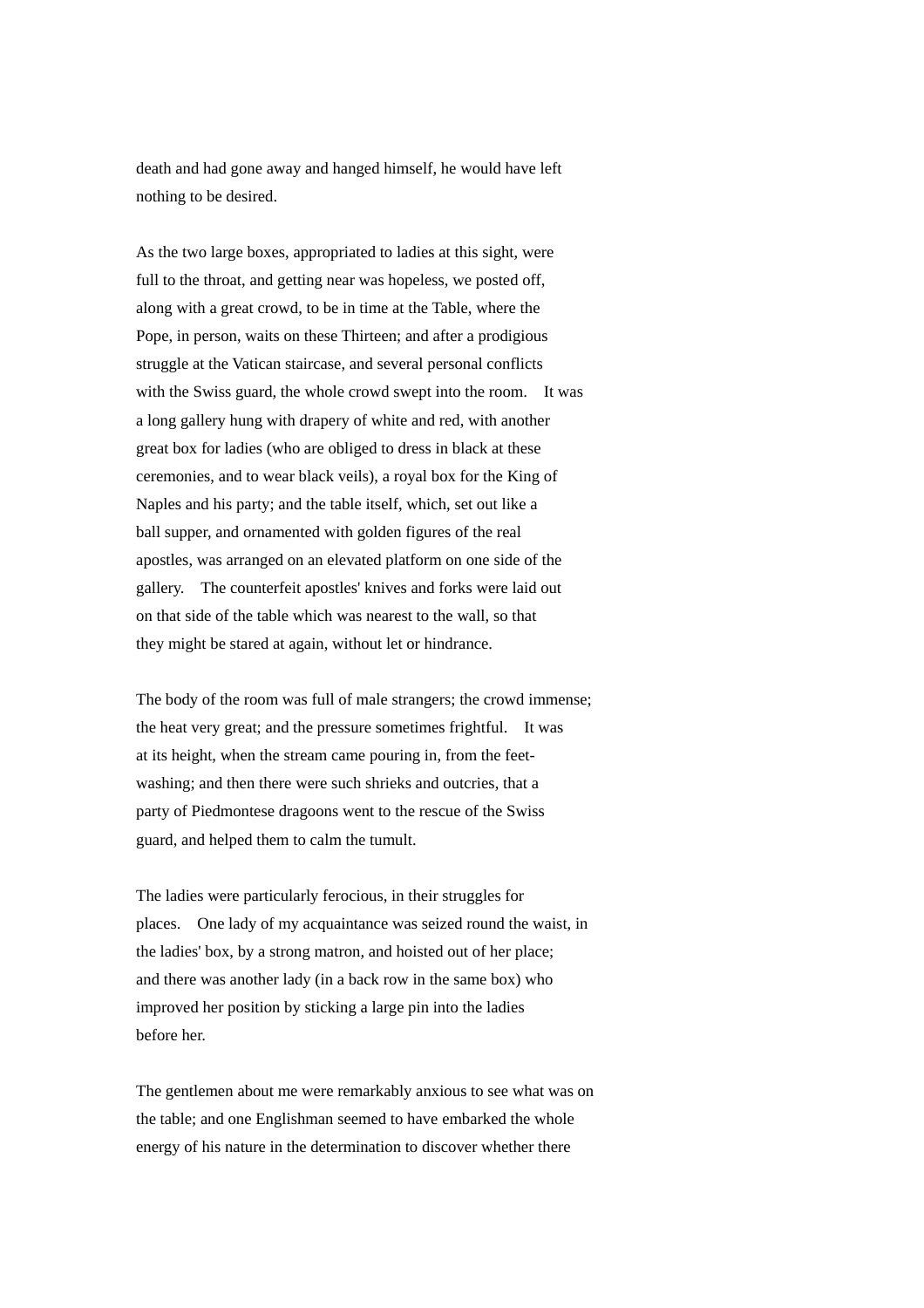death and had gone away and hanged himself, he would have left nothing to be desired.

As the two large boxes, appropriated to ladies at this sight, were full to the throat, and getting near was hopeless, we posted off, along with a great crowd, to be in time at the Table, where the Pope, in person, waits on these Thirteen; and after a prodigious struggle at the Vatican staircase, and several personal conflicts with the Swiss guard, the whole crowd swept into the room. It was a long gallery hung with drapery of white and red, with another great box for ladies (who are obliged to dress in black at these ceremonies, and to wear black veils), a royal box for the King of Naples and his party; and the table itself, which, set out like a ball supper, and ornamented with golden figures of the real apostles, was arranged on an elevated platform on one side of the gallery. The counterfeit apostles' knives and forks were laid out on that side of the table which was nearest to the wall, so that they might be stared at again, without let or hindrance.

The body of the room was full of male strangers; the crowd immense; the heat very great; and the pressure sometimes frightful. It was at its height, when the stream came pouring in, from the feet-washing; and then there were such shrieks and outcries, that a party of Piedmontese dragoons went to the rescue of the Swiss guard, and helped them to calm the tumult.

The ladies were particularly ferocious, in their struggles for places. One lady of my acquaintance was seized round the waist, in the ladies' box, by a strong matron, and hoisted out of her place; and there was another lady (in a back row in the same box) who improved her position by sticking a large pin into the ladies before her.

The gentlemen about me were remarkably anxious to see what was on the table; and one Englishman seemed to have embarked the whole energy of his nature in the determination to discover whether there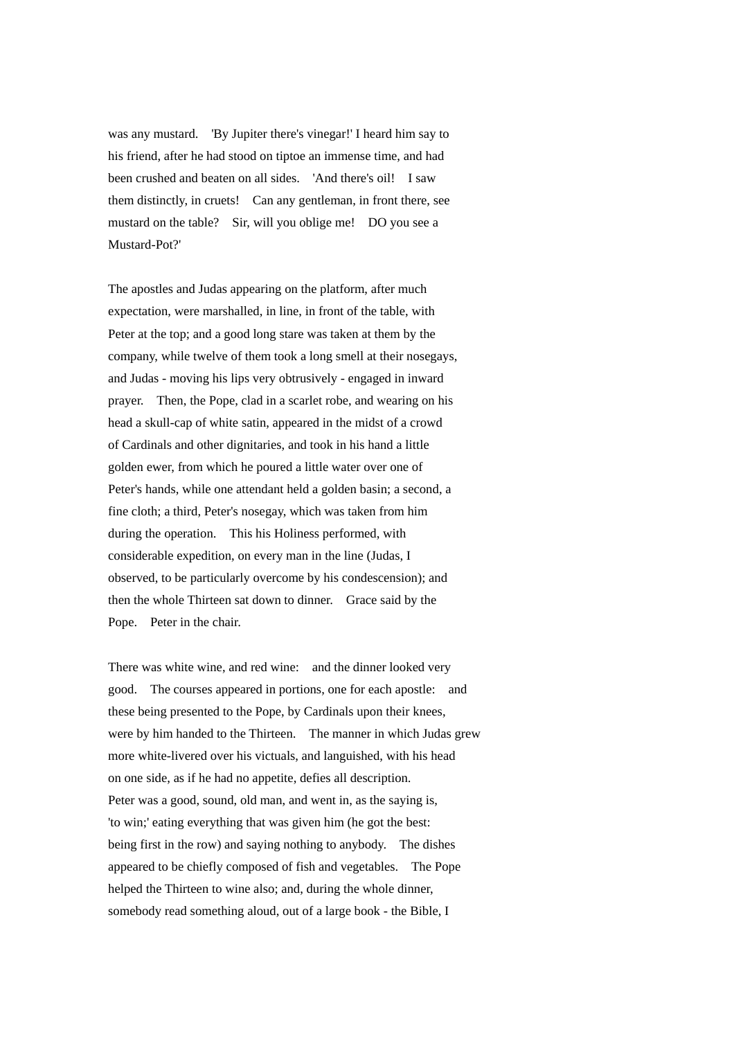was any mustard. 'By Jupiter there's vinegar!' I heard him say to his friend, after he had stood on tiptoe an immense time, and had been crushed and beaten on all sides. 'And there's oil! I saw them distinctly, in cruets! Can any gentleman, in front there, see mustard on the table? Sir, will you oblige me! DO you see a Mustard-Pot?'

The apostles and Judas appearing on the platform, after much expectation, were marshalled, in line, in front of the table, with Peter at the top; and a good long stare was taken at them by the company, while twelve of them took a long smell at their nosegays, and Judas - moving his lips very obtrusively - engaged in inward prayer. Then, the Pope, clad in a scarlet robe, and wearing on his head a skull-cap of white satin, appeared in the midst of a crowd of Cardinals and other dignitaries, and took in his hand a little golden ewer, from which he poured a little water over one of Peter's hands, while one attendant held a golden basin; a second, a fine cloth; a third, Peter's nosegay, which was taken from him during the operation. This his Holiness performed, with considerable expedition, on every man in the line (Judas, I observed, to be particularly overcome by his condescension); and then the whole Thirteen sat down to dinner. Grace said by the Pope. Peter in the chair.

There was white wine, and red wine: and the dinner looked very good. The courses appeared in portions, one for each apostle: and these being presented to the Pope, by Cardinals upon their knees, were by him handed to the Thirteen. The manner in which Judas grew more white-livered over his victuals, and languished, with his head on one side, as if he had no appetite, defies all description. Peter was a good, sound, old man, and went in, as the saying is, 'to win;' eating everything that was given him (he got the best: being first in the row) and saying nothing to anybody. The dishes appeared to be chiefly composed of fish and vegetables. The Pope helped the Thirteen to wine also; and, during the whole dinner, somebody read something aloud, out of a large book - the Bible, I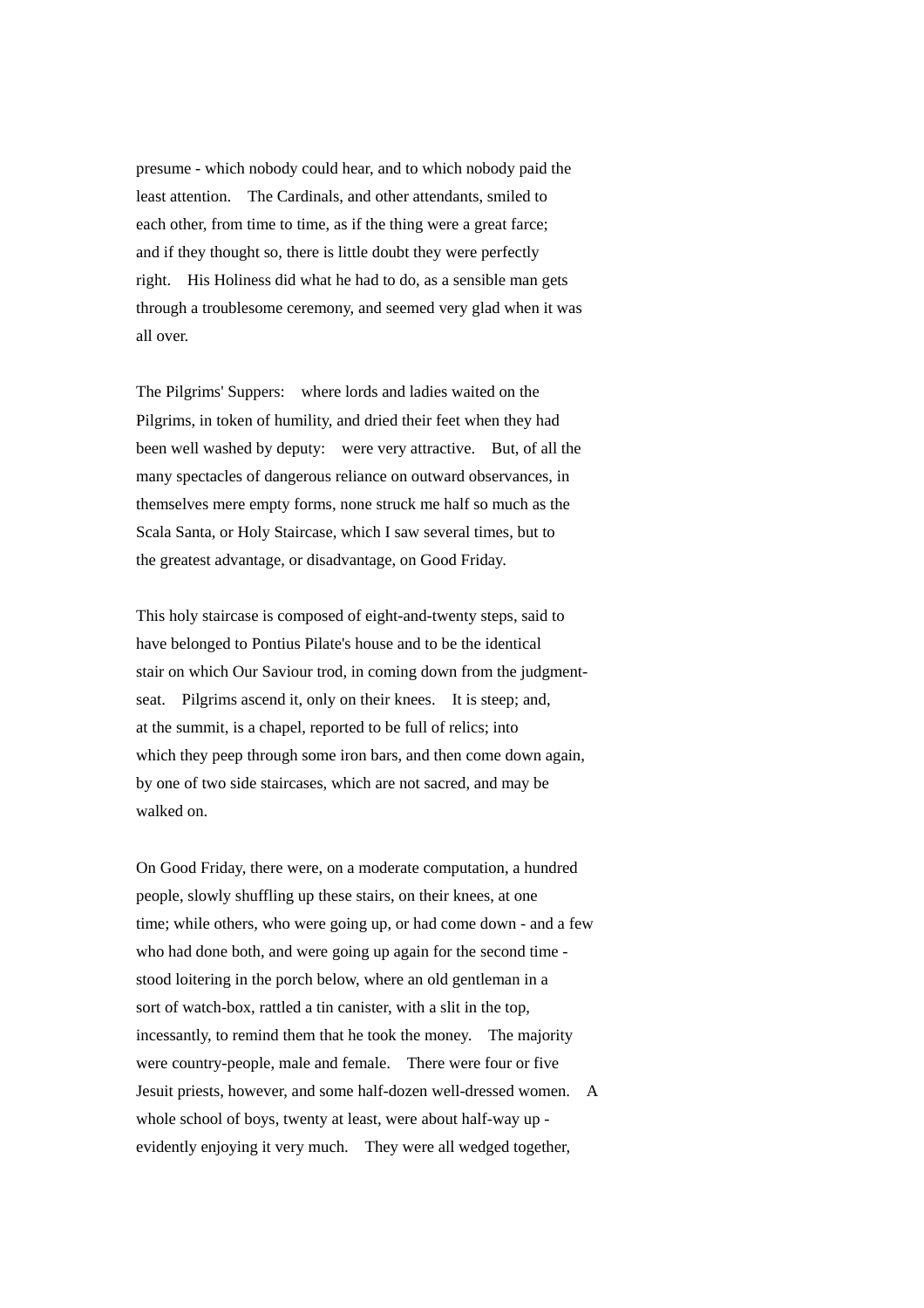presume - which nobody could hear, and to which nobody paid the least attention. The Cardinals, and other attendants, smiled to each other, from time to time, as if the thing were a great farce; and if they thought so, there is little doubt they were perfectly right. His Holiness did what he had to do, as a sensible man gets through a troublesome ceremony, and seemed very glad when it was all over.

The Pilgrims' Suppers: where lords and ladies waited on the Pilgrims, in token of humility, and dried their feet when they had been well washed by deputy: were very attractive. But, of all the many spectacles of dangerous reliance on outward observances, in themselves mere empty forms, none struck me half so much as the Scala Santa, or Holy Staircase, which I saw several times, but to the greatest advantage, or disadvantage, on Good Friday.

This holy staircase is composed of eight-and-twenty steps, said to have belonged to Pontius Pilate's house and to be the identical stair on which Our Saviour trod, in coming down from the judgment-seat. Pilgrims ascend it, only on their knees. It is steep; and, at the summit, is a chapel, reported to be full of relics; into which they peep through some iron bars, and then come down again, by one of two side staircases, which are not sacred, and may be walked on.

On Good Friday, there were, on a moderate computation, a hundred people, slowly shuffling up these stairs, on their knees, at one time; while others, who were going up, or had come down - and a few who had done both, and were going up again for the second time - stood loitering in the porch below, where an old gentleman in a sort of watch-box, rattled a tin canister, with a slit in the top, incessantly, to remind them that he took the money. The majority were country-people, male and female. There were four or five Jesuit priests, however, and some half-dozen well-dressed women. A whole school of boys, twenty at least, were about half-way up - evidently enjoying it very much. They were all wedged together,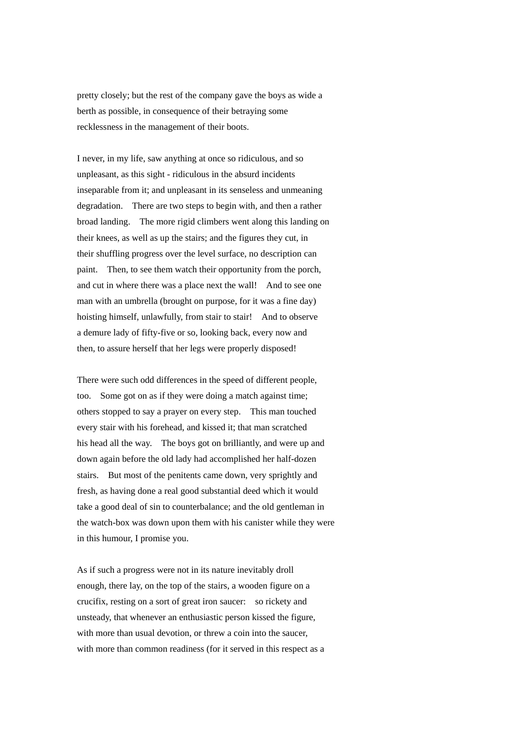pretty closely; but the rest of the company gave the boys as wide a berth as possible, in consequence of their betraying some recklessness in the management of their boots.

I never, in my life, saw anything at once so ridiculous, and so unpleasant, as this sight - ridiculous in the absurd incidents inseparable from it; and unpleasant in its senseless and unmeaning degradation. There are two steps to begin with, and then a rather broad landing. The more rigid climbers went along this landing on their knees, as well as up the stairs; and the figures they cut, in their shuffling progress over the level surface, no description can paint. Then, to see them watch their opportunity from the porch, and cut in where there was a place next the wall! And to see one man with an umbrella (brought on purpose, for it was a fine day) hoisting himself, unlawfully, from stair to stair! And to observe a demure lady of fifty-five or so, looking back, every now and then, to assure herself that her legs were properly disposed!

There were such odd differences in the speed of different people, too. Some got on as if they were doing a match against time; others stopped to say a prayer on every step. This man touched every stair with his forehead, and kissed it; that man scratched his head all the way. The boys got on brilliantly, and were up and down again before the old lady had accomplished her half-dozen stairs. But most of the penitents came down, very sprightly and fresh, as having done a real good substantial deed which it would take a good deal of sin to counterbalance; and the old gentleman in the watch-box was down upon them with his canister while they were in this humour, I promise you.

As if such a progress were not in its nature inevitably droll enough, there lay, on the top of the stairs, a wooden figure on a crucifix, resting on a sort of great iron saucer: so rickety and unsteady, that whenever an enthusiastic person kissed the figure, with more than usual devotion, or threw a coin into the saucer, with more than common readiness (for it served in this respect as a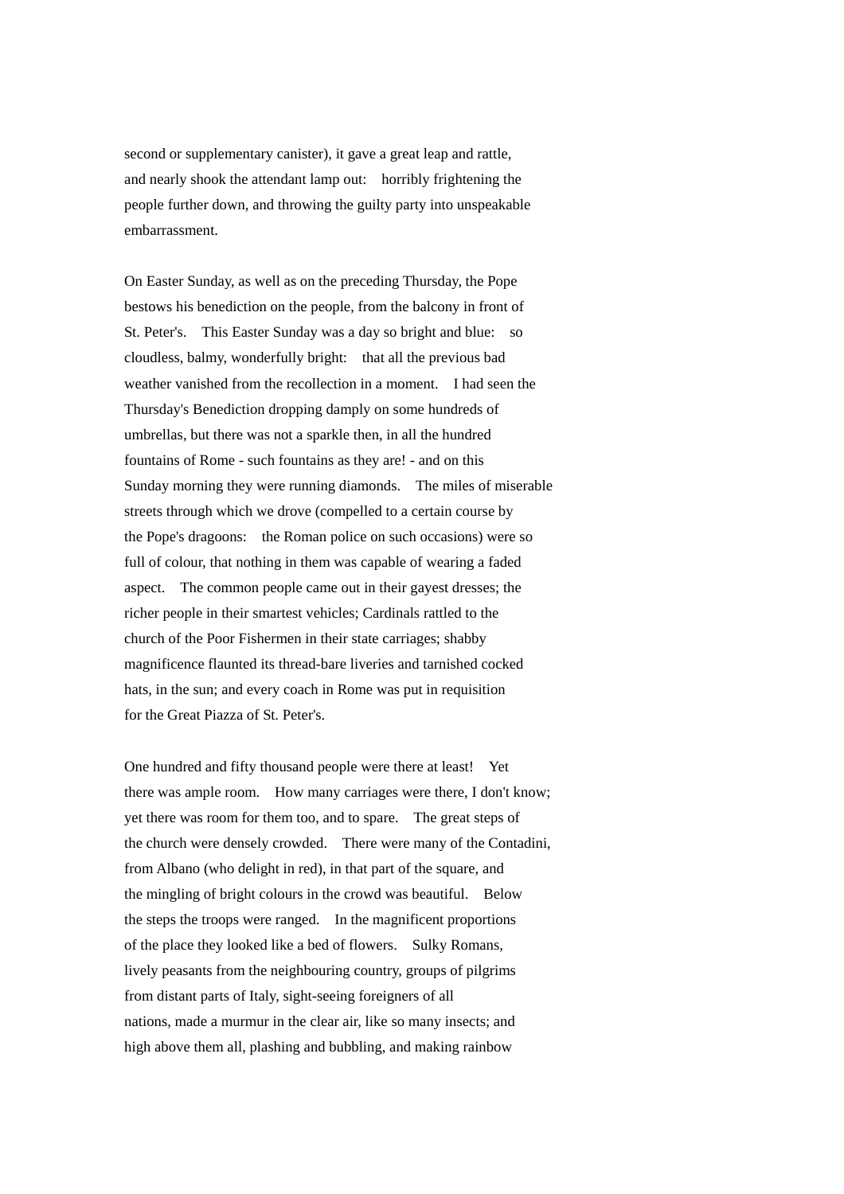second or supplementary canister), it gave a great leap and rattle, and nearly shook the attendant lamp out: horribly frightening the people further down, and throwing the guilty party into unspeakable embarrassment.

On Easter Sunday, as well as on the preceding Thursday, the Pope bestows his benediction on the people, from the balcony in front of St. Peter's. This Easter Sunday was a day so bright and blue: so cloudless, balmy, wonderfully bright: that all the previous bad weather vanished from the recollection in a moment. I had seen the Thursday's Benediction dropping damply on some hundreds of umbrellas, but there was not a sparkle then, in all the hundred fountains of Rome - such fountains as they are! - and on this Sunday morning they were running diamonds. The miles of miserable streets through which we drove (compelled to a certain course by the Pope's dragoons: the Roman police on such occasions) were so full of colour, that nothing in them was capable of wearing a faded aspect. The common people came out in their gayest dresses; the richer people in their smartest vehicles; Cardinals rattled to the church of the Poor Fishermen in their state carriages; shabby magnificence flaunted its thread-bare liveries and tarnished cocked hats, in the sun; and every coach in Rome was put in requisition for the Great Piazza of St. Peter's.

One hundred and fifty thousand people were there at least! Yet there was ample room. How many carriages were there, I don't know; yet there was room for them too, and to spare. The great steps of the church were densely crowded. There were many of the Contadini, from Albano (who delight in red), in that part of the square, and the mingling of bright colours in the crowd was beautiful. Below the steps the troops were ranged. In the magnificent proportions of the place they looked like a bed of flowers. Sulky Romans, lively peasants from the neighbouring country, groups of pilgrims from distant parts of Italy, sight-seeing foreigners of all nations, made a murmur in the clear air, like so many insects; and high above them all, plashing and bubbling, and making rainbow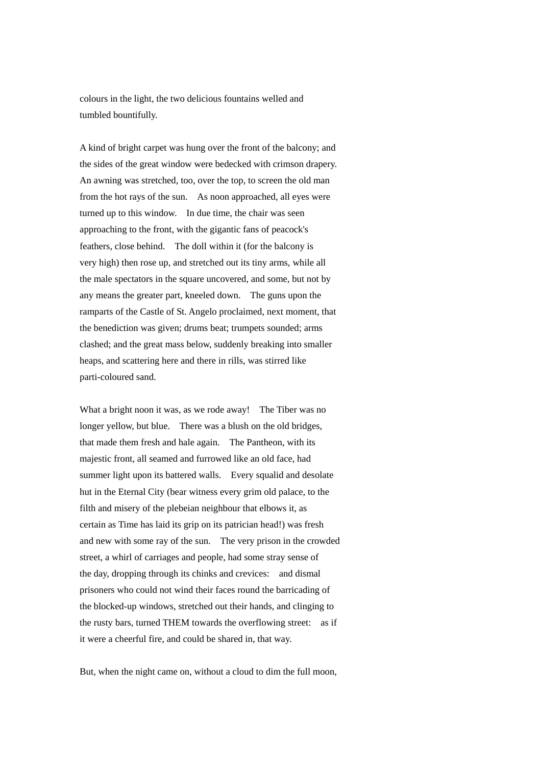colours in the light, the two delicious fountains welled and tumbled bountifully.

A kind of bright carpet was hung over the front of the balcony; and the sides of the great window were bedecked with crimson drapery. An awning was stretched, too, over the top, to screen the old man from the hot rays of the sun. As noon approached, all eyes were turned up to this window. In due time, the chair was seen approaching to the front, with the gigantic fans of peacock's feathers, close behind. The doll within it (for the balcony is very high) then rose up, and stretched out its tiny arms, while all the male spectators in the square uncovered, and some, but not by any means the greater part, kneeled down. The guns upon the ramparts of the Castle of St. Angelo proclaimed, next moment, that the benediction was given; drums beat; trumpets sounded; arms clashed; and the great mass below, suddenly breaking into smaller heaps, and scattering here and there in rills, was stirred like parti-coloured sand.

What a bright noon it was, as we rode away! The Tiber was no longer yellow, but blue. There was a blush on the old bridges, that made them fresh and hale again. The Pantheon, with its majestic front, all seamed and furrowed like an old face, had summer light upon its battered walls. Every squalid and desolate hut in the Eternal City (bear witness every grim old palace, to the filth and misery of the plebeian neighbour that elbows it, as certain as Time has laid its grip on its patrician head!) was fresh and new with some ray of the sun. The very prison in the crowded street, a whirl of carriages and people, had some stray sense of the day, dropping through its chinks and crevices: and dismal prisoners who could not wind their faces round the barricading of the blocked-up windows, stretched out their hands, and clinging to the rusty bars, turned THEM towards the overflowing street: as if it were a cheerful fire, and could be shared in, that way.

But, when the night came on, without a cloud to dim the full moon,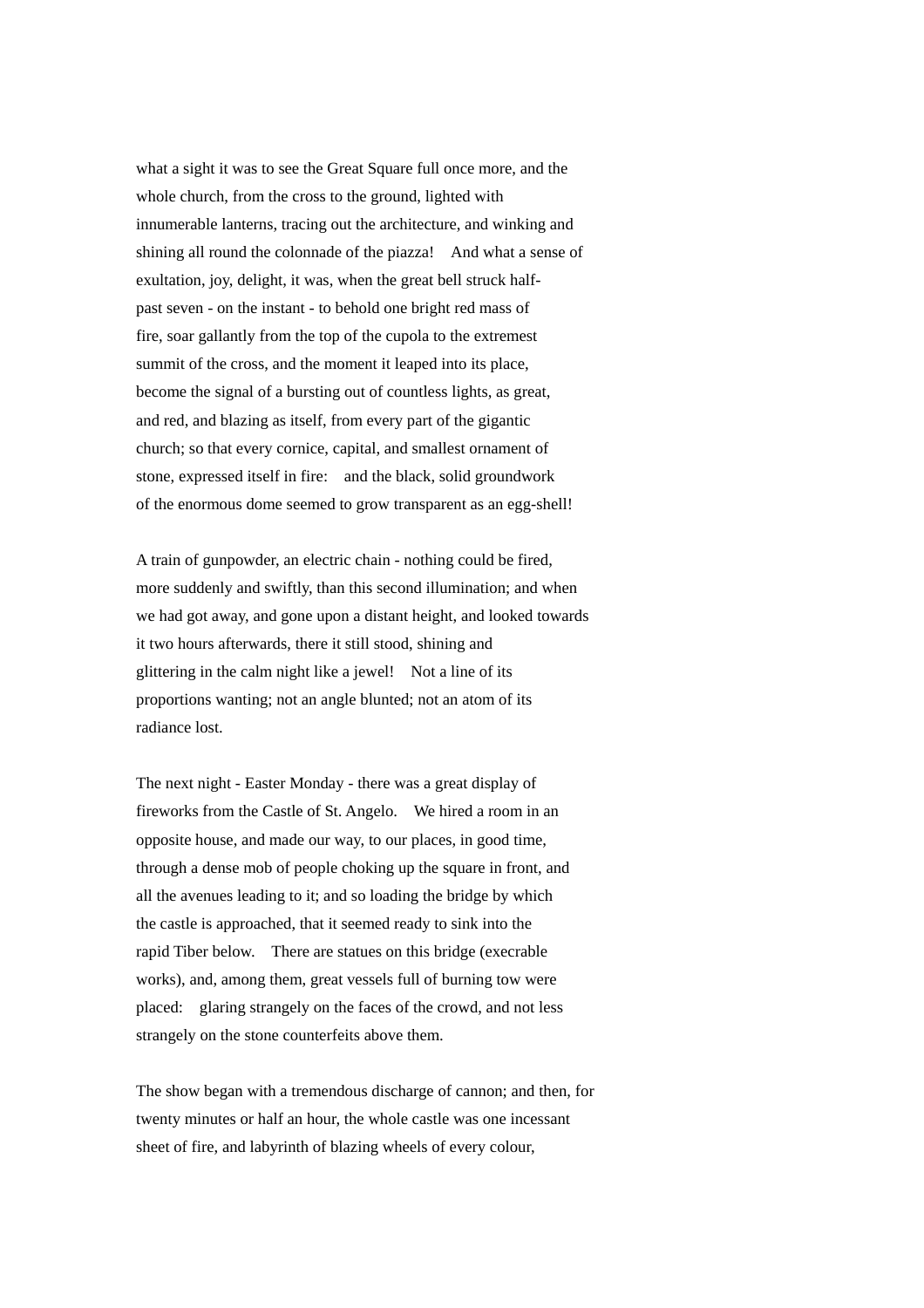what a sight it was to see the Great Square full once more, and the whole church, from the cross to the ground, lighted with innumerable lanterns, tracing out the architecture, and winking and shining all round the colonnade of the piazza!  And what a sense of exultation, joy, delight, it was, when the great bell struck half-past seven - on the instant - to behold one bright red mass of fire, soar gallantly from the top of the cupola to the extremest summit of the cross, and the moment it leaped into its place, become the signal of a bursting out of countless lights, as great, and red, and blazing as itself, from every part of the gigantic church; so that every cornice, capital, and smallest ornament of stone, expressed itself in fire:  and the black, solid groundwork of the enormous dome seemed to grow transparent as an egg-shell!

A train of gunpowder, an electric chain - nothing could be fired, more suddenly and swiftly, than this second illumination; and when we had got away, and gone upon a distant height, and looked towards it two hours afterwards, there it still stood, shining and glittering in the calm night like a jewel!  Not a line of its proportions wanting; not an angle blunted; not an atom of its radiance lost.

The next night - Easter Monday - there was a great display of fireworks from the Castle of St. Angelo.  We hired a room in an opposite house, and made our way, to our places, in good time, through a dense mob of people choking up the square in front, and all the avenues leading to it; and so loading the bridge by which the castle is approached, that it seemed ready to sink into the rapid Tiber below.  There are statues on this bridge (execrable works), and, among them, great vessels full of burning tow were placed:  glaring strangely on the faces of the crowd, and not less strangely on the stone counterfeits above them.

The show began with a tremendous discharge of cannon; and then, for twenty minutes or half an hour, the whole castle was one incessant sheet of fire, and labyrinth of blazing wheels of every colour,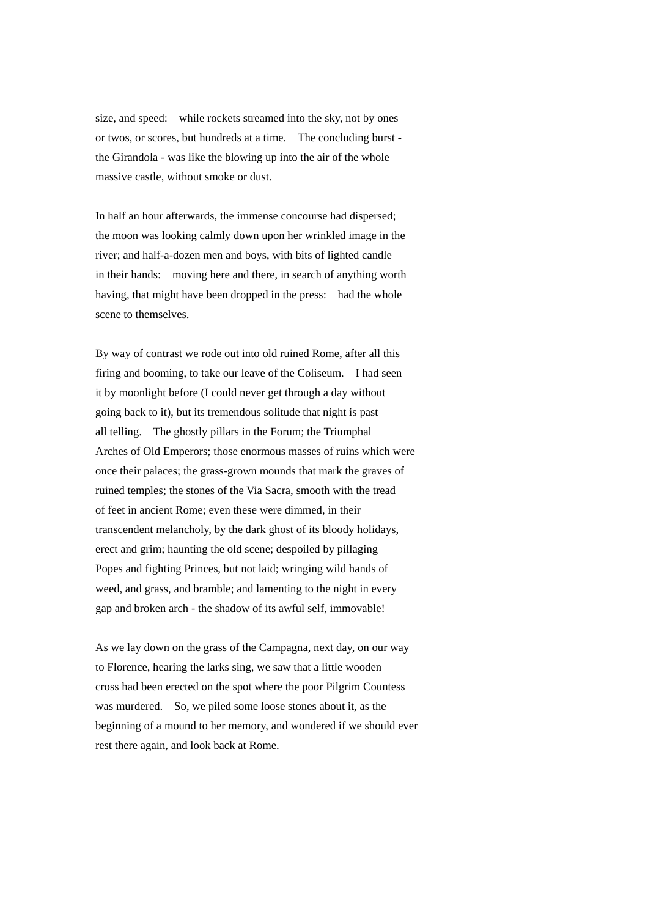size, and speed: while rockets streamed into the sky, not by ones or twos, or scores, but hundreds at a time. The concluding burst - the Girandola - was like the blowing up into the air of the whole massive castle, without smoke or dust.

In half an hour afterwards, the immense concourse had dispersed; the moon was looking calmly down upon her wrinkled image in the river; and half-a-dozen men and boys, with bits of lighted candle in their hands: moving here and there, in search of anything worth having, that might have been dropped in the press: had the whole scene to themselves.

By way of contrast we rode out into old ruined Rome, after all this firing and booming, to take our leave of the Coliseum. I had seen it by moonlight before (I could never get through a day without going back to it), but its tremendous solitude that night is past all telling. The ghostly pillars in the Forum; the Triumphal Arches of Old Emperors; those enormous masses of ruins which were once their palaces; the grass-grown mounds that mark the graves of ruined temples; the stones of the Via Sacra, smooth with the tread of feet in ancient Rome; even these were dimmed, in their transcendent melancholy, by the dark ghost of its bloody holidays, erect and grim; haunting the old scene; despoiled by pillaging Popes and fighting Princes, but not laid; wringing wild hands of weed, and grass, and bramble; and lamenting to the night in every gap and broken arch - the shadow of its awful self, immovable!

As we lay down on the grass of the Campagna, next day, on our way to Florence, hearing the larks sing, we saw that a little wooden cross had been erected on the spot where the poor Pilgrim Countess was murdered. So, we piled some loose stones about it, as the beginning of a mound to her memory, and wondered if we should ever rest there again, and look back at Rome.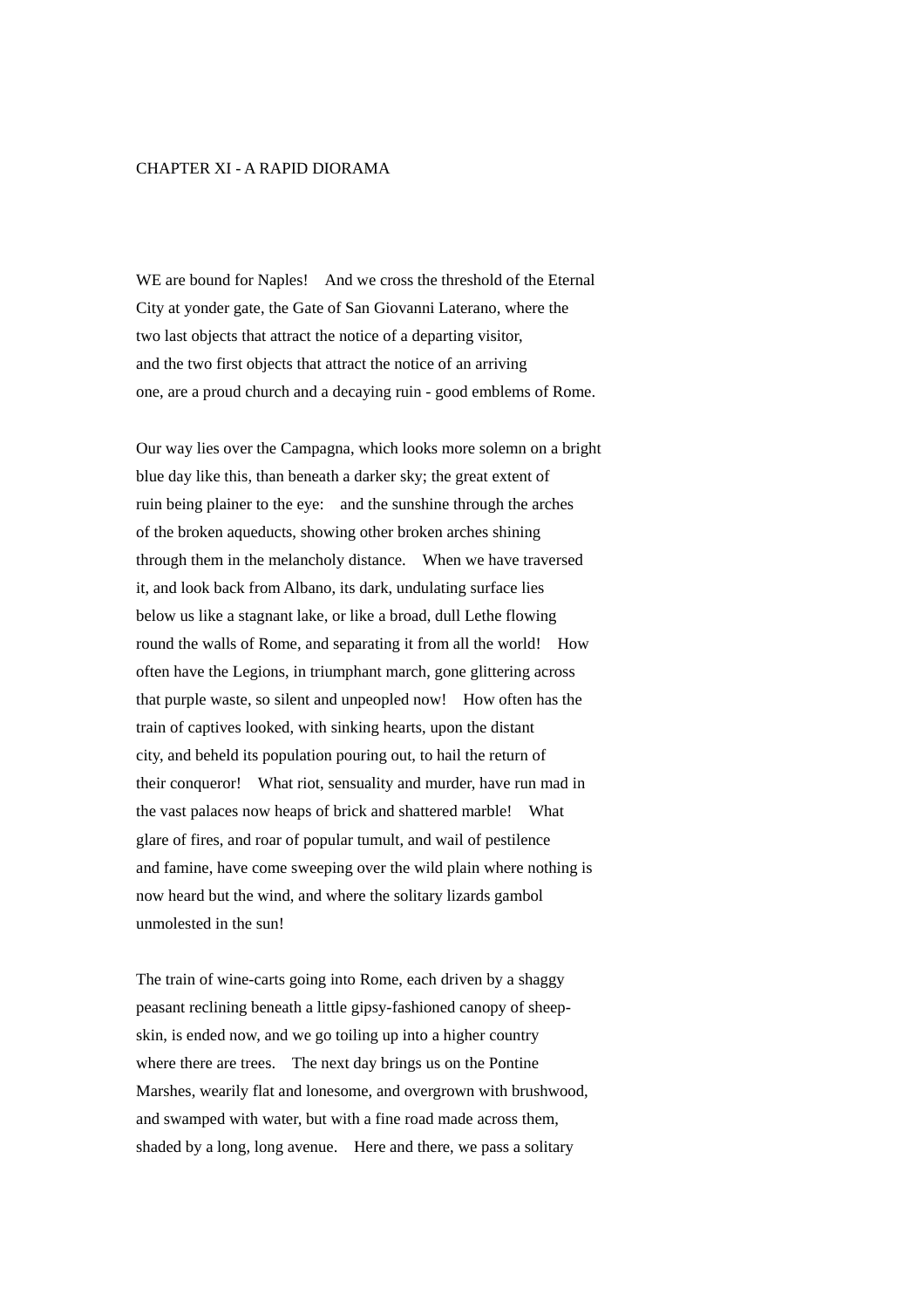## CHAPTER XI - A RAPID DIORAMA

WE are bound for Naples! And we cross the threshold of the Eternal City at yonder gate, the Gate of San Giovanni Laterano, where the two last objects that attract the notice of a departing visitor, and the two first objects that attract the notice of an arriving one, are a proud church and a decaying ruin - good emblems of Rome.

Our way lies over the Campagna, which looks more solemn on a bright blue day like this, than beneath a darker sky; the great extent of ruin being plainer to the eye: and the sunshine through the arches of the broken aqueducts, showing other broken arches shining through them in the melancholy distance. When we have traversed it, and look back from Albano, its dark, undulating surface lies below us like a stagnant lake, or like a broad, dull Lethe flowing round the walls of Rome, and separating it from all the world! How often have the Legions, in triumphant march, gone glittering across that purple waste, so silent and unpeopled now! How often has the train of captives looked, with sinking hearts, upon the distant city, and beheld its population pouring out, to hail the return of their conqueror! What riot, sensuality and murder, have run mad in the vast palaces now heaps of brick and shattered marble! What glare of fires, and roar of popular tumult, and wail of pestilence and famine, have come sweeping over the wild plain where nothing is now heard but the wind, and where the solitary lizards gambol unmolested in the sun!

The train of wine-carts going into Rome, each driven by a shaggy peasant reclining beneath a little gipsy-fashioned canopy of sheep-skin, is ended now, and we go toiling up into a higher country where there are trees. The next day brings us on the Pontine Marshes, wearily flat and lonesome, and overgrown with brushwood, and swamped with water, but with a fine road made across them, shaded by a long, long avenue. Here and there, we pass a solitary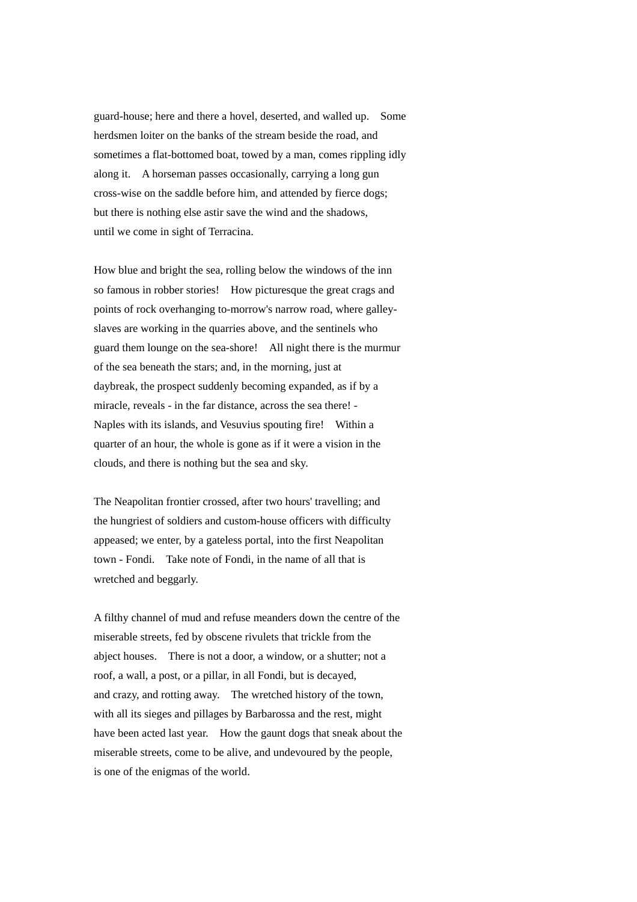guard-house; here and there a hovel, deserted, and walled up. Some herdsmen loiter on the banks of the stream beside the road, and sometimes a flat-bottomed boat, towed by a man, comes rippling idly along it. A horseman passes occasionally, carrying a long gun cross-wise on the saddle before him, and attended by fierce dogs; but there is nothing else astir save the wind and the shadows, until we come in sight of Terracina.

How blue and bright the sea, rolling below the windows of the inn so famous in robber stories! How picturesque the great crags and points of rock overhanging to-morrow's narrow road, where galley-slaves are working in the quarries above, and the sentinels who guard them lounge on the sea-shore! All night there is the murmur of the sea beneath the stars; and, in the morning, just at daybreak, the prospect suddenly becoming expanded, as if by a miracle, reveals - in the far distance, across the sea there! - Naples with its islands, and Vesuvius spouting fire! Within a quarter of an hour, the whole is gone as if it were a vision in the clouds, and there is nothing but the sea and sky.

The Neapolitan frontier crossed, after two hours' travelling; and the hungriest of soldiers and custom-house officers with difficulty appeased; we enter, by a gateless portal, into the first Neapolitan town - Fondi. Take note of Fondi, in the name of all that is wretched and beggarly.

A filthy channel of mud and refuse meanders down the centre of the miserable streets, fed by obscene rivulets that trickle from the abject houses. There is not a door, a window, or a shutter; not a roof, a wall, a post, or a pillar, in all Fondi, but is decayed, and crazy, and rotting away. The wretched history of the town, with all its sieges and pillages by Barbarossa and the rest, might have been acted last year. How the gaunt dogs that sneak about the miserable streets, come to be alive, and undevoured by the people, is one of the enigmas of the world.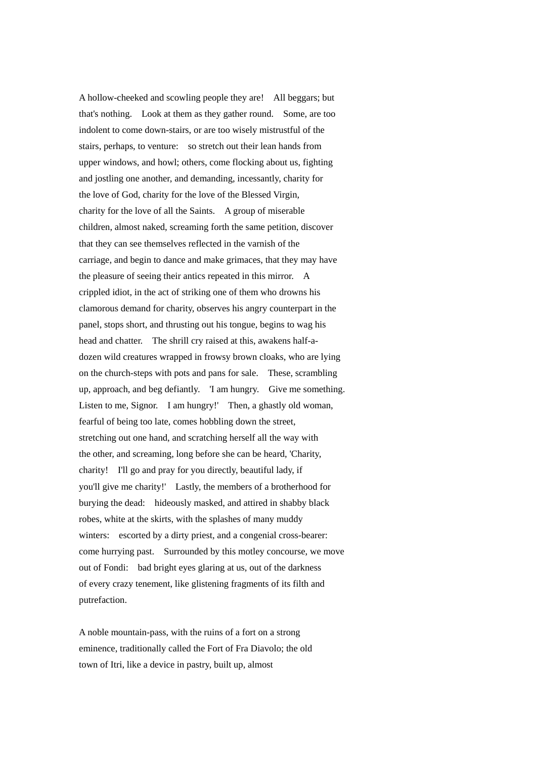A hollow-cheeked and scowling people they are!  All beggars; but that's nothing.  Look at them as they gather round.  Some, are too indolent to come down-stairs, or are too wisely mistrustful of the stairs, perhaps, to venture:  so stretch out their lean hands from upper windows, and howl; others, come flocking about us, fighting and jostling one another, and demanding, incessantly, charity for the love of God, charity for the love of the Blessed Virgin, charity for the love of all the Saints.  A group of miserable children, almost naked, screaming forth the same petition, discover that they can see themselves reflected in the varnish of the carriage, and begin to dance and make grimaces, that they may have the pleasure of seeing their antics repeated in this mirror.  A crippled idiot, in the act of striking one of them who drowns his clamorous demand for charity, observes his angry counterpart in the panel, stops short, and thrusting out his tongue, begins to wag his head and chatter.  The shrill cry raised at this, awakens half-a-dozen wild creatures wrapped in frowsy brown cloaks, who are lying on the church-steps with pots and pans for sale.  These, scrambling up, approach, and beg defiantly.  'I am hungry.  Give me something. Listen to me, Signor.  I am hungry!'  Then, a ghastly old woman, fearful of being too late, comes hobbling down the street, stretching out one hand, and scratching herself all the way with the other, and screaming, long before she can be heard, 'Charity, charity!  I'll go and pray for you directly, beautiful lady, if you'll give me charity!'  Lastly, the members of a brotherhood for burying the dead:  hideously masked, and attired in shabby black robes, white at the skirts, with the splashes of many muddy winters:  escorted by a dirty priest, and a congenial cross-bearer: come hurrying past.  Surrounded by this motley concourse, we move out of Fondi:  bad bright eyes glaring at us, out of the darkness of every crazy tenement, like glistening fragments of its filth and putrefaction.

A noble mountain-pass, with the ruins of a fort on a strong eminence, traditionally called the Fort of Fra Diavolo; the old town of Itri, like a device in pastry, built up, almost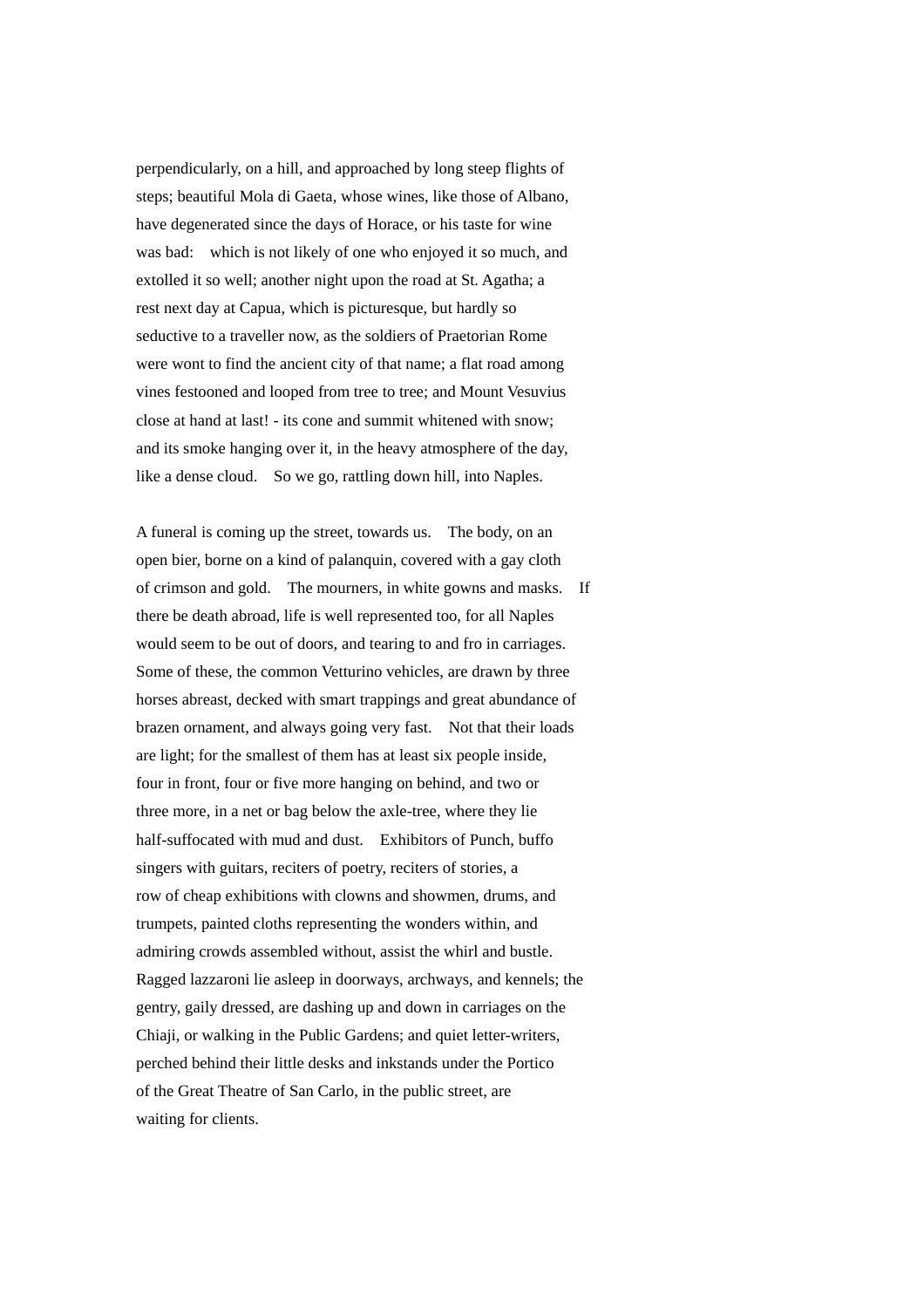perpendicularly, on a hill, and approached by long steep flights of steps; beautiful Mola di Gaeta, whose wines, like those of Albano, have degenerated since the days of Horace, or his taste for wine was bad: which is not likely of one who enjoyed it so much, and extolled it so well; another night upon the road at St. Agatha; a rest next day at Capua, which is picturesque, but hardly so seductive to a traveller now, as the soldiers of Praetorian Rome were wont to find the ancient city of that name; a flat road among vines festooned and looped from tree to tree; and Mount Vesuvius close at hand at last! - its cone and summit whitened with snow; and its smoke hanging over it, in the heavy atmosphere of the day, like a dense cloud. So we go, rattling down hill, into Naples.

A funeral is coming up the street, towards us. The body, on an open bier, borne on a kind of palanquin, covered with a gay cloth of crimson and gold. The mourners, in white gowns and masks. If there be death abroad, life is well represented too, for all Naples would seem to be out of doors, and tearing to and fro in carriages. Some of these, the common Vetturino vehicles, are drawn by three horses abreast, decked with smart trappings and great abundance of brazen ornament, and always going very fast. Not that their loads are light; for the smallest of them has at least six people inside, four in front, four or five more hanging on behind, and two or three more, in a net or bag below the axle-tree, where they lie half-suffocated with mud and dust. Exhibitors of Punch, buffo singers with guitars, reciters of poetry, reciters of stories, a row of cheap exhibitions with clowns and showmen, drums, and trumpets, painted cloths representing the wonders within, and admiring crowds assembled without, assist the whirl and bustle. Ragged lazzaroni lie asleep in doorways, archways, and kennels; the gentry, gaily dressed, are dashing up and down in carriages on the Chiaji, or walking in the Public Gardens; and quiet letter-writers, perched behind their little desks and inkstands under the Portico of the Great Theatre of San Carlo, in the public street, are waiting for clients.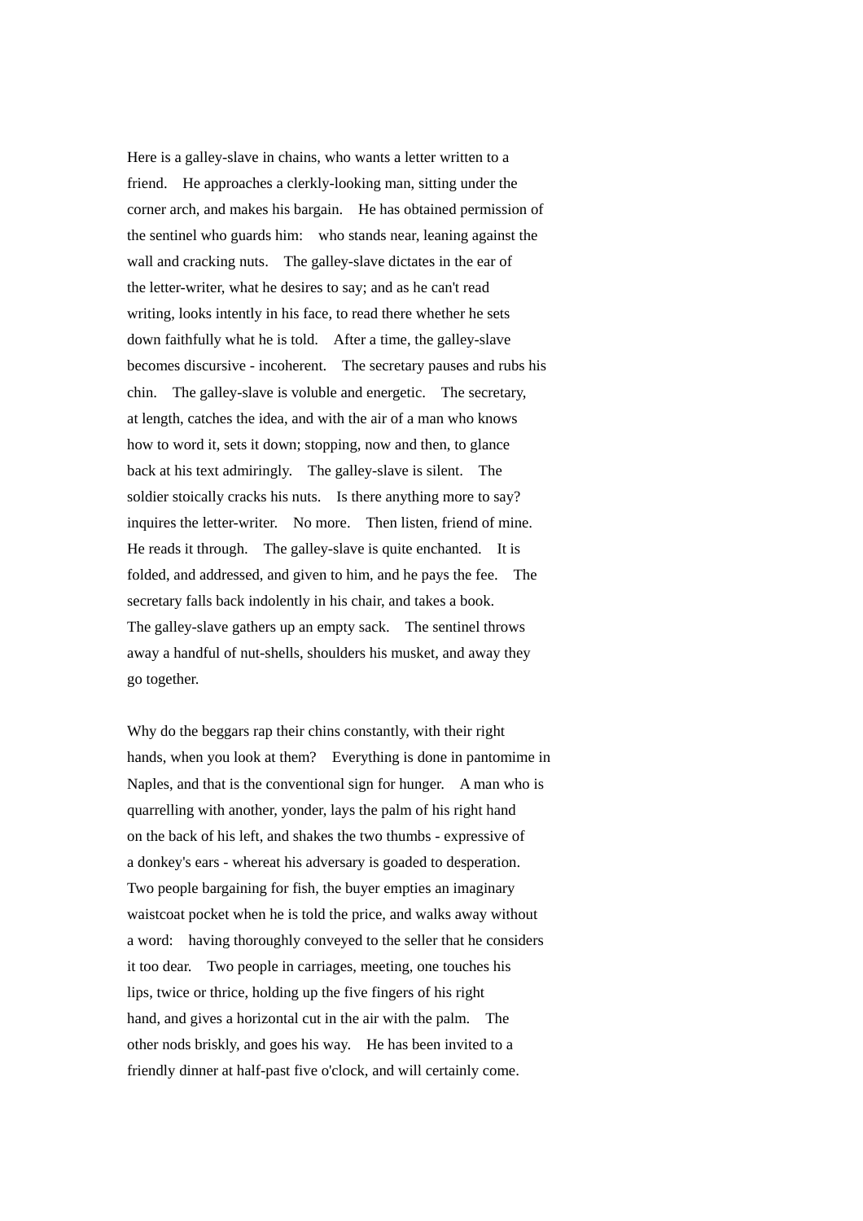Here is a galley-slave in chains, who wants a letter written to a friend. He approaches a clerkly-looking man, sitting under the corner arch, and makes his bargain. He has obtained permission of the sentinel who guards him: who stands near, leaning against the wall and cracking nuts. The galley-slave dictates in the ear of the letter-writer, what he desires to say; and as he can't read writing, looks intently in his face, to read there whether he sets down faithfully what he is told. After a time, the galley-slave becomes discursive - incoherent. The secretary pauses and rubs his chin. The galley-slave is voluble and energetic. The secretary, at length, catches the idea, and with the air of a man who knows how to word it, sets it down; stopping, now and then, to glance back at his text admiringly. The galley-slave is silent. The soldier stoically cracks his nuts. Is there anything more to say? inquires the letter-writer. No more. Then listen, friend of mine. He reads it through. The galley-slave is quite enchanted. It is folded, and addressed, and given to him, and he pays the fee. The secretary falls back indolently in his chair, and takes a book. The galley-slave gathers up an empty sack. The sentinel throws away a handful of nut-shells, shoulders his musket, and away they go together.

Why do the beggars rap their chins constantly, with their right hands, when you look at them? Everything is done in pantomime in Naples, and that is the conventional sign for hunger. A man who is quarrelling with another, yonder, lays the palm of his right hand on the back of his left, and shakes the two thumbs - expressive of a donkey's ears - whereat his adversary is goaded to desperation. Two people bargaining for fish, the buyer empties an imaginary waistcoat pocket when he is told the price, and walks away without a word: having thoroughly conveyed to the seller that he considers it too dear. Two people in carriages, meeting, one touches his lips, twice or thrice, holding up the five fingers of his right hand, and gives a horizontal cut in the air with the palm. The other nods briskly, and goes his way. He has been invited to a friendly dinner at half-past five o'clock, and will certainly come.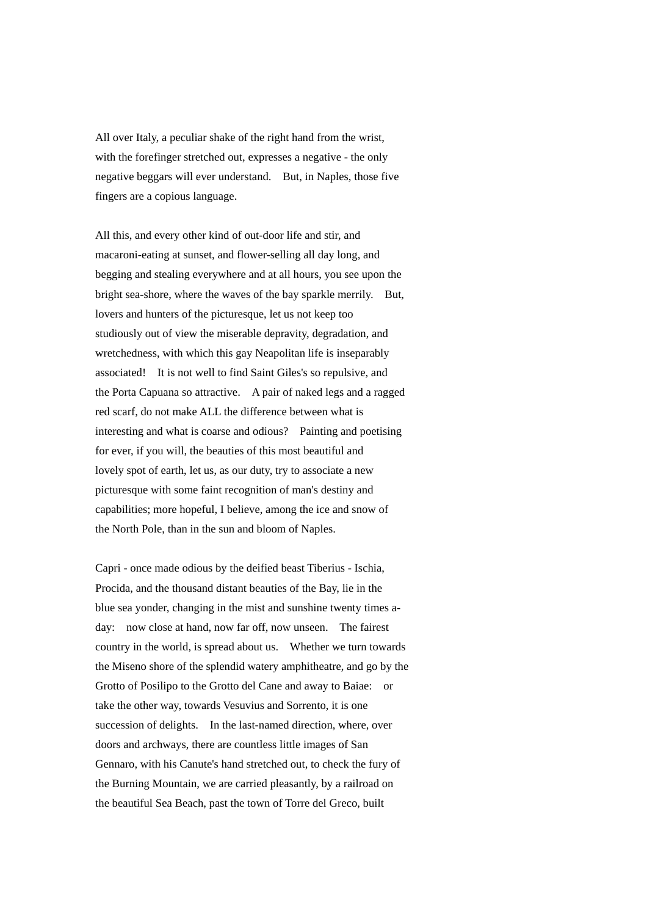All over Italy, a peculiar shake of the right hand from the wrist, with the forefinger stretched out, expresses a negative - the only negative beggars will ever understand.  But, in Naples, those five fingers are a copious language.

All this, and every other kind of out-door life and stir, and macaroni-eating at sunset, and flower-selling all day long, and begging and stealing everywhere and at all hours, you see upon the bright sea-shore, where the waves of the bay sparkle merrily.  But, lovers and hunters of the picturesque, let us not keep too studiously out of view the miserable depravity, degradation, and wretchedness, with which this gay Neapolitan life is inseparably associated!  It is not well to find Saint Giles's so repulsive, and the Porta Capuana so attractive.  A pair of naked legs and a ragged red scarf, do not make ALL the difference between what is interesting and what is coarse and odious?  Painting and poetising for ever, if you will, the beauties of this most beautiful and lovely spot of earth, let us, as our duty, try to associate a new picturesque with some faint recognition of man's destiny and capabilities; more hopeful, I believe, among the ice and snow of the North Pole, than in the sun and bloom of Naples.

Capri - once made odious by the deified beast Tiberius - Ischia, Procida, and the thousand distant beauties of the Bay, lie in the blue sea yonder, changing in the mist and sunshine twenty times a-day:  now close at hand, now far off, now unseen.  The fairest country in the world, is spread about us.  Whether we turn towards the Miseno shore of the splendid watery amphitheatre, and go by the Grotto of Posilipo to the Grotto del Cane and away to Baiae:  or take the other way, towards Vesuvius and Sorrento, it is one succession of delights.  In the last-named direction, where, over doors and archways, there are countless little images of San Gennaro, with his Canute's hand stretched out, to check the fury of the Burning Mountain, we are carried pleasantly, by a railroad on the beautiful Sea Beach, past the town of Torre del Greco, built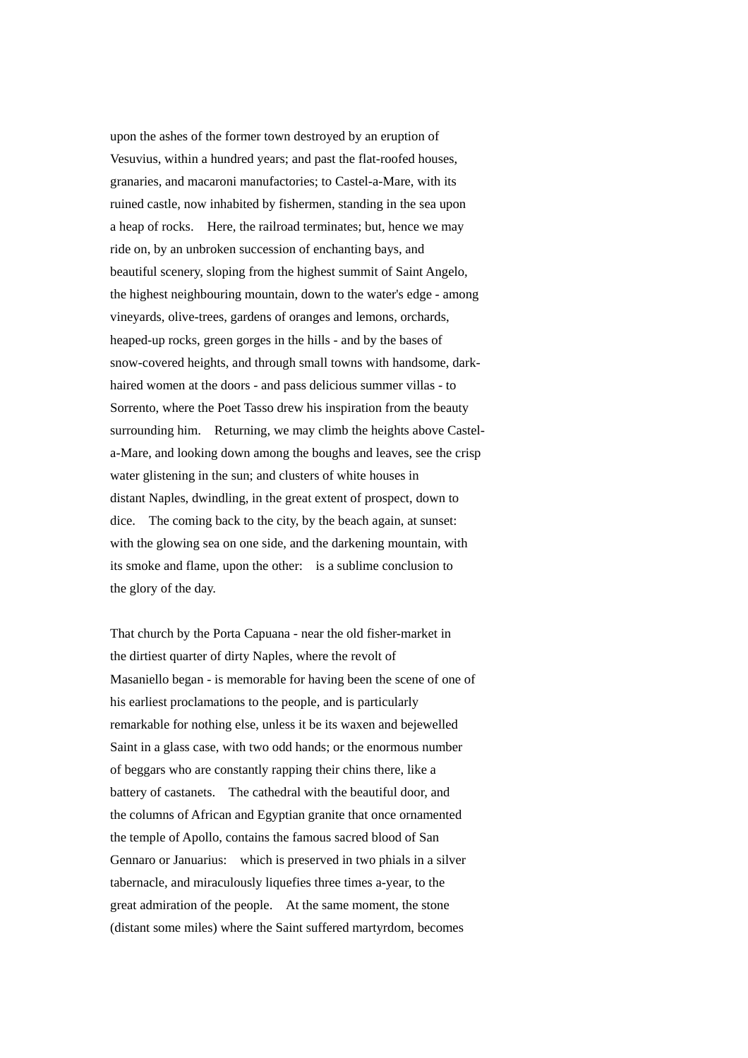upon the ashes of the former town destroyed by an eruption of Vesuvius, within a hundred years; and past the flat-roofed houses, granaries, and macaroni manufactories; to Castel-a-Mare, with its ruined castle, now inhabited by fishermen, standing in the sea upon a heap of rocks. Here, the railroad terminates; but, hence we may ride on, by an unbroken succession of enchanting bays, and beautiful scenery, sloping from the highest summit of Saint Angelo, the highest neighbouring mountain, down to the water's edge - among vineyards, olive-trees, gardens of oranges and lemons, orchards, heaped-up rocks, green gorges in the hills - and by the bases of snow-covered heights, and through small towns with handsome, dark-haired women at the doors - and pass delicious summer villas - to Sorrento, where the Poet Tasso drew his inspiration from the beauty surrounding him. Returning, we may climb the heights above Castel-a-Mare, and looking down among the boughs and leaves, see the crisp water glistening in the sun; and clusters of white houses in distant Naples, dwindling, in the great extent of prospect, down to dice. The coming back to the city, by the beach again, at sunset: with the glowing sea on one side, and the darkening mountain, with its smoke and flame, upon the other: is a sublime conclusion to the glory of the day.

That church by the Porta Capuana - near the old fisher-market in the dirtiest quarter of dirty Naples, where the revolt of Masaniello began - is memorable for having been the scene of one of his earliest proclamations to the people, and is particularly remarkable for nothing else, unless it be its waxen and bejewelled Saint in a glass case, with two odd hands; or the enormous number of beggars who are constantly rapping their chins there, like a battery of castanets. The cathedral with the beautiful door, and the columns of African and Egyptian granite that once ornamented the temple of Apollo, contains the famous sacred blood of San Gennaro or Januarius: which is preserved in two phials in a silver tabernacle, and miraculously liquefies three times a-year, to the great admiration of the people. At the same moment, the stone (distant some miles) where the Saint suffered martyrdom, becomes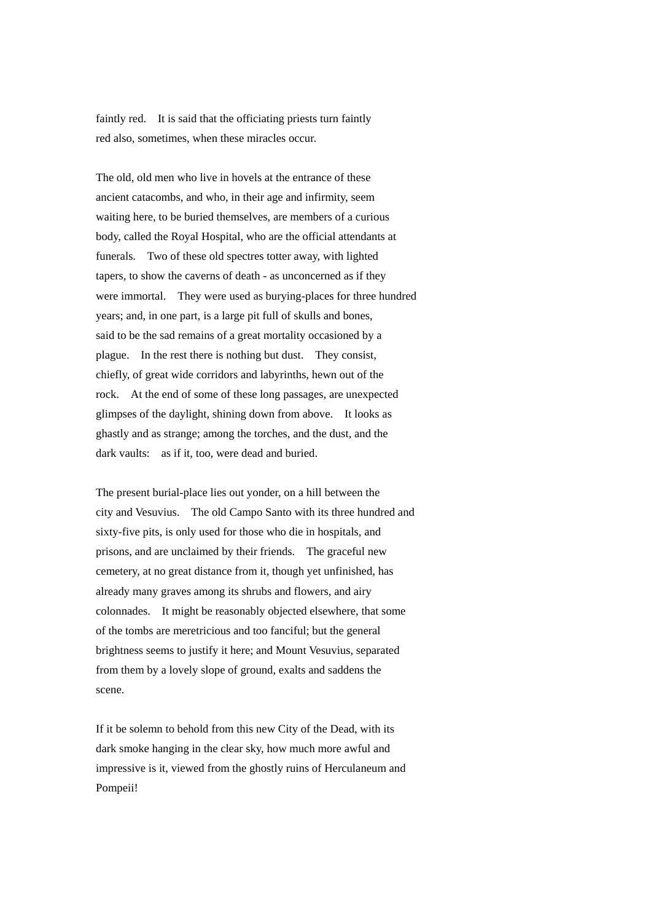faintly red. It is said that the officiating priests turn faintly red also, sometimes, when these miracles occur.

The old, old men who live in hovels at the entrance of these ancient catacombs, and who, in their age and infirmity, seem waiting here, to be buried themselves, are members of a curious body, called the Royal Hospital, who are the official attendants at funerals. Two of these old spectres totter away, with lighted tapers, to show the caverns of death - as unconcerned as if they were immortal. They were used as burying-places for three hundred years; and, in one part, is a large pit full of skulls and bones, said to be the sad remains of a great mortality occasioned by a plague. In the rest there is nothing but dust. They consist, chiefly, of great wide corridors and labyrinths, hewn out of the rock. At the end of some of these long passages, are unexpected glimpses of the daylight, shining down from above. It looks as ghastly and as strange; among the torches, and the dust, and the dark vaults: as if it, too, were dead and buried.

The present burial-place lies out yonder, on a hill between the city and Vesuvius. The old Campo Santo with its three hundred and sixty-five pits, is only used for those who die in hospitals, and prisons, and are unclaimed by their friends. The graceful new cemetery, at no great distance from it, though yet unfinished, has already many graves among its shrubs and flowers, and airy colonnades. It might be reasonably objected elsewhere, that some of the tombs are meretricious and too fanciful; but the general brightness seems to justify it here; and Mount Vesuvius, separated from them by a lovely slope of ground, exalts and saddens the scene.

If it be solemn to behold from this new City of the Dead, with its dark smoke hanging in the clear sky, how much more awful and impressive is it, viewed from the ghostly ruins of Herculaneum and Pompeii!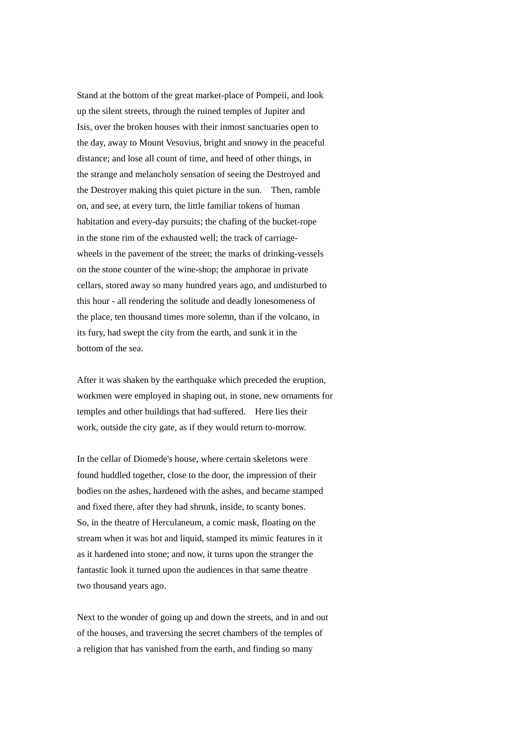Stand at the bottom of the great market-place of Pompeii, and look up the silent streets, through the ruined temples of Jupiter and Isis, over the broken houses with their inmost sanctuaries open to the day, away to Mount Vesuvius, bright and snowy in the peaceful distance; and lose all count of time, and heed of other things, in the strange and melancholy sensation of seeing the Destroyed and the Destroyer making this quiet picture in the sun. Then, ramble on, and see, at every turn, the little familiar tokens of human habitation and every-day pursuits; the chafing of the bucket-rope in the stone rim of the exhausted well; the track of carriage-wheels in the pavement of the street; the marks of drinking-vessels on the stone counter of the wine-shop; the amphorae in private cellars, stored away so many hundred years ago, and undisturbed to this hour - all rendering the solitude and deadly lonesomeness of the place, ten thousand times more solemn, than if the volcano, in its fury, had swept the city from the earth, and sunk it in the bottom of the sea.

After it was shaken by the earthquake which preceded the eruption, workmen were employed in shaping out, in stone, new ornaments for temples and other buildings that had suffered. Here lies their work, outside the city gate, as if they would return to-morrow.

In the cellar of Diomede's house, where certain skeletons were found huddled together, close to the door, the impression of their bodies on the ashes, hardened with the ashes, and became stamped and fixed there, after they had shrunk, inside, to scanty bones. So, in the theatre of Herculaneum, a comic mask, floating on the stream when it was hot and liquid, stamped its mimic features in it as it hardened into stone; and now, it turns upon the stranger the fantastic look it turned upon the audiences in that same theatre two thousand years ago.

Next to the wonder of going up and down the streets, and in and out of the houses, and traversing the secret chambers of the temples of a religion that has vanished from the earth, and finding so many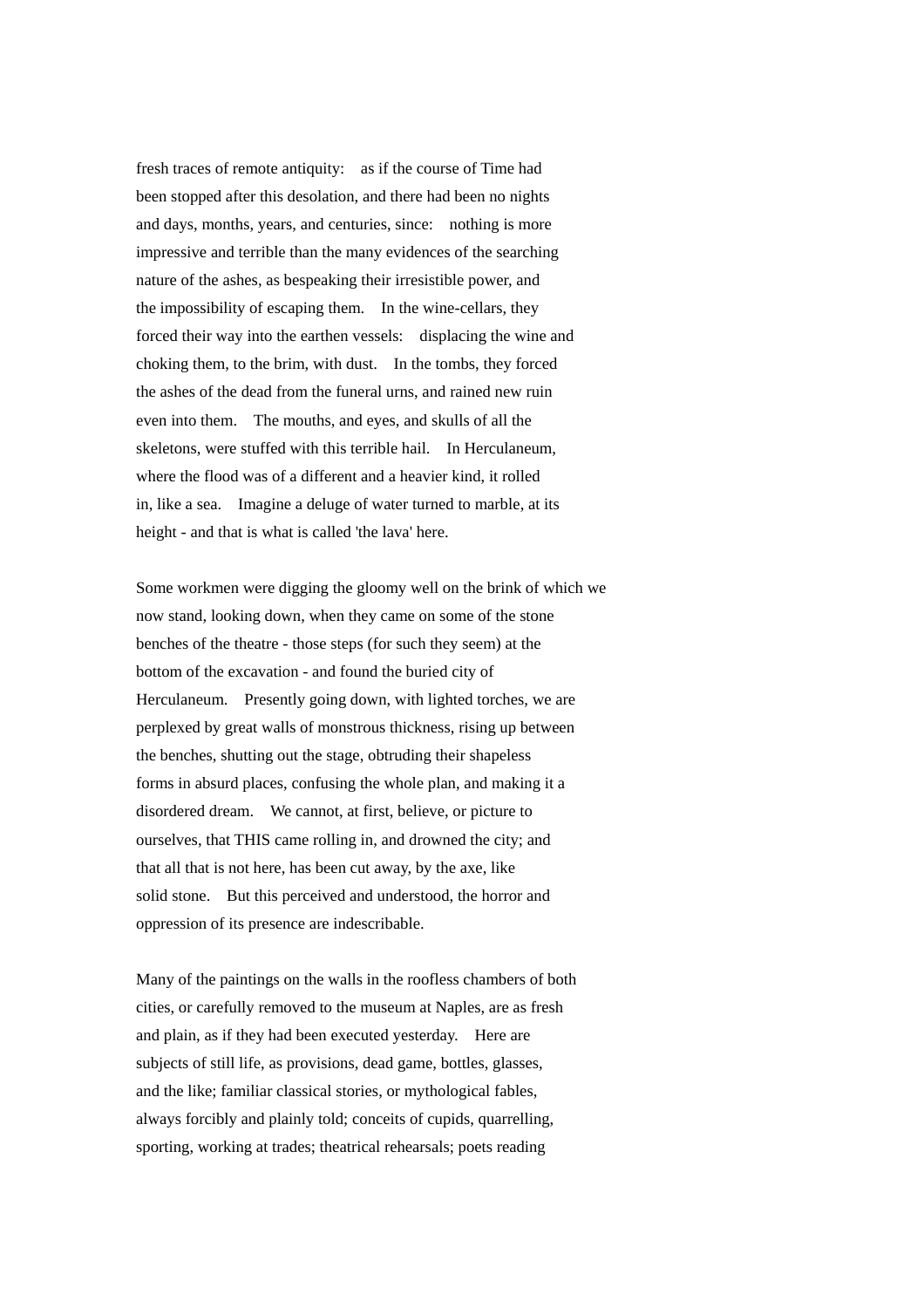fresh traces of remote antiquity: as if the course of Time had been stopped after this desolation, and there had been no nights and days, months, years, and centuries, since: nothing is more impressive and terrible than the many evidences of the searching nature of the ashes, as bespeaking their irresistible power, and the impossibility of escaping them. In the wine-cellars, they forced their way into the earthen vessels: displacing the wine and choking them, to the brim, with dust. In the tombs, they forced the ashes of the dead from the funeral urns, and rained new ruin even into them. The mouths, and eyes, and skulls of all the skeletons, were stuffed with this terrible hail. In Herculaneum, where the flood was of a different and a heavier kind, it rolled in, like a sea. Imagine a deluge of water turned to marble, at its height - and that is what is called 'the lava' here.

Some workmen were digging the gloomy well on the brink of which we now stand, looking down, when they came on some of the stone benches of the theatre - those steps (for such they seem) at the bottom of the excavation - and found the buried city of Herculaneum. Presently going down, with lighted torches, we are perplexed by great walls of monstrous thickness, rising up between the benches, shutting out the stage, obtruding their shapeless forms in absurd places, confusing the whole plan, and making it a disordered dream. We cannot, at first, believe, or picture to ourselves, that THIS came rolling in, and drowned the city; and that all that is not here, has been cut away, by the axe, like solid stone. But this perceived and understood, the horror and oppression of its presence are indescribable.

Many of the paintings on the walls in the roofless chambers of both cities, or carefully removed to the museum at Naples, are as fresh and plain, as if they had been executed yesterday. Here are subjects of still life, as provisions, dead game, bottles, glasses, and the like; familiar classical stories, or mythological fables, always forcibly and plainly told; conceits of cupids, quarrelling, sporting, working at trades; theatrical rehearsals; poets reading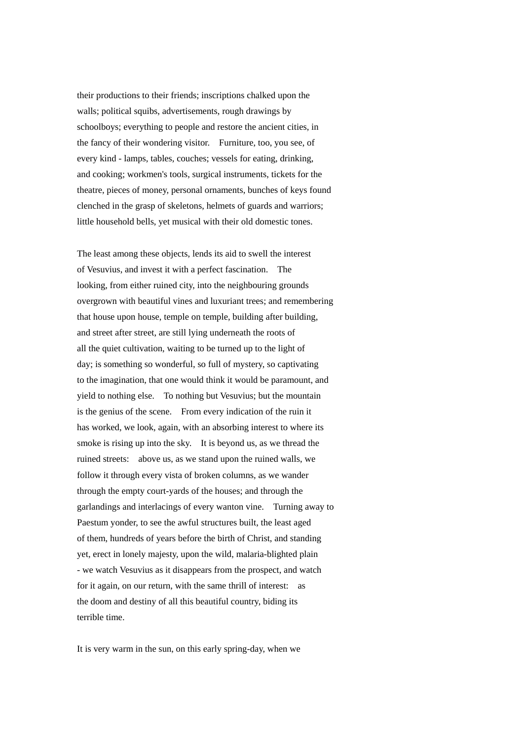their productions to their friends; inscriptions chalked upon the walls; political squibs, advertisements, rough drawings by schoolboys; everything to people and restore the ancient cities, in the fancy of their wondering visitor. Furniture, too, you see, of every kind - lamps, tables, couches; vessels for eating, drinking, and cooking; workmen's tools, surgical instruments, tickets for the theatre, pieces of money, personal ornaments, bunches of keys found clenched in the grasp of skeletons, helmets of guards and warriors; little household bells, yet musical with their old domestic tones.

The least among these objects, lends its aid to swell the interest of Vesuvius, and invest it with a perfect fascination. The looking, from either ruined city, into the neighbouring grounds overgrown with beautiful vines and luxuriant trees; and remembering that house upon house, temple on temple, building after building, and street after street, are still lying underneath the roots of all the quiet cultivation, waiting to be turned up to the light of day; is something so wonderful, so full of mystery, so captivating to the imagination, that one would think it would be paramount, and yield to nothing else. To nothing but Vesuvius; but the mountain is the genius of the scene. From every indication of the ruin it has worked, we look, again, with an absorbing interest to where its smoke is rising up into the sky. It is beyond us, as we thread the ruined streets: above us, as we stand upon the ruined walls, we follow it through every vista of broken columns, as we wander through the empty court-yards of the houses; and through the garlandings and interlacings of every wanton vine. Turning away to Paestum yonder, to see the awful structures built, the least aged of them, hundreds of years before the birth of Christ, and standing yet, erect in lonely majesty, upon the wild, malaria-blighted plain - we watch Vesuvius as it disappears from the prospect, and watch for it again, on our return, with the same thrill of interest: as the doom and destiny of all this beautiful country, biding its terrible time.

It is very warm in the sun, on this early spring-day, when we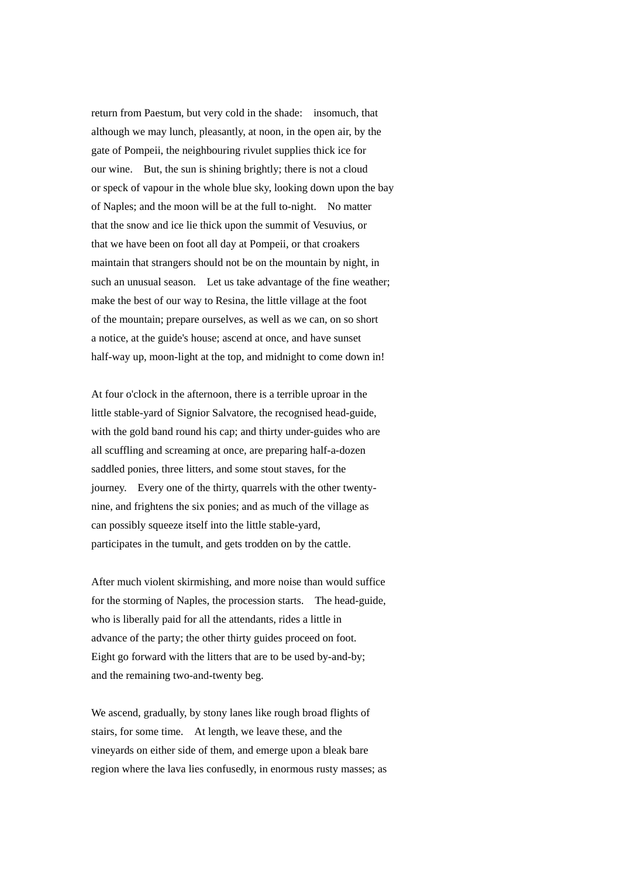return from Paestum, but very cold in the shade: insomuch, that although we may lunch, pleasantly, at noon, in the open air, by the gate of Pompeii, the neighbouring rivulet supplies thick ice for our wine. But, the sun is shining brightly; there is not a cloud or speck of vapour in the whole blue sky, looking down upon the bay of Naples; and the moon will be at the full to-night. No matter that the snow and ice lie thick upon the summit of Vesuvius, or that we have been on foot all day at Pompeii, or that croakers maintain that strangers should not be on the mountain by night, in such an unusual season. Let us take advantage of the fine weather; make the best of our way to Resina, the little village at the foot of the mountain; prepare ourselves, as well as we can, on so short a notice, at the guide's house; ascend at once, and have sunset half-way up, moon-light at the top, and midnight to come down in!

At four o'clock in the afternoon, there is a terrible uproar in the little stable-yard of Signior Salvatore, the recognised head-guide, with the gold band round his cap; and thirty under-guides who are all scuffling and screaming at once, are preparing half-a-dozen saddled ponies, three litters, and some stout staves, for the journey. Every one of the thirty, quarrels with the other twenty-nine, and frightens the six ponies; and as much of the village as can possibly squeeze itself into the little stable-yard, participates in the tumult, and gets trodden on by the cattle.

After much violent skirmishing, and more noise than would suffice for the storming of Naples, the procession starts. The head-guide, who is liberally paid for all the attendants, rides a little in advance of the party; the other thirty guides proceed on foot. Eight go forward with the litters that are to be used by-and-by; and the remaining two-and-twenty beg.

We ascend, gradually, by stony lanes like rough broad flights of stairs, for some time. At length, we leave these, and the vineyards on either side of them, and emerge upon a bleak bare region where the lava lies confusedly, in enormous rusty masses; as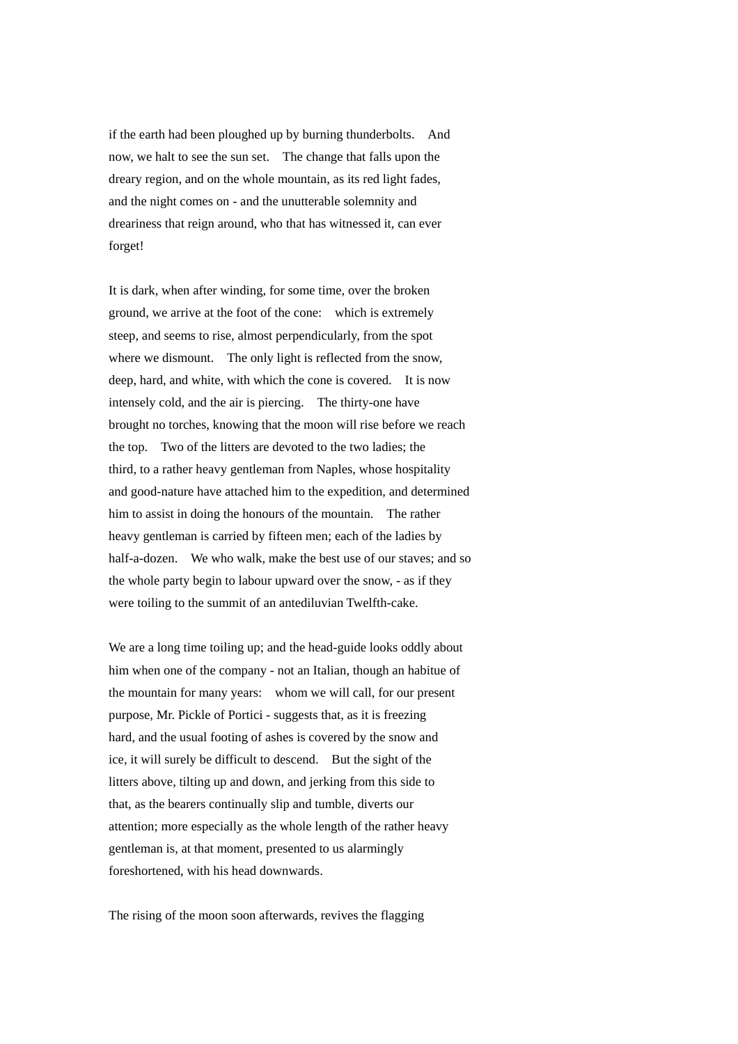if the earth had been ploughed up by burning thunderbolts. And now, we halt to see the sun set. The change that falls upon the dreary region, and on the whole mountain, as its red light fades, and the night comes on - and the unutterable solemnity and dreariness that reign around, who that has witnessed it, can ever forget!

It is dark, when after winding, for some time, over the broken ground, we arrive at the foot of the cone: which is extremely steep, and seems to rise, almost perpendicularly, from the spot where we dismount. The only light is reflected from the snow, deep, hard, and white, with which the cone is covered. It is now intensely cold, and the air is piercing. The thirty-one have brought no torches, knowing that the moon will rise before we reach the top. Two of the litters are devoted to the two ladies; the third, to a rather heavy gentleman from Naples, whose hospitality and good-nature have attached him to the expedition, and determined him to assist in doing the honours of the mountain. The rather heavy gentleman is carried by fifteen men; each of the ladies by half-a-dozen. We who walk, make the best use of our staves; and so the whole party begin to labour upward over the snow, - as if they were toiling to the summit of an antediluvian Twelfth-cake.

We are a long time toiling up; and the head-guide looks oddly about him when one of the company - not an Italian, though an habitue of the mountain for many years: whom we will call, for our present purpose, Mr. Pickle of Portici - suggests that, as it is freezing hard, and the usual footing of ashes is covered by the snow and ice, it will surely be difficult to descend. But the sight of the litters above, tilting up and down, and jerking from this side to that, as the bearers continually slip and tumble, diverts our attention; more especially as the whole length of the rather heavy gentleman is, at that moment, presented to us alarmingly foreshortened, with his head downwards.

The rising of the moon soon afterwards, revives the flagging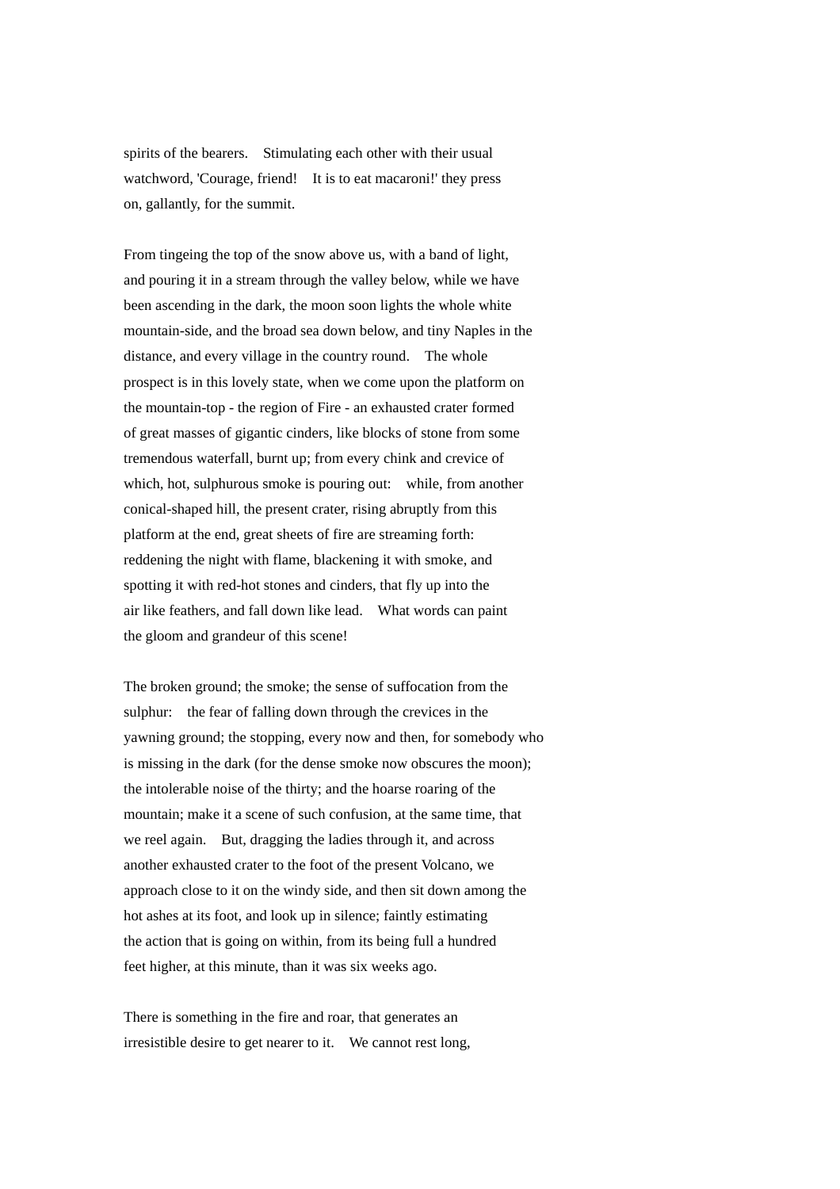spirits of the bearers. Stimulating each other with their usual watchword, 'Courage, friend! It is to eat macaroni!' they press on, gallantly, for the summit.

From tingeing the top of the snow above us, with a band of light, and pouring it in a stream through the valley below, while we have been ascending in the dark, the moon soon lights the whole white mountain-side, and the broad sea down below, and tiny Naples in the distance, and every village in the country round. The whole prospect is in this lovely state, when we come upon the platform on the mountain-top - the region of Fire - an exhausted crater formed of great masses of gigantic cinders, like blocks of stone from some tremendous waterfall, burnt up; from every chink and crevice of which, hot, sulphurous smoke is pouring out: while, from another conical-shaped hill, the present crater, rising abruptly from this platform at the end, great sheets of fire are streaming forth: reddening the night with flame, blackening it with smoke, and spotting it with red-hot stones and cinders, that fly up into the air like feathers, and fall down like lead. What words can paint the gloom and grandeur of this scene!

The broken ground; the smoke; the sense of suffocation from the sulphur: the fear of falling down through the crevices in the yawning ground; the stopping, every now and then, for somebody who is missing in the dark (for the dense smoke now obscures the moon); the intolerable noise of the thirty; and the hoarse roaring of the mountain; make it a scene of such confusion, at the same time, that we reel again. But, dragging the ladies through it, and across another exhausted crater to the foot of the present Volcano, we approach close to it on the windy side, and then sit down among the hot ashes at its foot, and look up in silence; faintly estimating the action that is going on within, from its being full a hundred feet higher, at this minute, than it was six weeks ago.

There is something in the fire and roar, that generates an irresistible desire to get nearer to it. We cannot rest long,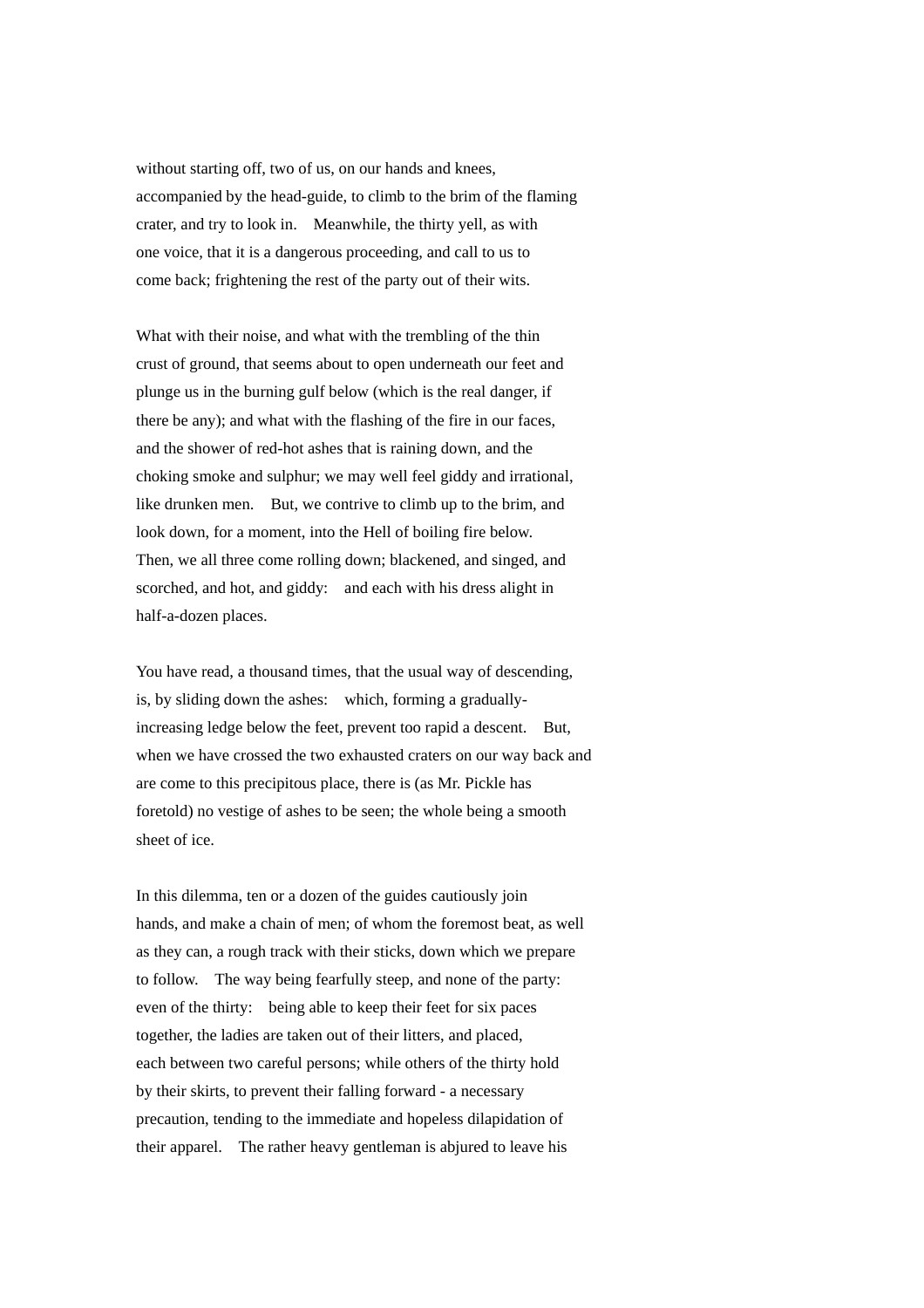without starting off, two of us, on our hands and knees, accompanied by the head-guide, to climb to the brim of the flaming crater, and try to look in. Meanwhile, the thirty yell, as with one voice, that it is a dangerous proceeding, and call to us to come back; frightening the rest of the party out of their wits.

What with their noise, and what with the trembling of the thin crust of ground, that seems about to open underneath our feet and plunge us in the burning gulf below (which is the real danger, if there be any); and what with the flashing of the fire in our faces, and the shower of red-hot ashes that is raining down, and the choking smoke and sulphur; we may well feel giddy and irrational, like drunken men. But, we contrive to climb up to the brim, and look down, for a moment, into the Hell of boiling fire below. Then, we all three come rolling down; blackened, and singed, and scorched, and hot, and giddy: and each with his dress alight in half-a-dozen places.

You have read, a thousand times, that the usual way of descending, is, by sliding down the ashes: which, forming a gradually-increasing ledge below the feet, prevent too rapid a descent. But, when we have crossed the two exhausted craters on our way back and are come to this precipitous place, there is (as Mr. Pickle has foretold) no vestige of ashes to be seen; the whole being a smooth sheet of ice.

In this dilemma, ten or a dozen of the guides cautiously join hands, and make a chain of men; of whom the foremost beat, as well as they can, a rough track with their sticks, down which we prepare to follow. The way being fearfully steep, and none of the party: even of the thirty: being able to keep their feet for six paces together, the ladies are taken out of their litters, and placed, each between two careful persons; while others of the thirty hold by their skirts, to prevent their falling forward - a necessary precaution, tending to the immediate and hopeless dilapidation of their apparel. The rather heavy gentleman is abjured to leave his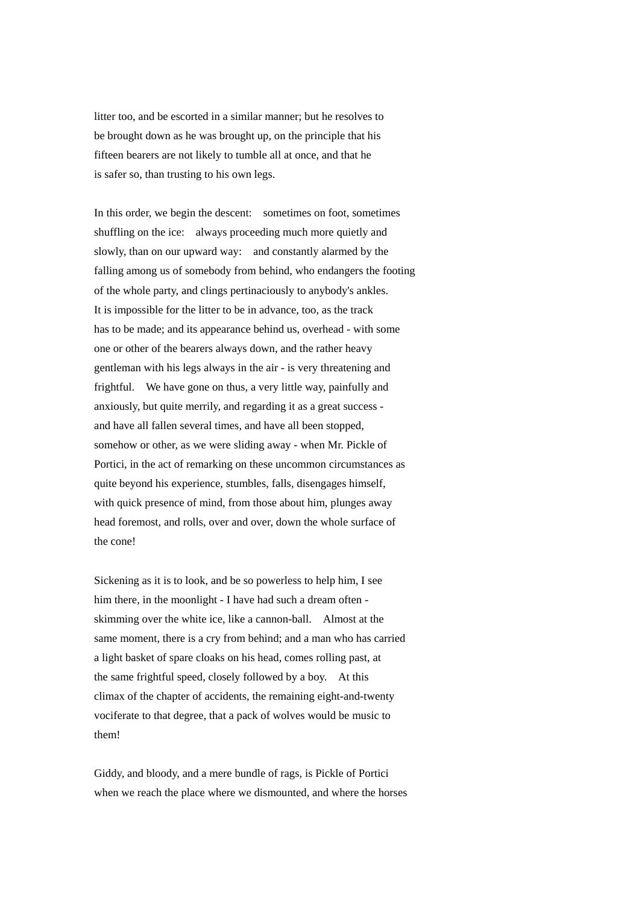litter too, and be escorted in a similar manner; but he resolves to be brought down as he was brought up, on the principle that his fifteen bearers are not likely to tumble all at once, and that he is safer so, than trusting to his own legs.

In this order, we begin the descent: sometimes on foot, sometimes shuffling on the ice: always proceeding much more quietly and slowly, than on our upward way: and constantly alarmed by the falling among us of somebody from behind, who endangers the footing of the whole party, and clings pertinaciously to anybody's ankles. It is impossible for the litter to be in advance, too, as the track has to be made; and its appearance behind us, overhead - with some one or other of the bearers always down, and the rather heavy gentleman with his legs always in the air - is very threatening and frightful. We have gone on thus, a very little way, painfully and anxiously, but quite merrily, and regarding it as a great success - and have all fallen several times, and have all been stopped, somehow or other, as we were sliding away - when Mr. Pickle of Portici, in the act of remarking on these uncommon circumstances as quite beyond his experience, stumbles, falls, disengages himself, with quick presence of mind, from those about him, plunges away head foremost, and rolls, over and over, down the whole surface of the cone!

Sickening as it is to look, and be so powerless to help him, I see him there, in the moonlight - I have had such a dream often - skimming over the white ice, like a cannon-ball. Almost at the same moment, there is a cry from behind; and a man who has carried a light basket of spare cloaks on his head, comes rolling past, at the same frightful speed, closely followed by a boy. At this climax of the chapter of accidents, the remaining eight-and-twenty vociferate to that degree, that a pack of wolves would be music to them!

Giddy, and bloody, and a mere bundle of rags, is Pickle of Portici when we reach the place where we dismounted, and where the horses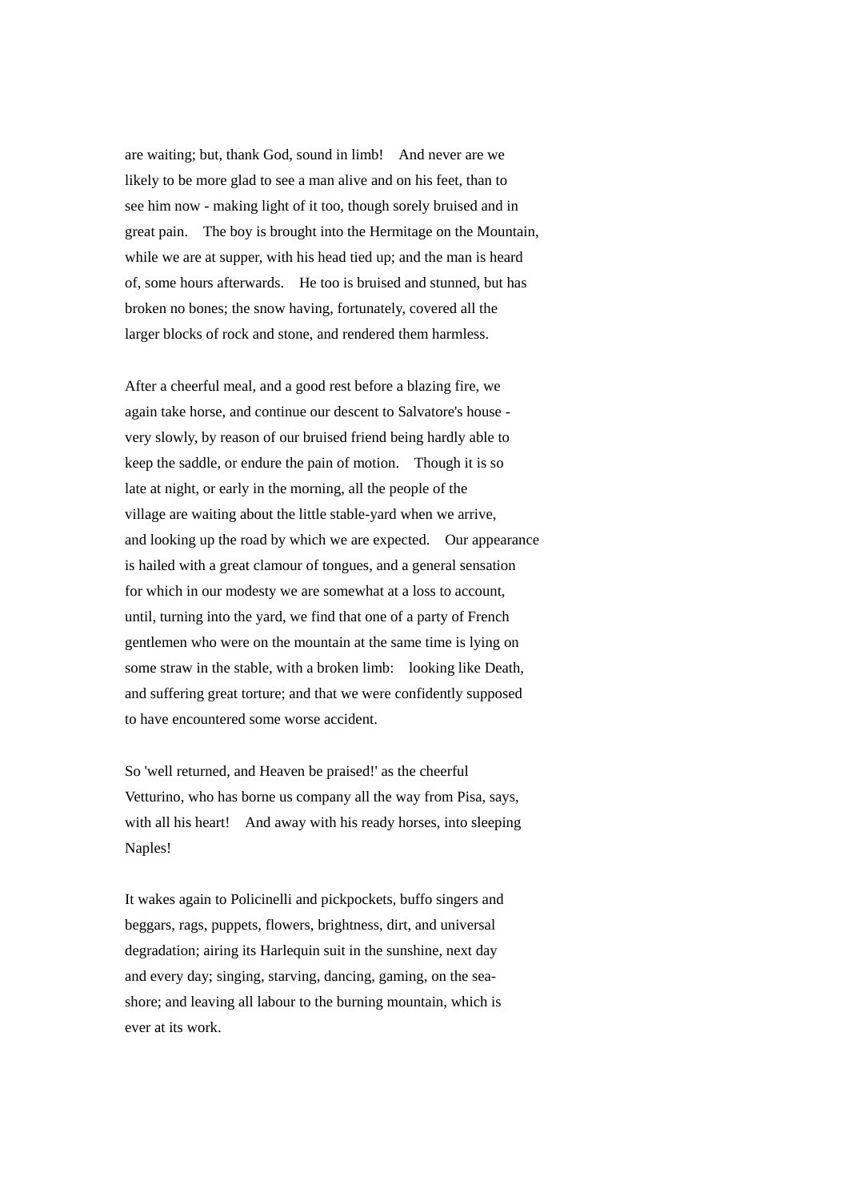are waiting; but, thank God, sound in limb!   And never are we likely to be more glad to see a man alive and on his feet, than to see him now - making light of it too, though sorely bruised and in great pain.   The boy is brought into the Hermitage on the Mountain, while we are at supper, with his head tied up; and the man is heard of, some hours afterwards.   He too is bruised and stunned, but has broken no bones; the snow having, fortunately, covered all the larger blocks of rock and stone, and rendered them harmless.

After a cheerful meal, and a good rest before a blazing fire, we again take horse, and continue our descent to Salvatore's house - very slowly, by reason of our bruised friend being hardly able to keep the saddle, or endure the pain of motion.   Though it is so late at night, or early in the morning, all the people of the village are waiting about the little stable-yard when we arrive, and looking up the road by which we are expected.   Our appearance is hailed with a great clamour of tongues, and a general sensation for which in our modesty we are somewhat at a loss to account, until, turning into the yard, we find that one of a party of French gentlemen who were on the mountain at the same time is lying on some straw in the stable, with a broken limb:   looking like Death, and suffering great torture; and that we were confidently supposed to have encountered some worse accident.

So 'well returned, and Heaven be praised!' as the cheerful Vetturino, who has borne us company all the way from Pisa, says, with all his heart!   And away with his ready horses, into sleeping Naples!

It wakes again to Policinelli and pickpockets, buffo singers and beggars, rags, puppets, flowers, brightness, dirt, and universal degradation; airing its Harlequin suit in the sunshine, next day and every day; singing, starving, dancing, gaming, on the sea-shore; and leaving all labour to the burning mountain, which is ever at its work.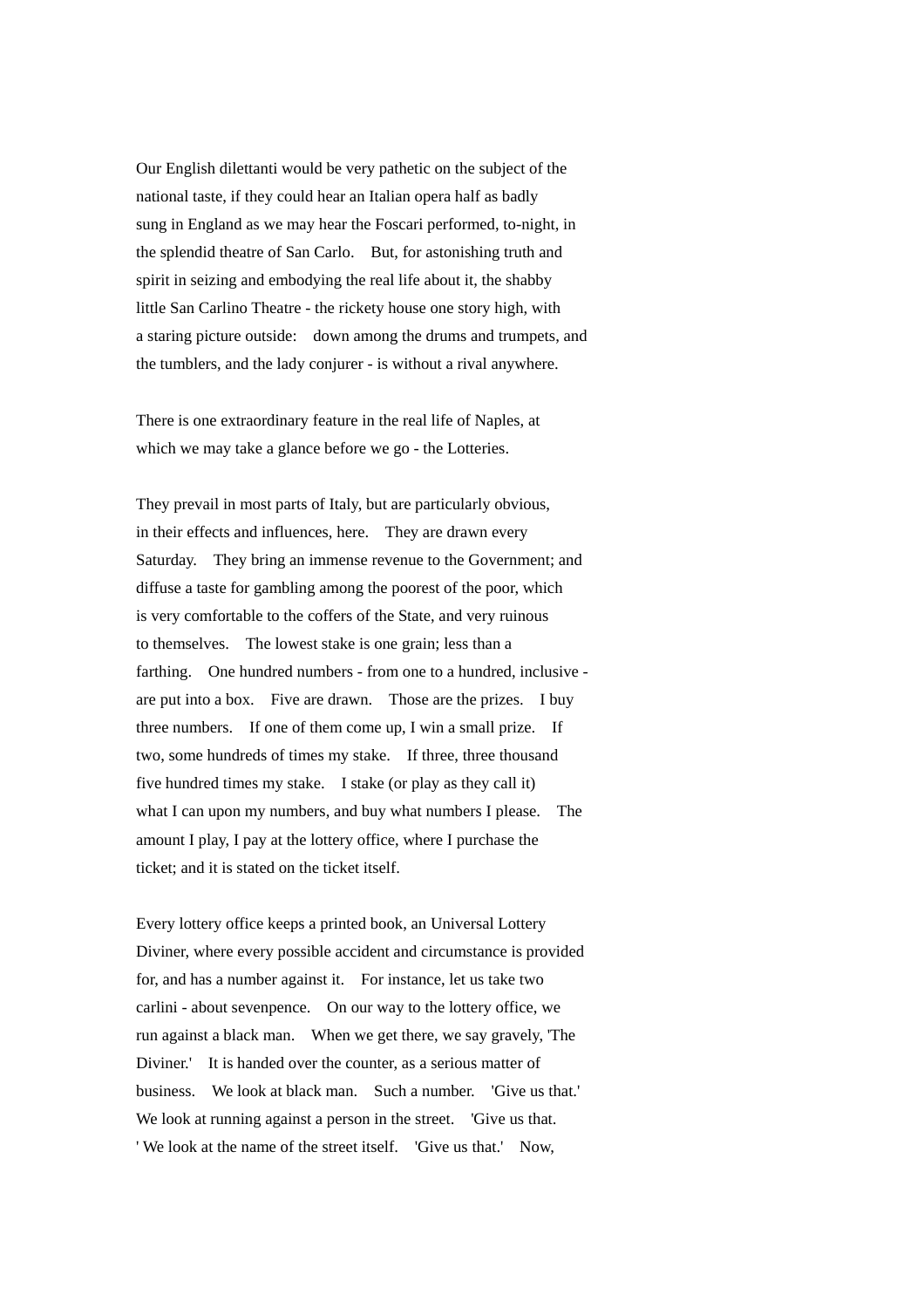Our English dilettanti would be very pathetic on the subject of the national taste, if they could hear an Italian opera half as badly sung in England as we may hear the Foscari performed, to-night, in the splendid theatre of San Carlo. But, for astonishing truth and spirit in seizing and embodying the real life about it, the shabby little San Carlino Theatre - the rickety house one story high, with a staring picture outside: down among the drums and trumpets, and the tumblers, and the lady conjurer - is without a rival anywhere.

There is one extraordinary feature in the real life of Naples, at which we may take a glance before we go - the Lotteries.

They prevail in most parts of Italy, but are particularly obvious, in their effects and influences, here. They are drawn every Saturday. They bring an immense revenue to the Government; and diffuse a taste for gambling among the poorest of the poor, which is very comfortable to the coffers of the State, and very ruinous to themselves. The lowest stake is one grain; less than a farthing. One hundred numbers - from one to a hundred, inclusive - are put into a box. Five are drawn. Those are the prizes. I buy three numbers. If one of them come up, I win a small prize. If two, some hundreds of times my stake. If three, three thousand five hundred times my stake. I stake (or play as they call it) what I can upon my numbers, and buy what numbers I please. The amount I play, I pay at the lottery office, where I purchase the ticket; and it is stated on the ticket itself.

Every lottery office keeps a printed book, an Universal Lottery Diviner, where every possible accident and circumstance is provided for, and has a number against it. For instance, let us take two carlini - about sevenpence. On our way to the lottery office, we run against a black man. When we get there, we say gravely, 'The Diviner.' It is handed over the counter, as a serious matter of business. We look at black man. Such a number. 'Give us that.' We look at running against a person in the street. 'Give us that.' We look at the name of the street itself. 'Give us that.' Now,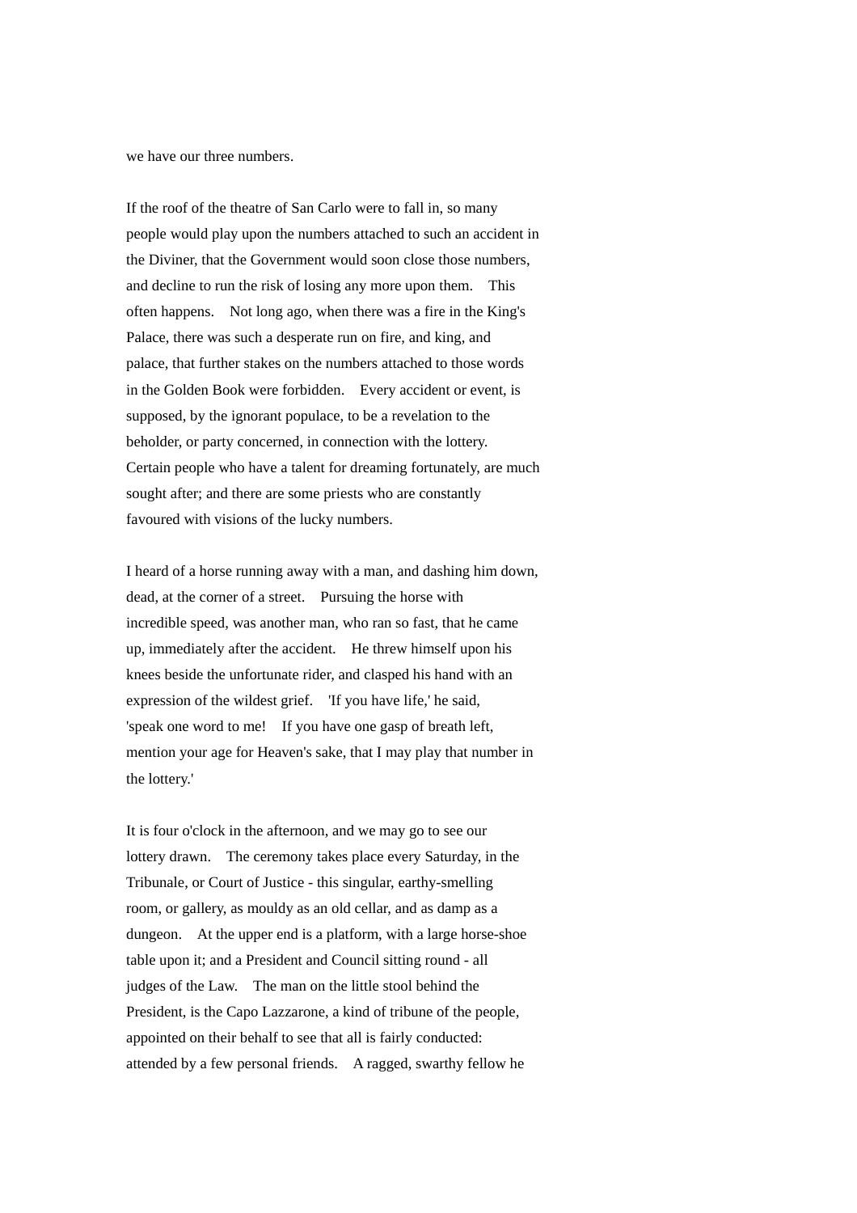we have our three numbers.

If the roof of the theatre of San Carlo were to fall in, so many people would play upon the numbers attached to such an accident in the Diviner, that the Government would soon close those numbers, and decline to run the risk of losing any more upon them. This often happens. Not long ago, when there was a fire in the King's Palace, there was such a desperate run on fire, and king, and palace, that further stakes on the numbers attached to those words in the Golden Book were forbidden. Every accident or event, is supposed, by the ignorant populace, to be a revelation to the beholder, or party concerned, in connection with the lottery. Certain people who have a talent for dreaming fortunately, are much sought after; and there are some priests who are constantly favoured with visions of the lucky numbers.

I heard of a horse running away with a man, and dashing him down, dead, at the corner of a street. Pursuing the horse with incredible speed, was another man, who ran so fast, that he came up, immediately after the accident. He threw himself upon his knees beside the unfortunate rider, and clasped his hand with an expression of the wildest grief. 'If you have life,' he said, 'speak one word to me! If you have one gasp of breath left, mention your age for Heaven's sake, that I may play that number in the lottery.'

It is four o'clock in the afternoon, and we may go to see our lottery drawn. The ceremony takes place every Saturday, in the Tribunale, or Court of Justice - this singular, earthy-smelling room, or gallery, as mouldy as an old cellar, and as damp as a dungeon. At the upper end is a platform, with a large horse-shoe table upon it; and a President and Council sitting round - all judges of the Law. The man on the little stool behind the President, is the Capo Lazzarone, a kind of tribune of the people, appointed on their behalf to see that all is fairly conducted: attended by a few personal friends. A ragged, swarthy fellow he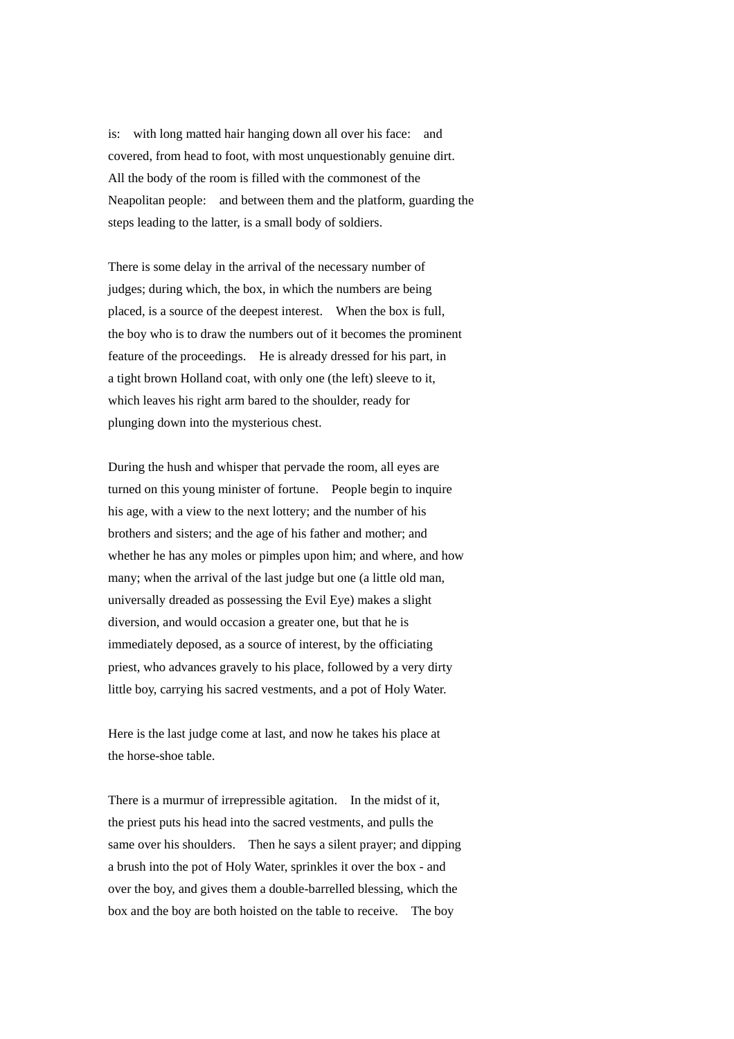is: with long matted hair hanging down all over his face: and covered, from head to foot, with most unquestionably genuine dirt. All the body of the room is filled with the commonest of the Neapolitan people: and between them and the platform, guarding the steps leading to the latter, is a small body of soldiers.

There is some delay in the arrival of the necessary number of judges; during which, the box, in which the numbers are being placed, is a source of the deepest interest. When the box is full, the boy who is to draw the numbers out of it becomes the prominent feature of the proceedings. He is already dressed for his part, in a tight brown Holland coat, with only one (the left) sleeve to it, which leaves his right arm bared to the shoulder, ready for plunging down into the mysterious chest.

During the hush and whisper that pervade the room, all eyes are turned on this young minister of fortune. People begin to inquire his age, with a view to the next lottery; and the number of his brothers and sisters; and the age of his father and mother; and whether he has any moles or pimples upon him; and where, and how many; when the arrival of the last judge but one (a little old man, universally dreaded as possessing the Evil Eye) makes a slight diversion, and would occasion a greater one, but that he is immediately deposed, as a source of interest, by the officiating priest, who advances gravely to his place, followed by a very dirty little boy, carrying his sacred vestments, and a pot of Holy Water.

Here is the last judge come at last, and now he takes his place at the horse-shoe table.

There is a murmur of irrepressible agitation. In the midst of it, the priest puts his head into the sacred vestments, and pulls the same over his shoulders. Then he says a silent prayer; and dipping a brush into the pot of Holy Water, sprinkles it over the box - and over the boy, and gives them a double-barrelled blessing, which the box and the boy are both hoisted on the table to receive. The boy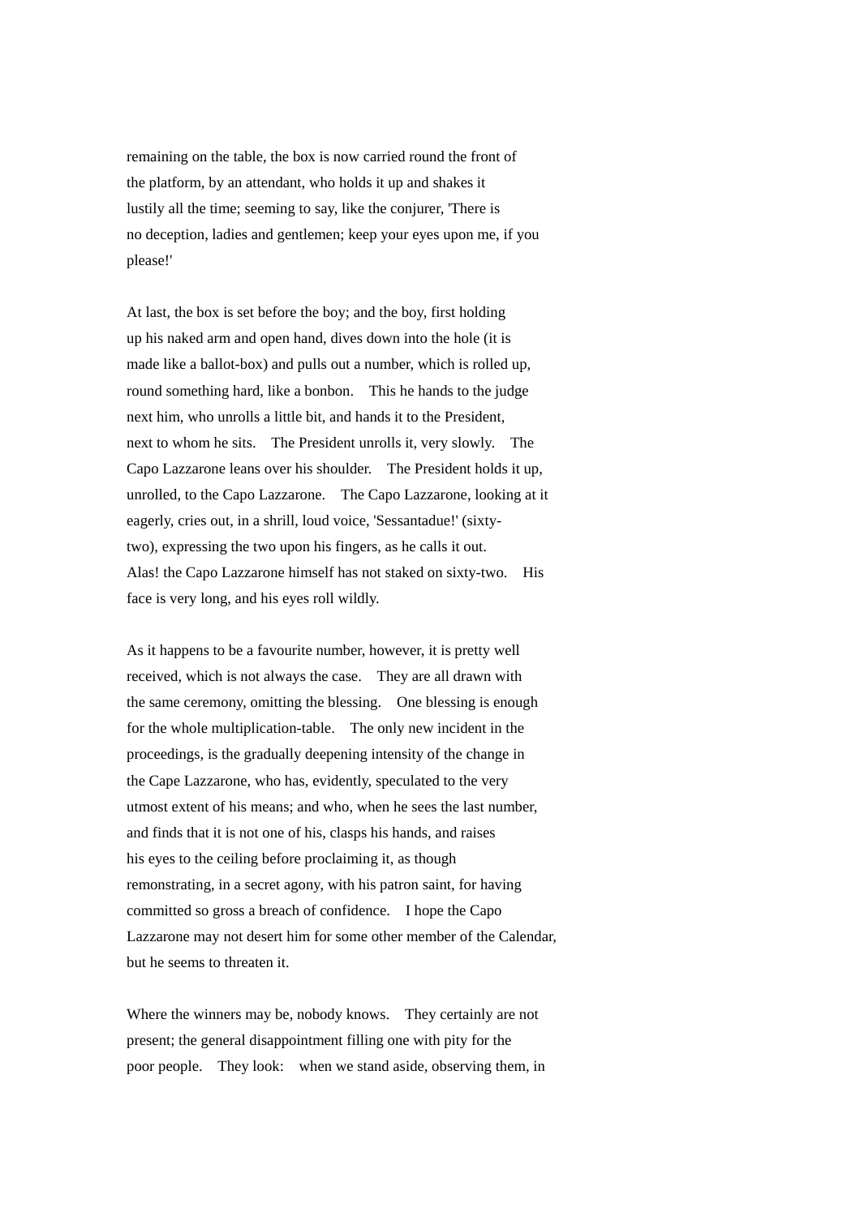remaining on the table, the box is now carried round the front of the platform, by an attendant, who holds it up and shakes it lustily all the time; seeming to say, like the conjurer, 'There is no deception, ladies and gentlemen; keep your eyes upon me, if you please!'

At last, the box is set before the boy; and the boy, first holding up his naked arm and open hand, dives down into the hole (it is made like a ballot-box) and pulls out a number, which is rolled up, round something hard, like a bonbon. This he hands to the judge next him, who unrolls a little bit, and hands it to the President, next to whom he sits. The President unrolls it, very slowly. The Capo Lazzarone leans over his shoulder. The President holds it up, unrolled, to the Capo Lazzarone. The Capo Lazzarone, looking at it eagerly, cries out, in a shrill, loud voice, 'Sessantadue!' (sixty-two), expressing the two upon his fingers, as he calls it out. Alas! the Capo Lazzarone himself has not staked on sixty-two. His face is very long, and his eyes roll wildly.

As it happens to be a favourite number, however, it is pretty well received, which is not always the case. They are all drawn with the same ceremony, omitting the blessing. One blessing is enough for the whole multiplication-table. The only new incident in the proceedings, is the gradually deepening intensity of the change in the Cape Lazzarone, who has, evidently, speculated to the very utmost extent of his means; and who, when he sees the last number, and finds that it is not one of his, clasps his hands, and raises his eyes to the ceiling before proclaiming it, as though remonstrating, in a secret agony, with his patron saint, for having committed so gross a breach of confidence. I hope the Capo Lazzarone may not desert him for some other member of the Calendar, but he seems to threaten it.

Where the winners may be, nobody knows. They certainly are not present; the general disappointment filling one with pity for the poor people. They look: when we stand aside, observing them, in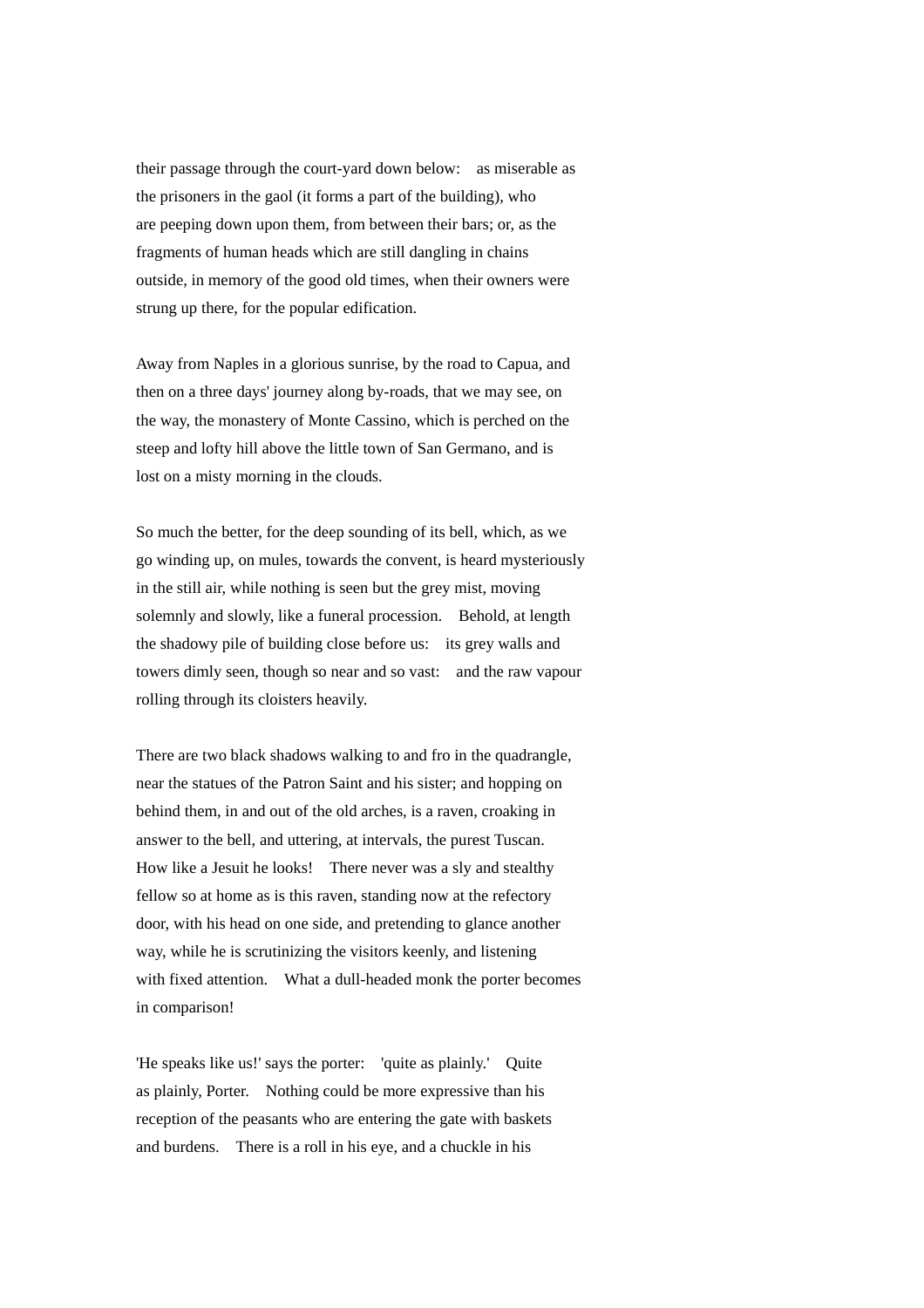their passage through the court-yard down below: as miserable as the prisoners in the gaol (it forms a part of the building), who are peeping down upon them, from between their bars; or, as the fragments of human heads which are still dangling in chains outside, in memory of the good old times, when their owners were strung up there, for the popular edification.

Away from Naples in a glorious sunrise, by the road to Capua, and then on a three days' journey along by-roads, that we may see, on the way, the monastery of Monte Cassino, which is perched on the steep and lofty hill above the little town of San Germano, and is lost on a misty morning in the clouds.

So much the better, for the deep sounding of its bell, which, as we go winding up, on mules, towards the convent, is heard mysteriously in the still air, while nothing is seen but the grey mist, moving solemnly and slowly, like a funeral procession. Behold, at length the shadowy pile of building close before us: its grey walls and towers dimly seen, though so near and so vast: and the raw vapour rolling through its cloisters heavily.

There are two black shadows walking to and fro in the quadrangle, near the statues of the Patron Saint and his sister; and hopping on behind them, in and out of the old arches, is a raven, croaking in answer to the bell, and uttering, at intervals, the purest Tuscan. How like a Jesuit he looks! There never was a sly and stealthy fellow so at home as is this raven, standing now at the refectory door, with his head on one side, and pretending to glance another way, while he is scrutinizing the visitors keenly, and listening with fixed attention. What a dull-headed monk the porter becomes in comparison!

'He speaks like us!' says the porter: 'quite as plainly.' Quite as plainly, Porter. Nothing could be more expressive than his reception of the peasants who are entering the gate with baskets and burdens. There is a roll in his eye, and a chuckle in his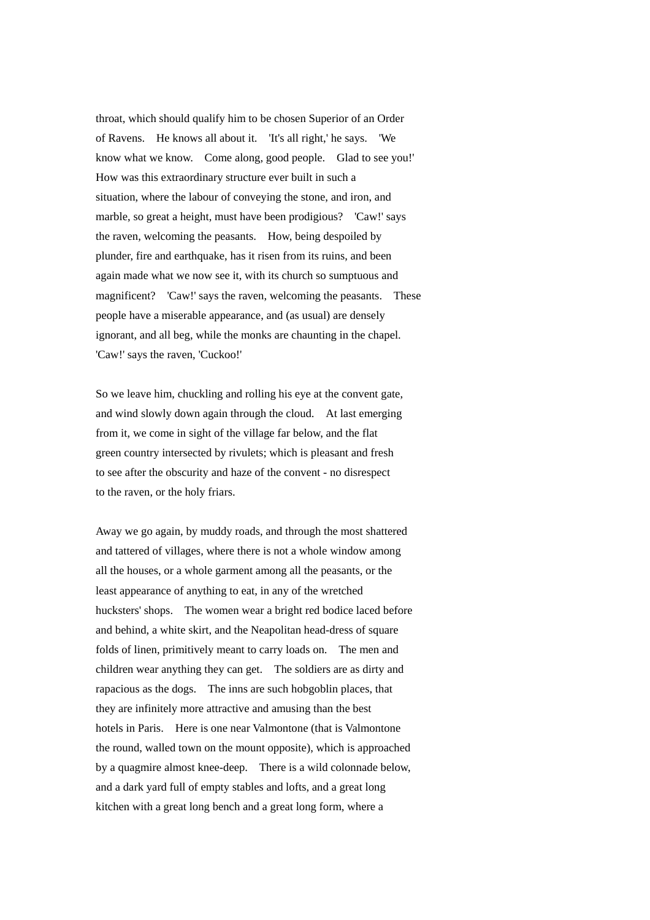throat, which should qualify him to be chosen Superior of an Order of Ravens. He knows all about it. 'It's all right,' he says. 'We know what we know. Come along, good people. Glad to see you!' How was this extraordinary structure ever built in such a situation, where the labour of conveying the stone, and iron, and marble, so great a height, must have been prodigious? 'Caw!' says the raven, welcoming the peasants. How, being despoiled by plunder, fire and earthquake, has it risen from its ruins, and been again made what we now see it, with its church so sumptuous and magnificent? 'Caw!' says the raven, welcoming the peasants. These people have a miserable appearance, and (as usual) are densely ignorant, and all beg, while the monks are chaunting in the chapel. 'Caw!' says the raven, 'Cuckoo!'

So we leave him, chuckling and rolling his eye at the convent gate, and wind slowly down again through the cloud. At last emerging from it, we come in sight of the village far below, and the flat green country intersected by rivulets; which is pleasant and fresh to see after the obscurity and haze of the convent - no disrespect to the raven, or the holy friars.

Away we go again, by muddy roads, and through the most shattered and tattered of villages, where there is not a whole window among all the houses, or a whole garment among all the peasants, or the least appearance of anything to eat, in any of the wretched hucksters' shops. The women wear a bright red bodice laced before and behind, a white skirt, and the Neapolitan head-dress of square folds of linen, primitively meant to carry loads on. The men and children wear anything they can get. The soldiers are as dirty and rapacious as the dogs. The inns are such hobgoblin places, that they are infinitely more attractive and amusing than the best hotels in Paris. Here is one near Valmontone (that is Valmontone the round, walled town on the mount opposite), which is approached by a quagmire almost knee-deep. There is a wild colonnade below, and a dark yard full of empty stables and lofts, and a great long kitchen with a great long bench and a great long form, where a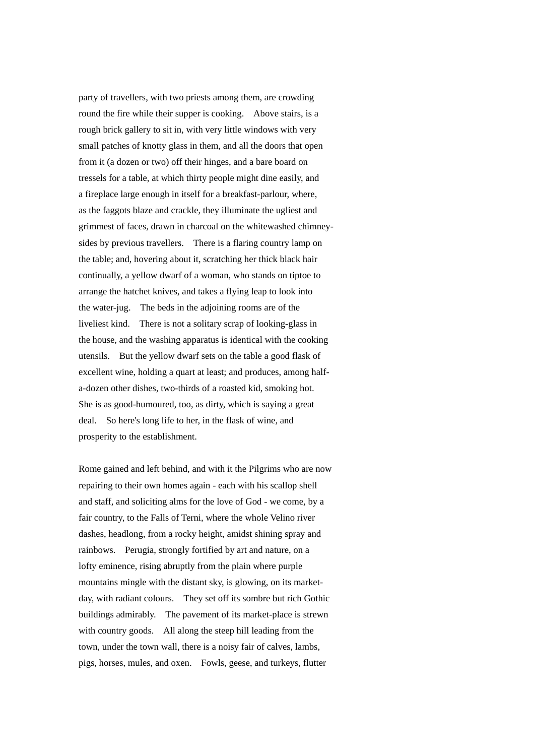party of travellers, with two priests among them, are crowding round the fire while their supper is cooking. Above stairs, is a rough brick gallery to sit in, with very little windows with very small patches of knotty glass in them, and all the doors that open from it (a dozen or two) off their hinges, and a bare board on tressels for a table, at which thirty people might dine easily, and a fireplace large enough in itself for a breakfast-parlour, where, as the faggots blaze and crackle, they illuminate the ugliest and grimmest of faces, drawn in charcoal on the whitewashed chimney-sides by previous travellers. There is a flaring country lamp on the table; and, hovering about it, scratching her thick black hair continually, a yellow dwarf of a woman, who stands on tiptoe to arrange the hatchet knives, and takes a flying leap to look into the water-jug. The beds in the adjoining rooms are of the liveliest kind. There is not a solitary scrap of looking-glass in the house, and the washing apparatus is identical with the cooking utensils. But the yellow dwarf sets on the table a good flask of excellent wine, holding a quart at least; and produces, among half-a-dozen other dishes, two-thirds of a roasted kid, smoking hot. She is as good-humoured, too, as dirty, which is saying a great deal. So here's long life to her, in the flask of wine, and prosperity to the establishment.

Rome gained and left behind, and with it the Pilgrims who are now repairing to their own homes again - each with his scallop shell and staff, and soliciting alms for the love of God - we come, by a fair country, to the Falls of Terni, where the whole Velino river dashes, headlong, from a rocky height, amidst shining spray and rainbows. Perugia, strongly fortified by art and nature, on a lofty eminence, rising abruptly from the plain where purple mountains mingle with the distant sky, is glowing, on its market-day, with radiant colours. They set off its sombre but rich Gothic buildings admirably. The pavement of its market-place is strewn with country goods. All along the steep hill leading from the town, under the town wall, there is a noisy fair of calves, lambs, pigs, horses, mules, and oxen. Fowls, geese, and turkeys, flutter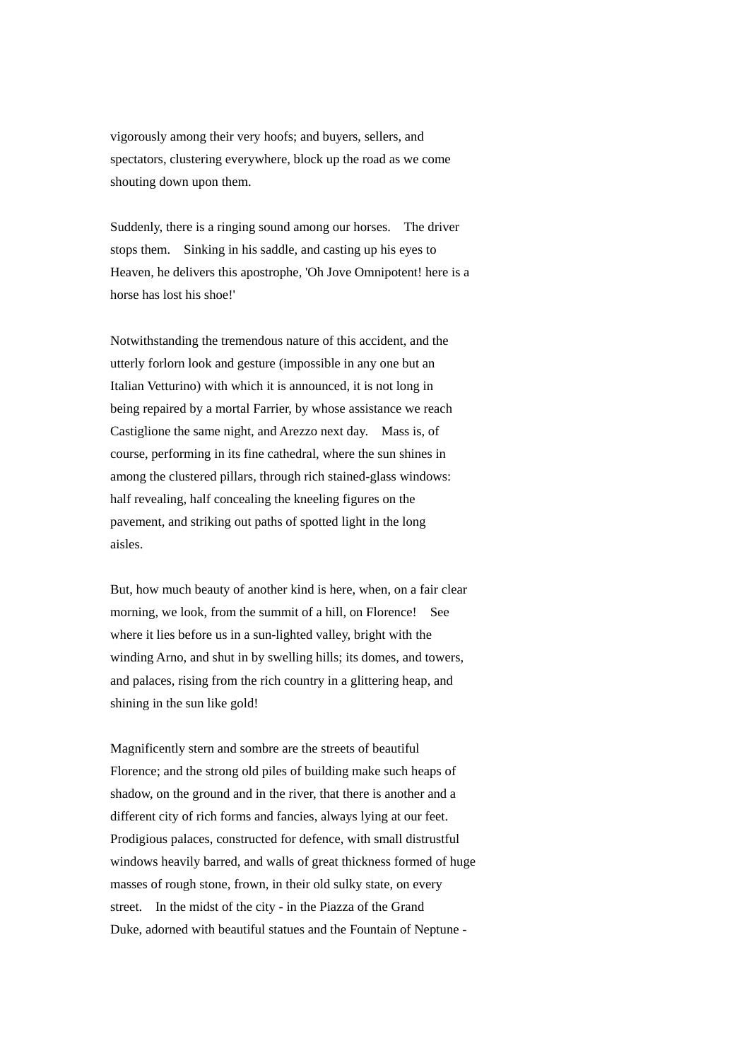vigorously among their very hoofs; and buyers, sellers, and spectators, clustering everywhere, block up the road as we come shouting down upon them.

Suddenly, there is a ringing sound among our horses.  The driver stops them.  Sinking in his saddle, and casting up his eyes to Heaven, he delivers this apostrophe, 'Oh Jove Omnipotent! here is a horse has lost his shoe!'

Notwithstanding the tremendous nature of this accident, and the utterly forlorn look and gesture (impossible in any one but an Italian Vetturino) with which it is announced, it is not long in being repaired by a mortal Farrier, by whose assistance we reach Castiglione the same night, and Arezzo next day.  Mass is, of course, performing in its fine cathedral, where the sun shines in among the clustered pillars, through rich stained-glass windows: half revealing, half concealing the kneeling figures on the pavement, and striking out paths of spotted light in the long aisles.

But, how much beauty of another kind is here, when, on a fair clear morning, we look, from the summit of a hill, on Florence!  See where it lies before us in a sun-lighted valley, bright with the winding Arno, and shut in by swelling hills; its domes, and towers, and palaces, rising from the rich country in a glittering heap, and shining in the sun like gold!

Magnificently stern and sombre are the streets of beautiful Florence; and the strong old piles of building make such heaps of shadow, on the ground and in the river, that there is another and a different city of rich forms and fancies, always lying at our feet. Prodigious palaces, constructed for defence, with small distrustful windows heavily barred, and walls of great thickness formed of huge masses of rough stone, frown, in their old sulky state, on every street.  In the midst of the city - in the Piazza of the Grand Duke, adorned with beautiful statues and the Fountain of Neptune -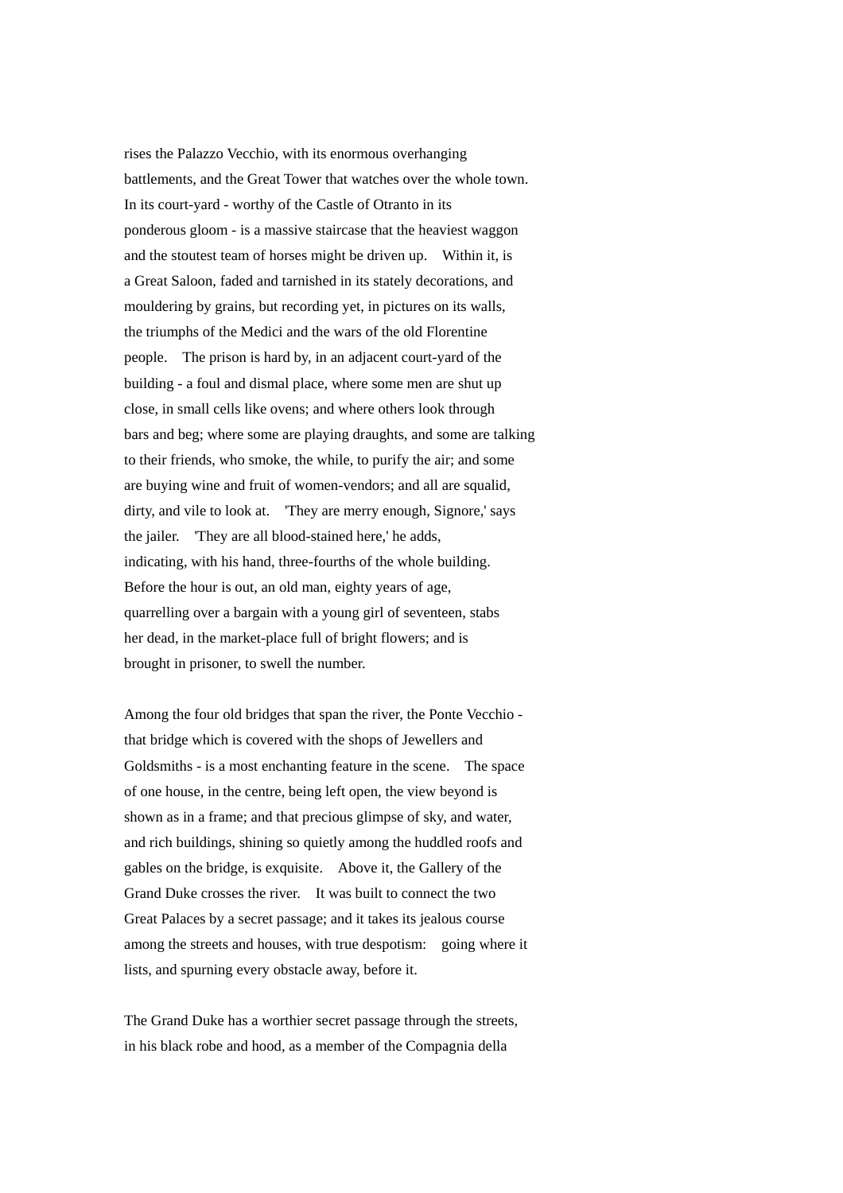rises the Palazzo Vecchio, with its enormous overhanging battlements, and the Great Tower that watches over the whole town. In its court-yard - worthy of the Castle of Otranto in its ponderous gloom - is a massive staircase that the heaviest waggon and the stoutest team of horses might be driven up. Within it, is a Great Saloon, faded and tarnished in its stately decorations, and mouldering by grains, but recording yet, in pictures on its walls, the triumphs of the Medici and the wars of the old Florentine people. The prison is hard by, in an adjacent court-yard of the building - a foul and dismal place, where some men are shut up close, in small cells like ovens; and where others look through bars and beg; where some are playing draughts, and some are talking to their friends, who smoke, the while, to purify the air; and some are buying wine and fruit of women-vendors; and all are squalid, dirty, and vile to look at. 'They are merry enough, Signore,' says the jailer. 'They are all blood-stained here,' he adds, indicating, with his hand, three-fourths of the whole building. Before the hour is out, an old man, eighty years of age, quarrelling over a bargain with a young girl of seventeen, stabs her dead, in the market-place full of bright flowers; and is brought in prisoner, to swell the number.

Among the four old bridges that span the river, the Ponte Vecchio - that bridge which is covered with the shops of Jewellers and Goldsmiths - is a most enchanting feature in the scene. The space of one house, in the centre, being left open, the view beyond is shown as in a frame; and that precious glimpse of sky, and water, and rich buildings, shining so quietly among the huddled roofs and gables on the bridge, is exquisite. Above it, the Gallery of the Grand Duke crosses the river. It was built to connect the two Great Palaces by a secret passage; and it takes its jealous course among the streets and houses, with true despotism: going where it lists, and spurning every obstacle away, before it.

The Grand Duke has a worthier secret passage through the streets, in his black robe and hood, as a member of the Compagnia della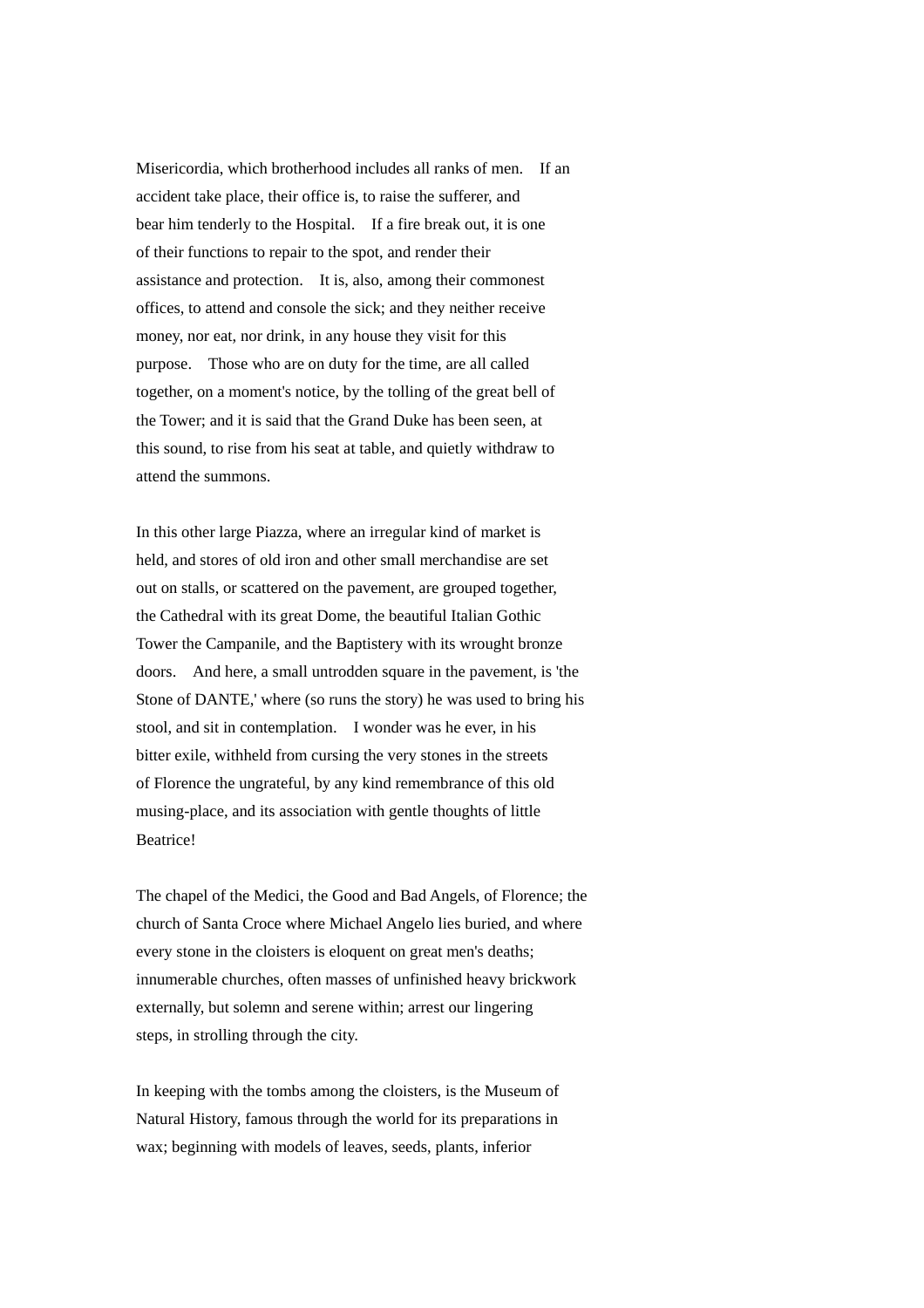Misericordia, which brotherhood includes all ranks of men. If an accident take place, their office is, to raise the sufferer, and bear him tenderly to the Hospital. If a fire break out, it is one of their functions to repair to the spot, and render their assistance and protection. It is, also, among their commonest offices, to attend and console the sick; and they neither receive money, nor eat, nor drink, in any house they visit for this purpose. Those who are on duty for the time, are all called together, on a moment's notice, by the tolling of the great bell of the Tower; and it is said that the Grand Duke has been seen, at this sound, to rise from his seat at table, and quietly withdraw to attend the summons.

In this other large Piazza, where an irregular kind of market is held, and stores of old iron and other small merchandise are set out on stalls, or scattered on the pavement, are grouped together, the Cathedral with its great Dome, the beautiful Italian Gothic Tower the Campanile, and the Baptistery with its wrought bronze doors. And here, a small untrodden square in the pavement, is 'the Stone of DANTE,' where (so runs the story) he was used to bring his stool, and sit in contemplation. I wonder was he ever, in his bitter exile, withheld from cursing the very stones in the streets of Florence the ungrateful, by any kind remembrance of this old musing-place, and its association with gentle thoughts of little Beatrice!

The chapel of the Medici, the Good and Bad Angels, of Florence; the church of Santa Croce where Michael Angelo lies buried, and where every stone in the cloisters is eloquent on great men's deaths; innumerable churches, often masses of unfinished heavy brickwork externally, but solemn and serene within; arrest our lingering steps, in strolling through the city.

In keeping with the tombs among the cloisters, is the Museum of Natural History, famous through the world for its preparations in wax; beginning with models of leaves, seeds, plants, inferior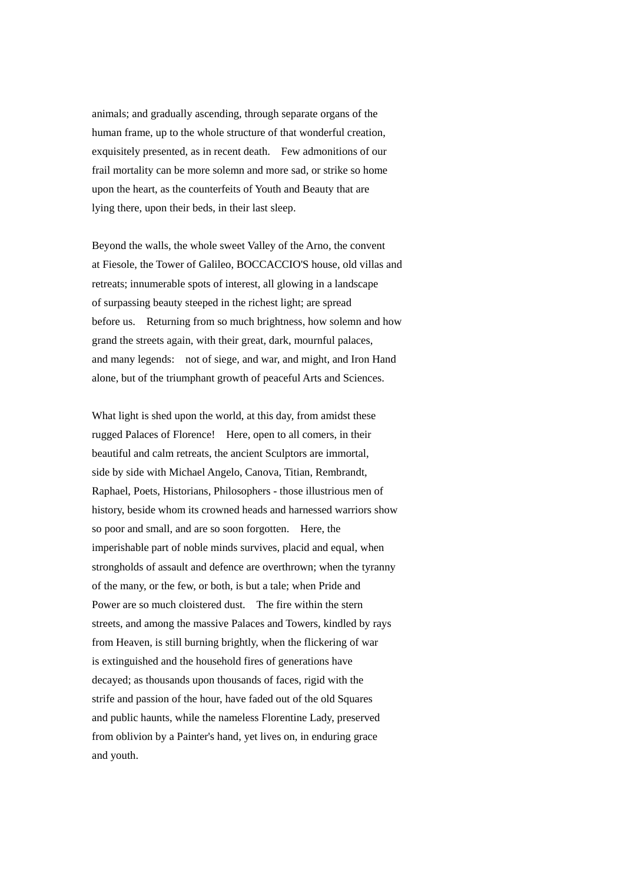animals; and gradually ascending, through separate organs of the human frame, up to the whole structure of that wonderful creation, exquisitely presented, as in recent death.  Few admonitions of our frail mortality can be more solemn and more sad, or strike so home upon the heart, as the counterfeits of Youth and Beauty that are lying there, upon their beds, in their last sleep.

Beyond the walls, the whole sweet Valley of the Arno, the convent at Fiesole, the Tower of Galileo, BOCCACCIO'S house, old villas and retreats; innumerable spots of interest, all glowing in a landscape of surpassing beauty steeped in the richest light; are spread before us.  Returning from so much brightness, how solemn and how grand the streets again, with their great, dark, mournful palaces, and many legends:  not of siege, and war, and might, and Iron Hand alone, but of the triumphant growth of peaceful Arts and Sciences.

What light is shed upon the world, at this day, from amidst these rugged Palaces of Florence!  Here, open to all comers, in their beautiful and calm retreats, the ancient Sculptors are immortal, side by side with Michael Angelo, Canova, Titian, Rembrandt, Raphael, Poets, Historians, Philosophers - those illustrious men of history, beside whom its crowned heads and harnessed warriors show so poor and small, and are so soon forgotten.  Here, the imperishable part of noble minds survives, placid and equal, when strongholds of assault and defence are overthrown; when the tyranny of the many, or the few, or both, is but a tale; when Pride and Power are so much cloistered dust.  The fire within the stern streets, and among the massive Palaces and Towers, kindled by rays from Heaven, is still burning brightly, when the flickering of war is extinguished and the household fires of generations have decayed; as thousands upon thousands of faces, rigid with the strife and passion of the hour, have faded out of the old Squares and public haunts, while the nameless Florentine Lady, preserved from oblivion by a Painter's hand, yet lives on, in enduring grace and youth.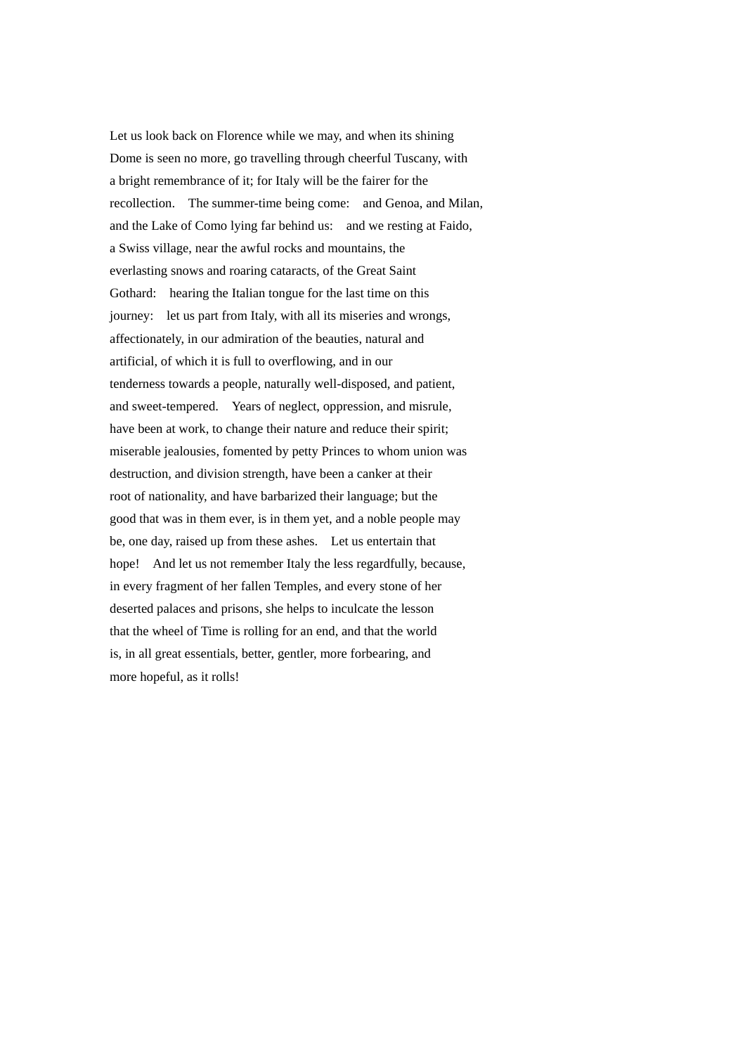Let us look back on Florence while we may, and when its shining Dome is seen no more, go travelling through cheerful Tuscany, with a bright remembrance of it; for Italy will be the fairer for the recollection. The summer-time being come: and Genoa, and Milan, and the Lake of Como lying far behind us: and we resting at Faido, a Swiss village, near the awful rocks and mountains, the everlasting snows and roaring cataracts, of the Great Saint Gothard: hearing the Italian tongue for the last time on this journey: let us part from Italy, with all its miseries and wrongs, affectionately, in our admiration of the beauties, natural and artificial, of which it is full to overflowing, and in our tenderness towards a people, naturally well-disposed, and patient, and sweet-tempered. Years of neglect, oppression, and misrule, have been at work, to change their nature and reduce their spirit; miserable jealousies, fomented by petty Princes to whom union was destruction, and division strength, have been a canker at their root of nationality, and have barbarized their language; but the good that was in them ever, is in them yet, and a noble people may be, one day, raised up from these ashes. Let us entertain that hope! And let us not remember Italy the less regardfully, because, in every fragment of her fallen Temples, and every stone of her deserted palaces and prisons, she helps to inculcate the lesson that the wheel of Time is rolling for an end, and that the world is, in all great essentials, better, gentler, more forbearing, and more hopeful, as it rolls!